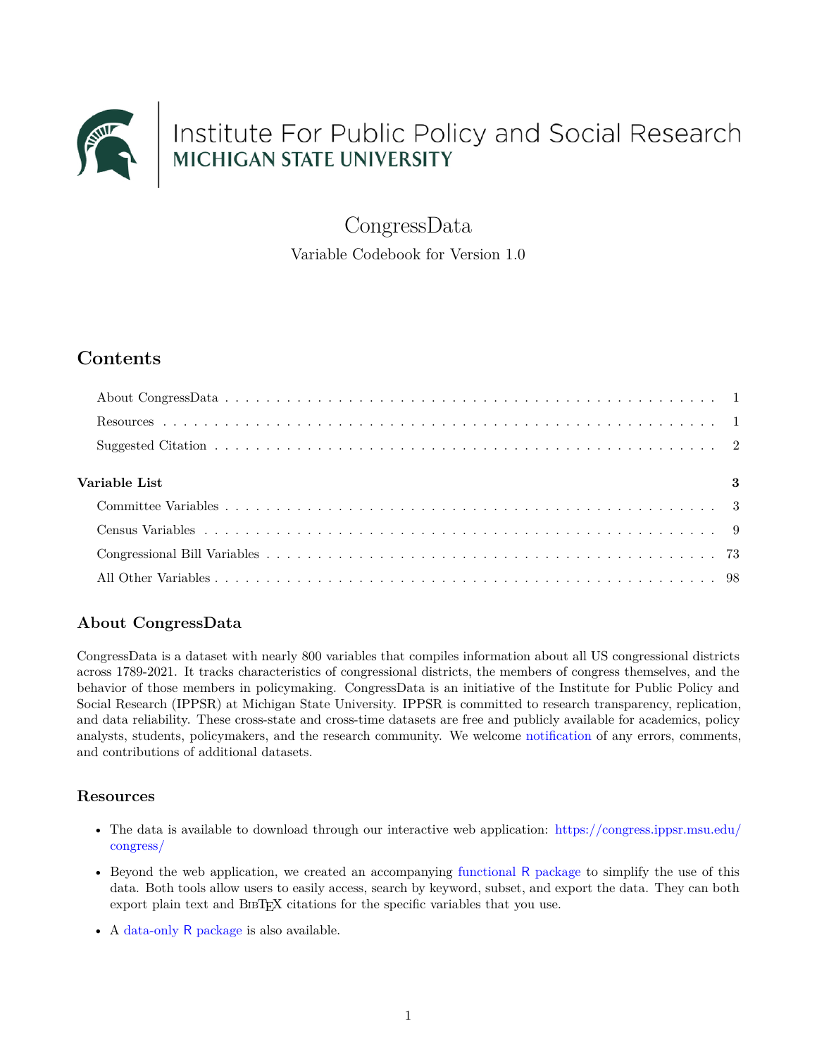Institute For Public Policy and Social Research
MICHIGAN STATE UNIVERSITY

# CongressData

Variable Codebook for Version 1.0

## Contents

- About CongressData . . . 1
- Resources . . . 1
- Suggested Citation . . . 2

**Variable List** **3**

- Committee Variables . . . 3
- Census Variables . . . 9
- Congressional Bill Variables . . . 73
- All Other Variables . . . 98

## About CongressData

CongressData is a dataset with nearly 800 variables that compiles information about all US congressional districts across 1789-2021. It tracks characteristics of congressional districts, the members of congress themselves, and the behavior of those members in policymaking. CongressData is an initiative of the Institute for Public Policy and Social Research (IPPSR) at Michigan State University. IPPSR is committed to research transparency, replication, and data reliability. These cross-state and cross-time datasets are free and publicly available for academics, policy analysts, students, policymakers, and the research community. We welcome notification of any errors, comments, and contributions of additional datasets.

## Resources

- The data is available to download through our interactive web application: https://congress.ippsr.msu.edu/congress/
- Beyond the web application, we created an accompanying functional R package to simplify the use of this data. Both tools allow users to easily access, search by keyword, subset, and export the data. They can both export plain text and BibTeX citations for the specific variables that you use.
- A data-only R package is also available.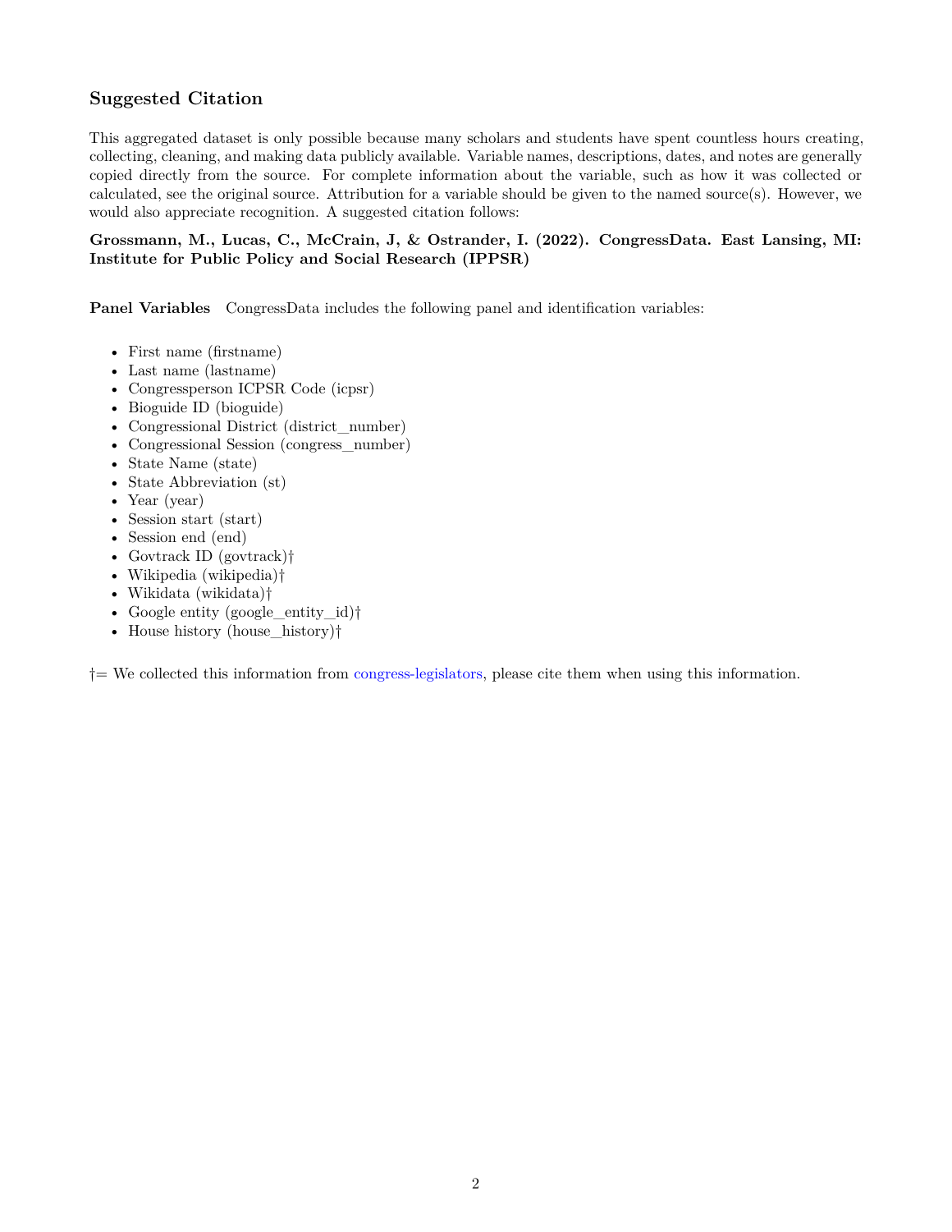## Suggested Citation

This aggregated dataset is only possible because many scholars and students have spent countless hours creating, collecting, cleaning, and making data publicly available. Variable names, descriptions, dates, and notes are generally copied directly from the source. For complete information about the variable, such as how it was collected or calculated, see the original source. Attribution for a variable should be given to the named source(s). However, we would also appreciate recognition. A suggested citation follows:

**Grossmann, M., Lucas, C., McCrain, J, & Ostrander, I. (2022). CongressData. East Lansing, MI: Institute for Public Policy and Social Research (IPPSR)**

**Panel Variables** CongressData includes the following panel and identification variables:

- First name (firstname)
- Last name (lastname)
- Congressperson ICPSR Code (icpsr)
- Bioguide ID (bioguide)
- Congressional District (district_number)
- Congressional Session (congress_number)
- State Name (state)
- State Abbreviation (st)
- Year (year)
- Session start (start)
- Session end (end)
- Govtrack ID (govtrack)†
- Wikipedia (wikipedia)†
- Wikidata (wikidata)†
- Google entity (google_entity_id)†
- House history (house_history)†

†= We collected this information from congress-legislators, please cite them when using this information.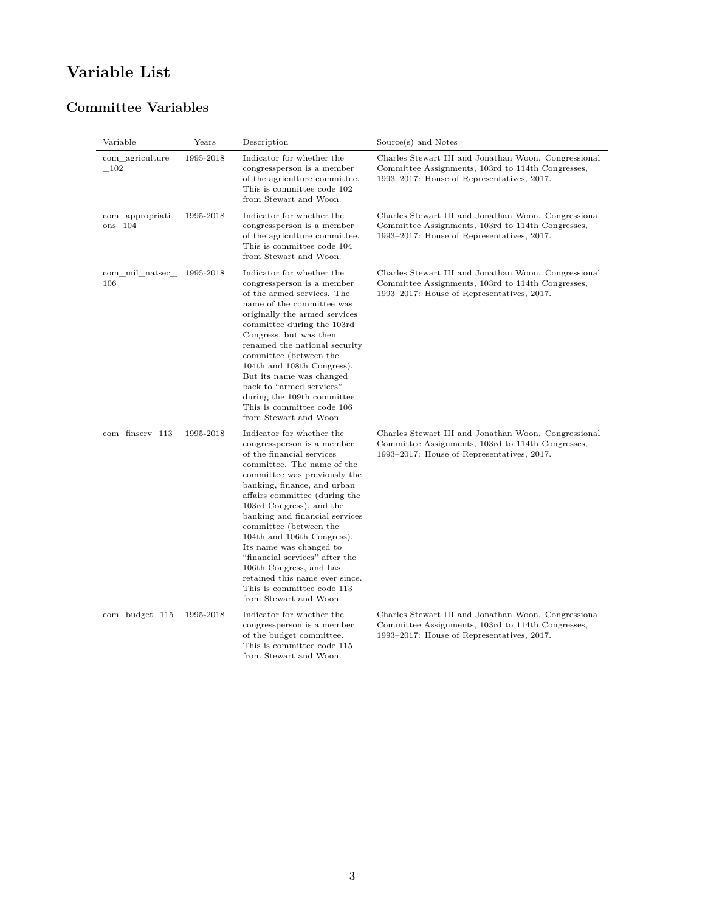# Variable List

## Committee Variables

| Variable | Years | Description | Source(s) and Notes |
|---|---|---|---|
| com_agriculture_102 | 1995-2018 | Indicator for whether the congressperson is a member of the agriculture committee. This is committee code 102 from Stewart and Woon. | Charles Stewart III and Jonathan Woon. Congressional Committee Assignments, 103rd to 114th Congresses, 1993–2017: House of Representatives, 2017. |
| com_appropriations_104 | 1995-2018 | Indicator for whether the congressperson is a member of the agriculture committee. This is committee code 104 from Stewart and Woon. | Charles Stewart III and Jonathan Woon. Congressional Committee Assignments, 103rd to 114th Congresses, 1993–2017: House of Representatives, 2017. |
| com_mil_natsec_106 | 1995-2018 | Indicator for whether the congressperson is a member of the armed services. The name of the committee was originally the armed services committee during the 103rd Congress, but was then renamed the national security committee (between the 104th and 108th Congress). But its name was changed back to "armed services" during the 109th committee. This is committee code 106 from Stewart and Woon. | Charles Stewart III and Jonathan Woon. Congressional Committee Assignments, 103rd to 114th Congresses, 1993–2017: House of Representatives, 2017. |
| com_finserv_113 | 1995-2018 | Indicator for whether the congressperson is a member of the financial services committee. The name of the committee was previously the banking, finance, and urban affairs committee (during the 103rd Congress), and the banking and financial services committee (between the 104th and 106th Congress). Its name was changed to "financial services" after the 106th Congress, and has retained this name ever since. This is committee code 113 from Stewart and Woon. | Charles Stewart III and Jonathan Woon. Congressional Committee Assignments, 103rd to 114th Congresses, 1993–2017: House of Representatives, 2017. |
| com_budget_115 | 1995-2018 | Indicator for whether the congressperson is a member of the budget committee. This is committee code 115 from Stewart and Woon. | Charles Stewart III and Jonathan Woon. Congressional Committee Assignments, 103rd to 114th Congresses, 1993–2017: House of Representatives, 2017. |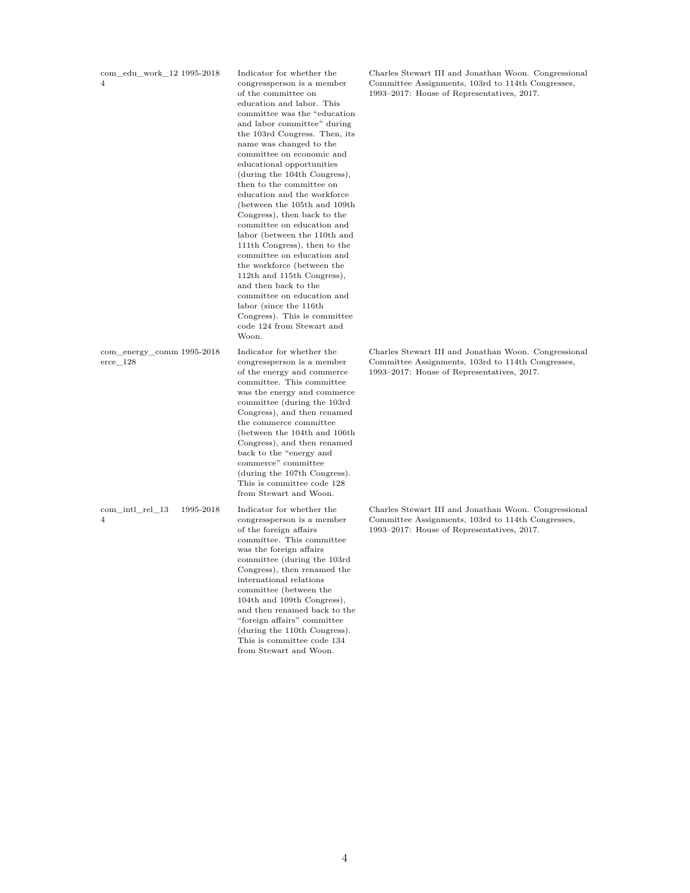| | | | |
|---|---|---|---|
| com_edu_work_124 | 1995-2018 | Indicator for whether the congressperson is a member of the committee on education and labor. This committee was the "education and labor committee" during the 103rd Congress. Then, its name was changed to the committee on economic and educational opportunities (during the 104th Congress), then to the committee on education and the workforce (between the 105th and 109th Congress), then back to the committee on education and labor (between the 110th and 111th Congress), then to the committee on education and the workforce (between the 112th and 115th Congress), and then back to the committee on education and labor (since the 116th Congress). This is committee code 124 from Stewart and Woon. | Charles Stewart III and Jonathan Woon. Congressional Committee Assignments, 103rd to 114th Congresses, 1993–2017: House of Representatives, 2017. |
| com_energy_commerce_128 | 1995-2018 | Indicator for whether the congressperson is a member of the energy and commerce committee. This committee was the energy and commerce committee (during the 103rd Congress), and then renamed the commerce committee (between the 104th and 106th Congress), and then renamed back to the "energy and commerce" committee (during the 107th Congress). This is committee code 128 from Stewart and Woon. | Charles Stewart III and Jonathan Woon. Congressional Committee Assignments, 103rd to 114th Congresses, 1993–2017: House of Representatives, 2017. |
| com_intl_rel_134 | 1995-2018 | Indicator for whether the congressperson is a member of the foreign affairs committee. This committee was the foreign affairs committee (during the 103rd Congress), then renamed the international relations committee (between the 104th and 109th Congress), and then renamed back to the "foreign affairs" committee (during the 110th Congress). This is committee code 134 from Stewart and Woon. | Charles Stewart III and Jonathan Woon. Congressional Committee Assignments, 103rd to 114th Congresses, 1993–2017: House of Representatives, 2017. |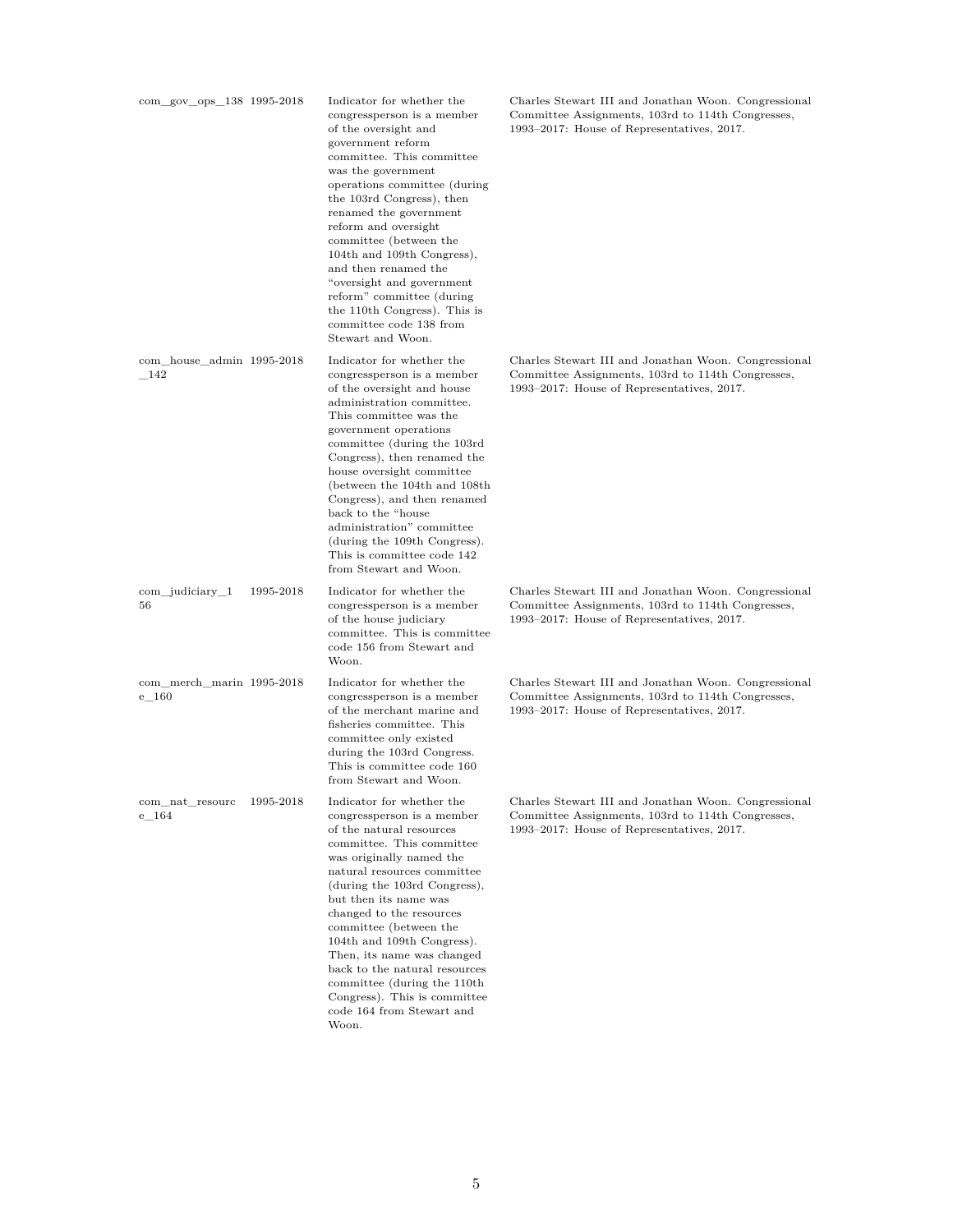| | | | |
|---|---|---|---|
| com_gov_ops_138 | 1995-2018 | Indicator for whether the congressperson is a member of the oversight and government reform committee. This committee was the government operations committee (during the 103rd Congress), then renamed the government reform and oversight committee (between the 104th and 109th Congress), and then renamed the "oversight and government reform" committee (during the 110th Congress). This is committee code 138 from Stewart and Woon. | Charles Stewart III and Jonathan Woon. Congressional Committee Assignments, 103rd to 114th Congresses, 1993–2017: House of Representatives, 2017. |
| com_house_admin_142 | 1995-2018 | Indicator for whether the congressperson is a member of the oversight and house administration committee. This committee was the government operations committee (during the 103rd Congress), then renamed the house oversight committee (between the 104th and 108th Congress), and then renamed back to the "house administration" committee (during the 109th Congress). This is committee code 142 from Stewart and Woon. | Charles Stewart III and Jonathan Woon. Congressional Committee Assignments, 103rd to 114th Congresses, 1993–2017: House of Representatives, 2017. |
| com_judiciary_156 | 1995-2018 | Indicator for whether the congressperson is a member of the house judiciary committee. This is committee code 156 from Stewart and Woon. | Charles Stewart III and Jonathan Woon. Congressional Committee Assignments, 103rd to 114th Congresses, 1993–2017: House of Representatives, 2017. |
| com_merch_marine_160 | 1995-2018 | Indicator for whether the congressperson is a member of the merchant marine and fisheries committee. This committee only existed during the 103rd Congress. This is committee code 160 from Stewart and Woon. | Charles Stewart III and Jonathan Woon. Congressional Committee Assignments, 103rd to 114th Congresses, 1993–2017: House of Representatives, 2017. |
| com_nat_resource_164 | 1995-2018 | Indicator for whether the congressperson is a member of the natural resources committee. This committee was originally named the natural resources committee (during the 103rd Congress), but then its name was changed to the resources committee (between the 104th and 109th Congress). Then, its name was changed back to the natural resources committee (during the 110th Congress). This is committee code 164 from Stewart and Woon. | Charles Stewart III and Jonathan Woon. Congressional Committee Assignments, 103rd to 114th Congresses, 1993–2017: House of Representatives, 2017. |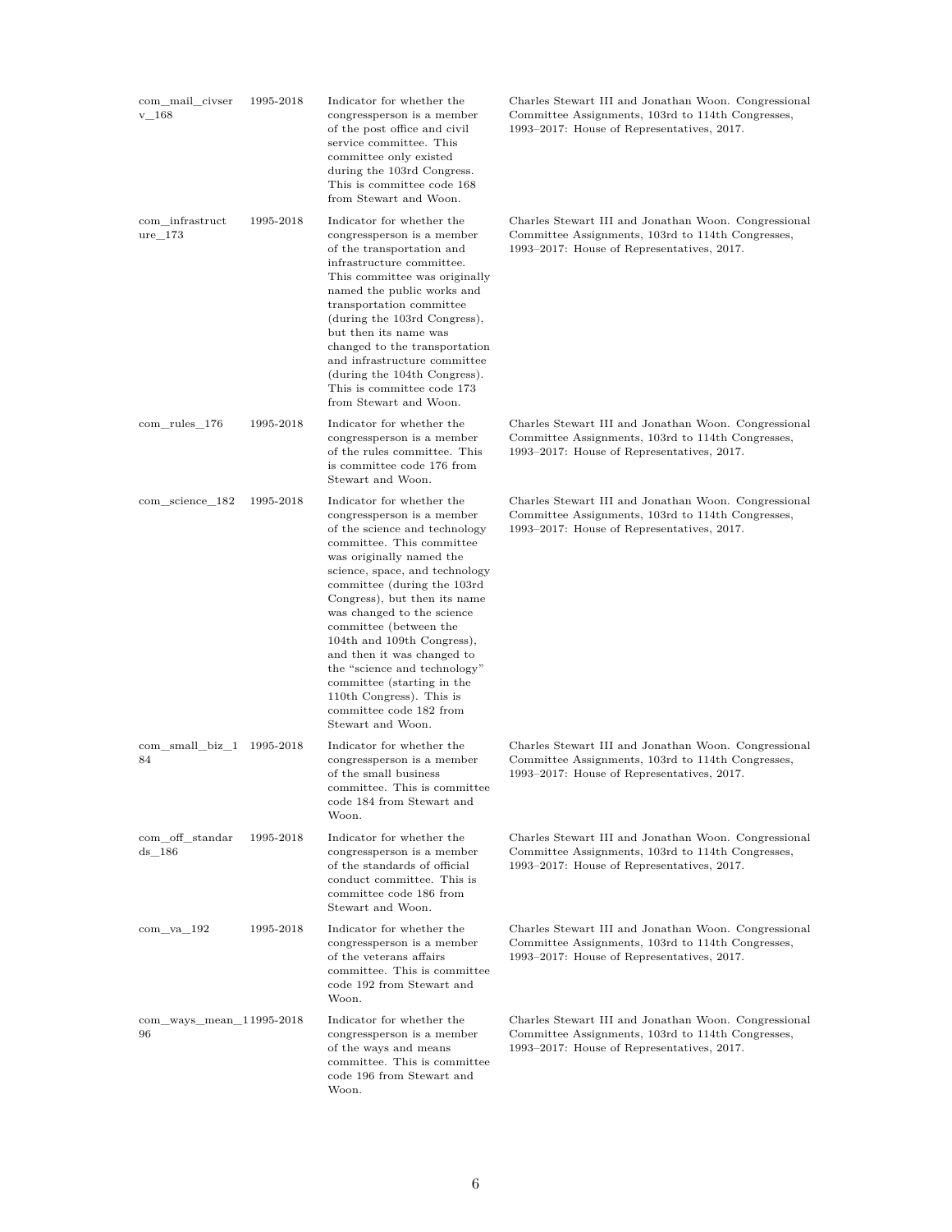| | | | |
|---|---|---|---|
| com_mail_civserv_168 | 1995-2018 | Indicator for whether the congressperson is a member of the post office and civil service committee. This committee only existed during the 103rd Congress. This is committee code 168 from Stewart and Woon. | Charles Stewart III and Jonathan Woon. Congressional Committee Assignments, 103rd to 114th Congresses, 1993–2017: House of Representatives, 2017. |
| com_infrastructure_173 | 1995-2018 | Indicator for whether the congressperson is a member of the transportation and infrastructure committee. This committee was originally named the public works and transportation committee (during the 103rd Congress), but then its name was changed to the transportation and infrastructure committee (during the 104th Congress). This is committee code 173 from Stewart and Woon. | Charles Stewart III and Jonathan Woon. Congressional Committee Assignments, 103rd to 114th Congresses, 1993–2017: House of Representatives, 2017. |
| com_rules_176 | 1995-2018 | Indicator for whether the congressperson is a member of the rules committee. This is committee code 176 from Stewart and Woon. | Charles Stewart III and Jonathan Woon. Congressional Committee Assignments, 103rd to 114th Congresses, 1993–2017: House of Representatives, 2017. |
| com_science_182 | 1995-2018 | Indicator for whether the congressperson is a member of the science and technology committee. This committee was originally named the science, space, and technology committee (during the 103rd Congress), but then its name was changed to the science committee (between the 104th and 109th Congress), and then it was changed to the "science and technology" committee (starting in the 110th Congress). This is committee code 182 from Stewart and Woon. | Charles Stewart III and Jonathan Woon. Congressional Committee Assignments, 103rd to 114th Congresses, 1993–2017: House of Representatives, 2017. |
| com_small_biz_184 | 1995-2018 | Indicator for whether the congressperson is a member of the small business committee. This is committee code 184 from Stewart and Woon. | Charles Stewart III and Jonathan Woon. Congressional Committee Assignments, 103rd to 114th Congresses, 1993–2017: House of Representatives, 2017. |
| com_off_standards_186 | 1995-2018 | Indicator for whether the congressperson is a member of the standards of official conduct committee. This is committee code 186 from Stewart and Woon. | Charles Stewart III and Jonathan Woon. Congressional Committee Assignments, 103rd to 114th Congresses, 1993–2017: House of Representatives, 2017. |
| com_va_192 | 1995-2018 | Indicator for whether the congressperson is a member of the veterans affairs committee. This is committee code 192 from Stewart and Woon. | Charles Stewart III and Jonathan Woon. Congressional Committee Assignments, 103rd to 114th Congresses, 1993–2017: House of Representatives, 2017. |
| com_ways_mean_196 | 1995-2018 | Indicator for whether the congressperson is a member of the ways and means committee. This is committee code 196 from Stewart and Woon. | Charles Stewart III and Jonathan Woon. Congressional Committee Assignments, 103rd to 114th Congresses, 1993–2017: House of Representatives, 2017. |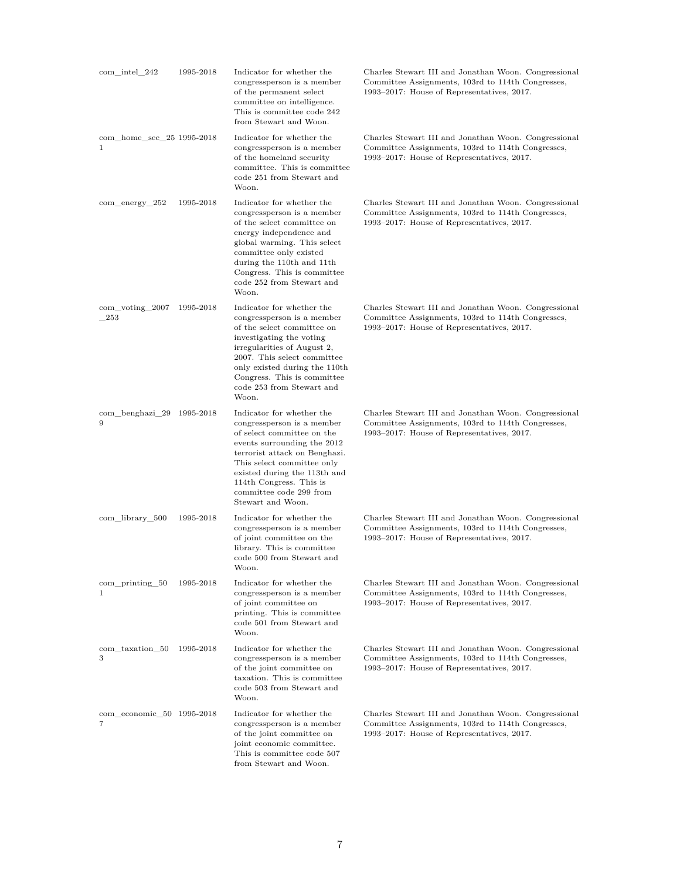| | | | |
|---|---|---|---|
| com_intel_242 | 1995-2018 | Indicator for whether the congressperson is a member of the permanent select committee on intelligence. This is committee code 242 from Stewart and Woon. | Charles Stewart III and Jonathan Woon. Congressional Committee Assignments, 103rd to 114th Congresses, 1993–2017: House of Representatives, 2017. |
| com_home_sec_251 | 1995-2018 | Indicator for whether the congressperson is a member of the homeland security committee. This is committee code 251 from Stewart and Woon. | Charles Stewart III and Jonathan Woon. Congressional Committee Assignments, 103rd to 114th Congresses, 1993–2017: House of Representatives, 2017. |
| com_energy_252 | 1995-2018 | Indicator for whether the congressperson is a member of the select committee on energy independence and global warming. This select committee only existed during the 110th and 11th Congress. This is committee code 252 from Stewart and Woon. | Charles Stewart III and Jonathan Woon. Congressional Committee Assignments, 103rd to 114th Congresses, 1993–2017: House of Representatives, 2017. |
| com_voting_2007_253 | 1995-2018 | Indicator for whether the congressperson is a member of the select committee on investigating the voting irregularities of August 2, 2007. This select committee only existed during the 110th Congress. This is committee code 253 from Stewart and Woon. | Charles Stewart III and Jonathan Woon. Congressional Committee Assignments, 103rd to 114th Congresses, 1993–2017: House of Representatives, 2017. |
| com_benghazi_299 | 1995-2018 | Indicator for whether the congressperson is a member of select committee on the events surrounding the 2012 terrorist attack on Benghazi. This select committee only existed during the 113th and 114th Congress. This is committee code 299 from Stewart and Woon. | Charles Stewart III and Jonathan Woon. Congressional Committee Assignments, 103rd to 114th Congresses, 1993–2017: House of Representatives, 2017. |
| com_library_500 | 1995-2018 | Indicator for whether the congressperson is a member of joint committee on the library. This is committee code 500 from Stewart and Woon. | Charles Stewart III and Jonathan Woon. Congressional Committee Assignments, 103rd to 114th Congresses, 1993–2017: House of Representatives, 2017. |
| com_printing_501 | 1995-2018 | Indicator for whether the congressperson is a member of joint committee on printing. This is committee code 501 from Stewart and Woon. | Charles Stewart III and Jonathan Woon. Congressional Committee Assignments, 103rd to 114th Congresses, 1993–2017: House of Representatives, 2017. |
| com_taxation_503 | 1995-2018 | Indicator for whether the congressperson is a member of the joint committee on taxation. This is committee code 503 from Stewart and Woon. | Charles Stewart III and Jonathan Woon. Congressional Committee Assignments, 103rd to 114th Congresses, 1993–2017: House of Representatives, 2017. |
| com_economic_507 | 1995-2018 | Indicator for whether the congressperson is a member of the joint committee on joint economic committee. This is committee code 507 from Stewart and Woon. | Charles Stewart III and Jonathan Woon. Congressional Committee Assignments, 103rd to 114th Congresses, 1993–2017: House of Representatives, 2017. |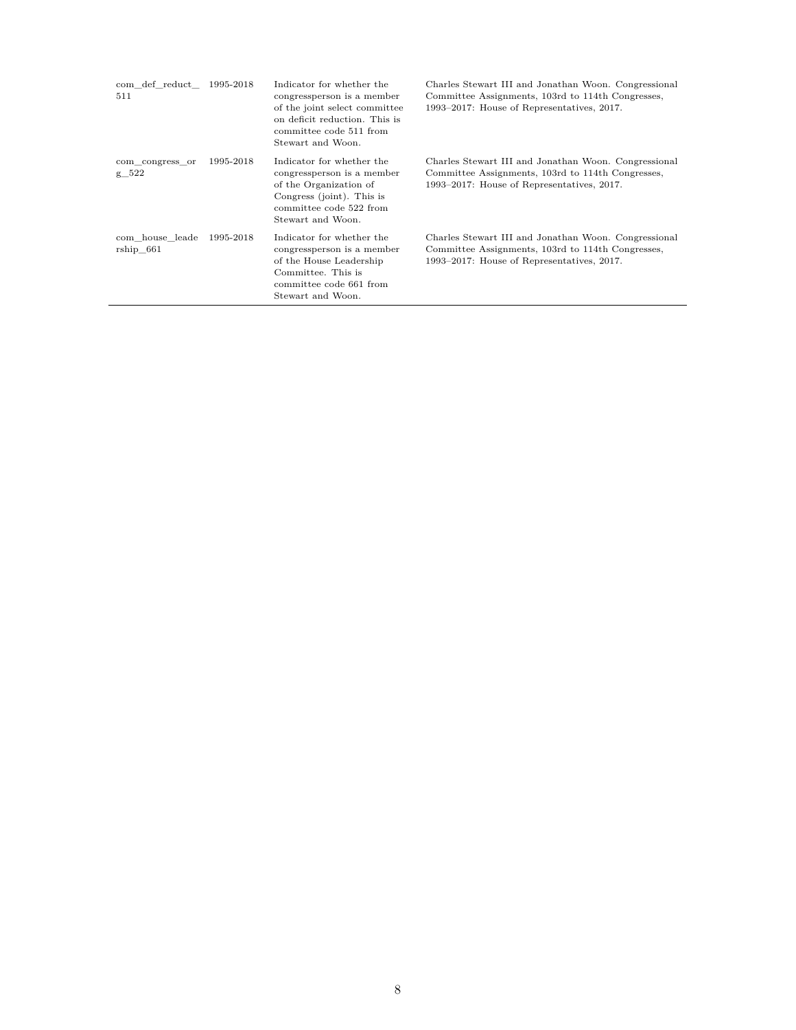| | | | |
|---|---|---|---|
| com_def_reduct_511 | 1995-2018 | Indicator for whether the congressperson is a member of the joint select committee on deficit reduction. This is committee code 511 from Stewart and Woon. | Charles Stewart III and Jonathan Woon. Congressional Committee Assignments, 103rd to 114th Congresses, 1993–2017: House of Representatives, 2017. |
| com_congress_org_522 | 1995-2018 | Indicator for whether the congressperson is a member of the Organization of Congress (joint). This is committee code 522 from Stewart and Woon. | Charles Stewart III and Jonathan Woon. Congressional Committee Assignments, 103rd to 114th Congresses, 1993–2017: House of Representatives, 2017. |
| com_house_leadership_661 | 1995-2018 | Indicator for whether the congressperson is a member of the House Leadership Committee. This is committee code 661 from Stewart and Woon. | Charles Stewart III and Jonathan Woon. Congressional Committee Assignments, 103rd to 114th Congresses, 1993–2017: House of Representatives, 2017. |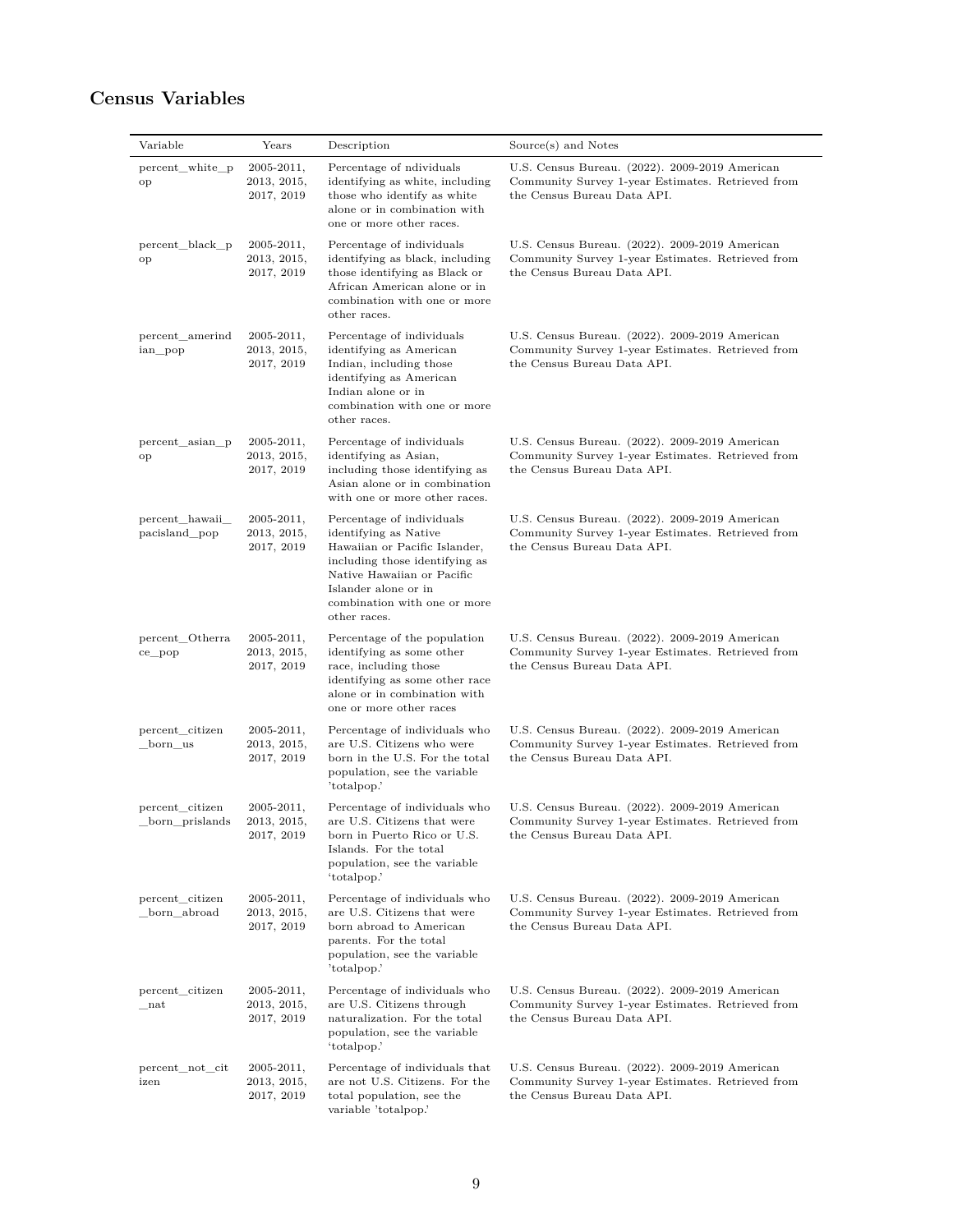## Census Variables

| Variable | Years | Description | Source(s) and Notes |
|---|---|---|---|
| percent_white_pop | 2005-2011, 2013, 2015, 2017, 2019 | Percentage of ndividuals identifying as white, including those who identify as white alone or in combination with one or more other races. | U.S. Census Bureau. (2022). 2009-2019 American Community Survey 1-year Estimates. Retrieved from the Census Bureau Data API. |
| percent_black_pop | 2005-2011, 2013, 2015, 2017, 2019 | Percentage of individuals identifying as black, including those identifying as Black or African American alone or in combination with one or more other races. | U.S. Census Bureau. (2022). 2009-2019 American Community Survey 1-year Estimates. Retrieved from the Census Bureau Data API. |
| percent_amerindian_pop | 2005-2011, 2013, 2015, 2017, 2019 | Percentage of individuals identifying as American Indian, including those identifying as American Indian alone or in combination with one or more other races. | U.S. Census Bureau. (2022). 2009-2019 American Community Survey 1-year Estimates. Retrieved from the Census Bureau Data API. |
| percent_asian_pop | 2005-2011, 2013, 2015, 2017, 2019 | Percentage of individuals identifying as Asian, including those identifying as Asian alone or in combination with one or more other races. | U.S. Census Bureau. (2022). 2009-2019 American Community Survey 1-year Estimates. Retrieved from the Census Bureau Data API. |
| percent_hawaii_pacisland_pop | 2005-2011, 2013, 2015, 2017, 2019 | Percentage of individuals identifying as Native Hawaiian or Pacific Islander, including those identifying as Native Hawaiian or Pacific Islander alone or in combination with one or more other races. | U.S. Census Bureau. (2022). 2009-2019 American Community Survey 1-year Estimates. Retrieved from the Census Bureau Data API. |
| percent_Otherrace_pop | 2005-2011, 2013, 2015, 2017, 2019 | Percentage of the population identifying as some other race, including those identifying as some other race alone or in combination with one or more other races | U.S. Census Bureau. (2022). 2009-2019 American Community Survey 1-year Estimates. Retrieved from the Census Bureau Data API. |
| percent_citizen_born_us | 2005-2011, 2013, 2015, 2017, 2019 | Percentage of individuals who are U.S. Citizens who were born in the U.S. For the total population, see the variable 'totalpop.' | U.S. Census Bureau. (2022). 2009-2019 American Community Survey 1-year Estimates. Retrieved from the Census Bureau Data API. |
| percent_citizen_born_prislands | 2005-2011, 2013, 2015, 2017, 2019 | Percentage of individuals who are U.S. Citizens that were born in Puerto Rico or U.S. Islands. For the total population, see the variable 'totalpop.' | U.S. Census Bureau. (2022). 2009-2019 American Community Survey 1-year Estimates. Retrieved from the Census Bureau Data API. |
| percent_citizen_born_abroad | 2005-2011, 2013, 2015, 2017, 2019 | Percentage of individuals who are U.S. Citizens that were born abroad to American parents. For the total population, see the variable 'totalpop.' | U.S. Census Bureau. (2022). 2009-2019 American Community Survey 1-year Estimates. Retrieved from the Census Bureau Data API. |
| percent_citizen_nat | 2005-2011, 2013, 2015, 2017, 2019 | Percentage of individuals who are U.S. Citizens through naturalization. For the total population, see the variable 'totalpop.' | U.S. Census Bureau. (2022). 2009-2019 American Community Survey 1-year Estimates. Retrieved from the Census Bureau Data API. |
| percent_not_citizen | 2005-2011, 2013, 2015, 2017, 2019 | Percentage of individuals that are not U.S. Citizens. For the total population, see the variable 'totalpop.' | U.S. Census Bureau. (2022). 2009-2019 American Community Survey 1-year Estimates. Retrieved from the Census Bureau Data API. |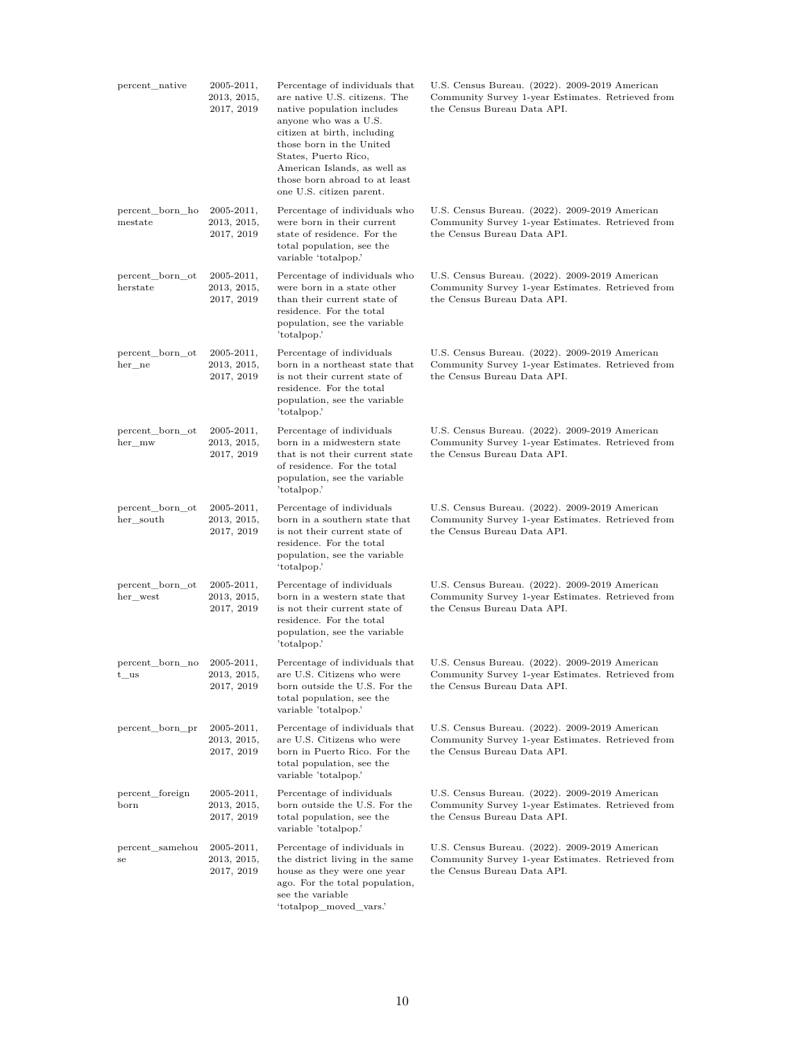| percent_native | 2005-2011, 2013, 2015, 2017, 2019 | Percentage of individuals that are native U.S. citizens. The native population includes anyone who was a U.S. citizen at birth, including those born in the United States, Puerto Rico, American Islands, as well as those born abroad to at least one U.S. citizen parent. | U.S. Census Bureau. (2022). 2009-2019 American Community Survey 1-year Estimates. Retrieved from the Census Bureau Data API. |
|---|---|---|---|
| percent_born_homestate | 2005-2011, 2013, 2015, 2017, 2019 | Percentage of individuals who were born in their current state of residence. For the total population, see the variable 'totalpop.' | U.S. Census Bureau. (2022). 2009-2019 American Community Survey 1-year Estimates. Retrieved from the Census Bureau Data API. |
| percent_born_otherstate | 2005-2011, 2013, 2015, 2017, 2019 | Percentage of individuals who were born in a state other than their current state of residence. For the total population, see the variable 'totalpop.' | U.S. Census Bureau. (2022). 2009-2019 American Community Survey 1-year Estimates. Retrieved from the Census Bureau Data API. |
| percent_born_other_ne | 2005-2011, 2013, 2015, 2017, 2019 | Percentage of individuals born in a northeast state that is not their current state of residence. For the total population, see the variable 'totalpop.' | U.S. Census Bureau. (2022). 2009-2019 American Community Survey 1-year Estimates. Retrieved from the Census Bureau Data API. |
| percent_born_other_mw | 2005-2011, 2013, 2015, 2017, 2019 | Percentage of individuals born in a midwestern state that is not their current state of residence. For the total population, see the variable 'totalpop.' | U.S. Census Bureau. (2022). 2009-2019 American Community Survey 1-year Estimates. Retrieved from the Census Bureau Data API. |
| percent_born_other_south | 2005-2011, 2013, 2015, 2017, 2019 | Percentage of individuals born in a southern state that is not their current state of residence. For the total population, see the variable 'totalpop.' | U.S. Census Bureau. (2022). 2009-2019 American Community Survey 1-year Estimates. Retrieved from the Census Bureau Data API. |
| percent_born_other_west | 2005-2011, 2013, 2015, 2017, 2019 | Percentage of individuals born in a western state that is not their current state of residence. For the total population, see the variable 'totalpop.' | U.S. Census Bureau. (2022). 2009-2019 American Community Survey 1-year Estimates. Retrieved from the Census Bureau Data API. |
| percent_born_not_us | 2005-2011, 2013, 2015, 2017, 2019 | Percentage of individuals that are U.S. Citizens who were born outside the U.S. For the total population, see the variable 'totalpop.' | U.S. Census Bureau. (2022). 2009-2019 American Community Survey 1-year Estimates. Retrieved from the Census Bureau Data API. |
| percent_born_pr | 2005-2011, 2013, 2015, 2017, 2019 | Percentage of individuals that are U.S. Citizens who were born in Puerto Rico. For the total population, see the variable 'totalpop.' | U.S. Census Bureau. (2022). 2009-2019 American Community Survey 1-year Estimates. Retrieved from the Census Bureau Data API. |
| percent_foreignborn | 2005-2011, 2013, 2015, 2017, 2019 | Percentage of individuals born outside the U.S. For the total population, see the variable 'totalpop.' | U.S. Census Bureau. (2022). 2009-2019 American Community Survey 1-year Estimates. Retrieved from the Census Bureau Data API. |
| percent_samehouse | 2005-2011, 2013, 2015, 2017, 2019 | Percentage of individuals in the district living in the same house as they were one year ago. For the total population, see the variable 'totalpop_moved_vars.' | U.S. Census Bureau. (2022). 2009-2019 American Community Survey 1-year Estimates. Retrieved from the Census Bureau Data API. |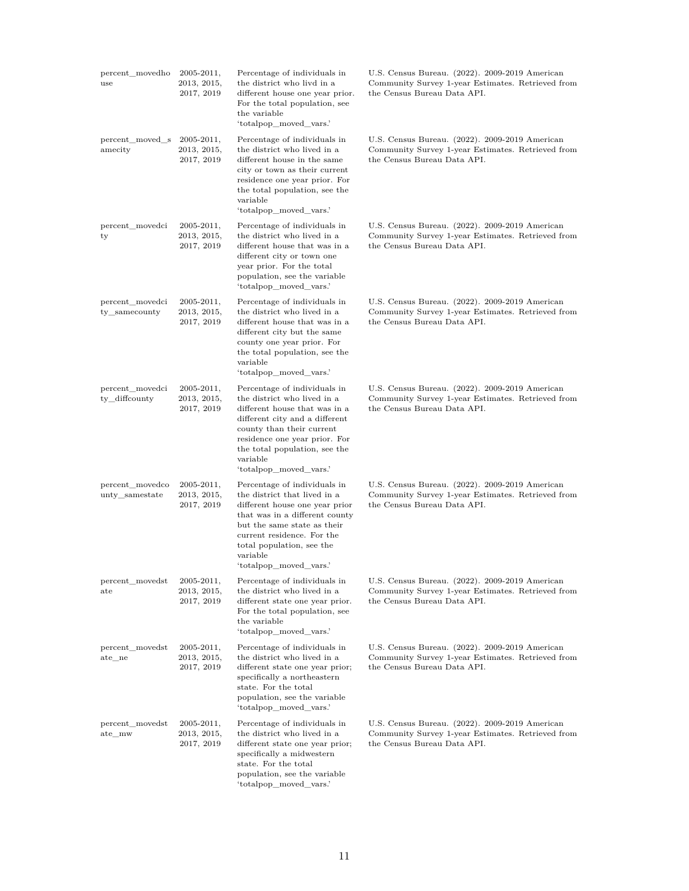| | | | |
|---|---|---|---|
| percent_movedhouse | 2005-2011, 2013, 2015, 2017, 2019 | Percentage of individuals in the district who livd in a different house one year prior. For the total population, see the variable 'totalpop_moved_vars.' | U.S. Census Bureau. (2022). 2009-2019 American Community Survey 1-year Estimates. Retrieved from the Census Bureau Data API. |
| percent_moved_samecity | 2005-2011, 2013, 2015, 2017, 2019 | Percentage of individuals in the district who lived in a different house in the same city or town as their current residence one year prior. For the total population, see the variable 'totalpop_moved_vars.' | U.S. Census Bureau. (2022). 2009-2019 American Community Survey 1-year Estimates. Retrieved from the Census Bureau Data API. |
| percent_movedcity | 2005-2011, 2013, 2015, 2017, 2019 | Percentage of individuals in the district who lived in a different house that was in a different city or town one year prior. For the total population, see the variable 'totalpop_moved_vars.' | U.S. Census Bureau. (2022). 2009-2019 American Community Survey 1-year Estimates. Retrieved from the Census Bureau Data API. |
| percent_movedcity_samecounty | 2005-2011, 2013, 2015, 2017, 2019 | Percentage of individuals in the district who lived in a different house that was in a different city but the same county one year prior. For the total population, see the variable 'totalpop_moved_vars.' | U.S. Census Bureau. (2022). 2009-2019 American Community Survey 1-year Estimates. Retrieved from the Census Bureau Data API. |
| percent_movedcity_diffcounty | 2005-2011, 2013, 2015, 2017, 2019 | Percentage of individuals in the district who lived in a different house that was in a different city and a different county than their current residence one year prior. For the total population, see the variable 'totalpop_moved_vars.' | U.S. Census Bureau. (2022). 2009-2019 American Community Survey 1-year Estimates. Retrieved from the Census Bureau Data API. |
| percent_movedcounty_samestate | 2005-2011, 2013, 2015, 2017, 2019 | Percentage of individuals in the district that lived in a different house one year prior that was in a different county but the same state as their current residence. For the total population, see the variable 'totalpop_moved_vars.' | U.S. Census Bureau. (2022). 2009-2019 American Community Survey 1-year Estimates. Retrieved from the Census Bureau Data API. |
| percent_movedstate | 2005-2011, 2013, 2015, 2017, 2019 | Percentage of individuals in the district who lived in a different state one year prior. For the total population, see the variable 'totalpop_moved_vars.' | U.S. Census Bureau. (2022). 2009-2019 American Community Survey 1-year Estimates. Retrieved from the Census Bureau Data API. |
| percent_movedstate_ne | 2005-2011, 2013, 2015, 2017, 2019 | Percentage of individuals in the district who lived in a different state one year prior; specifically a northeastern state. For the total population, see the variable 'totalpop_moved_vars.' | U.S. Census Bureau. (2022). 2009-2019 American Community Survey 1-year Estimates. Retrieved from the Census Bureau Data API. |
| percent_movedstate_mw | 2005-2011, 2013, 2015, 2017, 2019 | Percentage of individuals in the district who lived in a different state one year prior; specifically a midwestern state. For the total population, see the variable 'totalpop_moved_vars.' | U.S. Census Bureau. (2022). 2009-2019 American Community Survey 1-year Estimates. Retrieved from the Census Bureau Data API. |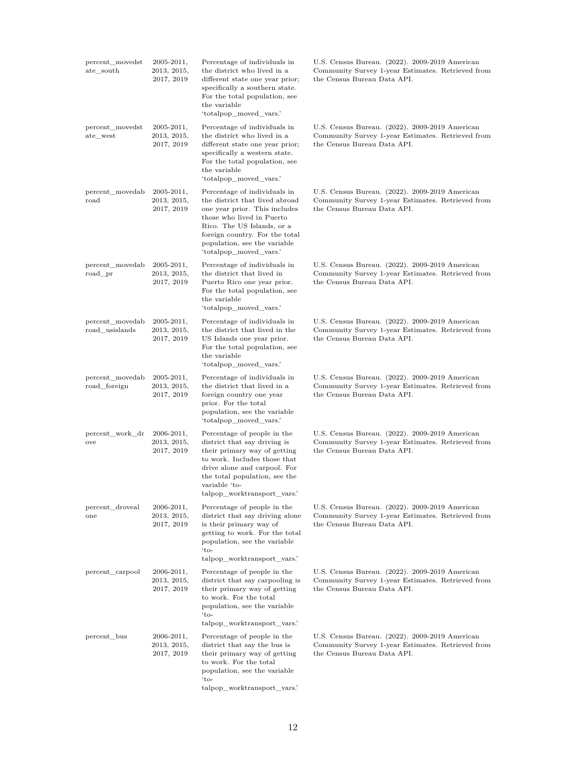| | | | |
|---|---|---|---|
| percent_movedstate_south | 2005-2011, 2013, 2015, 2017, 2019 | Percentage of individuals in the district who lived in a different state one year prior; specifically a southern state. For the total population, see the variable 'totalpop_moved_vars.' | U.S. Census Bureau. (2022). 2009-2019 American Community Survey 1-year Estimates. Retrieved from the Census Bureau Data API. |
| percent_movedstate_west | 2005-2011, 2013, 2015, 2017, 2019 | Percentage of individuals in the district who lived in a different state one year prior; specifically a western state. For the total population, see the variable 'totalpop_moved_vars.' | U.S. Census Bureau. (2022). 2009-2019 American Community Survey 1-year Estimates. Retrieved from the Census Bureau Data API. |
| percent_movedabroad | 2005-2011, 2013, 2015, 2017, 2019 | Percentage of individuals in the district that lived abroad one year prior. This includes those who lived in Puerto Rico. The US Islands, or a foreign country. For the total population, see the variable 'totalpop_moved_vars.' | U.S. Census Bureau. (2022). 2009-2019 American Community Survey 1-year Estimates. Retrieved from the Census Bureau Data API. |
| percent_movedabroad_pr | 2005-2011, 2013, 2015, 2017, 2019 | Percentage of individuals in the district that lived in Puerto Rico one year prior. For the total population, see the variable 'totalpop_moved_vars.' | U.S. Census Bureau. (2022). 2009-2019 American Community Survey 1-year Estimates. Retrieved from the Census Bureau Data API. |
| percent_movedabroad_usislands | 2005-2011, 2013, 2015, 2017, 2019 | Percentage of individuals in the district that lived in the US Islands one year prior. For the total population, see the variable 'totalpop_moved_vars.' | U.S. Census Bureau. (2022). 2009-2019 American Community Survey 1-year Estimates. Retrieved from the Census Bureau Data API. |
| percent_movedabroad_foreign | 2005-2011, 2013, 2015, 2017, 2019 | Percentage of individuals in the district that lived in a foreign country one year prior. For the total population, see the variable 'totalpop_moved_vars.' | U.S. Census Bureau. (2022). 2009-2019 American Community Survey 1-year Estimates. Retrieved from the Census Bureau Data API. |
| percent_work_drove | 2006-2011, 2013, 2015, 2017, 2019 | Percentage of people in the district that say driving is their primary way of getting to work. Includes those that drive alone and carpool. For the total population, see the variable 'totalpop_worktransport_vars.' | U.S. Census Bureau. (2022). 2009-2019 American Community Survey 1-year Estimates. Retrieved from the Census Bureau Data API. |
| percent_drovealone | 2006-2011, 2013, 2015, 2017, 2019 | Percentage of people in the district that say driving alone is their primary way of getting to work. For the total population, see the variable 'totalpop_worktransport_vars.' | U.S. Census Bureau. (2022). 2009-2019 American Community Survey 1-year Estimates. Retrieved from the Census Bureau Data API. |
| percent_carpool | 2006-2011, 2013, 2015, 2017, 2019 | Percentage of people in the district that say carpooling is their primary way of getting to work. For the total population, see the variable 'totalpop_worktransport_vars.' | U.S. Census Bureau. (2022). 2009-2019 American Community Survey 1-year Estimates. Retrieved from the Census Bureau Data API. |
| percent_bus | 2006-2011, 2013, 2015, 2017, 2019 | Percentage of people in the district that say the bus is their primary way of getting to work. For the total population, see the variable 'totalpop_worktransport_vars.' | U.S. Census Bureau. (2022). 2009-2019 American Community Survey 1-year Estimates. Retrieved from the Census Bureau Data API. |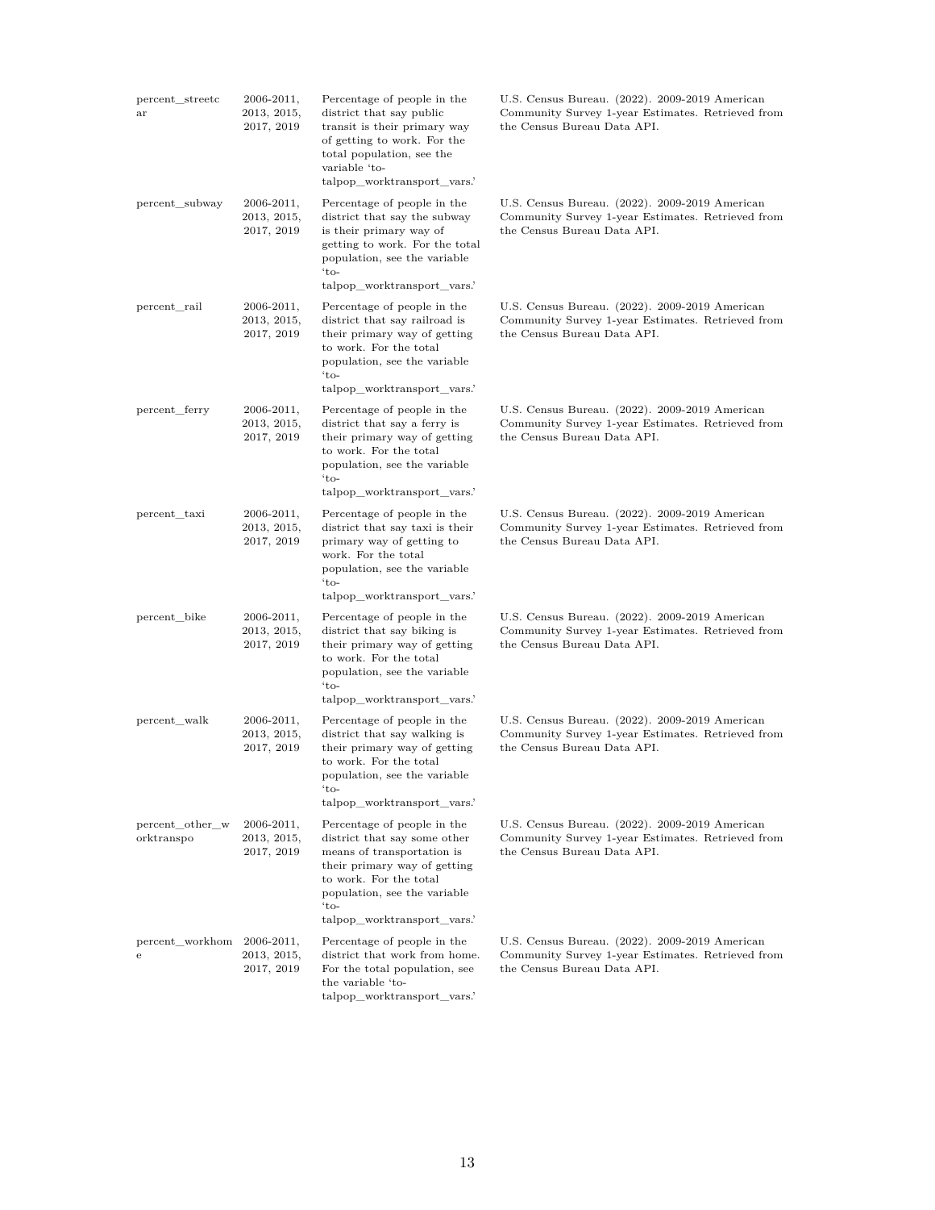| | | | |
|---|---|---|---|
| percent_streetcar | 2006-2011, 2013, 2015, 2017, 2019 | Percentage of people in the district that say public transit is their primary way of getting to work. For the total population, see the variable 'totalpop_worktransport_vars.' | U.S. Census Bureau. (2022). 2009-2019 American Community Survey 1-year Estimates. Retrieved from the Census Bureau Data API. |
| percent_subway | 2006-2011, 2013, 2015, 2017, 2019 | Percentage of people in the district that say the subway is their primary way of getting to work. For the total population, see the variable 'totalpop_worktransport_vars.' | U.S. Census Bureau. (2022). 2009-2019 American Community Survey 1-year Estimates. Retrieved from the Census Bureau Data API. |
| percent_rail | 2006-2011, 2013, 2015, 2017, 2019 | Percentage of people in the district that say railroad is their primary way of getting to work. For the total population, see the variable 'totalpop_worktransport_vars.' | U.S. Census Bureau. (2022). 2009-2019 American Community Survey 1-year Estimates. Retrieved from the Census Bureau Data API. |
| percent_ferry | 2006-2011, 2013, 2015, 2017, 2019 | Percentage of people in the district that say a ferry is their primary way of getting to work. For the total population, see the variable 'totalpop_worktransport_vars.' | U.S. Census Bureau. (2022). 2009-2019 American Community Survey 1-year Estimates. Retrieved from the Census Bureau Data API. |
| percent_taxi | 2006-2011, 2013, 2015, 2017, 2019 | Percentage of people in the district that say taxi is their primary way of getting to work. For the total population, see the variable 'totalpop_worktransport_vars.' | U.S. Census Bureau. (2022). 2009-2019 American Community Survey 1-year Estimates. Retrieved from the Census Bureau Data API. |
| percent_bike | 2006-2011, 2013, 2015, 2017, 2019 | Percentage of people in the district that say biking is their primary way of getting to work. For the total population, see the variable 'totalpop_worktransport_vars.' | U.S. Census Bureau. (2022). 2009-2019 American Community Survey 1-year Estimates. Retrieved from the Census Bureau Data API. |
| percent_walk | 2006-2011, 2013, 2015, 2017, 2019 | Percentage of people in the district that say walking is their primary way of getting to work. For the total population, see the variable 'totalpop_worktransport_vars.' | U.S. Census Bureau. (2022). 2009-2019 American Community Survey 1-year Estimates. Retrieved from the Census Bureau Data API. |
| percent_other_worktranspo | 2006-2011, 2013, 2015, 2017, 2019 | Percentage of people in the district that say some other means of transportation is their primary way of getting to work. For the total population, see the variable 'totalpop_worktransport_vars.' | U.S. Census Bureau. (2022). 2009-2019 American Community Survey 1-year Estimates. Retrieved from the Census Bureau Data API. |
| percent_workhome | 2006-2011, 2013, 2015, 2017, 2019 | Percentage of people in the district that work from home. For the total population, see the variable 'totalpop_worktransport_vars.' | U.S. Census Bureau. (2022). 2009-2019 American Community Survey 1-year Estimates. Retrieved from the Census Bureau Data API. |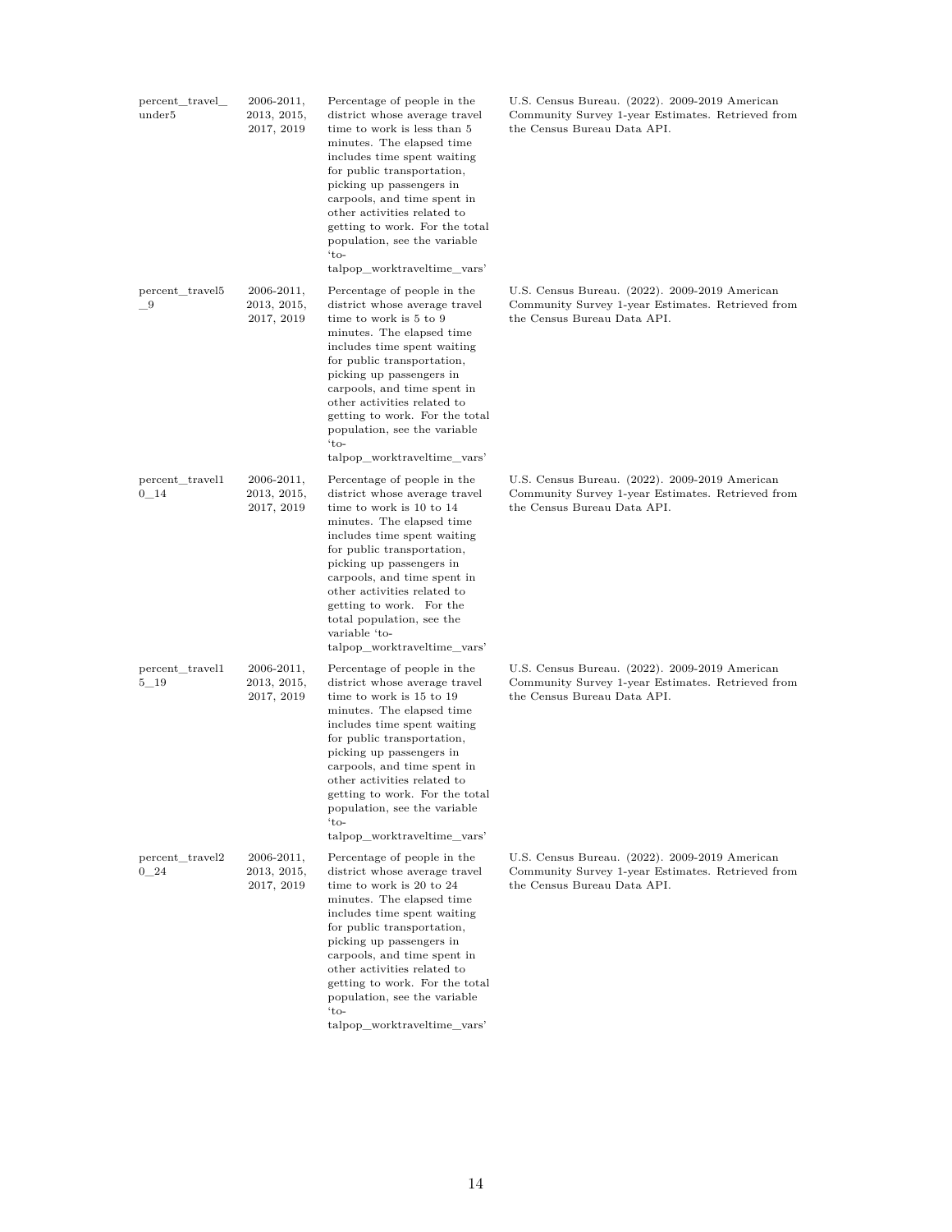| | | | |
|---|---|---|---|
| percent_travel_under5 | 2006-2011, 2013, 2015, 2017, 2019 | Percentage of people in the district whose average travel time to work is less than 5 minutes. The elapsed time includes time spent waiting for public transportation, picking up passengers in carpools, and time spent in other activities related to getting to work. For the total population, see the variable 'totalpop_worktraveltime_vars' | U.S. Census Bureau. (2022). 2009-2019 American Community Survey 1-year Estimates. Retrieved from the Census Bureau Data API. |
| percent_travel5_9 | 2006-2011, 2013, 2015, 2017, 2019 | Percentage of people in the district whose average travel time to work is 5 to 9 minutes. The elapsed time includes time spent waiting for public transportation, picking up passengers in carpools, and time spent in other activities related to getting to work. For the total population, see the variable 'totalpop_worktraveltime_vars' | U.S. Census Bureau. (2022). 2009-2019 American Community Survey 1-year Estimates. Retrieved from the Census Bureau Data API. |
| percent_travel10_14 | 2006-2011, 2013, 2015, 2017, 2019 | Percentage of people in the district whose average travel time to work is 10 to 14 minutes. The elapsed time includes time spent waiting for public transportation, picking up passengers in carpools, and time spent in other activities related to getting to work. For the total population, see the variable 'totalpop_worktraveltime_vars' | U.S. Census Bureau. (2022). 2009-2019 American Community Survey 1-year Estimates. Retrieved from the Census Bureau Data API. |
| percent_travel15_19 | 2006-2011, 2013, 2015, 2017, 2019 | Percentage of people in the district whose average travel time to work is 15 to 19 minutes. The elapsed time includes time spent waiting for public transportation, picking up passengers in carpools, and time spent in other activities related to getting to work. For the total population, see the variable 'totalpop_worktraveltime_vars' | U.S. Census Bureau. (2022). 2009-2019 American Community Survey 1-year Estimates. Retrieved from the Census Bureau Data API. |
| percent_travel20_24 | 2006-2011, 2013, 2015, 2017, 2019 | Percentage of people in the district whose average travel time to work is 20 to 24 minutes. The elapsed time includes time spent waiting for public transportation, picking up passengers in carpools, and time spent in other activities related to getting to work. For the total population, see the variable 'totalpop_worktraveltime_vars' | U.S. Census Bureau. (2022). 2009-2019 American Community Survey 1-year Estimates. Retrieved from the Census Bureau Data API. |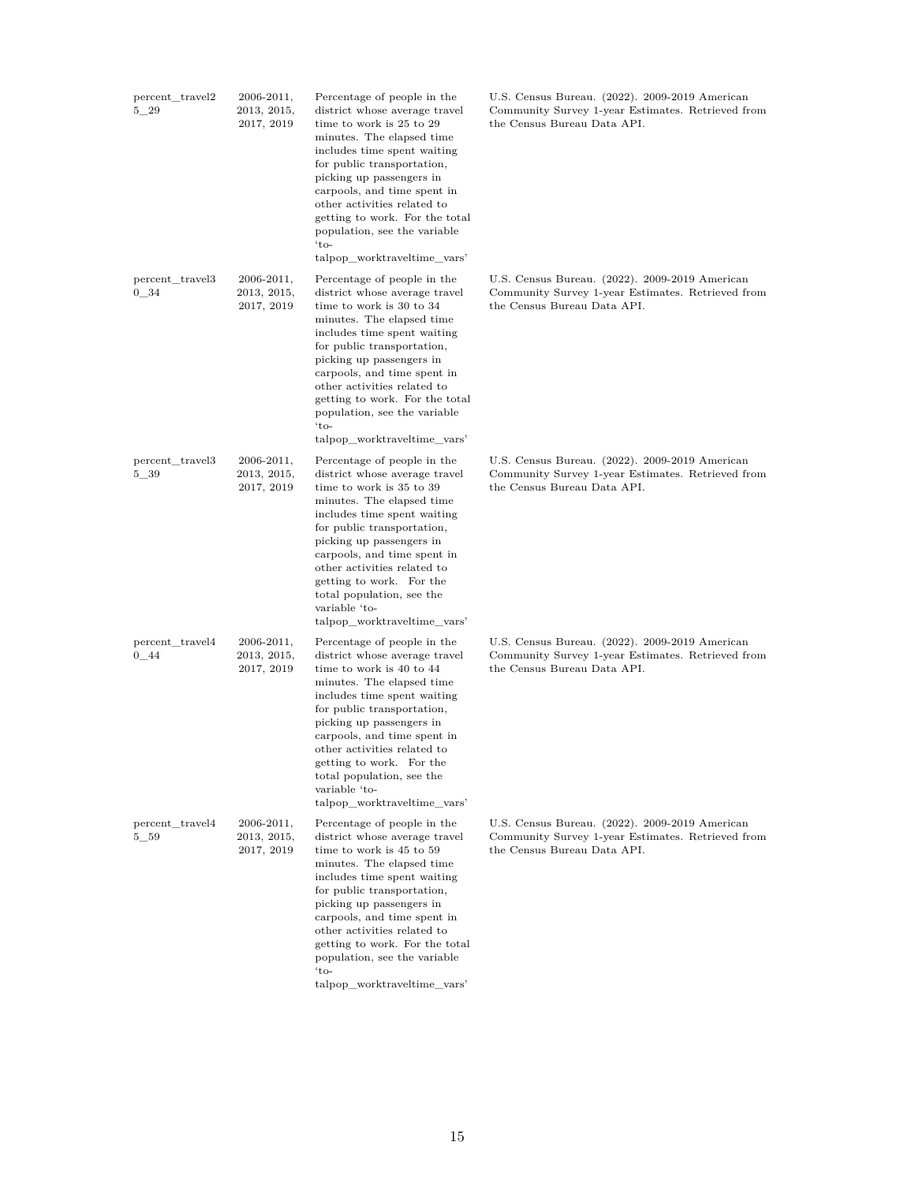| percent_travel25_29 | 2006-2011, 2013, 2015, 2017, 2019 | Percentage of people in the district whose average travel time to work is 25 to 29 minutes. The elapsed time includes time spent waiting for public transportation, picking up passengers in carpools, and time spent in other activities related to getting to work. For the total population, see the variable 'totalpop_worktraveltime_vars' | U.S. Census Bureau. (2022). 2009-2019 American Community Survey 1-year Estimates. Retrieved from the Census Bureau Data API. |
|---|---|---|---|
| percent_travel30_34 | 2006-2011, 2013, 2015, 2017, 2019 | Percentage of people in the district whose average travel time to work is 30 to 34 minutes. The elapsed time includes time spent waiting for public transportation, picking up passengers in carpools, and time spent in other activities related to getting to work. For the total population, see the variable 'totalpop_worktraveltime_vars' | U.S. Census Bureau. (2022). 2009-2019 American Community Survey 1-year Estimates. Retrieved from the Census Bureau Data API. |
| percent_travel35_39 | 2006-2011, 2013, 2015, 2017, 2019 | Percentage of people in the district whose average travel time to work is 35 to 39 minutes. The elapsed time includes time spent waiting for public transportation, picking up passengers in carpools, and time spent in other activities related to getting to work. For the total population, see the variable 'totalpop_worktraveltime_vars' | U.S. Census Bureau. (2022). 2009-2019 American Community Survey 1-year Estimates. Retrieved from the Census Bureau Data API. |
| percent_travel40_44 | 2006-2011, 2013, 2015, 2017, 2019 | Percentage of people in the district whose average travel time to work is 40 to 44 minutes. The elapsed time includes time spent waiting for public transportation, picking up passengers in carpools, and time spent in other activities related to getting to work. For the total population, see the variable 'totalpop_worktraveltime_vars' | U.S. Census Bureau. (2022). 2009-2019 American Community Survey 1-year Estimates. Retrieved from the Census Bureau Data API. |
| percent_travel45_59 | 2006-2011, 2013, 2015, 2017, 2019 | Percentage of people in the district whose average travel time to work is 45 to 59 minutes. The elapsed time includes time spent waiting for public transportation, picking up passengers in carpools, and time spent in other activities related to getting to work. For the total population, see the variable 'totalpop_worktraveltime_vars' | U.S. Census Bureau. (2022). 2009-2019 American Community Survey 1-year Estimates. Retrieved from the Census Bureau Data API. |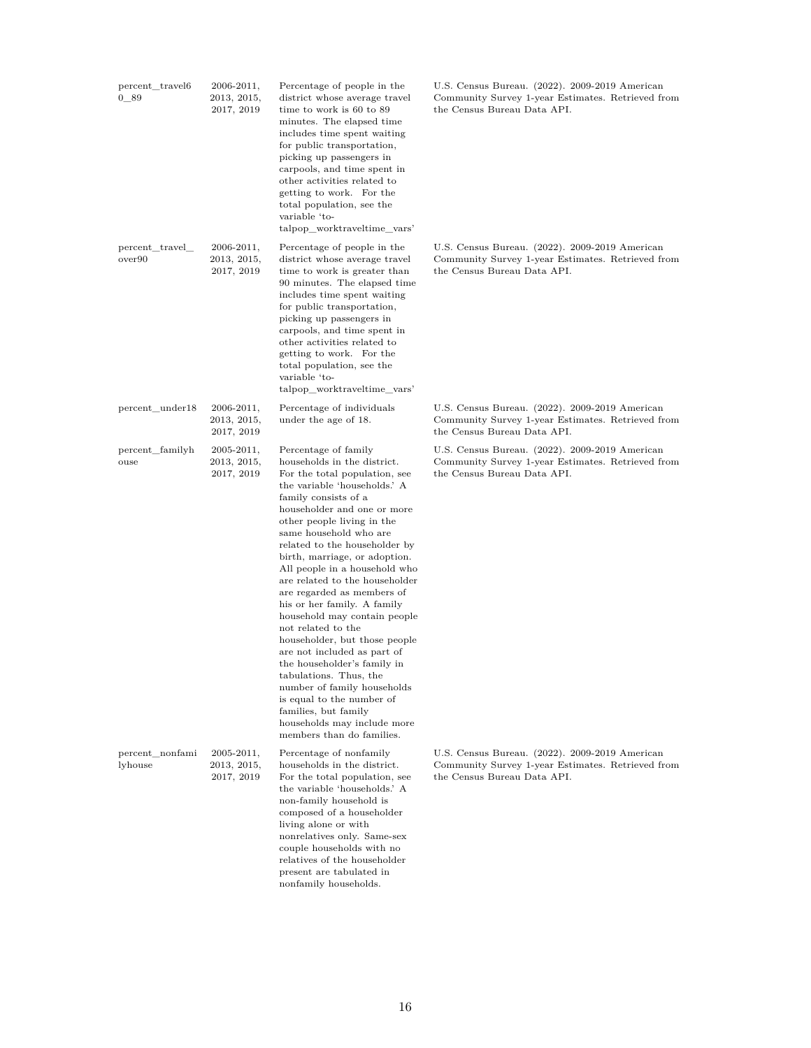| | | | |
|---|---|---|---|
| percent_travel60_89 | 2006-2011, 2013, 2015, 2017, 2019 | Percentage of people in the district whose average travel time to work is 60 to 89 minutes. The elapsed time includes time spent waiting for public transportation, picking up passengers in carpools, and time spent in other activities related to getting to work. For the total population, see the variable 'totalpop_worktraveltime_vars' | U.S. Census Bureau. (2022). 2009-2019 American Community Survey 1-year Estimates. Retrieved from the Census Bureau Data API. |
| percent_travel_over90 | 2006-2011, 2013, 2015, 2017, 2019 | Percentage of people in the district whose average travel time to work is greater than 90 minutes. The elapsed time includes time spent waiting for public transportation, picking up passengers in carpools, and time spent in other activities related to getting to work. For the total population, see the variable 'totalpop_worktraveltime_vars' | U.S. Census Bureau. (2022). 2009-2019 American Community Survey 1-year Estimates. Retrieved from the Census Bureau Data API. |
| percent_under18 | 2006-2011, 2013, 2015, 2017, 2019 | Percentage of individuals under the age of 18. | U.S. Census Bureau. (2022). 2009-2019 American Community Survey 1-year Estimates. Retrieved from the Census Bureau Data API. |
| percent_familyhouse | 2005-2011, 2013, 2015, 2017, 2019 | Percentage of family households in the district. For the total population, see the variable 'households.' A family consists of a householder and one or more other people living in the same household who are related to the householder by birth, marriage, or adoption. All people in a household who are related to the householder are regarded as members of his or her family. A family household may contain people not related to the householder, but those people are not included as part of the householder's family in tabulations. Thus, the number of family households is equal to the number of families, but family households may include more members than do families. | U.S. Census Bureau. (2022). 2009-2019 American Community Survey 1-year Estimates. Retrieved from the Census Bureau Data API. |
| percent_nonfamilyhouse | 2005-2011, 2013, 2015, 2017, 2019 | Percentage of nonfamily households in the district. For the total population, see the variable 'households.' A non-family household is composed of a householder living alone or with nonrelatives only. Same-sex couple households with no relatives of the householder present are tabulated in nonfamily households. | U.S. Census Bureau. (2022). 2009-2019 American Community Survey 1-year Estimates. Retrieved from the Census Bureau Data API. |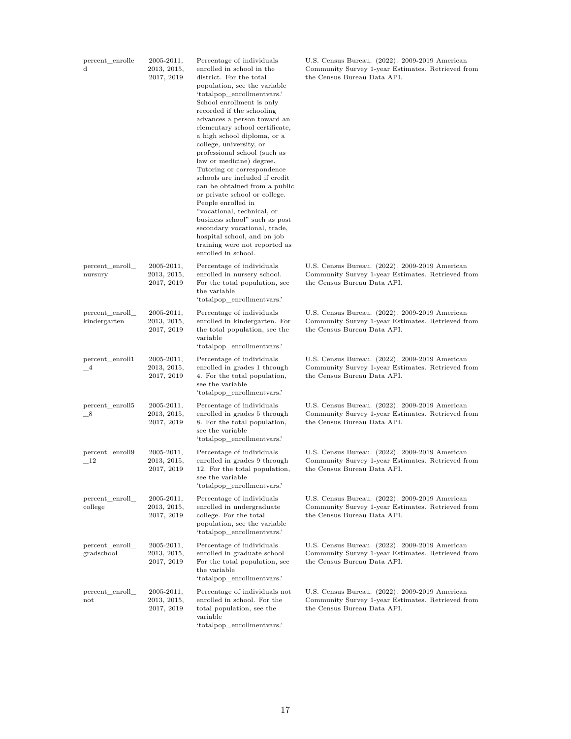| | | | |
|---|---|---|---|
| percent_enrolled | 2005-2011, 2013, 2015, 2017, 2019 | Percentage of individuals enrolled in school in the district. For the total population, see the variable 'totalpop_enrollmentvars.' School enrollment is only recorded if the schooling advances a person toward an elementary school certificate, a high school diploma, or a college, university, or professional school (such as law or medicine) degree. Tutoring or correspondence schools are included if credit can be obtained from a public or private school or college. People enrolled in "vocational, technical, or business school" such as post secondary vocational, trade, hospital school, and on job training were not reported as enrolled in school. | U.S. Census Bureau. (2022). 2009-2019 American Community Survey 1-year Estimates. Retrieved from the Census Bureau Data API. |
| percent_enroll_nursury | 2005-2011, 2013, 2015, 2017, 2019 | Percentage of individuals enrolled in nursery school. For the total population, see the variable 'totalpop_enrollmentvars.' | U.S. Census Bureau. (2022). 2009-2019 American Community Survey 1-year Estimates. Retrieved from the Census Bureau Data API. |
| percent_enroll_kindergarten | 2005-2011, 2013, 2015, 2017, 2019 | Percentage of individuals enrolled in kindergarten. For the total population, see the variable 'totalpop_enrollmentvars.' | U.S. Census Bureau. (2022). 2009-2019 American Community Survey 1-year Estimates. Retrieved from the Census Bureau Data API. |
| percent_enroll1_4 | 2005-2011, 2013, 2015, 2017, 2019 | Percentage of individuals enrolled in grades 1 through 4. For the total population, see the variable 'totalpop_enrollmentvars.' | U.S. Census Bureau. (2022). 2009-2019 American Community Survey 1-year Estimates. Retrieved from the Census Bureau Data API. |
| percent_enroll5_8 | 2005-2011, 2013, 2015, 2017, 2019 | Percentage of individuals enrolled in grades 5 through 8. For the total population, see the variable 'totalpop_enrollmentvars.' | U.S. Census Bureau. (2022). 2009-2019 American Community Survey 1-year Estimates. Retrieved from the Census Bureau Data API. |
| percent_enroll9_12 | 2005-2011, 2013, 2015, 2017, 2019 | Percentage of individuals enrolled in grades 9 through 12. For the total population, see the variable 'totalpop_enrollmentvars.' | U.S. Census Bureau. (2022). 2009-2019 American Community Survey 1-year Estimates. Retrieved from the Census Bureau Data API. |
| percent_enroll_college | 2005-2011, 2013, 2015, 2017, 2019 | Percentage of individuals enrolled in undergraduate college. For the total population, see the variable 'totalpop_enrollmentvars.' | U.S. Census Bureau. (2022). 2009-2019 American Community Survey 1-year Estimates. Retrieved from the Census Bureau Data API. |
| percent_enroll_gradschool | 2005-2011, 2013, 2015, 2017, 2019 | Percentage of individuals enrolled in graduate school For the total population, see the variable 'totalpop_enrollmentvars.' | U.S. Census Bureau. (2022). 2009-2019 American Community Survey 1-year Estimates. Retrieved from the Census Bureau Data API. |
| percent_enroll_not | 2005-2011, 2013, 2015, 2017, 2019 | Percentage of individuals not enrolled in school. For the total population, see the variable 'totalpop_enrollmentvars.' | U.S. Census Bureau. (2022). 2009-2019 American Community Survey 1-year Estimates. Retrieved from the Census Bureau Data API. |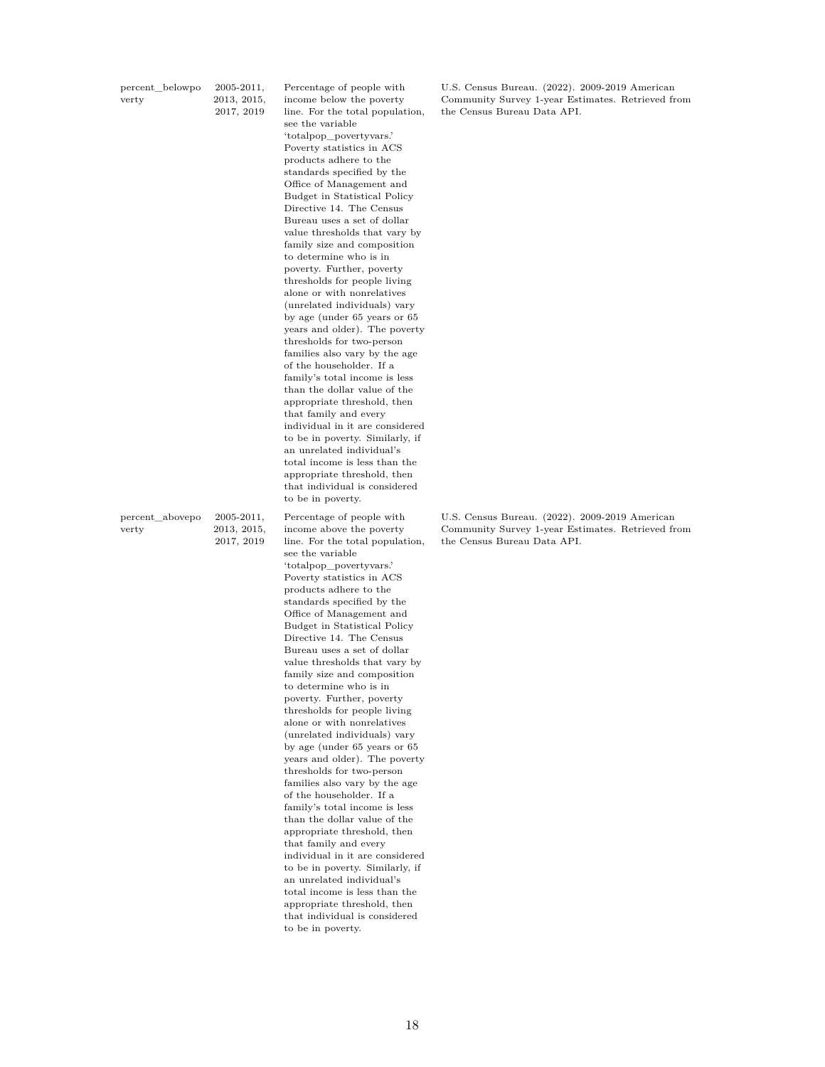| percent_belowpoverty | 2005-2011, 2013, 2015, 2017, 2019 | Percentage of people with income below the poverty line. For the total population, see the variable 'totalpop_povertyvars.' Poverty statistics in ACS products adhere to the standards specified by the Office of Management and Budget in Statistical Policy Directive 14. The Census Bureau uses a set of dollar value thresholds that vary by family size and composition to determine who is in poverty. Further, poverty thresholds for people living alone or with nonrelatives (unrelated individuals) vary by age (under 65 years or 65 years and older). The poverty thresholds for two-person families also vary by the age of the householder. If a family's total income is less than the dollar value of the appropriate threshold, then that family and every individual in it are considered to be in poverty. Similarly, if an unrelated individual's total income is less than the appropriate threshold, then that individual is considered to be in poverty. | U.S. Census Bureau. (2022). 2009-2019 American Community Survey 1-year Estimates. Retrieved from the Census Bureau Data API. |
|---|---|---|---|
| percent_abovepoverty | 2005-2011, 2013, 2015, 2017, 2019 | Percentage of people with income above the poverty line. For the total population, see the variable 'totalpop_povertyvars.' Poverty statistics in ACS products adhere to the standards specified by the Office of Management and Budget in Statistical Policy Directive 14. The Census Bureau uses a set of dollar value thresholds that vary by family size and composition to determine who is in poverty. Further, poverty thresholds for people living alone or with nonrelatives (unrelated individuals) vary by age (under 65 years or 65 years and older). The poverty thresholds for two-person families also vary by the age of the householder. If a family's total income is less than the dollar value of the appropriate threshold, then that family and every individual in it are considered to be in poverty. Similarly, if an unrelated individual's total income is less than the appropriate threshold, then that individual is considered to be in poverty. | U.S. Census Bureau. (2022). 2009-2019 American Community Survey 1-year Estimates. Retrieved from the Census Bureau Data API. |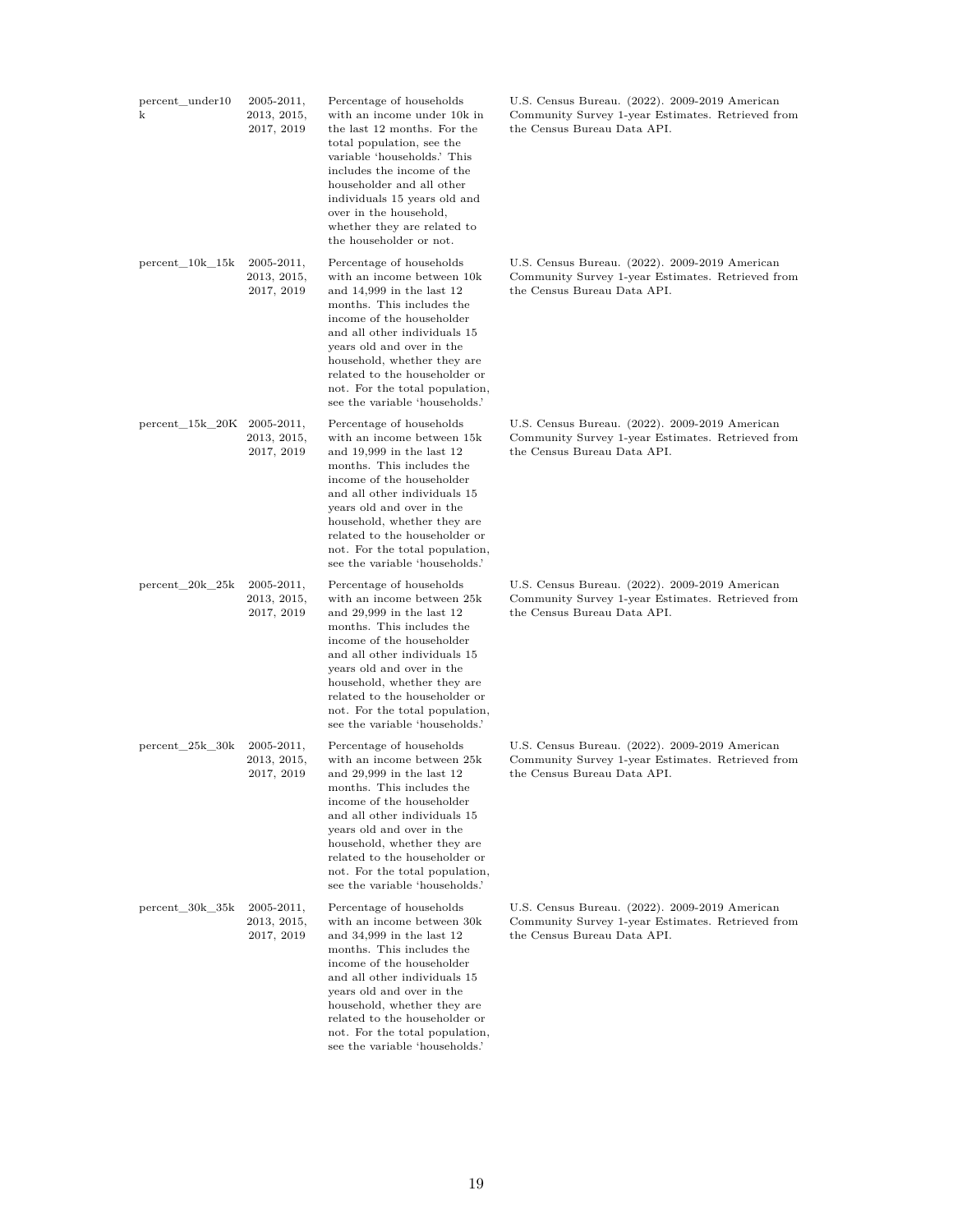| | | | |
|---|---|---|---|
| percent_under10k | 2005-2011, 2013, 2015, 2017, 2019 | Percentage of households with an income under 10k in the last 12 months. For the total population, see the variable 'households.' This includes the income of the householder and all other individuals 15 years old and over in the household, whether they are related to the householder or not. | U.S. Census Bureau. (2022). 2009-2019 American Community Survey 1-year Estimates. Retrieved from the Census Bureau Data API. |
| percent_10k_15k | 2005-2011, 2013, 2015, 2017, 2019 | Percentage of households with an income between 10k and 14,999 in the last 12 months. This includes the income of the householder and all other individuals 15 years old and over in the household, whether they are related to the householder or not. For the total population, see the variable 'households.' | U.S. Census Bureau. (2022). 2009-2019 American Community Survey 1-year Estimates. Retrieved from the Census Bureau Data API. |
| percent_15k_20K | 2005-2011, 2013, 2015, 2017, 2019 | Percentage of households with an income between 15k and 19,999 in the last 12 months. This includes the income of the householder and all other individuals 15 years old and over in the household, whether they are related to the householder or not. For the total population, see the variable 'households.' | U.S. Census Bureau. (2022). 2009-2019 American Community Survey 1-year Estimates. Retrieved from the Census Bureau Data API. |
| percent_20k_25k | 2005-2011, 2013, 2015, 2017, 2019 | Percentage of households with an income between 25k and 29,999 in the last 12 months. This includes the income of the householder and all other individuals 15 years old and over in the household, whether they are related to the householder or not. For the total population, see the variable 'households.' | U.S. Census Bureau. (2022). 2009-2019 American Community Survey 1-year Estimates. Retrieved from the Census Bureau Data API. |
| percent_25k_30k | 2005-2011, 2013, 2015, 2017, 2019 | Percentage of households with an income between 25k and 29,999 in the last 12 months. This includes the income of the householder and all other individuals 15 years old and over in the household, whether they are related to the householder or not. For the total population, see the variable 'households.' | U.S. Census Bureau. (2022). 2009-2019 American Community Survey 1-year Estimates. Retrieved from the Census Bureau Data API. |
| percent_30k_35k | 2005-2011, 2013, 2015, 2017, 2019 | Percentage of households with an income between 30k and 34,999 in the last 12 months. This includes the income of the householder and all other individuals 15 years old and over in the household, whether they are related to the householder or not. For the total population, see the variable 'households.' | U.S. Census Bureau. (2022). 2009-2019 American Community Survey 1-year Estimates. Retrieved from the Census Bureau Data API. |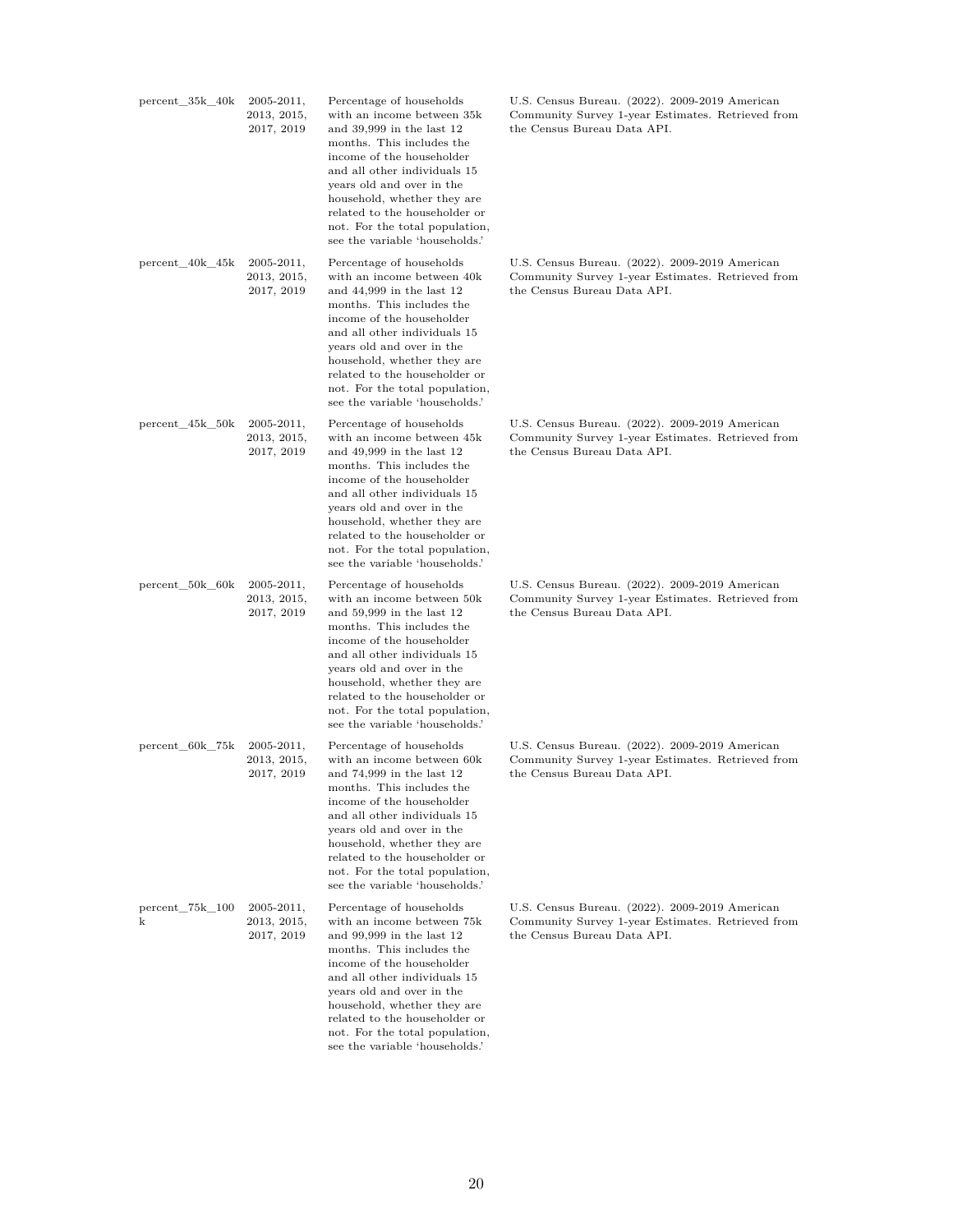| | | | |
|---|---|---|---|
| percent_35k_40k | 2005-2011, 2013, 2015, 2017, 2019 | Percentage of households with an income between 35k and 39,999 in the last 12 months. This includes the income of the householder and all other individuals 15 years old and over in the household, whether they are related to the householder or not. For the total population, see the variable 'households.' | U.S. Census Bureau. (2022). 2009-2019 American Community Survey 1-year Estimates. Retrieved from the Census Bureau Data API. |
| percent_40k_45k | 2005-2011, 2013, 2015, 2017, 2019 | Percentage of households with an income between 40k and 44,999 in the last 12 months. This includes the income of the householder and all other individuals 15 years old and over in the household, whether they are related to the householder or not. For the total population, see the variable 'households.' | U.S. Census Bureau. (2022). 2009-2019 American Community Survey 1-year Estimates. Retrieved from the Census Bureau Data API. |
| percent_45k_50k | 2005-2011, 2013, 2015, 2017, 2019 | Percentage of households with an income between 45k and 49,999 in the last 12 months. This includes the income of the householder and all other individuals 15 years old and over in the household, whether they are related to the householder or not. For the total population, see the variable 'households.' | U.S. Census Bureau. (2022). 2009-2019 American Community Survey 1-year Estimates. Retrieved from the Census Bureau Data API. |
| percent_50k_60k | 2005-2011, 2013, 2015, 2017, 2019 | Percentage of households with an income between 50k and 59,999 in the last 12 months. This includes the income of the householder and all other individuals 15 years old and over in the household, whether they are related to the householder or not. For the total population, see the variable 'households.' | U.S. Census Bureau. (2022). 2009-2019 American Community Survey 1-year Estimates. Retrieved from the Census Bureau Data API. |
| percent_60k_75k | 2005-2011, 2013, 2015, 2017, 2019 | Percentage of households with an income between 60k and 74,999 in the last 12 months. This includes the income of the householder and all other individuals 15 years old and over in the household, whether they are related to the householder or not. For the total population, see the variable 'households.' | U.S. Census Bureau. (2022). 2009-2019 American Community Survey 1-year Estimates. Retrieved from the Census Bureau Data API. |
| percent_75k_100k | 2005-2011, 2013, 2015, 2017, 2019 | Percentage of households with an income between 75k and 99,999 in the last 12 months. This includes the income of the householder and all other individuals 15 years old and over in the household, whether they are related to the householder or not. For the total population, see the variable 'households.' | U.S. Census Bureau. (2022). 2009-2019 American Community Survey 1-year Estimates. Retrieved from the Census Bureau Data API. |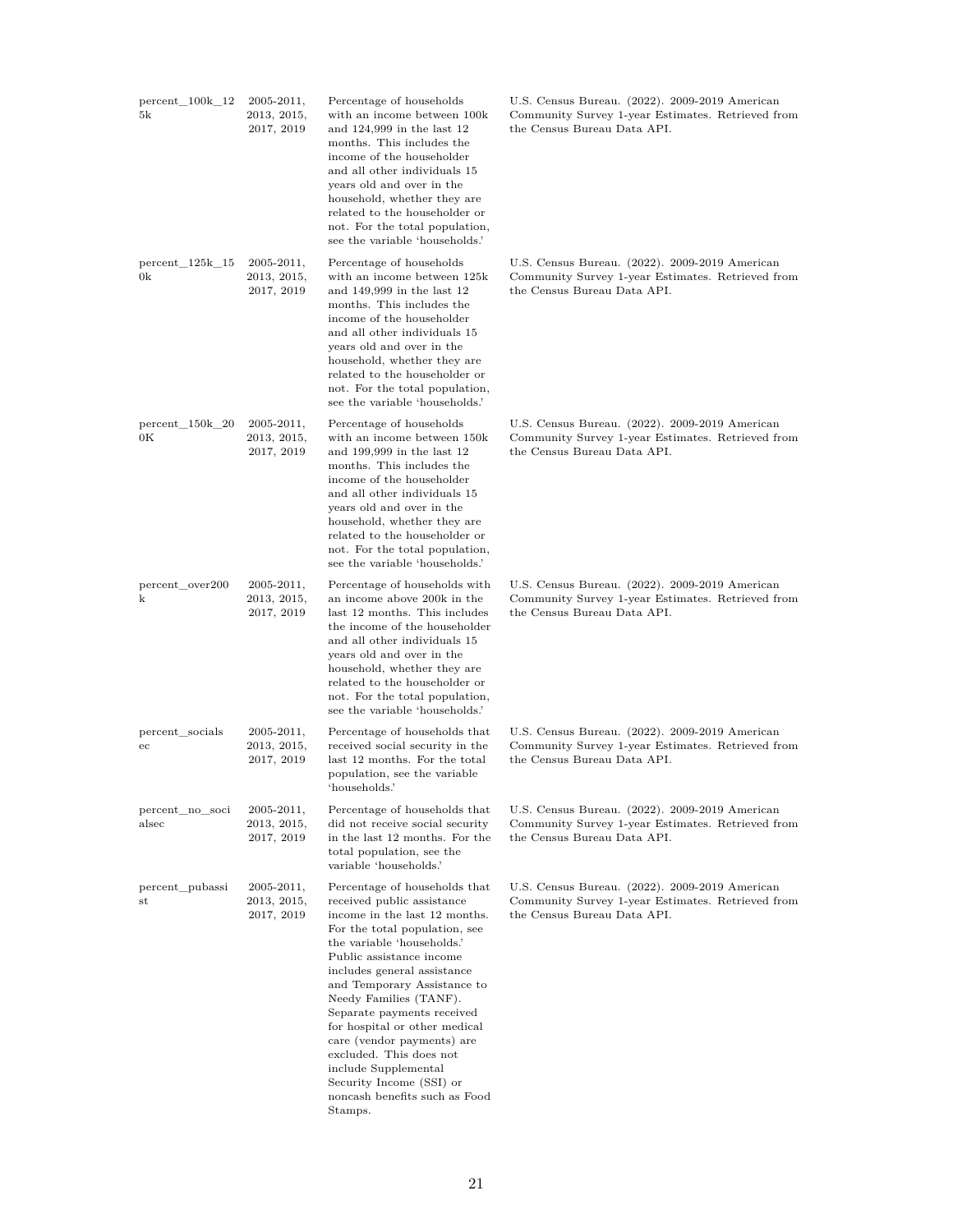| | | | |
|---|---|---|---|
| percent_100k_125k | 2005-2011, 2013, 2015, 2017, 2019 | Percentage of households with an income between 100k and 124,999 in the last 12 months. This includes the income of the householder and all other individuals 15 years old and over in the household, whether they are related to the householder or not. For the total population, see the variable 'households.' | U.S. Census Bureau. (2022). 2009-2019 American Community Survey 1-year Estimates. Retrieved from the Census Bureau Data API. |
| percent_125k_150k | 2005-2011, 2013, 2015, 2017, 2019 | Percentage of households with an income between 125k and 149,999 in the last 12 months. This includes the income of the householder and all other individuals 15 years old and over in the household, whether they are related to the householder or not. For the total population, see the variable 'households.' | U.S. Census Bureau. (2022). 2009-2019 American Community Survey 1-year Estimates. Retrieved from the Census Bureau Data API. |
| percent_150k_200K | 2005-2011, 2013, 2015, 2017, 2019 | Percentage of households with an income between 150k and 199,999 in the last 12 months. This includes the income of the householder and all other individuals 15 years old and over in the household, whether they are related to the householder or not. For the total population, see the variable 'households.' | U.S. Census Bureau. (2022). 2009-2019 American Community Survey 1-year Estimates. Retrieved from the Census Bureau Data API. |
| percent_over200k | 2005-2011, 2013, 2015, 2017, 2019 | Percentage of households with an income above 200k in the last 12 months. This includes the income of the householder and all other individuals 15 years old and over in the household, whether they are related to the householder or not. For the total population, see the variable 'households.' | U.S. Census Bureau. (2022). 2009-2019 American Community Survey 1-year Estimates. Retrieved from the Census Bureau Data API. |
| percent_socialsec | 2005-2011, 2013, 2015, 2017, 2019 | Percentage of households that received social security in the last 12 months. For the total population, see the variable 'households.' | U.S. Census Bureau. (2022). 2009-2019 American Community Survey 1-year Estimates. Retrieved from the Census Bureau Data API. |
| percent_no_socialsec | 2005-2011, 2013, 2015, 2017, 2019 | Percentage of households that did not receive social security in the last 12 months. For the total population, see the variable 'households.' | U.S. Census Bureau. (2022). 2009-2019 American Community Survey 1-year Estimates. Retrieved from the Census Bureau Data API. |
| percent_pubassist | 2005-2011, 2013, 2015, 2017, 2019 | Percentage of households that received public assistance income in the last 12 months. For the total population, see the variable 'households.' Public assistance income includes general assistance and Temporary Assistance to Needy Families (TANF). Separate payments received for hospital or other medical care (vendor payments) are excluded. This does not include Supplemental Security Income (SSI) or noncash benefits such as Food Stamps. | U.S. Census Bureau. (2022). 2009-2019 American Community Survey 1-year Estimates. Retrieved from the Census Bureau Data API. |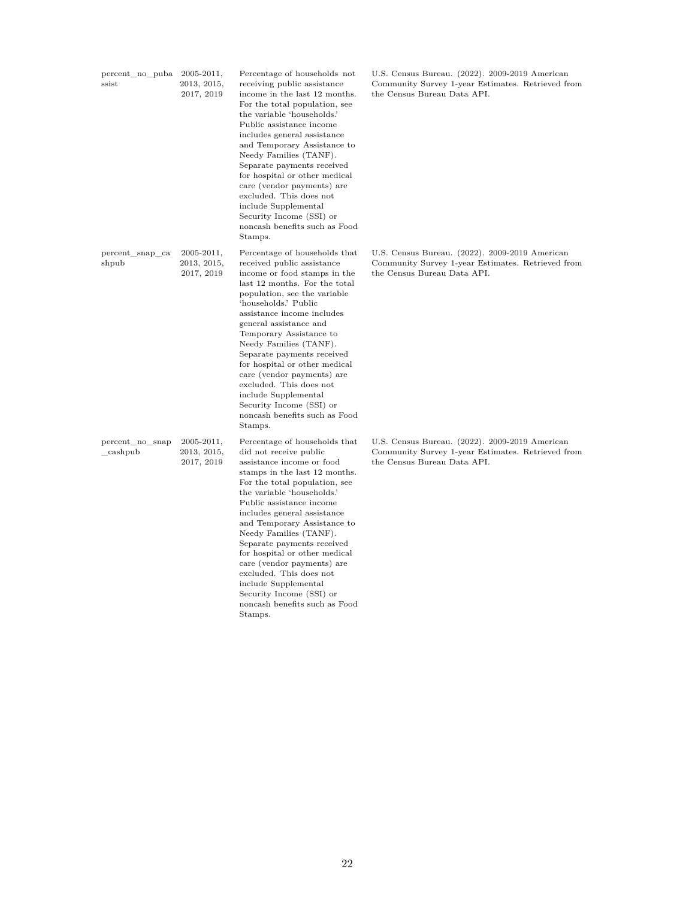| percent_no_pubassist | 2005-2011, 2013, 2015, 2017, 2019 | Percentage of households not receiving public assistance income in the last 12 months. For the total population, see the variable 'households.' Public assistance income includes general assistance and Temporary Assistance to Needy Families (TANF). Separate payments received for hospital or other medical care (vendor payments) are excluded. This does not include Supplemental Security Income (SSI) or noncash benefits such as Food Stamps. | U.S. Census Bureau. (2022). 2009-2019 American Community Survey 1-year Estimates. Retrieved from the Census Bureau Data API. |
|---|---|---|---|
| percent_snap_cashpub | 2005-2011, 2013, 2015, 2017, 2019 | Percentage of households that received public assistance income or food stamps in the last 12 months. For the total population, see the variable 'households.' Public assistance income includes general assistance and Temporary Assistance to Needy Families (TANF). Separate payments received for hospital or other medical care (vendor payments) are excluded. This does not include Supplemental Security Income (SSI) or noncash benefits such as Food Stamps. | U.S. Census Bureau. (2022). 2009-2019 American Community Survey 1-year Estimates. Retrieved from the Census Bureau Data API. |
| percent_no_snap_cashpub | 2005-2011, 2013, 2015, 2017, 2019 | Percentage of households that did not receive public assistance income or food stamps in the last 12 months. For the total population, see the variable 'households.' Public assistance income includes general assistance and Temporary Assistance to Needy Families (TANF). Separate payments received for hospital or other medical care (vendor payments) are excluded. This does not include Supplemental Security Income (SSI) or noncash benefits such as Food Stamps. | U.S. Census Bureau. (2022). 2009-2019 American Community Survey 1-year Estimates. Retrieved from the Census Bureau Data API. |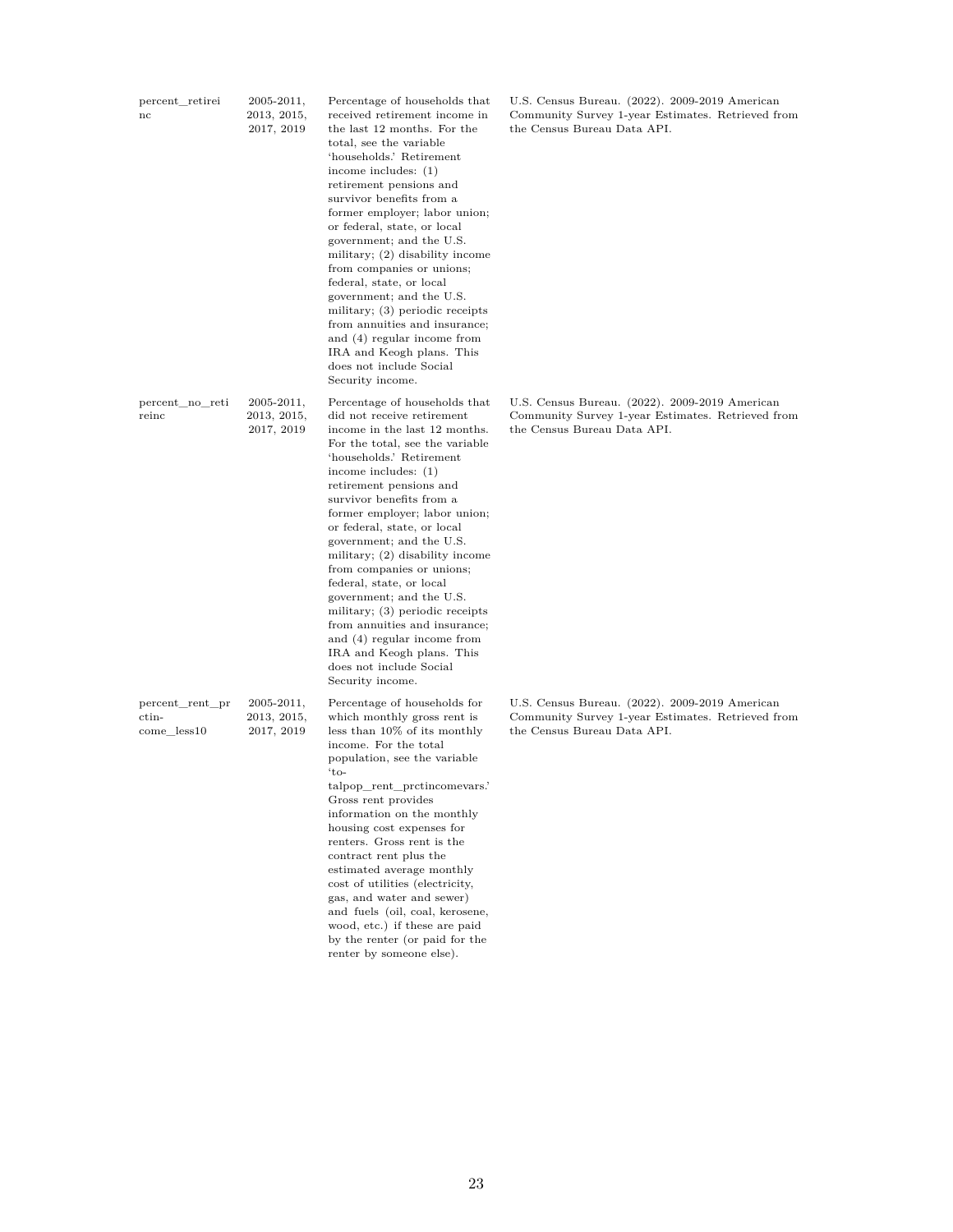| | | | |
|---|---|---|---|
| percent_retireinc | 2005-2011, 2013, 2015, 2017, 2019 | Percentage of households that received retirement income in the last 12 months. For the total, see the variable 'households.' Retirement income includes: (1) retirement pensions and survivor benefits from a former employer; labor union; or federal, state, or local government; and the U.S. military; (2) disability income from companies or unions; federal, state, or local government; and the U.S. military; (3) periodic receipts from annuities and insurance; and (4) regular income from IRA and Keogh plans. This does not include Social Security income. | U.S. Census Bureau. (2022). 2009-2019 American Community Survey 1-year Estimates. Retrieved from the Census Bureau Data API. |
| percent_no_retireinc | 2005-2011, 2013, 2015, 2017, 2019 | Percentage of households that did not receive retirement income in the last 12 months. For the total, see the variable 'households.' Retirement income includes: (1) retirement pensions and survivor benefits from a former employer; labor union; or federal, state, or local government; and the U.S. military; (2) disability income from companies or unions; federal, state, or local government; and the U.S. military; (3) periodic receipts from annuities and insurance; and (4) regular income from IRA and Keogh plans. This does not include Social Security income. | U.S. Census Bureau. (2022). 2009-2019 American Community Survey 1-year Estimates. Retrieved from the Census Bureau Data API. |
| percent_rent_prctincome_less10 | 2005-2011, 2013, 2015, 2017, 2019 | Percentage of households for which monthly gross rent is less than 10% of its monthly income. For the total population, see the variable 'totalpop_rent_prctincomevars.' Gross rent provides information on the monthly housing cost expenses for renters. Gross rent is the contract rent plus the estimated average monthly cost of utilities (electricity, gas, and water and sewer) and fuels (oil, coal, kerosene, wood, etc.) if these are paid by the renter (or paid for the renter by someone else). | U.S. Census Bureau. (2022). 2009-2019 American Community Survey 1-year Estimates. Retrieved from the Census Bureau Data API. |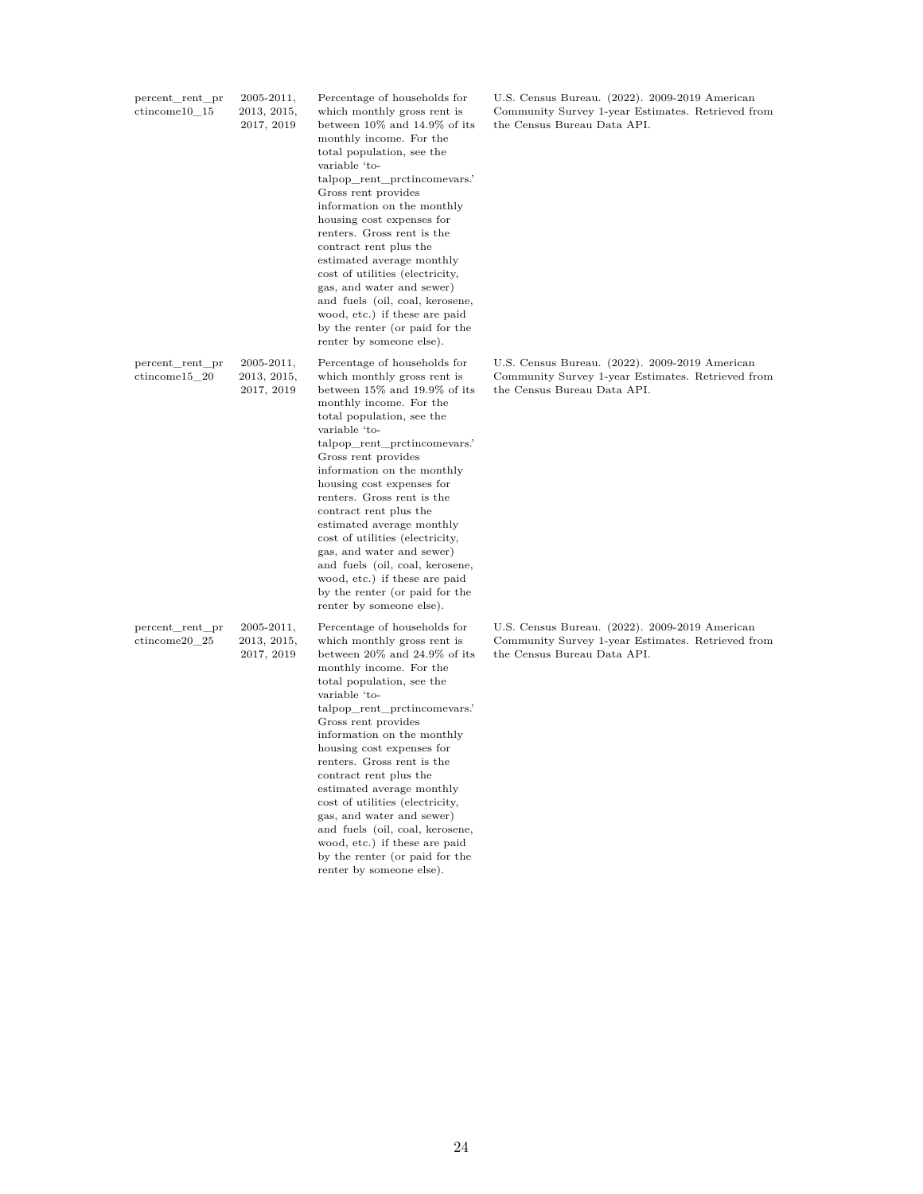| | | | |
|---|---|---|---|
| percent_rent_prctincome10_15 | 2005-2011, 2013, 2015, 2017, 2019 | Percentage of households for which monthly gross rent is between 10% and 14.9% of its monthly income. For the total population, see the variable 'totalpop_rent_prctincomevars.' Gross rent provides information on the monthly housing cost expenses for renters. Gross rent is the contract rent plus the estimated average monthly cost of utilities (electricity, gas, and water and sewer) and fuels (oil, coal, kerosene, wood, etc.) if these are paid by the renter (or paid for the renter by someone else). | U.S. Census Bureau. (2022). 2009-2019 American Community Survey 1-year Estimates. Retrieved from the Census Bureau Data API. |
| percent_rent_prctincome15_20 | 2005-2011, 2013, 2015, 2017, 2019 | Percentage of households for which monthly gross rent is between 15% and 19.9% of its monthly income. For the total population, see the variable 'totalpop_rent_prctincomevars.' Gross rent provides information on the monthly housing cost expenses for renters. Gross rent is the contract rent plus the estimated average monthly cost of utilities (electricity, gas, and water and sewer) and fuels (oil, coal, kerosene, wood, etc.) if these are paid by the renter (or paid for the renter by someone else). | U.S. Census Bureau. (2022). 2009-2019 American Community Survey 1-year Estimates. Retrieved from the Census Bureau Data API. |
| percent_rent_prctincome20_25 | 2005-2011, 2013, 2015, 2017, 2019 | Percentage of households for which monthly gross rent is between 20% and 24.9% of its monthly income. For the total population, see the variable 'totalpop_rent_prctincomevars.' Gross rent provides information on the monthly housing cost expenses for renters. Gross rent is the contract rent plus the estimated average monthly cost of utilities (electricity, gas, and water and sewer) and fuels (oil, coal, kerosene, wood, etc.) if these are paid by the renter (or paid for the renter by someone else). | U.S. Census Bureau. (2022). 2009-2019 American Community Survey 1-year Estimates. Retrieved from the Census Bureau Data API. |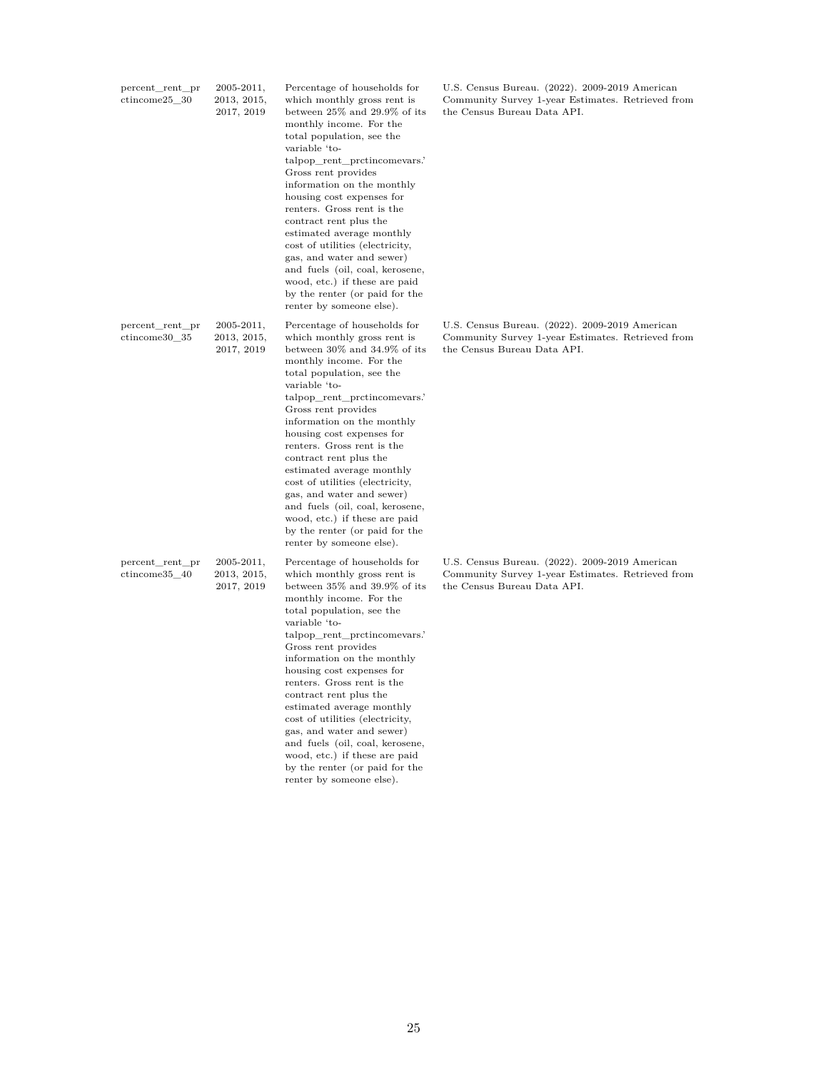| | | | |
|---|---|---|---|
| percent_rent_prctincome25_30 | 2005-2011, 2013, 2015, 2017, 2019 | Percentage of households for which monthly gross rent is between 25% and 29.9% of its monthly income. For the total population, see the variable 'totalpop_rent_prctincomevars.' Gross rent provides information on the monthly housing cost expenses for renters. Gross rent is the contract rent plus the estimated average monthly cost of utilities (electricity, gas, and water and sewer) and fuels (oil, coal, kerosene, wood, etc.) if these are paid by the renter (or paid for the renter by someone else). | U.S. Census Bureau. (2022). 2009-2019 American Community Survey 1-year Estimates. Retrieved from the Census Bureau Data API. |
| percent_rent_prctincome30_35 | 2005-2011, 2013, 2015, 2017, 2019 | Percentage of households for which monthly gross rent is between 30% and 34.9% of its monthly income. For the total population, see the variable 'totalpop_rent_prctincomevars.' Gross rent provides information on the monthly housing cost expenses for renters. Gross rent is the contract rent plus the estimated average monthly cost of utilities (electricity, gas, and water and sewer) and fuels (oil, coal, kerosene, wood, etc.) if these are paid by the renter (or paid for the renter by someone else). | U.S. Census Bureau. (2022). 2009-2019 American Community Survey 1-year Estimates. Retrieved from the Census Bureau Data API. |
| percent_rent_prctincome35_40 | 2005-2011, 2013, 2015, 2017, 2019 | Percentage of households for which monthly gross rent is between 35% and 39.9% of its monthly income. For the total population, see the variable 'totalpop_rent_prctincomevars.' Gross rent provides information on the monthly housing cost expenses for renters. Gross rent is the contract rent plus the estimated average monthly cost of utilities (electricity, gas, and water and sewer) and fuels (oil, coal, kerosene, wood, etc.) if these are paid by the renter (or paid for the renter by someone else). | U.S. Census Bureau. (2022). 2009-2019 American Community Survey 1-year Estimates. Retrieved from the Census Bureau Data API. |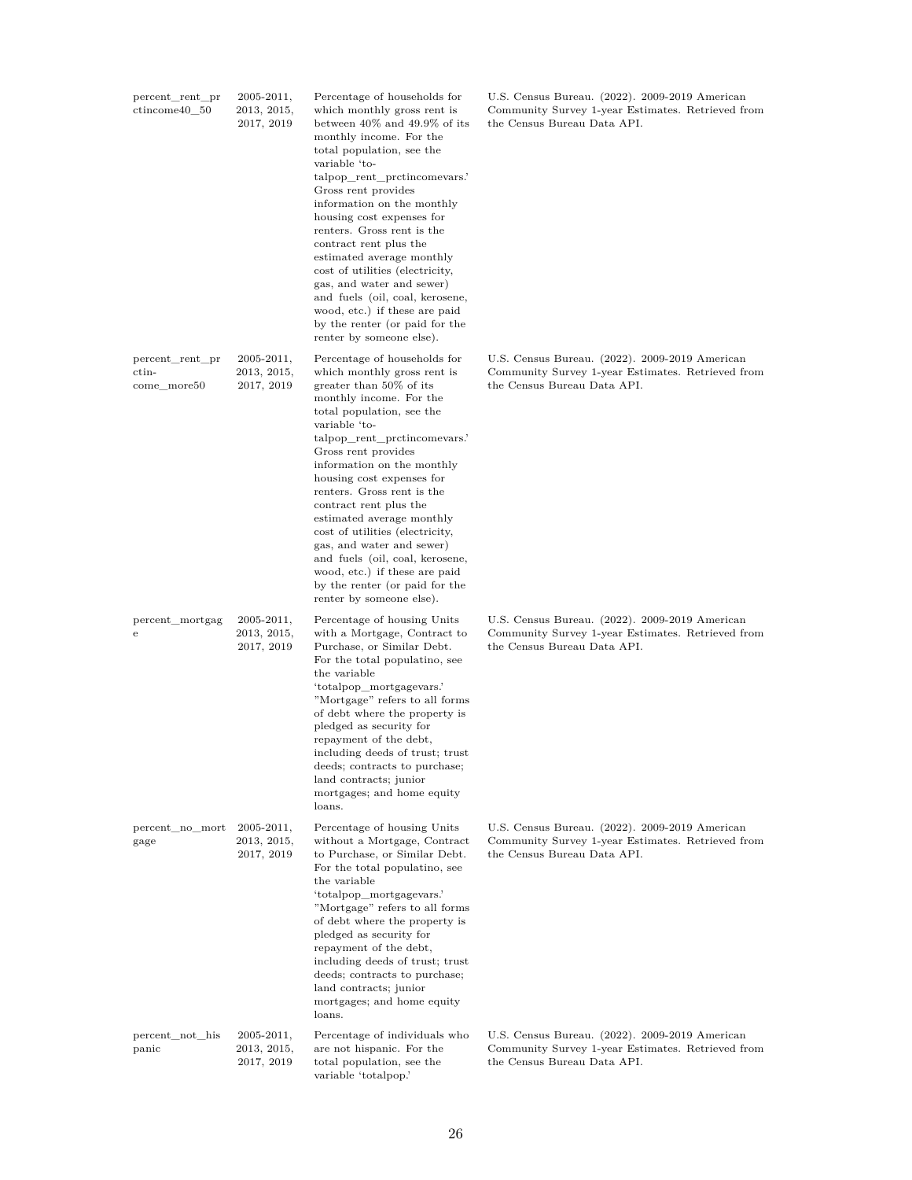| | | | |
|---|---|---|---|
| percent_rent_prctincome40_50 | 2005-2011, 2013, 2015, 2017, 2019 | Percentage of households for which monthly gross rent is between 40% and 49.9% of its monthly income. For the total population, see the variable 'totalpop_rent_prctincomevars.' Gross rent provides information on the monthly housing cost expenses for renters. Gross rent is the contract rent plus the estimated average monthly cost of utilities (electricity, gas, and water and sewer) and fuels (oil, coal, kerosene, wood, etc.) if these are paid by the renter (or paid for the renter by someone else). | U.S. Census Bureau. (2022). 2009-2019 American Community Survey 1-year Estimates. Retrieved from the Census Bureau Data API. |
| percent_rent_prctincome_more50 | 2005-2011, 2013, 2015, 2017, 2019 | Percentage of households for which monthly gross rent is greater than 50% of its monthly income. For the total population, see the variable 'totalpop_rent_prctincomevars.' Gross rent provides information on the monthly housing cost expenses for renters. Gross rent is the contract rent plus the estimated average monthly cost of utilities (electricity, gas, and water and sewer) and fuels (oil, coal, kerosene, wood, etc.) if these are paid by the renter (or paid for the renter by someone else). | U.S. Census Bureau. (2022). 2009-2019 American Community Survey 1-year Estimates. Retrieved from the Census Bureau Data API. |
| percent_mortgage | 2005-2011, 2013, 2015, 2017, 2019 | Percentage of housing Units with a Mortgage, Contract to Purchase, or Similar Debt. For the total populatino, see the variable 'totalpop_mortgagevars.' "Mortgage" refers to all forms of debt where the property is pledged as security for repayment of the debt, including deeds of trust; trust deeds; contracts to purchase; land contracts; junior mortgages; and home equity loans. | U.S. Census Bureau. (2022). 2009-2019 American Community Survey 1-year Estimates. Retrieved from the Census Bureau Data API. |
| percent_no_mortgage | 2005-2011, 2013, 2015, 2017, 2019 | Percentage of housing Units without a Mortgage, Contract to Purchase, or Similar Debt. For the total populatino, see the variable 'totalpop_mortgagevars.' "Mortgage" refers to all forms of debt where the property is pledged as security for repayment of the debt, including deeds of trust; trust deeds; contracts to purchase; land contracts; junior mortgages; and home equity loans. | U.S. Census Bureau. (2022). 2009-2019 American Community Survey 1-year Estimates. Retrieved from the Census Bureau Data API. |
| percent_not_hispanic | 2005-2011, 2013, 2015, 2017, 2019 | Percentage of individuals who are not hispanic. For the total population, see the variable 'totalpop.' | U.S. Census Bureau. (2022). 2009-2019 American Community Survey 1-year Estimates. Retrieved from the Census Bureau Data API. |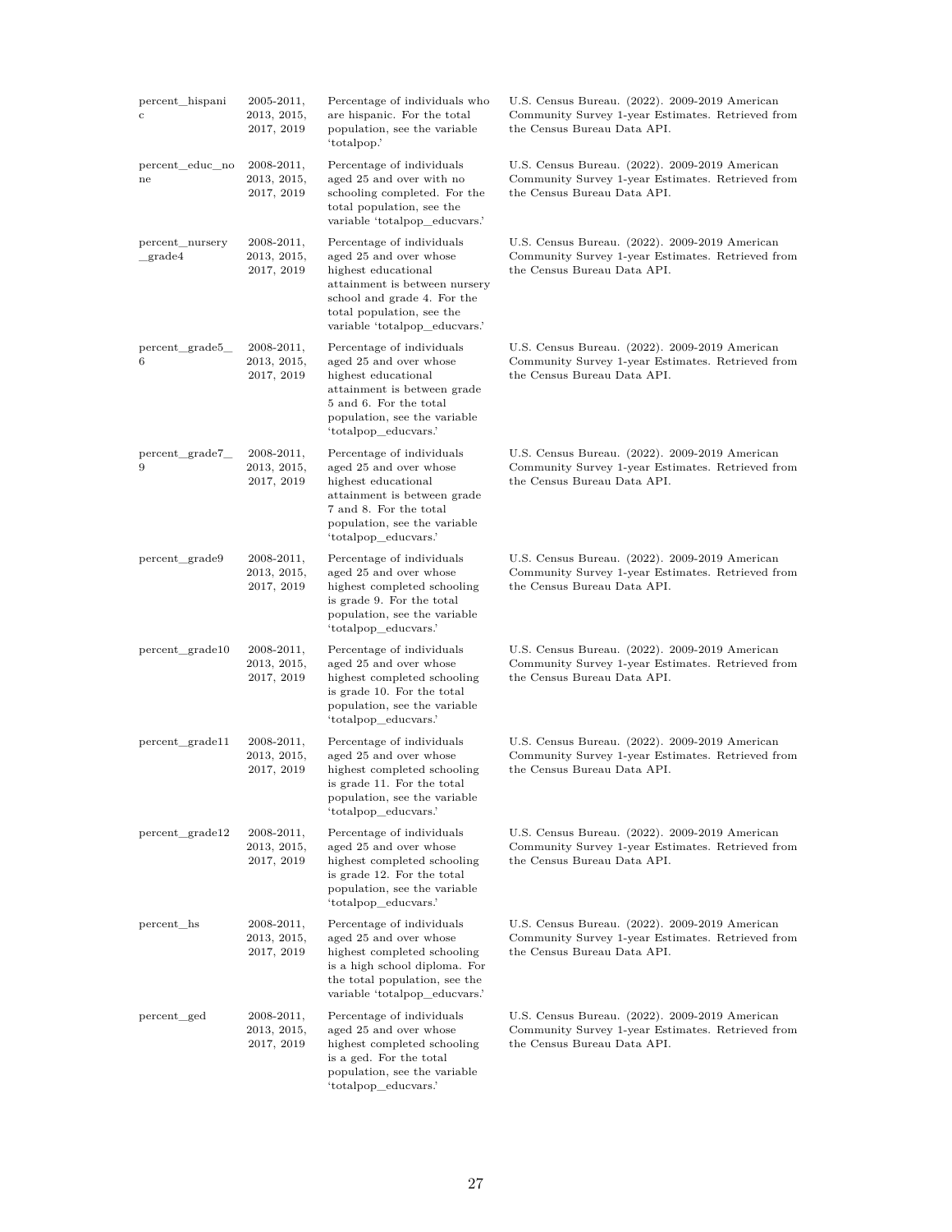| | | | |
|---|---|---|---|
| percent_hispanic | 2005-2011, 2013, 2015, 2017, 2019 | Percentage of individuals who are hispanic. For the total population, see the variable 'totalpop.' | U.S. Census Bureau. (2022). 2009-2019 American Community Survey 1-year Estimates. Retrieved from the Census Bureau Data API. |
| percent_educ_none | 2008-2011, 2013, 2015, 2017, 2019 | Percentage of individuals aged 25 and over with no schooling completed. For the total population, see the variable 'totalpop_educvars.' | U.S. Census Bureau. (2022). 2009-2019 American Community Survey 1-year Estimates. Retrieved from the Census Bureau Data API. |
| percent_nursery_grade4 | 2008-2011, 2013, 2015, 2017, 2019 | Percentage of individuals aged 25 and over whose highest educational attainment is between nursery school and grade 4. For the total population, see the variable 'totalpop_educvars.' | U.S. Census Bureau. (2022). 2009-2019 American Community Survey 1-year Estimates. Retrieved from the Census Bureau Data API. |
| percent_grade5_6 | 2008-2011, 2013, 2015, 2017, 2019 | Percentage of individuals aged 25 and over whose highest educational attainment is between grade 5 and 6. For the total population, see the variable 'totalpop_educvars.' | U.S. Census Bureau. (2022). 2009-2019 American Community Survey 1-year Estimates. Retrieved from the Census Bureau Data API. |
| percent_grade7_9 | 2008-2011, 2013, 2015, 2017, 2019 | Percentage of individuals aged 25 and over whose highest educational attainment is between grade 7 and 8. For the total population, see the variable 'totalpop_educvars.' | U.S. Census Bureau. (2022). 2009-2019 American Community Survey 1-year Estimates. Retrieved from the Census Bureau Data API. |
| percent_grade9 | 2008-2011, 2013, 2015, 2017, 2019 | Percentage of individuals aged 25 and over whose highest completed schooling is grade 9. For the total population, see the variable 'totalpop_educvars.' | U.S. Census Bureau. (2022). 2009-2019 American Community Survey 1-year Estimates. Retrieved from the Census Bureau Data API. |
| percent_grade10 | 2008-2011, 2013, 2015, 2017, 2019 | Percentage of individuals aged 25 and over whose highest completed schooling is grade 10. For the total population, see the variable 'totalpop_educvars.' | U.S. Census Bureau. (2022). 2009-2019 American Community Survey 1-year Estimates. Retrieved from the Census Bureau Data API. |
| percent_grade11 | 2008-2011, 2013, 2015, 2017, 2019 | Percentage of individuals aged 25 and over whose highest completed schooling is grade 11. For the total population, see the variable 'totalpop_educvars.' | U.S. Census Bureau. (2022). 2009-2019 American Community Survey 1-year Estimates. Retrieved from the Census Bureau Data API. |
| percent_grade12 | 2008-2011, 2013, 2015, 2017, 2019 | Percentage of individuals aged 25 and over whose highest completed schooling is grade 12. For the total population, see the variable 'totalpop_educvars.' | U.S. Census Bureau. (2022). 2009-2019 American Community Survey 1-year Estimates. Retrieved from the Census Bureau Data API. |
| percent_hs | 2008-2011, 2013, 2015, 2017, 2019 | Percentage of individuals aged 25 and over whose highest completed schooling is a high school diploma. For the total population, see the variable 'totalpop_educvars.' | U.S. Census Bureau. (2022). 2009-2019 American Community Survey 1-year Estimates. Retrieved from the Census Bureau Data API. |
| percent_ged | 2008-2011, 2013, 2015, 2017, 2019 | Percentage of individuals aged 25 and over whose highest completed schooling is a ged. For the total population, see the variable 'totalpop_educvars.' | U.S. Census Bureau. (2022). 2009-2019 American Community Survey 1-year Estimates. Retrieved from the Census Bureau Data API. |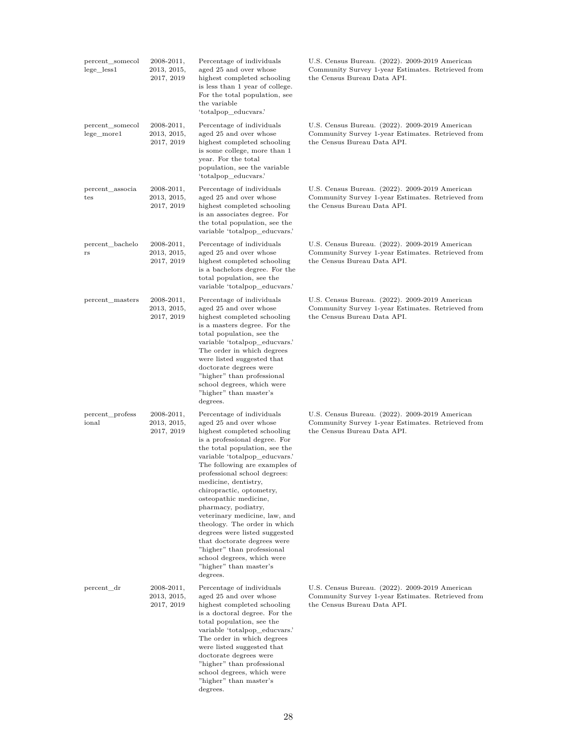| | | | |
|---|---|---|---|
| percent_somecollege_less1 | 2008-2011, 2013, 2015, 2017, 2019 | Percentage of individuals aged 25 and over whose highest completed schooling is less than 1 year of college. For the total population, see the variable 'totalpop_educvars.' | U.S. Census Bureau. (2022). 2009-2019 American Community Survey 1-year Estimates. Retrieved from the Census Bureau Data API. |
| percent_somecollege_more1 | 2008-2011, 2013, 2015, 2017, 2019 | Percentage of individuals aged 25 and over whose highest completed schooling is some college, more than 1 year. For the total population, see the variable 'totalpop_educvars.' | U.S. Census Bureau. (2022). 2009-2019 American Community Survey 1-year Estimates. Retrieved from the Census Bureau Data API. |
| percent_associates | 2008-2011, 2013, 2015, 2017, 2019 | Percentage of individuals aged 25 and over whose highest completed schooling is an associates degree. For the total population, see the variable 'totalpop_educvars.' | U.S. Census Bureau. (2022). 2009-2019 American Community Survey 1-year Estimates. Retrieved from the Census Bureau Data API. |
| percent_bachelors | 2008-2011, 2013, 2015, 2017, 2019 | Percentage of individuals aged 25 and over whose highest completed schooling is a bachelors degree. For the total population, see the variable 'totalpop_educvars.' | U.S. Census Bureau. (2022). 2009-2019 American Community Survey 1-year Estimates. Retrieved from the Census Bureau Data API. |
| percent_masters | 2008-2011, 2013, 2015, 2017, 2019 | Percentage of individuals aged 25 and over whose highest completed schooling is a masters degree. For the total population, see the variable 'totalpop_educvars.' The order in which degrees were listed suggested that doctorate degrees were "higher" than professional school degrees, which were "higher" than master's degrees. | U.S. Census Bureau. (2022). 2009-2019 American Community Survey 1-year Estimates. Retrieved from the Census Bureau Data API. |
| percent_professional | 2008-2011, 2013, 2015, 2017, 2019 | Percentage of individuals aged 25 and over whose highest completed schooling is a professional degree. For the total population, see the variable 'totalpop_educvars.' The following are examples of professional school degrees: medicine, dentistry, chiropractic, optometry, osteopathic medicine, pharmacy, podiatry, veterinary medicine, law, and theology. The order in which degrees were listed suggested that doctorate degrees were "higher" than professional school degrees, which were "higher" than master's degrees. | U.S. Census Bureau. (2022). 2009-2019 American Community Survey 1-year Estimates. Retrieved from the Census Bureau Data API. |
| percent_dr | 2008-2011, 2013, 2015, 2017, 2019 | Percentage of individuals aged 25 and over whose highest completed schooling is a doctoral degree. For the total population, see the variable 'totalpop_educvars.' The order in which degrees were listed suggested that doctorate degrees were "higher" than professional school degrees, which were "higher" than master's degrees. | U.S. Census Bureau. (2022). 2009-2019 American Community Survey 1-year Estimates. Retrieved from the Census Bureau Data API. |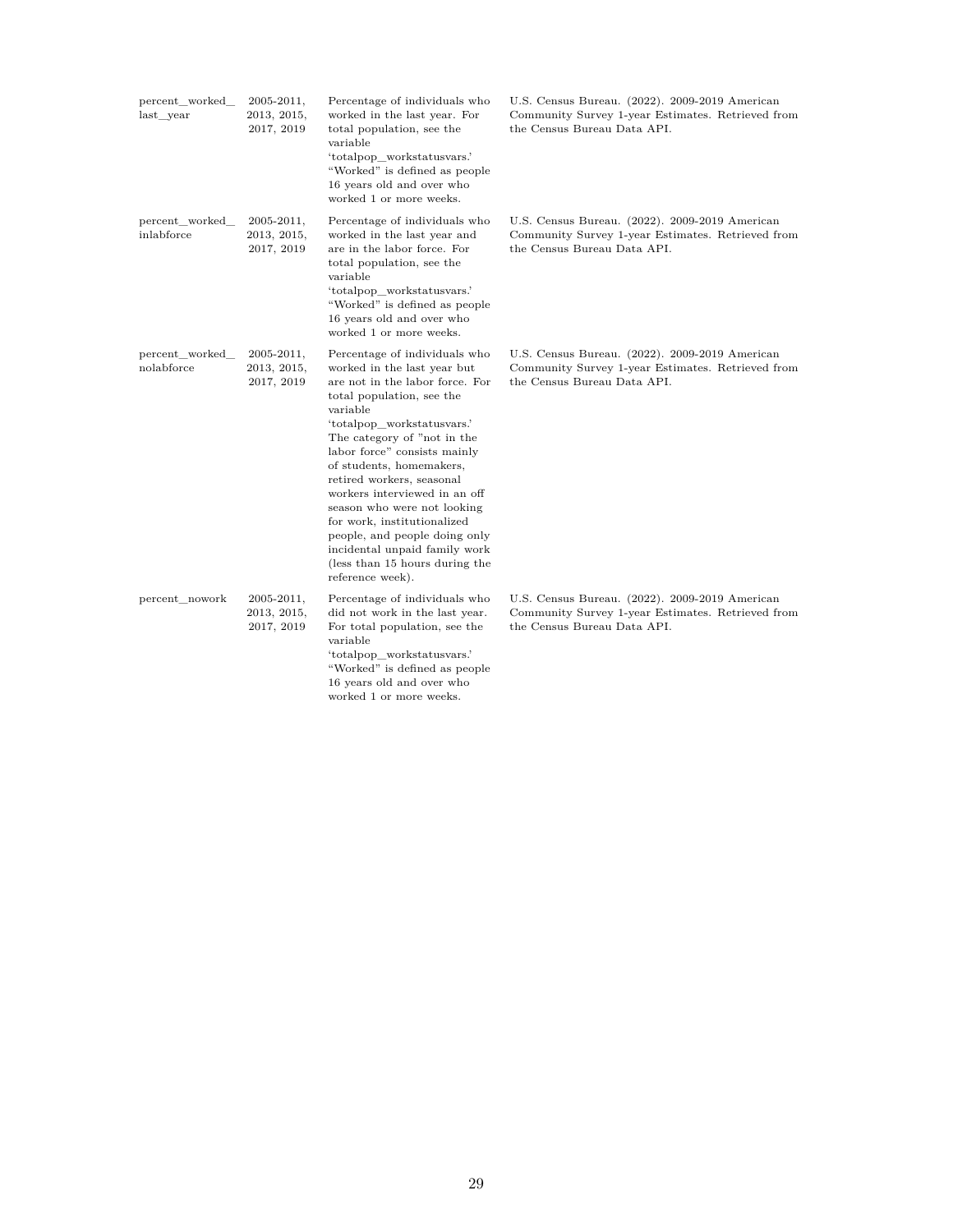| | | | |
|---|---|---|---|
| percent_worked_last_year | 2005-2011, 2013, 2015, 2017, 2019 | Percentage of individuals who worked in the last year. For total population, see the variable 'totalpop_workstatusvars.' "Worked" is defined as people 16 years old and over who worked 1 or more weeks. | U.S. Census Bureau. (2022). 2009-2019 American Community Survey 1-year Estimates. Retrieved from the Census Bureau Data API. |
| percent_worked_inlabforce | 2005-2011, 2013, 2015, 2017, 2019 | Percentage of individuals who worked in the last year and are in the labor force. For total population, see the variable 'totalpop_workstatusvars.' "Worked" is defined as people 16 years old and over who worked 1 or more weeks. | U.S. Census Bureau. (2022). 2009-2019 American Community Survey 1-year Estimates. Retrieved from the Census Bureau Data API. |
| percent_worked_nolabforce | 2005-2011, 2013, 2015, 2017, 2019 | Percentage of individuals who worked in the last year but are not in the labor force. For total population, see the variable 'totalpop_workstatusvars.' The category of "not in the labor force" consists mainly of students, homemakers, retired workers, seasonal workers interviewed in an off season who were not looking for work, institutionalized people, and people doing only incidental unpaid family work (less than 15 hours during the reference week). | U.S. Census Bureau. (2022). 2009-2019 American Community Survey 1-year Estimates. Retrieved from the Census Bureau Data API. |
| percent_nowork | 2005-2011, 2013, 2015, 2017, 2019 | Percentage of individuals who did not work in the last year. For total population, see the variable 'totalpop_workstatusvars.' "Worked" is defined as people 16 years old and over who worked 1 or more weeks. | U.S. Census Bureau. (2022). 2009-2019 American Community Survey 1-year Estimates. Retrieved from the Census Bureau Data API. |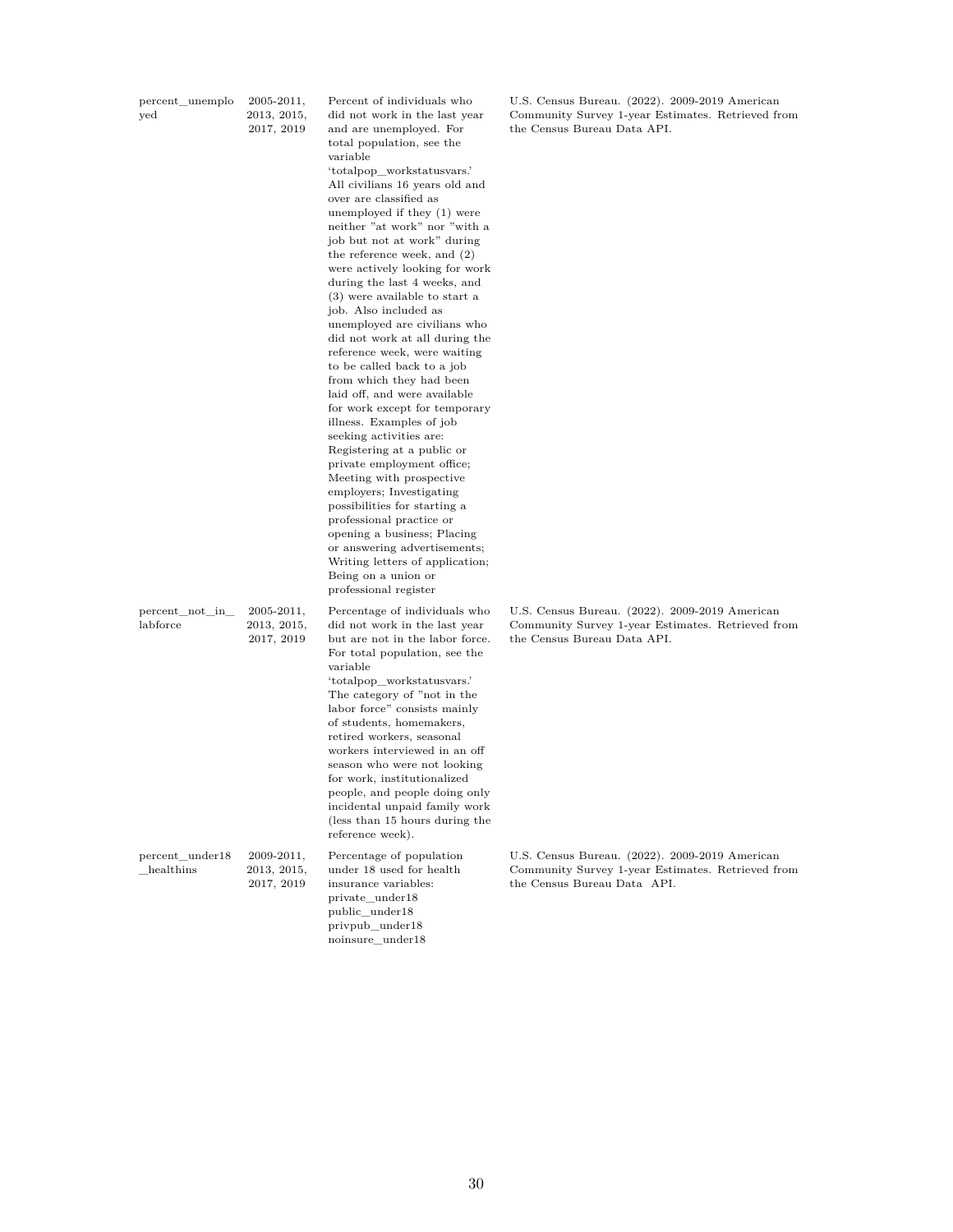| | | | |
|---|---|---|---|
| percent_unemployed | 2005-2011, 2013, 2015, 2017, 2019 | Percent of individuals who did not work in the last year and are unemployed. For total population, see the variable 'totalpop_workstatusvars.' All civilians 16 years old and over are classified as unemployed if they (1) were neither "at work" nor "with a job but not at work" during the reference week, and (2) were actively looking for work during the last 4 weeks, and (3) were available to start a job. Also included as unemployed are civilians who did not work at all during the reference week, were waiting to be called back to a job from which they had been laid off, and were available for work except for temporary illness. Examples of job seeking activities are: Registering at a public or private employment office; Meeting with prospective employers; Investigating possibilities for starting a professional practice or opening a business; Placing or answering advertisements; Writing letters of application; Being on a union or professional register | U.S. Census Bureau. (2022). 2009-2019 American Community Survey 1-year Estimates. Retrieved from the Census Bureau Data API. |
| percent_not_in_labforce | 2005-2011, 2013, 2015, 2017, 2019 | Percentage of individuals who did not work in the last year but are not in the labor force. For total population, see the variable 'totalpop_workstatusvars.' The category of "not in the labor force" consists mainly of students, homemakers, retired workers, seasonal workers interviewed in an off season who were not looking for work, institutionalized people, and people doing only incidental unpaid family work (less than 15 hours during the reference week). | U.S. Census Bureau. (2022). 2009-2019 American Community Survey 1-year Estimates. Retrieved from the Census Bureau Data API. |
| percent_under18_healthins | 2009-2011, 2013, 2015, 2017, 2019 | Percentage of population under 18 used for health insurance variables: private_under18 public_under18 privpub_under18 noinsure_under18 | U.S. Census Bureau. (2022). 2009-2019 American Community Survey 1-year Estimates. Retrieved from the Census Bureau Data API. |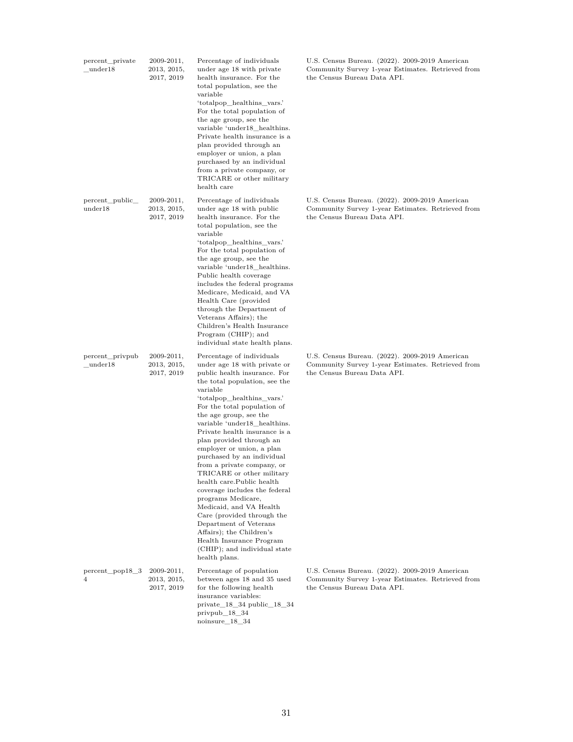| | | | |
|---|---|---|---|
| percent_private_under18 | 2009-2011, 2013, 2015, 2017, 2019 | Percentage of individuals under age 18 with private health insurance. For the total population, see the variable 'totalpop_healthins_vars.' For the total population of the age group, see the variable 'under18_healthins. Private health insurance is a plan provided through an employer or union, a plan purchased by an individual from a private company, or TRICARE or other military health care | U.S. Census Bureau. (2022). 2009-2019 American Community Survey 1-year Estimates. Retrieved from the Census Bureau Data API. |
| percent_public_under18 | 2009-2011, 2013, 2015, 2017, 2019 | Percentage of individuals under age 18 with public health insurance. For the total population, see the variable 'totalpop_healthins_vars.' For the total population of the age group, see the variable 'under18_healthins. Public health coverage includes the federal programs Medicare, Medicaid, and VA Health Care (provided through the Department of Veterans Affairs); the Children's Health Insurance Program (CHIP); and individual state health plans. | U.S. Census Bureau. (2022). 2009-2019 American Community Survey 1-year Estimates. Retrieved from the Census Bureau Data API. |
| percent_privpub_under18 | 2009-2011, 2013, 2015, 2017, 2019 | Percentage of individuals under age 18 with private or public health insurance. For the total population, see the variable 'totalpop_healthins_vars.' For the total population of the age group, see the variable 'under18_healthins. Private health insurance is a plan provided through an employer or union, a plan purchased by an individual from a private company, or TRICARE or other military health care.Public health coverage includes the federal programs Medicare, Medicaid, and VA Health Care (provided through the Department of Veterans Affairs); the Children's Health Insurance Program (CHIP); and individual state health plans. | U.S. Census Bureau. (2022). 2009-2019 American Community Survey 1-year Estimates. Retrieved from the Census Bureau Data API. |
| percent_pop18_34 | 2009-2011, 2013, 2015, 2017, 2019 | Percentage of population between ages 18 and 35 used for the following health insurance variables: private_18_34 public_18_34 privpub_18_34 noinsure_18_34 | U.S. Census Bureau. (2022). 2009-2019 American Community Survey 1-year Estimates. Retrieved from the Census Bureau Data API. |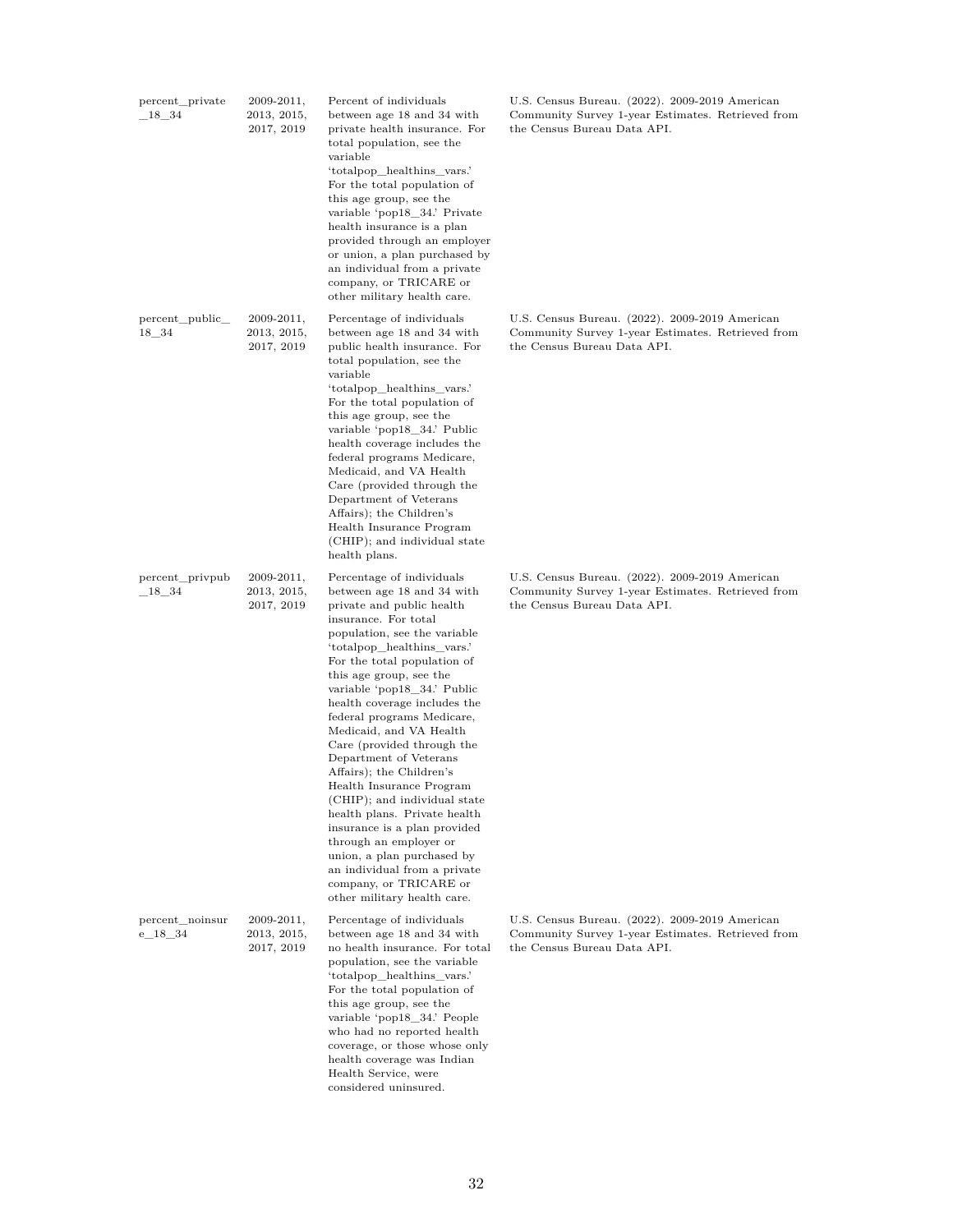| | | | |
|---|---|---|---|
| percent_private_18_34 | 2009-2011, 2013, 2015, 2017, 2019 | Percent of individuals between age 18 and 34 with private health insurance. For total population, see the variable 'totalpop_healthins_vars.' For the total population of this age group, see the variable 'pop18_34.' Private health insurance is a plan provided through an employer or union, a plan purchased by an individual from a private company, or TRICARE or other military health care. | U.S. Census Bureau. (2022). 2009-2019 American Community Survey 1-year Estimates. Retrieved from the Census Bureau Data API. |
| percent_public_18_34 | 2009-2011, 2013, 2015, 2017, 2019 | Percentage of individuals between age 18 and 34 with public health insurance. For total population, see the variable 'totalpop_healthins_vars.' For the total population of this age group, see the variable 'pop18_34.' Public health coverage includes the federal programs Medicare, Medicaid, and VA Health Care (provided through the Department of Veterans Affairs); the Children's Health Insurance Program (CHIP); and individual state health plans. | U.S. Census Bureau. (2022). 2009-2019 American Community Survey 1-year Estimates. Retrieved from the Census Bureau Data API. |
| percent_privpub_18_34 | 2009-2011, 2013, 2015, 2017, 2019 | Percentage of individuals between age 18 and 34 with private and public health insurance. For total population, see the variable 'totalpop_healthins_vars.' For the total population of this age group, see the variable 'pop18_34.' Public health coverage includes the federal programs Medicare, Medicaid, and VA Health Care (provided through the Department of Veterans Affairs); the Children's Health Insurance Program (CHIP); and individual state health plans. Private health insurance is a plan provided through an employer or union, a plan purchased by an individual from a private company, or TRICARE or other military health care. | U.S. Census Bureau. (2022). 2009-2019 American Community Survey 1-year Estimates. Retrieved from the Census Bureau Data API. |
| percent_noinsure_18_34 | 2009-2011, 2013, 2015, 2017, 2019 | Percentage of individuals between age 18 and 34 with no health insurance. For total population, see the variable 'totalpop_healthins_vars.' For the total population of this age group, see the variable 'pop18_34.' People who had no reported health coverage, or those whose only health coverage was Indian Health Service, were considered uninsured. | U.S. Census Bureau. (2022). 2009-2019 American Community Survey 1-year Estimates. Retrieved from the Census Bureau Data API. |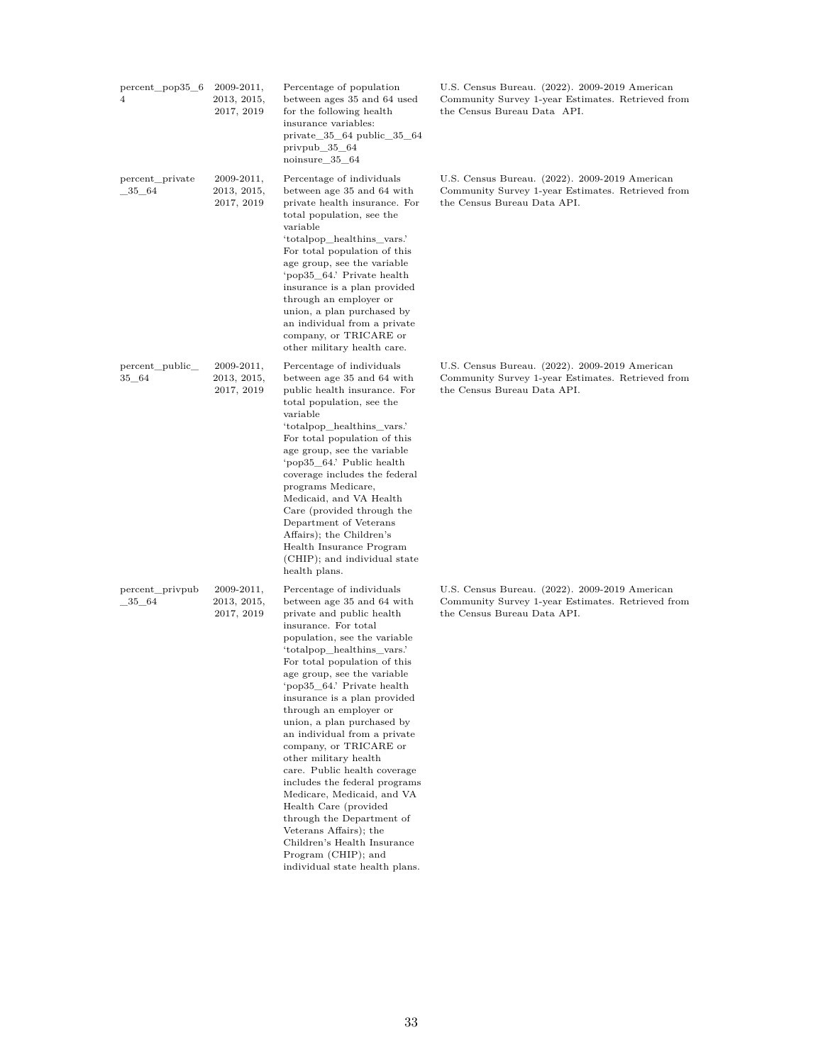| | | | |
|---|---|---|---|
| percent_pop35_64 | 2009-2011, 2013, 2015, 2017, 2019 | Percentage of population between ages 35 and 64 used for the following health insurance variables: private_35_64 public_35_64 privpub_35_64 noinsure_35_64 | U.S. Census Bureau. (2022). 2009-2019 American Community Survey 1-year Estimates. Retrieved from the Census Bureau Data API. |
| percent_private_35_64 | 2009-2011, 2013, 2015, 2017, 2019 | Percentage of individuals between age 35 and 64 with private health insurance. For total population, see the variable 'totalpop_healthins_vars.' For total population of this age group, see the variable 'pop35_64.' Private health insurance is a plan provided through an employer or union, a plan purchased by an individual from a private company, or TRICARE or other military health care. | U.S. Census Bureau. (2022). 2009-2019 American Community Survey 1-year Estimates. Retrieved from the Census Bureau Data API. |
| percent_public_35_64 | 2009-2011, 2013, 2015, 2017, 2019 | Percentage of individuals between age 35 and 64 with public health insurance. For total population, see the variable 'totalpop_healthins_vars.' For total population of this age group, see the variable 'pop35_64.' Public health coverage includes the federal programs Medicare, Medicaid, and VA Health Care (provided through the Department of Veterans Affairs); the Children's Health Insurance Program (CHIP); and individual state health plans. | U.S. Census Bureau. (2022). 2009-2019 American Community Survey 1-year Estimates. Retrieved from the Census Bureau Data API. |
| percent_privpub_35_64 | 2009-2011, 2013, 2015, 2017, 2019 | Percentage of individuals between age 35 and 64 with private and public health insurance. For total population, see the variable 'totalpop_healthins_vars.' For total population of this age group, see the variable 'pop35_64.' Private health insurance is a plan provided through an employer or union, a plan purchased by an individual from a private company, or TRICARE or other military health care. Public health coverage includes the federal programs Medicare, Medicaid, and VA Health Care (provided through the Department of Veterans Affairs); the Children's Health Insurance Program (CHIP); and individual state health plans. | U.S. Census Bureau. (2022). 2009-2019 American Community Survey 1-year Estimates. Retrieved from the Census Bureau Data API. |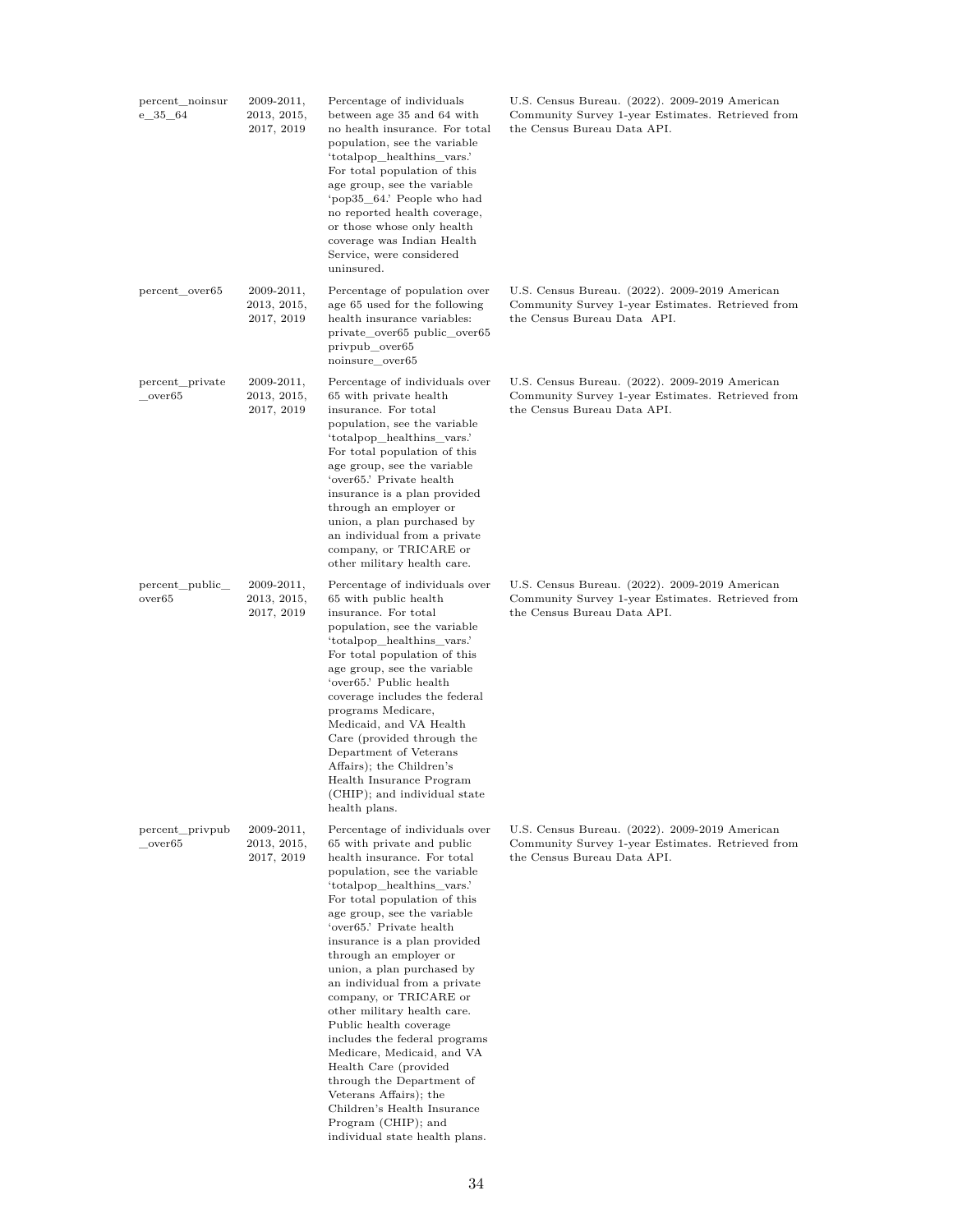| | | | |
|---|---|---|---|
| percent_noinsure_35_64 | 2009-2011, 2013, 2015, 2017, 2019 | Percentage of individuals between age 35 and 64 with no health insurance. For total population, see the variable 'totalpop_healthins_vars.' For total population of this age group, see the variable 'pop35_64.' People who had no reported health coverage, or those whose only health coverage was Indian Health Service, were considered uninsured. | U.S. Census Bureau. (2022). 2009-2019 American Community Survey 1-year Estimates. Retrieved from the Census Bureau Data API. |
| percent_over65 | 2009-2011, 2013, 2015, 2017, 2019 | Percentage of population over age 65 used for the following health insurance variables: private_over65 public_over65 privpub_over65 noinsure_over65 | U.S. Census Bureau. (2022). 2009-2019 American Community Survey 1-year Estimates. Retrieved from the Census Bureau Data API. |
| percent_private_over65 | 2009-2011, 2013, 2015, 2017, 2019 | Percentage of individuals over 65 with private health insurance. For total population, see the variable 'totalpop_healthins_vars.' For total population of this age group, see the variable 'over65.' Private health insurance is a plan provided through an employer or union, a plan purchased by an individual from a private company, or TRICARE or other military health care. | U.S. Census Bureau. (2022). 2009-2019 American Community Survey 1-year Estimates. Retrieved from the Census Bureau Data API. |
| percent_public_over65 | 2009-2011, 2013, 2015, 2017, 2019 | Percentage of individuals over 65 with public health insurance. For total population, see the variable 'totalpop_healthins_vars.' For total population of this age group, see the variable 'over65.' Public health coverage includes the federal programs Medicare, Medicaid, and VA Health Care (provided through the Department of Veterans Affairs); the Children's Health Insurance Program (CHIP); and individual state health plans. | U.S. Census Bureau. (2022). 2009-2019 American Community Survey 1-year Estimates. Retrieved from the Census Bureau Data API. |
| percent_privpub_over65 | 2009-2011, 2013, 2015, 2017, 2019 | Percentage of individuals over 65 with private and public health insurance. For total population, see the variable 'totalpop_healthins_vars.' For total population of this age group, see the variable 'over65.' Private health insurance is a plan provided through an employer or union, a plan purchased by an individual from a private company, or TRICARE or other military health care. Public health coverage includes the federal programs Medicare, Medicaid, and VA Health Care (provided through the Department of Veterans Affairs); the Children's Health Insurance Program (CHIP); and individual state health plans. | U.S. Census Bureau. (2022). 2009-2019 American Community Survey 1-year Estimates. Retrieved from the Census Bureau Data API. |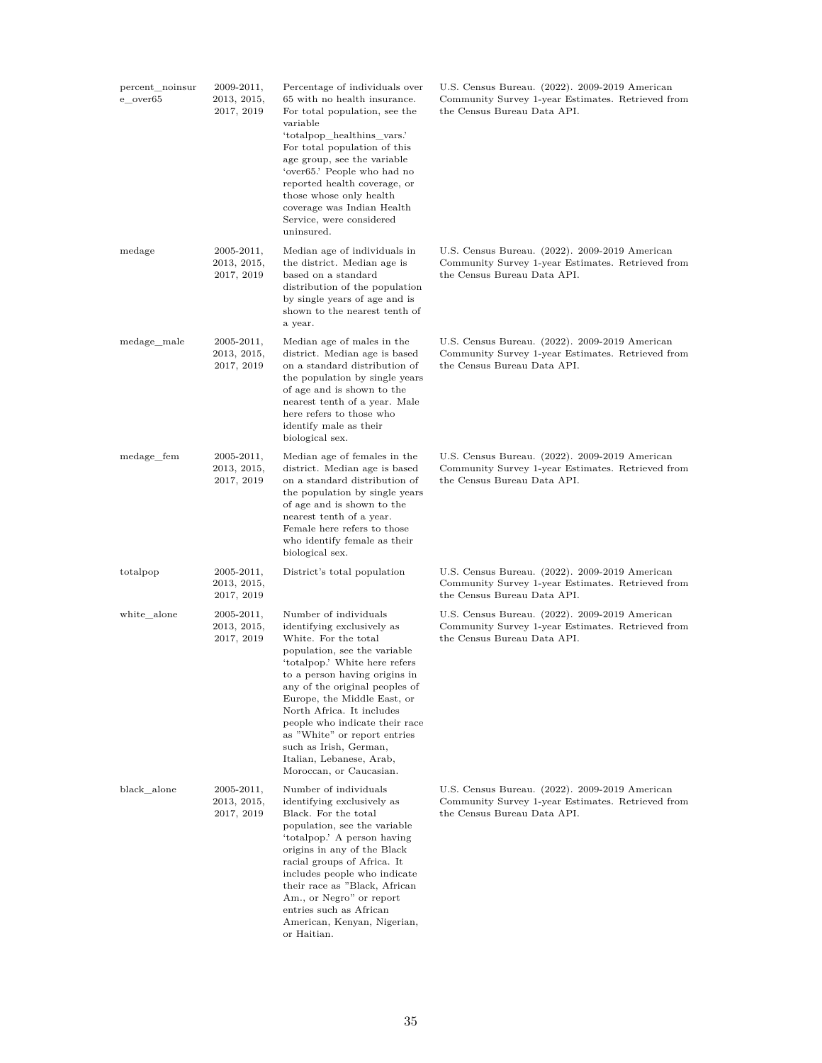| | | | |
|---|---|---|---|
| percent_noinsure_over65 | 2009-2011, 2013, 2015, 2017, 2019 | Percentage of individuals over 65 with no health insurance. For total population, see the variable 'totalpop_healthins_vars.' For total population of this age group, see the variable 'over65.' People who had no reported health coverage, or those whose only health coverage was Indian Health Service, were considered uninsured. | U.S. Census Bureau. (2022). 2009-2019 American Community Survey 1-year Estimates. Retrieved from the Census Bureau Data API. |
| medage | 2005-2011, 2013, 2015, 2017, 2019 | Median age of individuals in the district. Median age is based on a standard distribution of the population by single years of age and is shown to the nearest tenth of a year. | U.S. Census Bureau. (2022). 2009-2019 American Community Survey 1-year Estimates. Retrieved from the Census Bureau Data API. |
| medage_male | 2005-2011, 2013, 2015, 2017, 2019 | Median age of males in the district. Median age is based on a standard distribution of the population by single years of age and is shown to the nearest tenth of a year. Male here refers to those who identify male as their biological sex. | U.S. Census Bureau. (2022). 2009-2019 American Community Survey 1-year Estimates. Retrieved from the Census Bureau Data API. |
| medage_fem | 2005-2011, 2013, 2015, 2017, 2019 | Median age of females in the district. Median age is based on a standard distribution of the population by single years of age and is shown to the nearest tenth of a year. Female here refers to those who identify female as their biological sex. | U.S. Census Bureau. (2022). 2009-2019 American Community Survey 1-year Estimates. Retrieved from the Census Bureau Data API. |
| totalpop | 2005-2011, 2013, 2015, 2017, 2019 | District's total population | U.S. Census Bureau. (2022). 2009-2019 American Community Survey 1-year Estimates. Retrieved from the Census Bureau Data API. |
| white_alone | 2005-2011, 2013, 2015, 2017, 2019 | Number of individuals identifying exclusively as White. For the total population, see the variable 'totalpop.' White here refers to a person having origins in any of the original peoples of Europe, the Middle East, or North Africa. It includes people who indicate their race as "White" or report entries such as Irish, German, Italian, Lebanese, Arab, Moroccan, or Caucasian. | U.S. Census Bureau. (2022). 2009-2019 American Community Survey 1-year Estimates. Retrieved from the Census Bureau Data API. |
| black_alone | 2005-2011, 2013, 2015, 2017, 2019 | Number of individuals identifying exclusively as Black. For the total population, see the variable 'totalpop.' A person having origins in any of the Black racial groups of Africa. It includes people who indicate their race as "Black, African Am., or Negro" or report entries such as African American, Kenyan, Nigerian, or Haitian. | U.S. Census Bureau. (2022). 2009-2019 American Community Survey 1-year Estimates. Retrieved from the Census Bureau Data API. |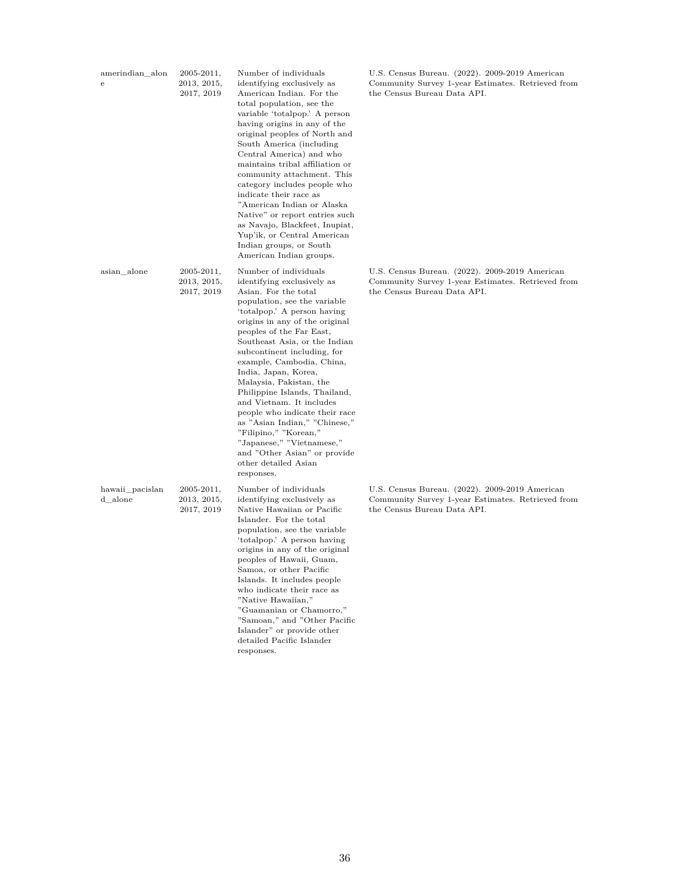| | | | |
|---|---|---|---|
| amerindian_alone | 2005-2011, 2013, 2015, 2017, 2019 | Number of individuals identifying exclusively as American Indian. For the total population, see the variable 'totalpop.' A person having origins in any of the original peoples of North and South America (including Central America) and who maintains tribal affiliation or community attachment. This category includes people who indicate their race as "American Indian or Alaska Native" or report entries such as Navajo, Blackfeet, Inupiat, Yup'ik, or Central American Indian groups, or South American Indian groups. | U.S. Census Bureau. (2022). 2009-2019 American Community Survey 1-year Estimates. Retrieved from the Census Bureau Data API. |
| asian_alone | 2005-2011, 2013, 2015, 2017, 2019 | Number of individuals identifying exclusively as Asian. For the total population, see the variable 'totalpop.' A person having origins in any of the original peoples of the Far East, Southeast Asia, or the Indian subcontinent including, for example, Cambodia, China, India, Japan, Korea, Malaysia, Pakistan, the Philippine Islands, Thailand, and Vietnam. It includes people who indicate their race as "Asian Indian," "Chinese," "Filipino," "Korean," "Japanese," "Vietnamese," and "Other Asian" or provide other detailed Asian responses. | U.S. Census Bureau. (2022). 2009-2019 American Community Survey 1-year Estimates. Retrieved from the Census Bureau Data API. |
| hawaii_pacisland_alone | 2005-2011, 2013, 2015, 2017, 2019 | Number of individuals identifying exclusively as Native Hawaiian or Pacific Islander. For the total population, see the variable 'totalpop.' A person having origins in any of the original peoples of Hawaii, Guam, Samoa, or other Pacific Islands. It includes people who indicate their race as "Native Hawaiian," "Guamanian or Chamorro," "Samoan," and "Other Pacific Islander" or provide other detailed Pacific Islander responses. | U.S. Census Bureau. (2022). 2009-2019 American Community Survey 1-year Estimates. Retrieved from the Census Bureau Data API. |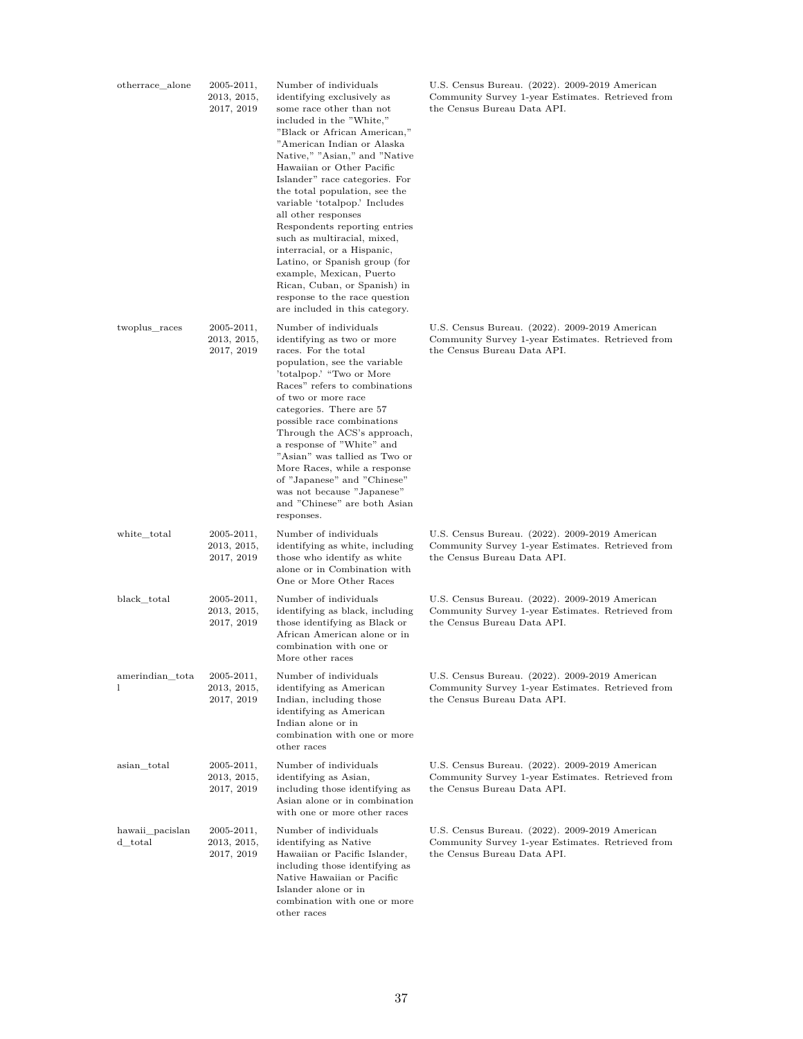| | | | |
|---|---|---|---|
| otherrace_alone | 2005-2011, 2013, 2015, 2017, 2019 | Number of individuals identifying exclusively as some race other than not included in the "White," "Black or African American," "American Indian or Alaska Native," "Asian," and "Native Hawaiian or Other Pacific Islander" race categories. For the total population, see the variable 'totalpop.' Includes all other responses Respondents reporting entries such as multiracial, mixed, interracial, or a Hispanic, Latino, or Spanish group (for example, Mexican, Puerto Rican, Cuban, or Spanish) in response to the race question are included in this category. | U.S. Census Bureau. (2022). 2009-2019 American Community Survey 1-year Estimates. Retrieved from the Census Bureau Data API. |
| twoplus_races | 2005-2011, 2013, 2015, 2017, 2019 | Number of individuals identifying as two or more races. For the total population, see the variable 'totalpop.' "Two or More Races" refers to combinations of two or more race categories. There are 57 possible race combinations Through the ACS's approach, a response of "White" and "Asian" was tallied as Two or More Races, while a response of "Japanese" and "Chinese" was not because "Japanese" and "Chinese" are both Asian responses. | U.S. Census Bureau. (2022). 2009-2019 American Community Survey 1-year Estimates. Retrieved from the Census Bureau Data API. |
| white_total | 2005-2011, 2013, 2015, 2017, 2019 | Number of individuals identifying as white, including those who identify as white alone or in Combination with One or More Other Races | U.S. Census Bureau. (2022). 2009-2019 American Community Survey 1-year Estimates. Retrieved from the Census Bureau Data API. |
| black_total | 2005-2011, 2013, 2015, 2017, 2019 | Number of individuals identifying as black, including those identifying as Black or African American alone or in combination with one or More other races | U.S. Census Bureau. (2022). 2009-2019 American Community Survey 1-year Estimates. Retrieved from the Census Bureau Data API. |
| amerindian_total | 2005-2011, 2013, 2015, 2017, 2019 | Number of individuals identifying as American Indian, including those identifying as American Indian alone or in combination with one or more other races | U.S. Census Bureau. (2022). 2009-2019 American Community Survey 1-year Estimates. Retrieved from the Census Bureau Data API. |
| asian_total | 2005-2011, 2013, 2015, 2017, 2019 | Number of individuals identifying as Asian, including those identifying as Asian alone or in combination with one or more other races | U.S. Census Bureau. (2022). 2009-2019 American Community Survey 1-year Estimates. Retrieved from the Census Bureau Data API. |
| hawaii_pacisland_total | 2005-2011, 2013, 2015, 2017, 2019 | Number of individuals identifying as Native Hawaiian or Pacific Islander, including those identifying as Native Hawaiian or Pacific Islander alone or in combination with one or more other races | U.S. Census Bureau. (2022). 2009-2019 American Community Survey 1-year Estimates. Retrieved from the Census Bureau Data API. |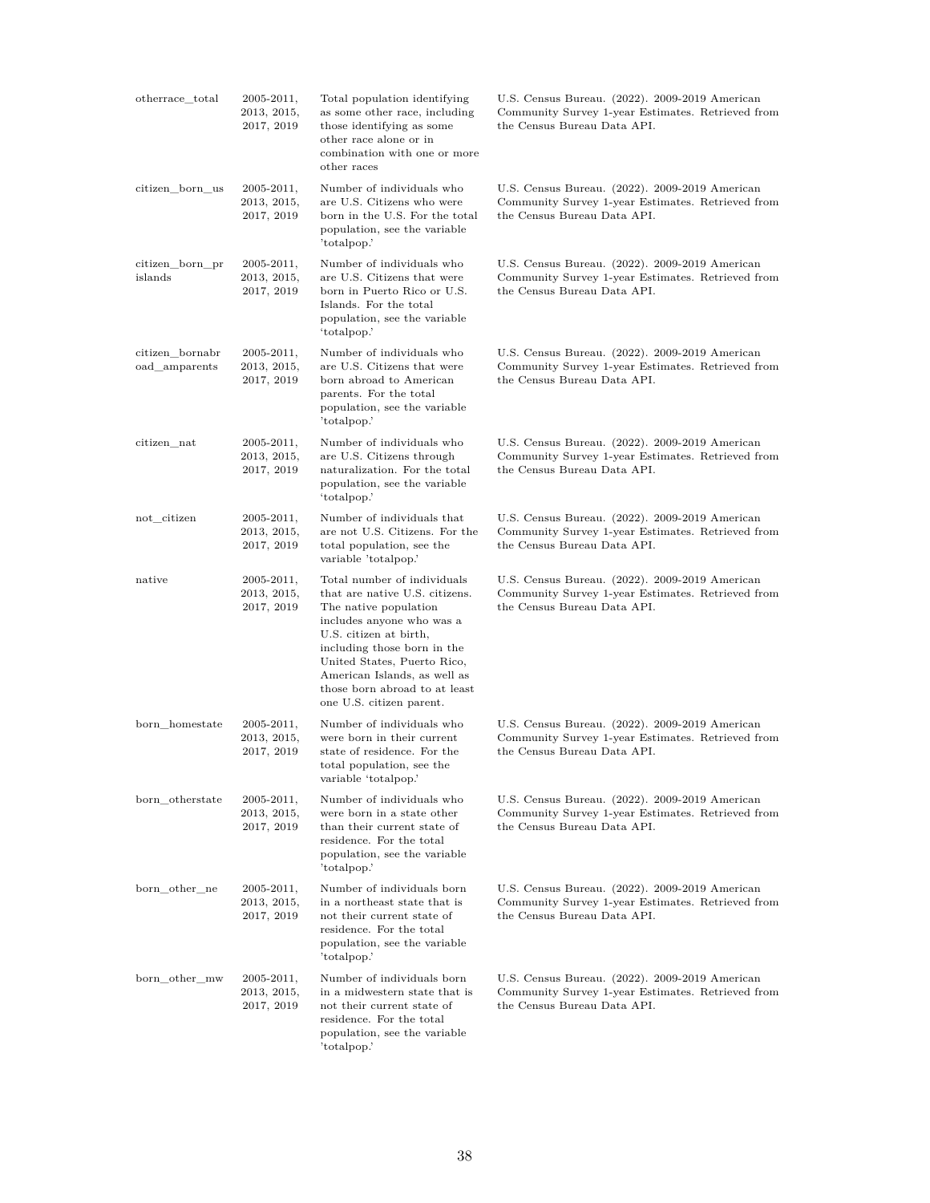| | | | |
|---|---|---|---|
| otherrace_total | 2005-2011, 2013, 2015, 2017, 2019 | Total population identifying as some other race, including those identifying as some other race alone or in combination with one or more other races | U.S. Census Bureau. (2022). 2009-2019 American Community Survey 1-year Estimates. Retrieved from the Census Bureau Data API. |
| citizen_born_us | 2005-2011, 2013, 2015, 2017, 2019 | Number of individuals who are U.S. Citizens who were born in the U.S. For the total population, see the variable 'totalpop.' | U.S. Census Bureau. (2022). 2009-2019 American Community Survey 1-year Estimates. Retrieved from the Census Bureau Data API. |
| citizen_born_pr islands | 2005-2011, 2013, 2015, 2017, 2019 | Number of individuals who are U.S. Citizens that were born in Puerto Rico or U.S. Islands. For the total population, see the variable 'totalpop.' | U.S. Census Bureau. (2022). 2009-2019 American Community Survey 1-year Estimates. Retrieved from the Census Bureau Data API. |
| citizen_bornabr oad_amparents | 2005-2011, 2013, 2015, 2017, 2019 | Number of individuals who are U.S. Citizens that were born abroad to American parents. For the total population, see the variable 'totalpop.' | U.S. Census Bureau. (2022). 2009-2019 American Community Survey 1-year Estimates. Retrieved from the Census Bureau Data API. |
| citizen_nat | 2005-2011, 2013, 2015, 2017, 2019 | Number of individuals who are U.S. Citizens through naturalization. For the total population, see the variable 'totalpop.' | U.S. Census Bureau. (2022). 2009-2019 American Community Survey 1-year Estimates. Retrieved from the Census Bureau Data API. |
| not_citizen | 2005-2011, 2013, 2015, 2017, 2019 | Number of individuals that are not U.S. Citizens. For the total population, see the variable 'totalpop.' | U.S. Census Bureau. (2022). 2009-2019 American Community Survey 1-year Estimates. Retrieved from the Census Bureau Data API. |
| native | 2005-2011, 2013, 2015, 2017, 2019 | Total number of individuals that are native U.S. citizens. The native population includes anyone who was a U.S. citizen at birth, including those born in the United States, Puerto Rico, American Islands, as well as those born abroad to at least one U.S. citizen parent. | U.S. Census Bureau. (2022). 2009-2019 American Community Survey 1-year Estimates. Retrieved from the Census Bureau Data API. |
| born_homestate | 2005-2011, 2013, 2015, 2017, 2019 | Number of individuals who were born in their current state of residence. For the total population, see the variable 'totalpop.' | U.S. Census Bureau. (2022). 2009-2019 American Community Survey 1-year Estimates. Retrieved from the Census Bureau Data API. |
| born_otherstate | 2005-2011, 2013, 2015, 2017, 2019 | Number of individuals who were born in a state other than their current state of residence. For the total population, see the variable 'totalpop.' | U.S. Census Bureau. (2022). 2009-2019 American Community Survey 1-year Estimates. Retrieved from the Census Bureau Data API. |
| born_other_ne | 2005-2011, 2013, 2015, 2017, 2019 | Number of individuals born in a northeast state that is not their current state of residence. For the total population, see the variable 'totalpop.' | U.S. Census Bureau. (2022). 2009-2019 American Community Survey 1-year Estimates. Retrieved from the Census Bureau Data API. |
| born_other_mw | 2005-2011, 2013, 2015, 2017, 2019 | Number of individuals born in a midwestern state that is not their current state of residence. For the total population, see the variable 'totalpop.' | U.S. Census Bureau. (2022). 2009-2019 American Community Survey 1-year Estimates. Retrieved from the Census Bureau Data API. |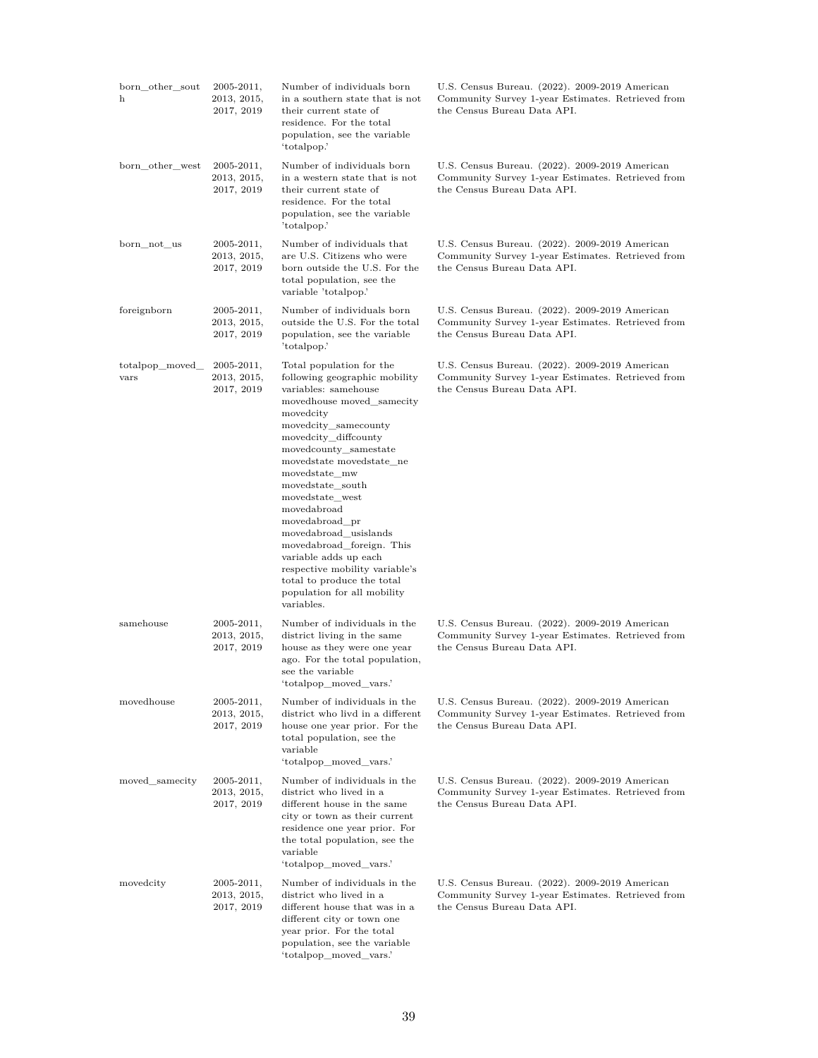| | | | |
|---|---|---|---|
| born_other_south | 2005-2011, 2013, 2015, 2017, 2019 | Number of individuals born in a southern state that is not their current state of residence. For the total population, see the variable 'totalpop.' | U.S. Census Bureau. (2022). 2009-2019 American Community Survey 1-year Estimates. Retrieved from the Census Bureau Data API. |
| born_other_west | 2005-2011, 2013, 2015, 2017, 2019 | Number of individuals born in a western state that is not their current state of residence. For the total population, see the variable 'totalpop.' | U.S. Census Bureau. (2022). 2009-2019 American Community Survey 1-year Estimates. Retrieved from the Census Bureau Data API. |
| born_not_us | 2005-2011, 2013, 2015, 2017, 2019 | Number of individuals that are U.S. Citizens who were born outside the U.S. For the total population, see the variable 'totalpop.' | U.S. Census Bureau. (2022). 2009-2019 American Community Survey 1-year Estimates. Retrieved from the Census Bureau Data API. |
| foreignborn | 2005-2011, 2013, 2015, 2017, 2019 | Number of individuals born outside the U.S. For the total population, see the variable 'totalpop.' | U.S. Census Bureau. (2022). 2009-2019 American Community Survey 1-year Estimates. Retrieved from the Census Bureau Data API. |
| totalpop_moved_vars | 2005-2011, 2013, 2015, 2017, 2019 | Total population for the following geographic mobility variables: samehouse movedhouse moved_samecity movedcity movedcity_samecounty movedcity_diffcounty movedcounty_samestate movedstate movedstate_ne movedstate_mw movedstate_south movedstate_west movedabroad movedabroad_pr movedabroad_usislands movedabroad_foreign. This variable adds up each respective mobility variable's total to produce the total population for all mobility variables. | U.S. Census Bureau. (2022). 2009-2019 American Community Survey 1-year Estimates. Retrieved from the Census Bureau Data API. |
| samehouse | 2005-2011, 2013, 2015, 2017, 2019 | Number of individuals in the district living in the same house as they were one year ago. For the total population, see the variable 'totalpop_moved_vars.' | U.S. Census Bureau. (2022). 2009-2019 American Community Survey 1-year Estimates. Retrieved from the Census Bureau Data API. |
| movedhouse | 2005-2011, 2013, 2015, 2017, 2019 | Number of individuals in the district who livd in a different house one year prior. For the total population, see the variable 'totalpop_moved_vars.' | U.S. Census Bureau. (2022). 2009-2019 American Community Survey 1-year Estimates. Retrieved from the Census Bureau Data API. |
| moved_samecity | 2005-2011, 2013, 2015, 2017, 2019 | Number of individuals in the district who lived in a different house in the same city or town as their current residence one year prior. For the total population, see the variable 'totalpop_moved_vars.' | U.S. Census Bureau. (2022). 2009-2019 American Community Survey 1-year Estimates. Retrieved from the Census Bureau Data API. |
| movedcity | 2005-2011, 2013, 2015, 2017, 2019 | Number of individuals in the district who lived in a different house that was in a different city or town one year prior. For the total population, see the variable 'totalpop_moved_vars.' | U.S. Census Bureau. (2022). 2009-2019 American Community Survey 1-year Estimates. Retrieved from the Census Bureau Data API. |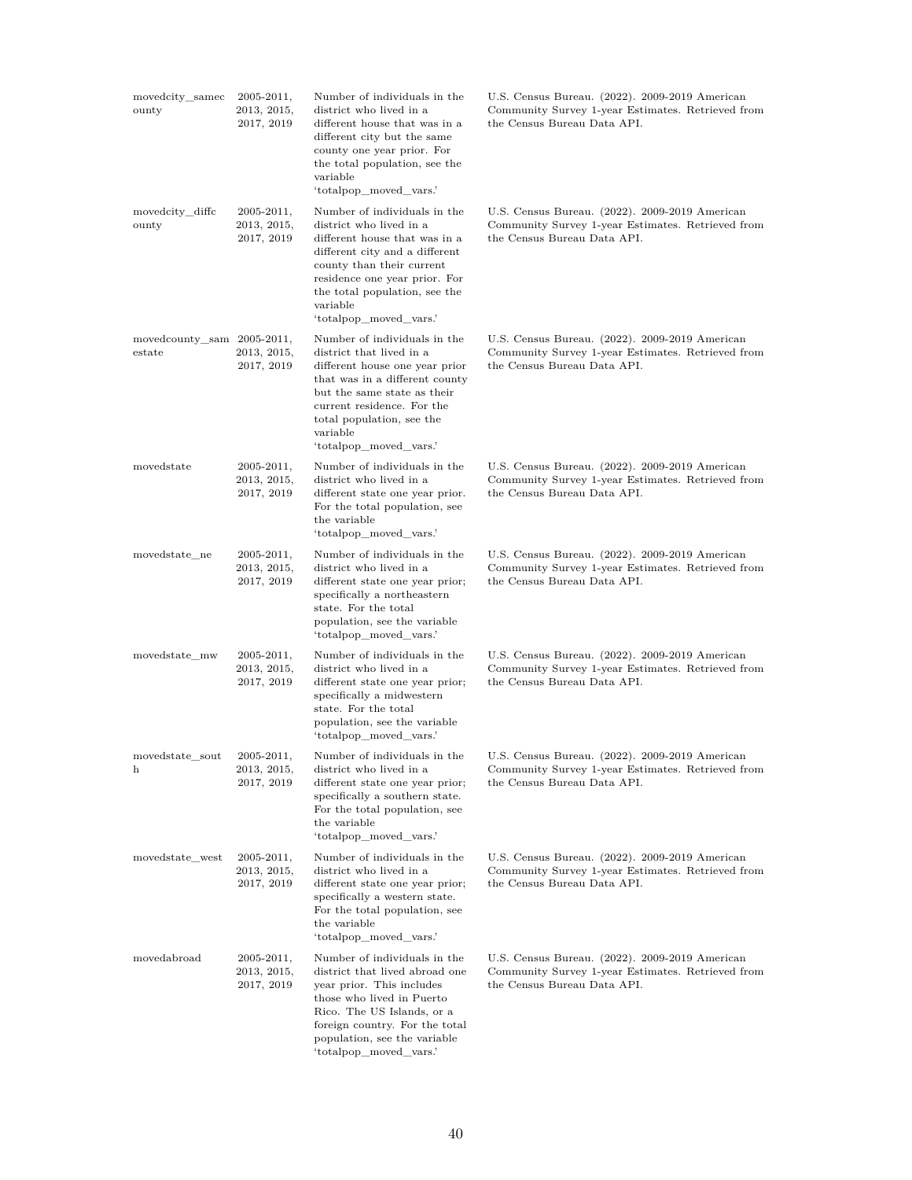| | | | |
|---|---|---|---|
| movedcity_samecounty | 2005-2011, 2013, 2015, 2017, 2019 | Number of individuals in the district who lived in a different house that was in a different city but the same county one year prior. For the total population, see the variable 'totalpop_moved_vars.' | U.S. Census Bureau. (2022). 2009-2019 American Community Survey 1-year Estimates. Retrieved from the Census Bureau Data API. |
| movedcity_diffcounty | 2005-2011, 2013, 2015, 2017, 2019 | Number of individuals in the district who lived in a different house that was in a different city and a different county than their current residence one year prior. For the total population, see the variable 'totalpop_moved_vars.' | U.S. Census Bureau. (2022). 2009-2019 American Community Survey 1-year Estimates. Retrieved from the Census Bureau Data API. |
| movedcounty_samestate | 2005-2011, 2013, 2015, 2017, 2019 | Number of individuals in the district that lived in a different house one year prior that was in a different county but the same state as their current residence. For the total population, see the variable 'totalpop_moved_vars.' | U.S. Census Bureau. (2022). 2009-2019 American Community Survey 1-year Estimates. Retrieved from the Census Bureau Data API. |
| movedstate | 2005-2011, 2013, 2015, 2017, 2019 | Number of individuals in the district who lived in a different state one year prior. For the total population, see the variable 'totalpop_moved_vars.' | U.S. Census Bureau. (2022). 2009-2019 American Community Survey 1-year Estimates. Retrieved from the Census Bureau Data API. |
| movedstate_ne | 2005-2011, 2013, 2015, 2017, 2019 | Number of individuals in the district who lived in a different state one year prior; specifically a northeastern state. For the total population, see the variable 'totalpop_moved_vars.' | U.S. Census Bureau. (2022). 2009-2019 American Community Survey 1-year Estimates. Retrieved from the Census Bureau Data API. |
| movedstate_mw | 2005-2011, 2013, 2015, 2017, 2019 | Number of individuals in the district who lived in a different state one year prior; specifically a midwestern state. For the total population, see the variable 'totalpop_moved_vars.' | U.S. Census Bureau. (2022). 2009-2019 American Community Survey 1-year Estimates. Retrieved from the Census Bureau Data API. |
| movedstate_south | 2005-2011, 2013, 2015, 2017, 2019 | Number of individuals in the district who lived in a different state one year prior; specifically a southern state. For the total population, see the variable 'totalpop_moved_vars.' | U.S. Census Bureau. (2022). 2009-2019 American Community Survey 1-year Estimates. Retrieved from the Census Bureau Data API. |
| movedstate_west | 2005-2011, 2013, 2015, 2017, 2019 | Number of individuals in the district who lived in a different state one year prior; specifically a western state. For the total population, see the variable 'totalpop_moved_vars.' | U.S. Census Bureau. (2022). 2009-2019 American Community Survey 1-year Estimates. Retrieved from the Census Bureau Data API. |
| movedabroad | 2005-2011, 2013, 2015, 2017, 2019 | Number of individuals in the district that lived abroad one year prior. This includes those who lived in Puerto Rico. The US Islands, or a foreign country. For the total population, see the variable 'totalpop_moved_vars.' | U.S. Census Bureau. (2022). 2009-2019 American Community Survey 1-year Estimates. Retrieved from the Census Bureau Data API. |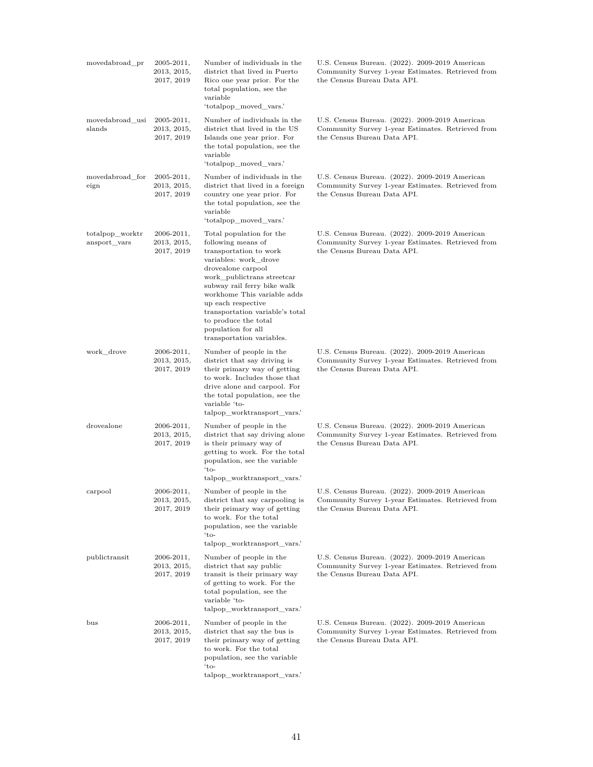| | | | |
|---|---|---|---|
| movedabroad_pr | 2005-2011, 2013, 2015, 2017, 2019 | Number of individuals in the district that lived in Puerto Rico one year prior. For the total population, see the variable 'totalpop_moved_vars.' | U.S. Census Bureau. (2022). 2009-2019 American Community Survey 1-year Estimates. Retrieved from the Census Bureau Data API. |
| movedabroad_usislands | 2005-2011, 2013, 2015, 2017, 2019 | Number of individuals in the district that lived in the US Islands one year prior. For the total population, see the variable 'totalpop_moved_vars.' | U.S. Census Bureau. (2022). 2009-2019 American Community Survey 1-year Estimates. Retrieved from the Census Bureau Data API. |
| movedabroad_foreign | 2005-2011, 2013, 2015, 2017, 2019 | Number of individuals in the district that lived in a foreign country one year prior. For the total population, see the variable 'totalpop_moved_vars.' | U.S. Census Bureau. (2022). 2009-2019 American Community Survey 1-year Estimates. Retrieved from the Census Bureau Data API. |
| totalpop_worktransport_vars | 2006-2011, 2013, 2015, 2017, 2019 | Total population for the following means of transportation to work variables: work_drove drovealone carpool work_publictrans streetcar subway rail ferry bike walk workhome This variable adds up each respective transportation variable's total to produce the total population for all transportation variables. | U.S. Census Bureau. (2022). 2009-2019 American Community Survey 1-year Estimates. Retrieved from the Census Bureau Data API. |
| work_drove | 2006-2011, 2013, 2015, 2017, 2019 | Number of people in the district that say driving is their primary way of getting to work. Includes those that drive alone and carpool. For the total population, see the variable 'totalpop_worktransport_vars.' | U.S. Census Bureau. (2022). 2009-2019 American Community Survey 1-year Estimates. Retrieved from the Census Bureau Data API. |
| drovealone | 2006-2011, 2013, 2015, 2017, 2019 | Number of people in the district that say driving alone is their primary way of getting to work. For the total population, see the variable 'totalpop_worktransport_vars.' | U.S. Census Bureau. (2022). 2009-2019 American Community Survey 1-year Estimates. Retrieved from the Census Bureau Data API. |
| carpool | 2006-2011, 2013, 2015, 2017, 2019 | Number of people in the district that say carpooling is their primary way of getting to work. For the total population, see the variable 'totalpop_worktransport_vars.' | U.S. Census Bureau. (2022). 2009-2019 American Community Survey 1-year Estimates. Retrieved from the Census Bureau Data API. |
| publictransit | 2006-2011, 2013, 2015, 2017, 2019 | Number of people in the district that say public transit is their primary way of getting to work. For the total population, see the variable 'totalpop_worktransport_vars.' | U.S. Census Bureau. (2022). 2009-2019 American Community Survey 1-year Estimates. Retrieved from the Census Bureau Data API. |
| bus | 2006-2011, 2013, 2015, 2017, 2019 | Number of people in the district that say the bus is their primary way of getting to work. For the total population, see the variable 'totalpop_worktransport_vars.' | U.S. Census Bureau. (2022). 2009-2019 American Community Survey 1-year Estimates. Retrieved from the Census Bureau Data API. |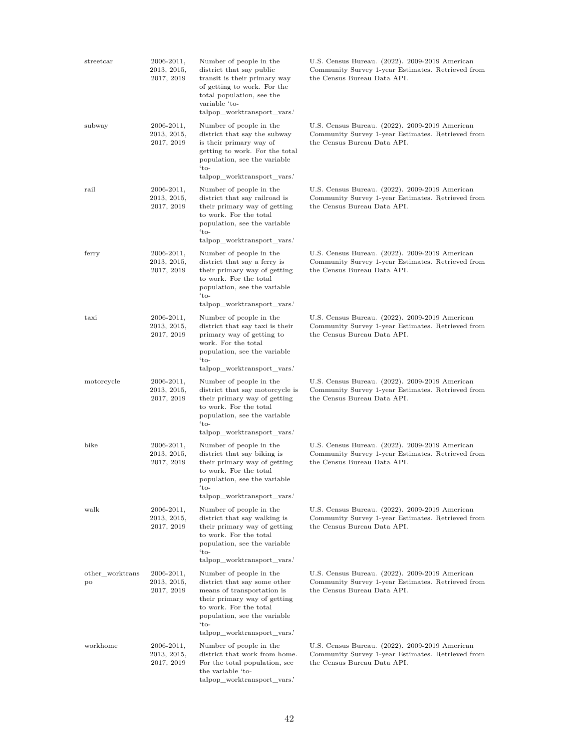| | | | |
|---|---|---|---|
| streetcar | 2006-2011, 2013, 2015, 2017, 2019 | Number of people in the district that say public transit is their primary way of getting to work. For the total population, see the variable 'totalpop_worktransport_vars.' | U.S. Census Bureau. (2022). 2009-2019 American Community Survey 1-year Estimates. Retrieved from the Census Bureau Data API. |
| subway | 2006-2011, 2013, 2015, 2017, 2019 | Number of people in the district that say the subway is their primary way of getting to work. For the total population, see the variable 'totalpop_worktransport_vars.' | U.S. Census Bureau. (2022). 2009-2019 American Community Survey 1-year Estimates. Retrieved from the Census Bureau Data API. |
| rail | 2006-2011, 2013, 2015, 2017, 2019 | Number of people in the district that say railroad is their primary way of getting to work. For the total population, see the variable 'totalpop_worktransport_vars.' | U.S. Census Bureau. (2022). 2009-2019 American Community Survey 1-year Estimates. Retrieved from the Census Bureau Data API. |
| ferry | 2006-2011, 2013, 2015, 2017, 2019 | Number of people in the district that say a ferry is their primary way of getting to work. For the total population, see the variable 'totalpop_worktransport_vars.' | U.S. Census Bureau. (2022). 2009-2019 American Community Survey 1-year Estimates. Retrieved from the Census Bureau Data API. |
| taxi | 2006-2011, 2013, 2015, 2017, 2019 | Number of people in the district that say taxi is their primary way of getting to work. For the total population, see the variable 'totalpop_worktransport_vars.' | U.S. Census Bureau. (2022). 2009-2019 American Community Survey 1-year Estimates. Retrieved from the Census Bureau Data API. |
| motorcycle | 2006-2011, 2013, 2015, 2017, 2019 | Number of people in the district that say motorcycle is their primary way of getting to work. For the total population, see the variable 'totalpop_worktransport_vars.' | U.S. Census Bureau. (2022). 2009-2019 American Community Survey 1-year Estimates. Retrieved from the Census Bureau Data API. |
| bike | 2006-2011, 2013, 2015, 2017, 2019 | Number of people in the district that say biking is their primary way of getting to work. For the total population, see the variable 'totalpop_worktransport_vars.' | U.S. Census Bureau. (2022). 2009-2019 American Community Survey 1-year Estimates. Retrieved from the Census Bureau Data API. |
| walk | 2006-2011, 2013, 2015, 2017, 2019 | Number of people in the district that say walking is their primary way of getting to work. For the total population, see the variable 'totalpop_worktransport_vars.' | U.S. Census Bureau. (2022). 2009-2019 American Community Survey 1-year Estimates. Retrieved from the Census Bureau Data API. |
| other_worktranspo | 2006-2011, 2013, 2015, 2017, 2019 | Number of people in the district that say some other means of transportation is their primary way of getting to work. For the total population, see the variable 'totalpop_worktransport_vars.' | U.S. Census Bureau. (2022). 2009-2019 American Community Survey 1-year Estimates. Retrieved from the Census Bureau Data API. |
| workhome | 2006-2011, 2013, 2015, 2017, 2019 | Number of people in the district that work from home. For the total population, see the variable 'totalpop_worktransport_vars.' | U.S. Census Bureau. (2022). 2009-2019 American Community Survey 1-year Estimates. Retrieved from the Census Bureau Data API. |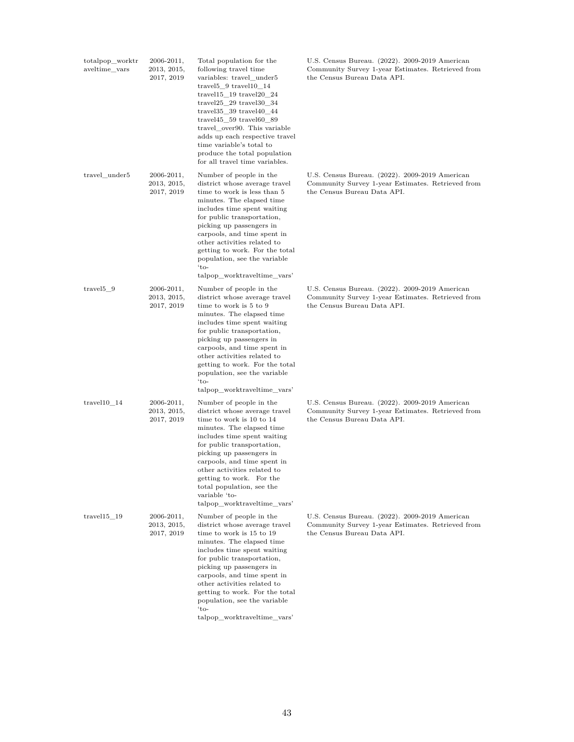| | | | |
|---|---|---|---|
| totalpop_worktraveltime_vars | 2006-2011, 2013, 2015, 2017, 2019 | Total population for the following travel time variables: travel_under5 travel5_9 travel10_14 travel15_19 travel20_24 travel25_29 travel30_34 travel35_39 travel40_44 travel45_59 travel60_89 travel_over90. This variable adds up each respective travel time variable's total to produce the total population for all travel time variables. | U.S. Census Bureau. (2022). 2009-2019 American Community Survey 1-year Estimates. Retrieved from the Census Bureau Data API. |
| travel_under5 | 2006-2011, 2013, 2015, 2017, 2019 | Number of people in the district whose average travel time to work is less than 5 minutes. The elapsed time includes time spent waiting for public transportation, picking up passengers in carpools, and time spent in other activities related to getting to work. For the total population, see the variable 'totalpop_worktraveltime_vars' | U.S. Census Bureau. (2022). 2009-2019 American Community Survey 1-year Estimates. Retrieved from the Census Bureau Data API. |
| travel5_9 | 2006-2011, 2013, 2015, 2017, 2019 | Number of people in the district whose average travel time to work is 5 to 9 minutes. The elapsed time includes time spent waiting for public transportation, picking up passengers in carpools, and time spent in other activities related to getting to work. For the total population, see the variable 'totalpop_worktraveltime_vars' | U.S. Census Bureau. (2022). 2009-2019 American Community Survey 1-year Estimates. Retrieved from the Census Bureau Data API. |
| travel10_14 | 2006-2011, 2013, 2015, 2017, 2019 | Number of people in the district whose average travel time to work is 10 to 14 minutes. The elapsed time includes time spent waiting for public transportation, picking up passengers in carpools, and time spent in other activities related to getting to work. For the total population, see the variable 'totalpop_worktraveltime_vars' | U.S. Census Bureau. (2022). 2009-2019 American Community Survey 1-year Estimates. Retrieved from the Census Bureau Data API. |
| travel15_19 | 2006-2011, 2013, 2015, 2017, 2019 | Number of people in the district whose average travel time to work is 15 to 19 minutes. The elapsed time includes time spent waiting for public transportation, picking up passengers in carpools, and time spent in other activities related to getting to work. For the total population, see the variable 'totalpop_worktraveltime_vars' | U.S. Census Bureau. (2022). 2009-2019 American Community Survey 1-year Estimates. Retrieved from the Census Bureau Data API. |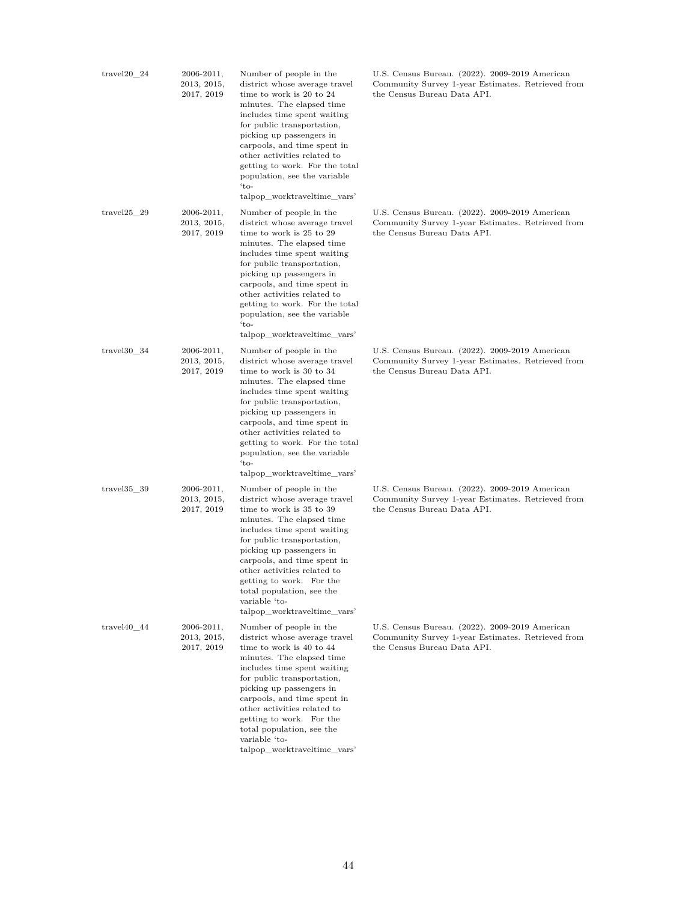| | | | |
|---|---|---|---|
| travel20_24 | 2006-2011, 2013, 2015, 2017, 2019 | Number of people in the district whose average travel time to work is 20 to 24 minutes. The elapsed time includes time spent waiting for public transportation, picking up passengers in carpools, and time spent in other activities related to getting to work. For the total population, see the variable 'totalpop_worktraveltime_vars' | U.S. Census Bureau. (2022). 2009-2019 American Community Survey 1-year Estimates. Retrieved from the Census Bureau Data API. |
| travel25_29 | 2006-2011, 2013, 2015, 2017, 2019 | Number of people in the district whose average travel time to work is 25 to 29 minutes. The elapsed time includes time spent waiting for public transportation, picking up passengers in carpools, and time spent in other activities related to getting to work. For the total population, see the variable 'totalpop_worktraveltime_vars' | U.S. Census Bureau. (2022). 2009-2019 American Community Survey 1-year Estimates. Retrieved from the Census Bureau Data API. |
| travel30_34 | 2006-2011, 2013, 2015, 2017, 2019 | Number of people in the district whose average travel time to work is 30 to 34 minutes. The elapsed time includes time spent waiting for public transportation, picking up passengers in carpools, and time spent in other activities related to getting to work. For the total population, see the variable 'totalpop_worktraveltime_vars' | U.S. Census Bureau. (2022). 2009-2019 American Community Survey 1-year Estimates. Retrieved from the Census Bureau Data API. |
| travel35_39 | 2006-2011, 2013, 2015, 2017, 2019 | Number of people in the district whose average travel time to work is 35 to 39 minutes. The elapsed time includes time spent waiting for public transportation, picking up passengers in carpools, and time spent in other activities related to getting to work. For the total population, see the variable 'totalpop_worktraveltime_vars' | U.S. Census Bureau. (2022). 2009-2019 American Community Survey 1-year Estimates. Retrieved from the Census Bureau Data API. |
| travel40_44 | 2006-2011, 2013, 2015, 2017, 2019 | Number of people in the district whose average travel time to work is 40 to 44 minutes. The elapsed time includes time spent waiting for public transportation, picking up passengers in carpools, and time spent in other activities related to getting to work. For the total population, see the variable 'totalpop_worktraveltime_vars' | U.S. Census Bureau. (2022). 2009-2019 American Community Survey 1-year Estimates. Retrieved from the Census Bureau Data API. |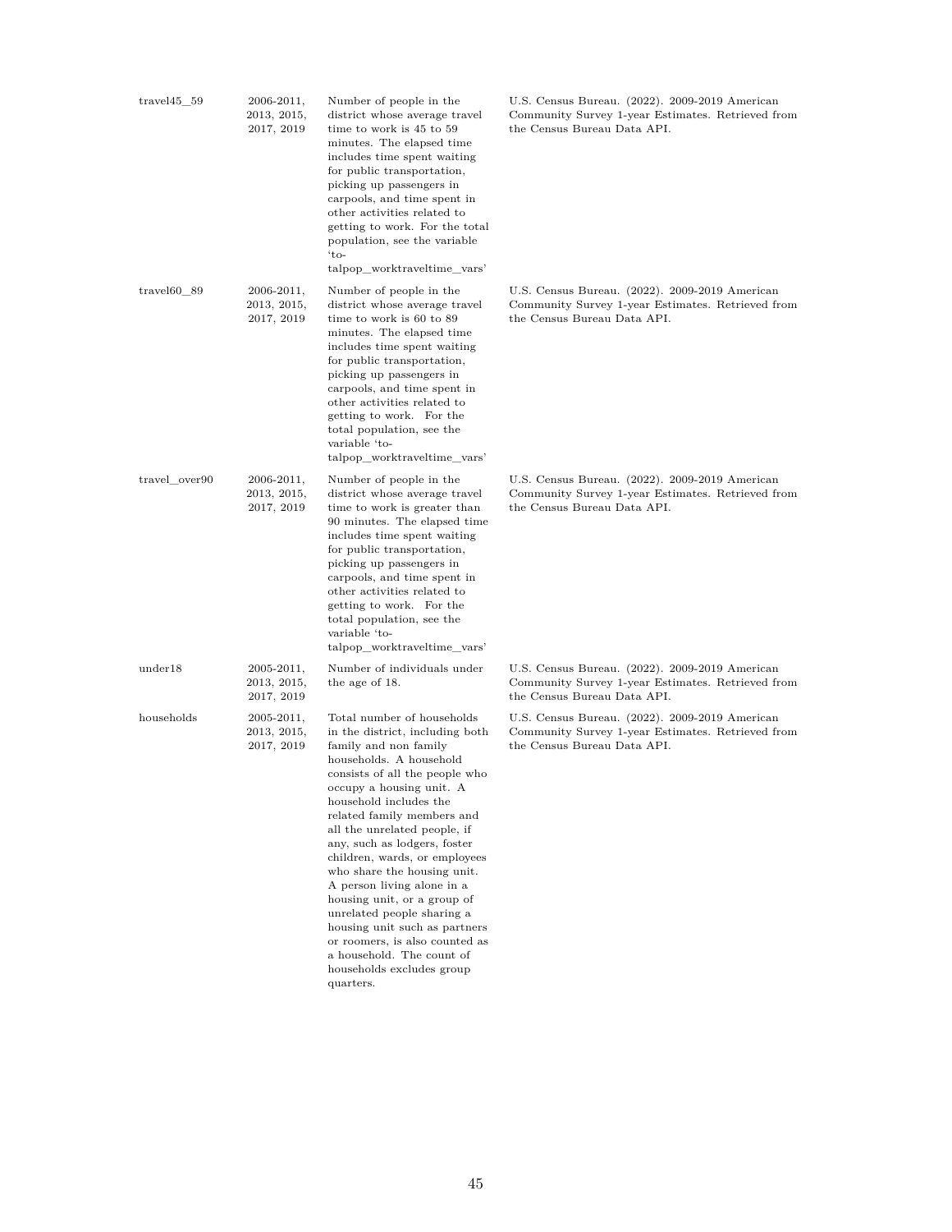| | | | |
|---|---|---|---|
| travel45_59 | 2006-2011, 2013, 2015, 2017, 2019 | Number of people in the district whose average travel time to work is 45 to 59 minutes. The elapsed time includes time spent waiting for public transportation, picking up passengers in carpools, and time spent in other activities related to getting to work. For the total population, see the variable 'totalpop_worktraveltime_vars' | U.S. Census Bureau. (2022). 2009-2019 American Community Survey 1-year Estimates. Retrieved from the Census Bureau Data API. |
| travel60_89 | 2006-2011, 2013, 2015, 2017, 2019 | Number of people in the district whose average travel time to work is 60 to 89 minutes. The elapsed time includes time spent waiting for public transportation, picking up passengers in carpools, and time spent in other activities related to getting to work. For the total population, see the variable 'totalpop_worktraveltime_vars' | U.S. Census Bureau. (2022). 2009-2019 American Community Survey 1-year Estimates. Retrieved from the Census Bureau Data API. |
| travel_over90 | 2006-2011, 2013, 2015, 2017, 2019 | Number of people in the district whose average travel time to work is greater than 90 minutes. The elapsed time includes time spent waiting for public transportation, picking up passengers in carpools, and time spent in other activities related to getting to work. For the total population, see the variable 'totalpop_worktraveltime_vars' | U.S. Census Bureau. (2022). 2009-2019 American Community Survey 1-year Estimates. Retrieved from the Census Bureau Data API. |
| under18 | 2005-2011, 2013, 2015, 2017, 2019 | Number of individuals under the age of 18. | U.S. Census Bureau. (2022). 2009-2019 American Community Survey 1-year Estimates. Retrieved from the Census Bureau Data API. |
| households | 2005-2011, 2013, 2015, 2017, 2019 | Total number of households in the district, including both family and non family households. A household consists of all the people who occupy a housing unit. A household includes the related family members and all the unrelated people, if any, such as lodgers, foster children, wards, or employees who share the housing unit. A person living alone in a housing unit, or a group of unrelated people sharing a housing unit such as partners or roomers, is also counted as a household. The count of households excludes group quarters. | U.S. Census Bureau. (2022). 2009-2019 American Community Survey 1-year Estimates. Retrieved from the Census Bureau Data API. |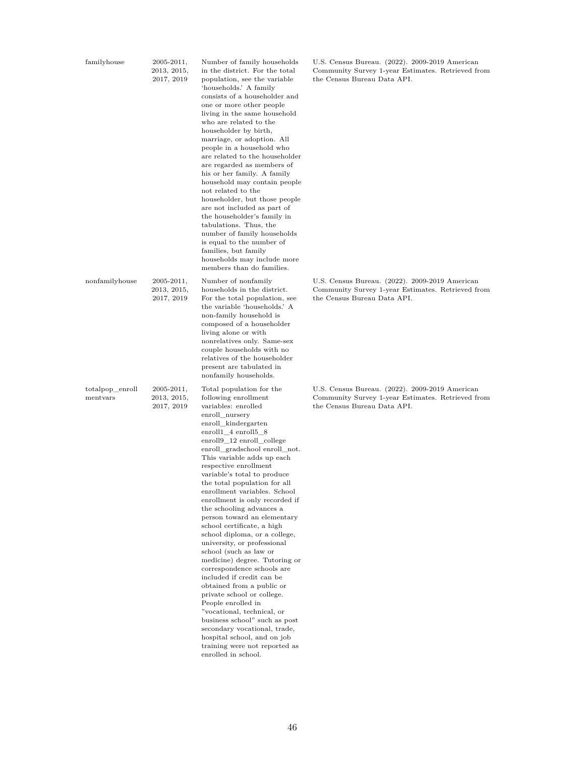| | | | |
|---|---|---|---|
| familyhouse | 2005-2011, 2013, 2015, 2017, 2019 | Number of family households in the district. For the total population, see the variable 'households.' A family consists of a householder and one or more other people living in the same household who are related to the householder by birth, marriage, or adoption. All people in a household who are related to the householder are regarded as members of his or her family. A family household may contain people not related to the householder, but those people are not included as part of the householder's family in tabulations. Thus, the number of family households is equal to the number of families, but family households may include more members than do families. | U.S. Census Bureau. (2022). 2009-2019 American Community Survey 1-year Estimates. Retrieved from the Census Bureau Data API. |
| nonfamilyhouse | 2005-2011, 2013, 2015, 2017, 2019 | Number of nonfamily households in the district. For the total population, see the variable 'households.' A non-family household is composed of a householder living alone or with nonrelatives only. Same-sex couple households with no relatives of the householder present are tabulated in nonfamily households. | U.S. Census Bureau. (2022). 2009-2019 American Community Survey 1-year Estimates. Retrieved from the Census Bureau Data API. |
| totalpop_enrollmentvars | 2005-2011, 2013, 2015, 2017, 2019 | Total population for the following enrollment variables: enrolled enroll_nursery enroll_kindergarten enroll1_4 enroll5_8 enroll9_12 enroll_college enroll_gradschool enroll_not. This variable adds up each respective enrollment variable's total to produce the total population for all enrollment variables. School enrollment is only recorded if the schooling advances a person toward an elementary school certificate, a high school diploma, or a college, university, or professional school (such as law or medicine) degree. Tutoring or correspondence schools are included if credit can be obtained from a public or private school or college. People enrolled in "vocational, technical, or business school" such as post secondary vocational, trade, hospital school, and on job training were not reported as enrolled in school. | U.S. Census Bureau. (2022). 2009-2019 American Community Survey 1-year Estimates. Retrieved from the Census Bureau Data API. |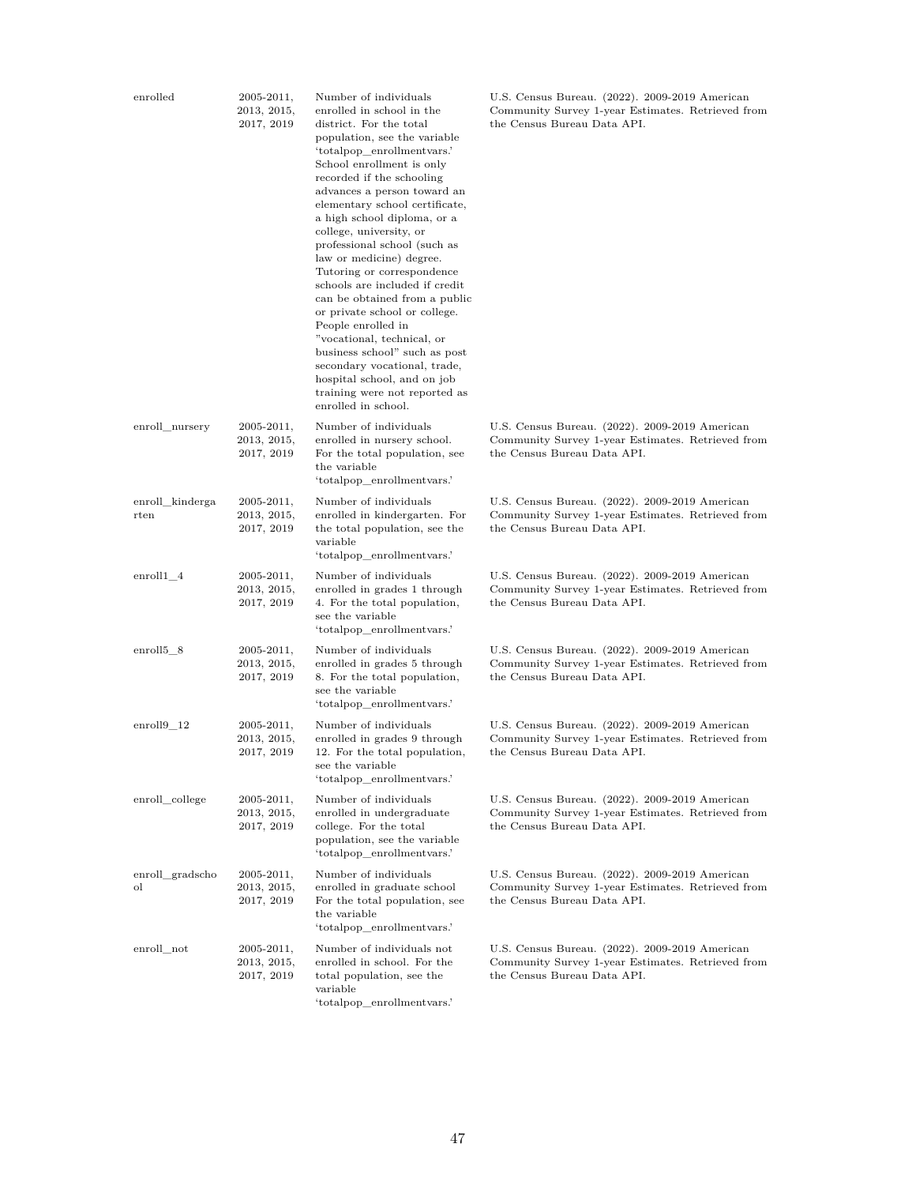| enrolled | 2005-2011, 2013, 2015, 2017, 2019 | Number of individuals enrolled in school in the district. For the total population, see the variable 'totalpop_enrollmentvars.' School enrollment is only recorded if the schooling advances a person toward an elementary school certificate, a high school diploma, or a college, university, or professional school (such as law or medicine) degree. Tutoring or correspondence schools are included if credit can be obtained from a public or private school or college. People enrolled in "vocational, technical, or business school" such as post secondary vocational, trade, hospital school, and on job training were not reported as enrolled in school. | U.S. Census Bureau. (2022). 2009-2019 American Community Survey 1-year Estimates. Retrieved from the Census Bureau Data API. |
|---|---|---|---|
| enroll_nursery | 2005-2011, 2013, 2015, 2017, 2019 | Number of individuals enrolled in nursery school. For the total population, see the variable 'totalpop_enrollmentvars.' | U.S. Census Bureau. (2022). 2009-2019 American Community Survey 1-year Estimates. Retrieved from the Census Bureau Data API. |
| enroll_kindergarten | 2005-2011, 2013, 2015, 2017, 2019 | Number of individuals enrolled in kindergarten. For the total population, see the variable 'totalpop_enrollmentvars.' | U.S. Census Bureau. (2022). 2009-2019 American Community Survey 1-year Estimates. Retrieved from the Census Bureau Data API. |
| enroll1_4 | 2005-2011, 2013, 2015, 2017, 2019 | Number of individuals enrolled in grades 1 through 4. For the total population, see the variable 'totalpop_enrollmentvars.' | U.S. Census Bureau. (2022). 2009-2019 American Community Survey 1-year Estimates. Retrieved from the Census Bureau Data API. |
| enroll5_8 | 2005-2011, 2013, 2015, 2017, 2019 | Number of individuals enrolled in grades 5 through 8. For the total population, see the variable 'totalpop_enrollmentvars.' | U.S. Census Bureau. (2022). 2009-2019 American Community Survey 1-year Estimates. Retrieved from the Census Bureau Data API. |
| enroll9_12 | 2005-2011, 2013, 2015, 2017, 2019 | Number of individuals enrolled in grades 9 through 12. For the total population, see the variable 'totalpop_enrollmentvars.' | U.S. Census Bureau. (2022). 2009-2019 American Community Survey 1-year Estimates. Retrieved from the Census Bureau Data API. |
| enroll_college | 2005-2011, 2013, 2015, 2017, 2019 | Number of individuals enrolled in undergraduate college. For the total population, see the variable 'totalpop_enrollmentvars.' | U.S. Census Bureau. (2022). 2009-2019 American Community Survey 1-year Estimates. Retrieved from the Census Bureau Data API. |
| enroll_gradschool | 2005-2011, 2013, 2015, 2017, 2019 | Number of individuals enrolled in graduate school For the total population, see the variable 'totalpop_enrollmentvars.' | U.S. Census Bureau. (2022). 2009-2019 American Community Survey 1-year Estimates. Retrieved from the Census Bureau Data API. |
| enroll_not | 2005-2011, 2013, 2015, 2017, 2019 | Number of individuals not enrolled in school. For the total population, see the variable 'totalpop_enrollmentvars.' | U.S. Census Bureau. (2022). 2009-2019 American Community Survey 1-year Estimates. Retrieved from the Census Bureau Data API. |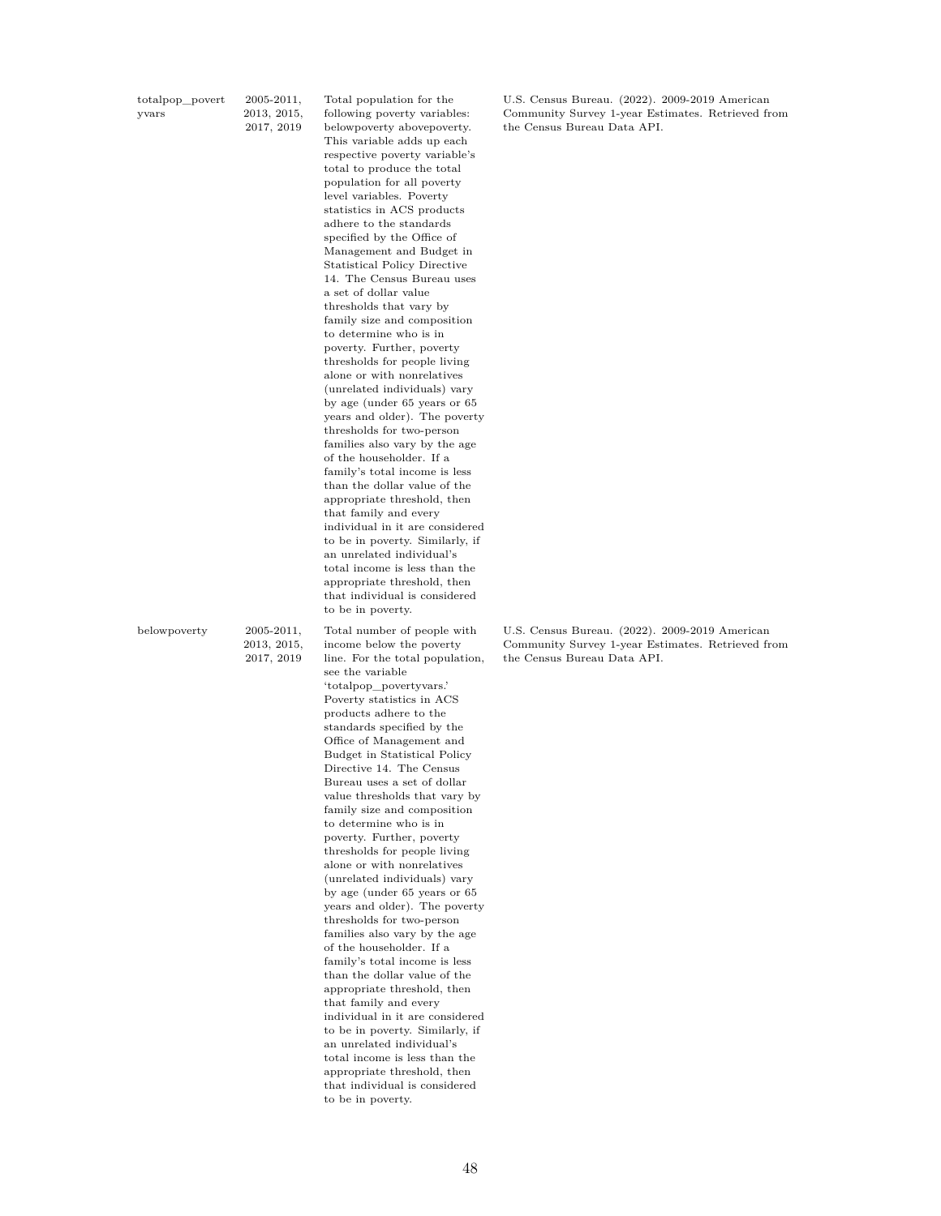| | | | |
|---|---|---|---|
| totalpop_povertyvars | 2005-2011, 2013, 2015, 2017, 2019 | Total population for the following poverty variables: belowpoverty abovepoverty. This variable adds up each respective poverty variable's total to produce the total population for all poverty level variables. Poverty statistics in ACS products adhere to the standards specified by the Office of Management and Budget in Statistical Policy Directive 14. The Census Bureau uses a set of dollar value thresholds that vary by family size and composition to determine who is in poverty. Further, poverty thresholds for people living alone or with nonrelatives (unrelated individuals) vary by age (under 65 years or 65 years and older). The poverty thresholds for two-person families also vary by the age of the householder. If a family's total income is less than the dollar value of the appropriate threshold, then that family and every individual in it are considered to be in poverty. Similarly, if an unrelated individual's total income is less than the appropriate threshold, then that individual is considered to be in poverty. | U.S. Census Bureau. (2022). 2009-2019 American Community Survey 1-year Estimates. Retrieved from the Census Bureau Data API. |
| belowpoverty | 2005-2011, 2013, 2015, 2017, 2019 | Total number of people with income below the poverty line. For the total population, see the variable 'totalpop_povertyvars.' Poverty statistics in ACS products adhere to the standards specified by the Office of Management and Budget in Statistical Policy Directive 14. The Census Bureau uses a set of dollar value thresholds that vary by family size and composition to determine who is in poverty. Further, poverty thresholds for people living alone or with nonrelatives (unrelated individuals) vary by age (under 65 years or 65 years and older). The poverty thresholds for two-person families also vary by the age of the householder. If a family's total income is less than the dollar value of the appropriate threshold, then that family and every individual in it are considered to be in poverty. Similarly, if an unrelated individual's total income is less than the appropriate threshold, then that individual is considered to be in poverty. | U.S. Census Bureau. (2022). 2009-2019 American Community Survey 1-year Estimates. Retrieved from the Census Bureau Data API. |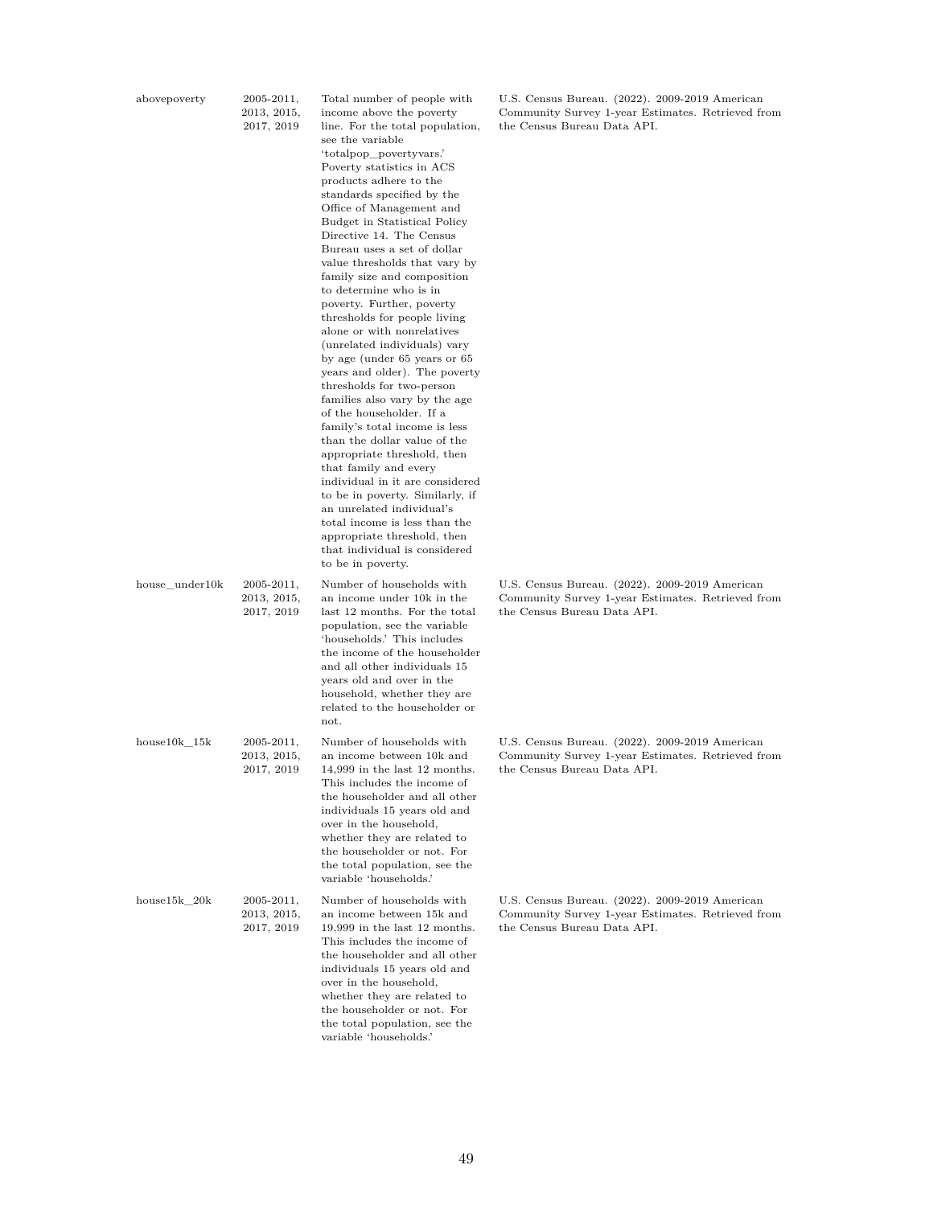| abovepoverty | 2005-2011, 2013, 2015, 2017, 2019 | Total number of people with income above the poverty line. For the total population, see the variable 'totalpop_povertyvars.' Poverty statistics in ACS products adhere to the standards specified by the Office of Management and Budget in Statistical Policy Directive 14. The Census Bureau uses a set of dollar value thresholds that vary by family size and composition to determine who is in poverty. Further, poverty thresholds for people living alone or with nonrelatives (unrelated individuals) vary by age (under 65 years or 65 years and older). The poverty thresholds for two-person families also vary by the age of the householder. If a family's total income is less than the dollar value of the appropriate threshold, then that family and every individual in it are considered to be in poverty. Similarly, if an unrelated individual's total income is less than the appropriate threshold, then that individual is considered to be in poverty. | U.S. Census Bureau. (2022). 2009-2019 American Community Survey 1-year Estimates. Retrieved from the Census Bureau Data API. |
|---|---|---|---|
| house_under10k | 2005-2011, 2013, 2015, 2017, 2019 | Number of households with an income under 10k in the last 12 months. For the total population, see the variable 'households.' This includes the income of the householder and all other individuals 15 years old and over in the household, whether they are related to the householder or not. | U.S. Census Bureau. (2022). 2009-2019 American Community Survey 1-year Estimates. Retrieved from the Census Bureau Data API. |
| house10k_15k | 2005-2011, 2013, 2015, 2017, 2019 | Number of households with an income between 10k and 14,999 in the last 12 months. This includes the income of the householder and all other individuals 15 years old and over in the household, whether they are related to the householder or not. For the total population, see the variable 'households.' | U.S. Census Bureau. (2022). 2009-2019 American Community Survey 1-year Estimates. Retrieved from the Census Bureau Data API. |
| house15k_20k | 2005-2011, 2013, 2015, 2017, 2019 | Number of households with an income between 15k and 19,999 in the last 12 months. This includes the income of the householder and all other individuals 15 years old and over in the household, whether they are related to the householder or not. For the total population, see the variable 'households.' | U.S. Census Bureau. (2022). 2009-2019 American Community Survey 1-year Estimates. Retrieved from the Census Bureau Data API. |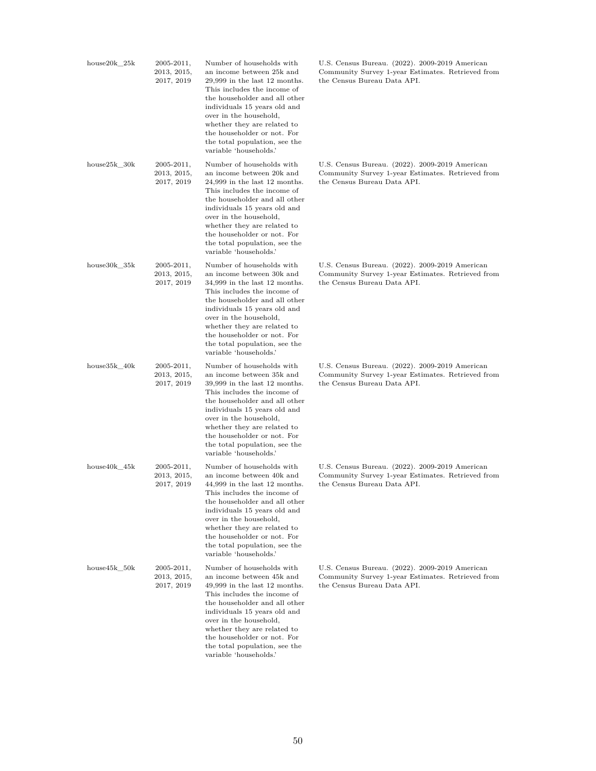| | | | |
|---|---|---|---|
| house20k_25k | 2005-2011, 2013, 2015, 2017, 2019 | Number of households with an income between 25k and 29,999 in the last 12 months. This includes the income of the householder and all other individuals 15 years old and over in the household, whether they are related to the householder or not. For the total population, see the variable 'households.' | U.S. Census Bureau. (2022). 2009-2019 American Community Survey 1-year Estimates. Retrieved from the Census Bureau Data API. |
| house25k_30k | 2005-2011, 2013, 2015, 2017, 2019 | Number of households with an income between 20k and 24,999 in the last 12 months. This includes the income of the householder and all other individuals 15 years old and over in the household, whether they are related to the householder or not. For the total population, see the variable 'households.' | U.S. Census Bureau. (2022). 2009-2019 American Community Survey 1-year Estimates. Retrieved from the Census Bureau Data API. |
| house30k_35k | 2005-2011, 2013, 2015, 2017, 2019 | Number of households with an income between 30k and 34,999 in the last 12 months. This includes the income of the householder and all other individuals 15 years old and over in the household, whether they are related to the householder or not. For the total population, see the variable 'households.' | U.S. Census Bureau. (2022). 2009-2019 American Community Survey 1-year Estimates. Retrieved from the Census Bureau Data API. |
| house35k_40k | 2005-2011, 2013, 2015, 2017, 2019 | Number of households with an income between 35k and 39,999 in the last 12 months. This includes the income of the householder and all other individuals 15 years old and over in the household, whether they are related to the householder or not. For the total population, see the variable 'households.' | U.S. Census Bureau. (2022). 2009-2019 American Community Survey 1-year Estimates. Retrieved from the Census Bureau Data API. |
| house40k_45k | 2005-2011, 2013, 2015, 2017, 2019 | Number of households with an income between 40k and 44,999 in the last 12 months. This includes the income of the householder and all other individuals 15 years old and over in the household, whether they are related to the householder or not. For the total population, see the variable 'households.' | U.S. Census Bureau. (2022). 2009-2019 American Community Survey 1-year Estimates. Retrieved from the Census Bureau Data API. |
| house45k_50k | 2005-2011, 2013, 2015, 2017, 2019 | Number of households with an income between 45k and 49,999 in the last 12 months. This includes the income of the householder and all other individuals 15 years old and over in the household, whether they are related to the householder or not. For the total population, see the variable 'households.' | U.S. Census Bureau. (2022). 2009-2019 American Community Survey 1-year Estimates. Retrieved from the Census Bureau Data API. |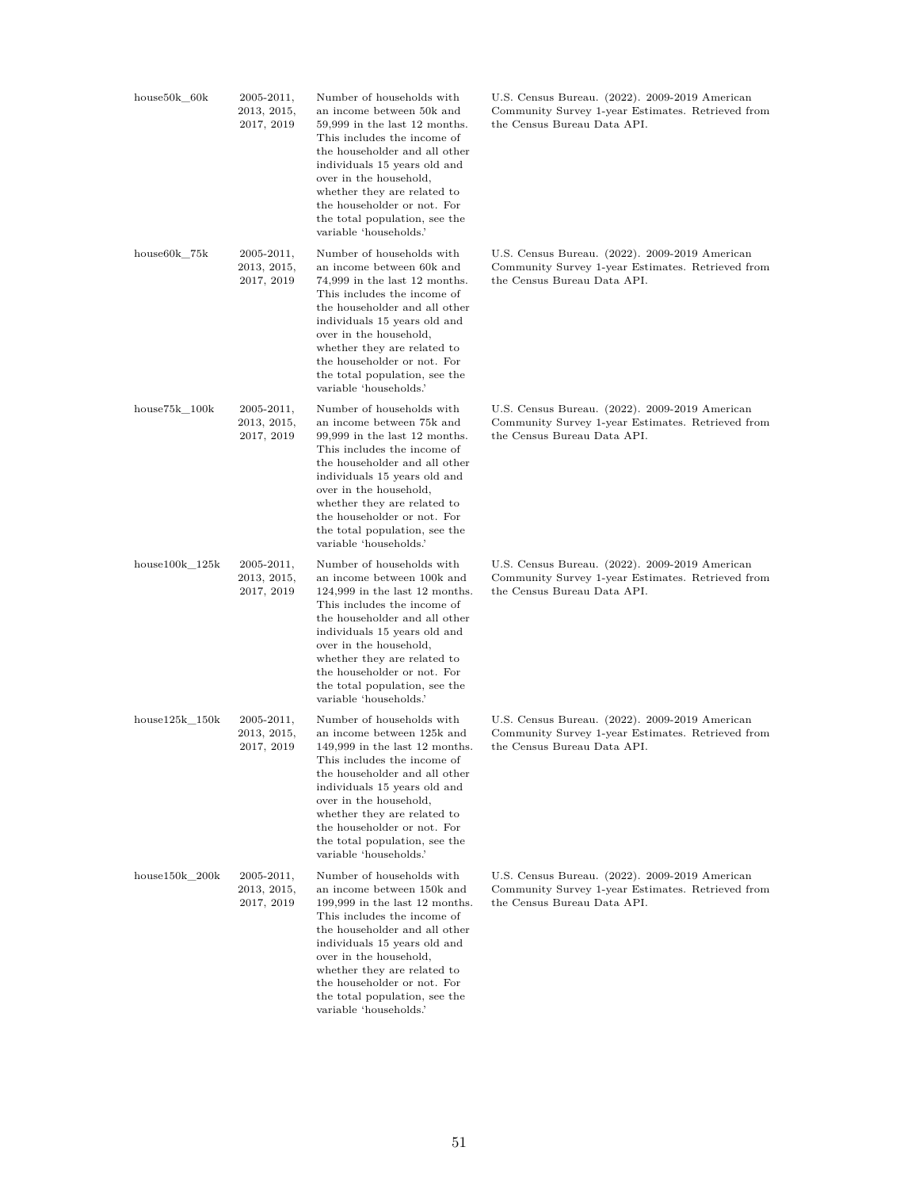| | | | |
|---|---|---|---|
| house50k_60k | 2005-2011, 2013, 2015, 2017, 2019 | Number of households with an income between 50k and 59,999 in the last 12 months. This includes the income of the householder and all other individuals 15 years old and over in the household, whether they are related to the householder or not. For the total population, see the variable 'households.' | U.S. Census Bureau. (2022). 2009-2019 American Community Survey 1-year Estimates. Retrieved from the Census Bureau Data API. |
| house60k_75k | 2005-2011, 2013, 2015, 2017, 2019 | Number of households with an income between 60k and 74,999 in the last 12 months. This includes the income of the householder and all other individuals 15 years old and over in the household, whether they are related to the householder or not. For the total population, see the variable 'households.' | U.S. Census Bureau. (2022). 2009-2019 American Community Survey 1-year Estimates. Retrieved from the Census Bureau Data API. |
| house75k_100k | 2005-2011, 2013, 2015, 2017, 2019 | Number of households with an income between 75k and 99,999 in the last 12 months. This includes the income of the householder and all other individuals 15 years old and over in the household, whether they are related to the householder or not. For the total population, see the variable 'households.' | U.S. Census Bureau. (2022). 2009-2019 American Community Survey 1-year Estimates. Retrieved from the Census Bureau Data API. |
| house100k_125k | 2005-2011, 2013, 2015, 2017, 2019 | Number of households with an income between 100k and 124,999 in the last 12 months. This includes the income of the householder and all other individuals 15 years old and over in the household, whether they are related to the householder or not. For the total population, see the variable 'households.' | U.S. Census Bureau. (2022). 2009-2019 American Community Survey 1-year Estimates. Retrieved from the Census Bureau Data API. |
| house125k_150k | 2005-2011, 2013, 2015, 2017, 2019 | Number of households with an income between 125k and 149,999 in the last 12 months. This includes the income of the householder and all other individuals 15 years old and over in the household, whether they are related to the householder or not. For the total population, see the variable 'households.' | U.S. Census Bureau. (2022). 2009-2019 American Community Survey 1-year Estimates. Retrieved from the Census Bureau Data API. |
| house150k_200k | 2005-2011, 2013, 2015, 2017, 2019 | Number of households with an income between 150k and 199,999 in the last 12 months. This includes the income of the householder and all other individuals 15 years old and over in the household, whether they are related to the householder or not. For the total population, see the variable 'households.' | U.S. Census Bureau. (2022). 2009-2019 American Community Survey 1-year Estimates. Retrieved from the Census Bureau Data API. |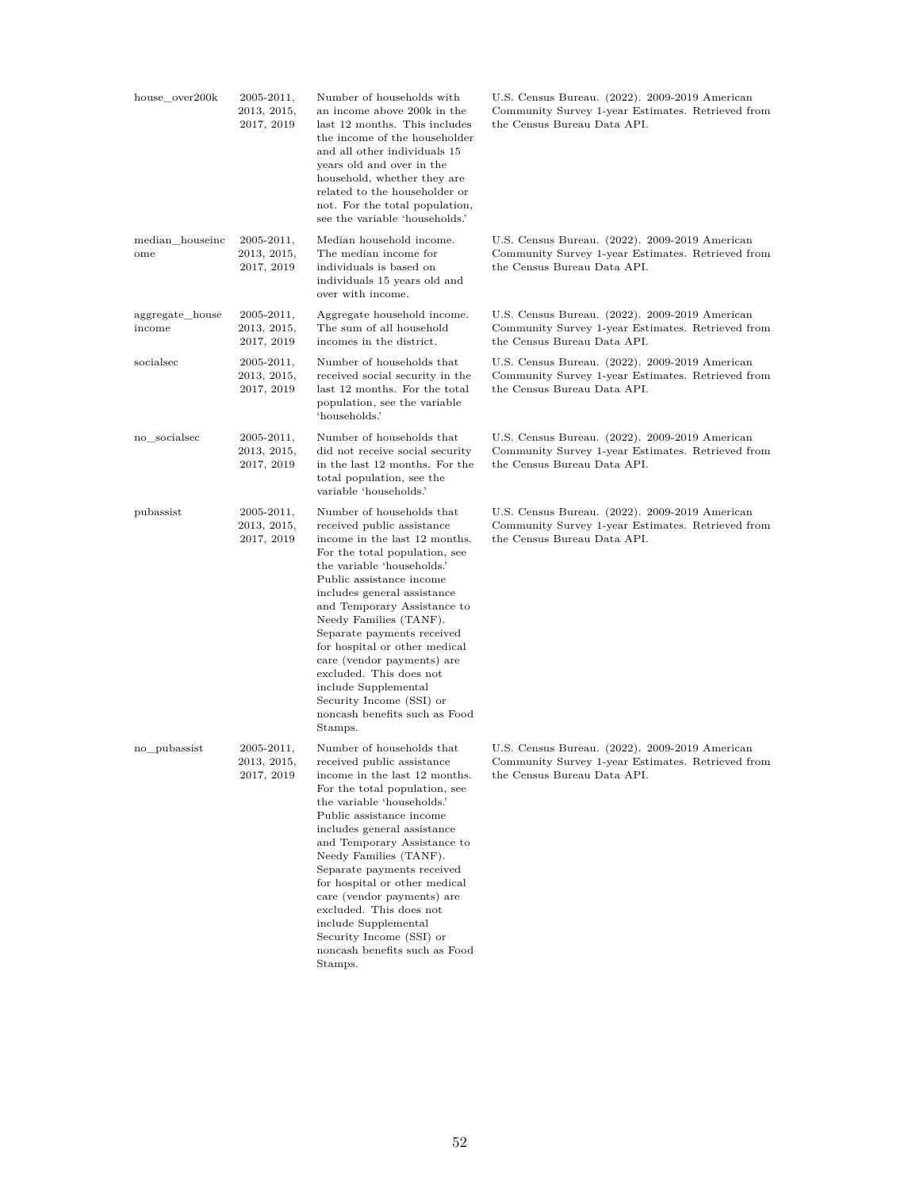| | | | |
|---|---|---|---|
| house_over200k | 2005-2011, 2013, 2015, 2017, 2019 | Number of households with an income above 200k in the last 12 months. This includes the income of the householder and all other individuals 15 years old and over in the household, whether they are related to the householder or not. For the total population, see the variable 'households.' | U.S. Census Bureau. (2022). 2009-2019 American Community Survey 1-year Estimates. Retrieved from the Census Bureau Data API. |
| median_houseincome | 2005-2011, 2013, 2015, 2017, 2019 | Median household income. The median income for individuals is based on individuals 15 years old and over with income. | U.S. Census Bureau. (2022). 2009-2019 American Community Survey 1-year Estimates. Retrieved from the Census Bureau Data API. |
| aggregate_houseincome | 2005-2011, 2013, 2015, 2017, 2019 | Aggregate household income. The sum of all household incomes in the district. | U.S. Census Bureau. (2022). 2009-2019 American Community Survey 1-year Estimates. Retrieved from the Census Bureau Data API. |
| socialsec | 2005-2011, 2013, 2015, 2017, 2019 | Number of households that received social security in the last 12 months. For the total population, see the variable 'households.' | U.S. Census Bureau. (2022). 2009-2019 American Community Survey 1-year Estimates. Retrieved from the Census Bureau Data API. |
| no_socialsec | 2005-2011, 2013, 2015, 2017, 2019 | Number of households that did not receive social security in the last 12 months. For the total population, see the variable 'households.' | U.S. Census Bureau. (2022). 2009-2019 American Community Survey 1-year Estimates. Retrieved from the Census Bureau Data API. |
| pubassist | 2005-2011, 2013, 2015, 2017, 2019 | Number of households that received public assistance income in the last 12 months. For the total population, see the variable 'households.' Public assistance income includes general assistance and Temporary Assistance to Needy Families (TANF). Separate payments received for hospital or other medical care (vendor payments) are excluded. This does not include Supplemental Security Income (SSI) or noncash benefits such as Food Stamps. | U.S. Census Bureau. (2022). 2009-2019 American Community Survey 1-year Estimates. Retrieved from the Census Bureau Data API. |
| no_pubassist | 2005-2011, 2013, 2015, 2017, 2019 | Number of households that received public assistance income in the last 12 months. For the total population, see the variable 'households.' Public assistance income includes general assistance and Temporary Assistance to Needy Families (TANF). Separate payments received for hospital or other medical care (vendor payments) are excluded. This does not include Supplemental Security Income (SSI) or noncash benefits such as Food Stamps. | U.S. Census Bureau. (2022). 2009-2019 American Community Survey 1-year Estimates. Retrieved from the Census Bureau Data API. |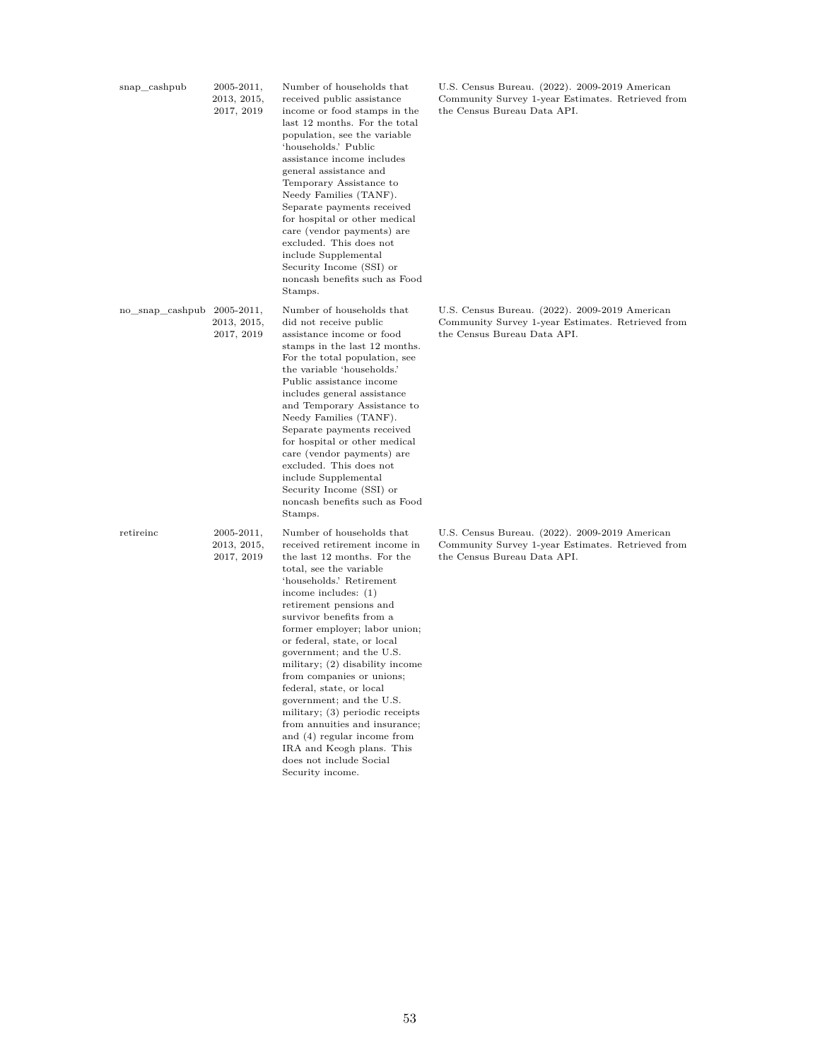| | | | |
|---|---|---|---|
| snap_cashpub | 2005-2011, 2013, 2015, 2017, 2019 | Number of households that received public assistance income or food stamps in the last 12 months. For the total population, see the variable 'households.' Public assistance income includes general assistance and Temporary Assistance to Needy Families (TANF). Separate payments received for hospital or other medical care (vendor payments) are excluded. This does not include Supplemental Security Income (SSI) or noncash benefits such as Food Stamps. | U.S. Census Bureau. (2022). 2009-2019 American Community Survey 1-year Estimates. Retrieved from the Census Bureau Data API. |
| no_snap_cashpub | 2005-2011, 2013, 2015, 2017, 2019 | Number of households that did not receive public assistance income or food stamps in the last 12 months. For the total population, see the variable 'households.' Public assistance income includes general assistance and Temporary Assistance to Needy Families (TANF). Separate payments received for hospital or other medical care (vendor payments) are excluded. This does not include Supplemental Security Income (SSI) or noncash benefits such as Food Stamps. | U.S. Census Bureau. (2022). 2009-2019 American Community Survey 1-year Estimates. Retrieved from the Census Bureau Data API. |
| retireinc | 2005-2011, 2013, 2015, 2017, 2019 | Number of households that received retirement income in the last 12 months. For the total, see the variable 'households.' Retirement income includes: (1) retirement pensions and survivor benefits from a former employer; labor union; or federal, state, or local government; and the U.S. military; (2) disability income from companies or unions; federal, state, or local government; and the U.S. military; (3) periodic receipts from annuities and insurance; and (4) regular income from IRA and Keogh plans. This does not include Social Security income. | U.S. Census Bureau. (2022). 2009-2019 American Community Survey 1-year Estimates. Retrieved from the Census Bureau Data API. |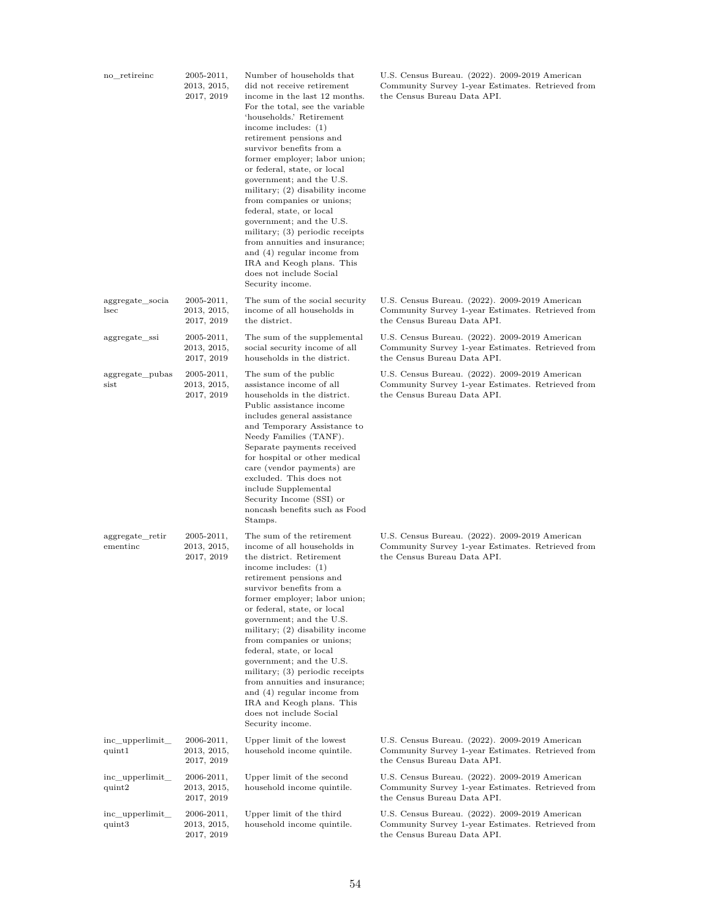| | | | |
|---|---|---|---|
| no_retireinc | 2005-2011, 2013, 2015, 2017, 2019 | Number of households that did not receive retirement income in the last 12 months. For the total, see the variable 'households.' Retirement income includes: (1) retirement pensions and survivor benefits from a former employer; labor union; or federal, state, or local government; and the U.S. military; (2) disability income from companies or unions; federal, state, or local government; and the U.S. military; (3) periodic receipts from annuities and insurance; and (4) regular income from IRA and Keogh plans. This does not include Social Security income. | U.S. Census Bureau. (2022). 2009-2019 American Community Survey 1-year Estimates. Retrieved from the Census Bureau Data API. |
| aggregate_socialsec | 2005-2011, 2013, 2015, 2017, 2019 | The sum of the social security income of all households in the district. | U.S. Census Bureau. (2022). 2009-2019 American Community Survey 1-year Estimates. Retrieved from the Census Bureau Data API. |
| aggregate_ssi | 2005-2011, 2013, 2015, 2017, 2019 | The sum of the supplemental social security income of all households in the district. | U.S. Census Bureau. (2022). 2009-2019 American Community Survey 1-year Estimates. Retrieved from the Census Bureau Data API. |
| aggregate_pubassist | 2005-2011, 2013, 2015, 2017, 2019 | The sum of the public assistance income of all households in the district. Public assistance income includes general assistance and Temporary Assistance to Needy Families (TANF). Separate payments received for hospital or other medical care (vendor payments) are excluded. This does not include Supplemental Security Income (SSI) or noncash benefits such as Food Stamps. | U.S. Census Bureau. (2022). 2009-2019 American Community Survey 1-year Estimates. Retrieved from the Census Bureau Data API. |
| aggregate_retirementinc | 2005-2011, 2013, 2015, 2017, 2019 | The sum of the retirement income of all households in the district. Retirement income includes: (1) retirement pensions and survivor benefits from a former employer; labor union; or federal, state, or local government; and the U.S. military; (2) disability income from companies or unions; federal, state, or local government; and the U.S. military; (3) periodic receipts from annuities and insurance; and (4) regular income from IRA and Keogh plans. This does not include Social Security income. | U.S. Census Bureau. (2022). 2009-2019 American Community Survey 1-year Estimates. Retrieved from the Census Bureau Data API. |
| inc_upperlimit_quint1 | 2006-2011, 2013, 2015, 2017, 2019 | Upper limit of the lowest household income quintile. | U.S. Census Bureau. (2022). 2009-2019 American Community Survey 1-year Estimates. Retrieved from the Census Bureau Data API. |
| inc_upperlimit_quint2 | 2006-2011, 2013, 2015, 2017, 2019 | Upper limit of the second household income quintile. | U.S. Census Bureau. (2022). 2009-2019 American Community Survey 1-year Estimates. Retrieved from the Census Bureau Data API. |
| inc_upperlimit_quint3 | 2006-2011, 2013, 2015, 2017, 2019 | Upper limit of the third household income quintile. | U.S. Census Bureau. (2022). 2009-2019 American Community Survey 1-year Estimates. Retrieved from the Census Bureau Data API. |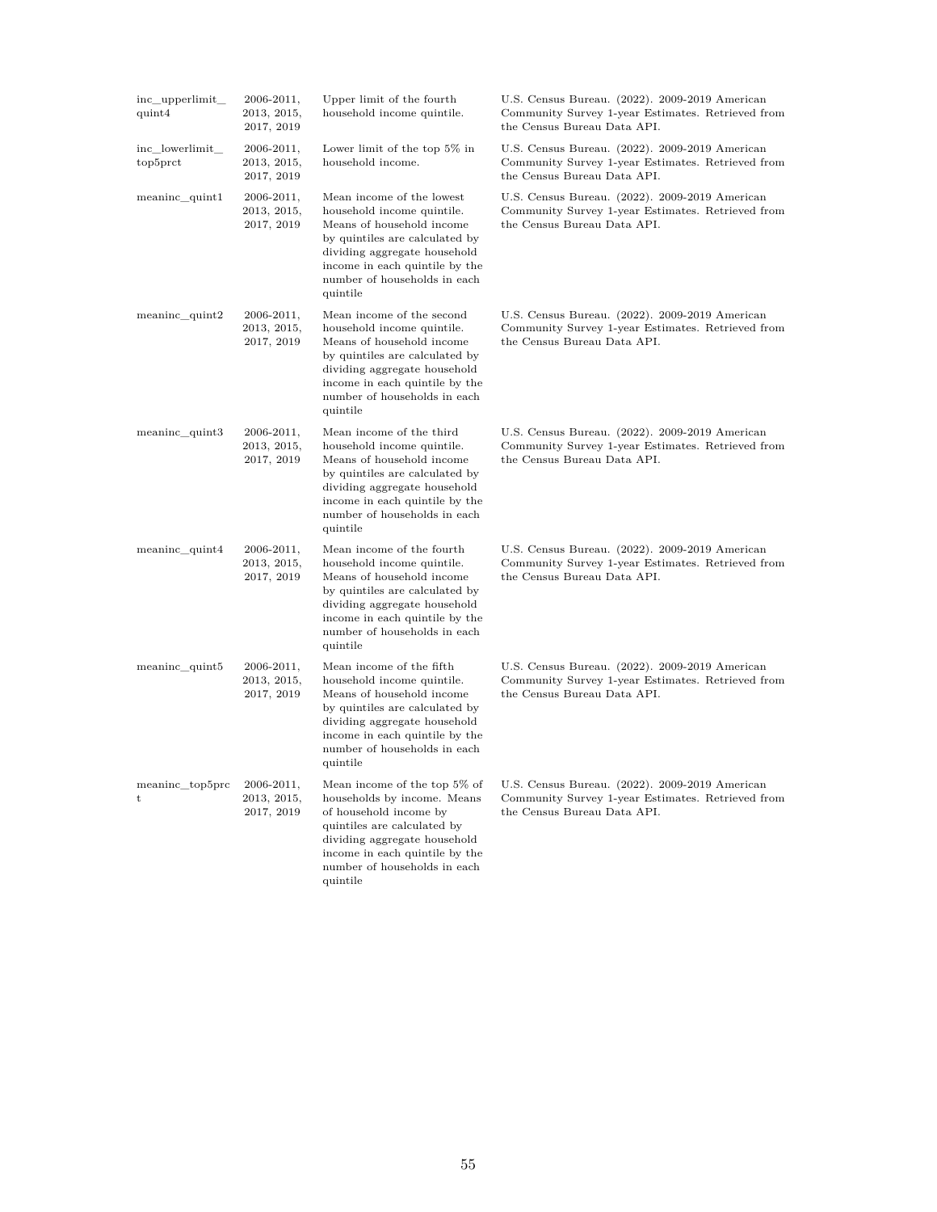| | | | |
|---|---|---|---|
| inc_upperlimit_quint4 | 2006-2011, 2013, 2015, 2017, 2019 | Upper limit of the fourth household income quintile. | U.S. Census Bureau. (2022). 2009-2019 American Community Survey 1-year Estimates. Retrieved from the Census Bureau Data API. |
| inc_lowerlimit_top5prct | 2006-2011, 2013, 2015, 2017, 2019 | Lower limit of the top 5% in household income. | U.S. Census Bureau. (2022). 2009-2019 American Community Survey 1-year Estimates. Retrieved from the Census Bureau Data API. |
| meaninc_quint1 | 2006-2011, 2013, 2015, 2017, 2019 | Mean income of the lowest household income quintile. Means of household income by quintiles are calculated by dividing aggregate household income in each quintile by the number of households in each quintile | U.S. Census Bureau. (2022). 2009-2019 American Community Survey 1-year Estimates. Retrieved from the Census Bureau Data API. |
| meaninc_quint2 | 2006-2011, 2013, 2015, 2017, 2019 | Mean income of the second household income quintile. Means of household income by quintiles are calculated by dividing aggregate household income in each quintile by the number of households in each quintile | U.S. Census Bureau. (2022). 2009-2019 American Community Survey 1-year Estimates. Retrieved from the Census Bureau Data API. |
| meaninc_quint3 | 2006-2011, 2013, 2015, 2017, 2019 | Mean income of the third household income quintile. Means of household income by quintiles are calculated by dividing aggregate household income in each quintile by the number of households in each quintile | U.S. Census Bureau. (2022). 2009-2019 American Community Survey 1-year Estimates. Retrieved from the Census Bureau Data API. |
| meaninc_quint4 | 2006-2011, 2013, 2015, 2017, 2019 | Mean income of the fourth household income quintile. Means of household income by quintiles are calculated by dividing aggregate household income in each quintile by the number of households in each quintile | U.S. Census Bureau. (2022). 2009-2019 American Community Survey 1-year Estimates. Retrieved from the Census Bureau Data API. |
| meaninc_quint5 | 2006-2011, 2013, 2015, 2017, 2019 | Mean income of the fifth household income quintile. Means of household income by quintiles are calculated by dividing aggregate household income in each quintile by the number of households in each quintile | U.S. Census Bureau. (2022). 2009-2019 American Community Survey 1-year Estimates. Retrieved from the Census Bureau Data API. |
| meaninc_top5prct | 2006-2011, 2013, 2015, 2017, 2019 | Mean income of the top 5% of households by income. Means of household income by quintiles are calculated by dividing aggregate household income in each quintile by the number of households in each quintile | U.S. Census Bureau. (2022). 2009-2019 American Community Survey 1-year Estimates. Retrieved from the Census Bureau Data API. |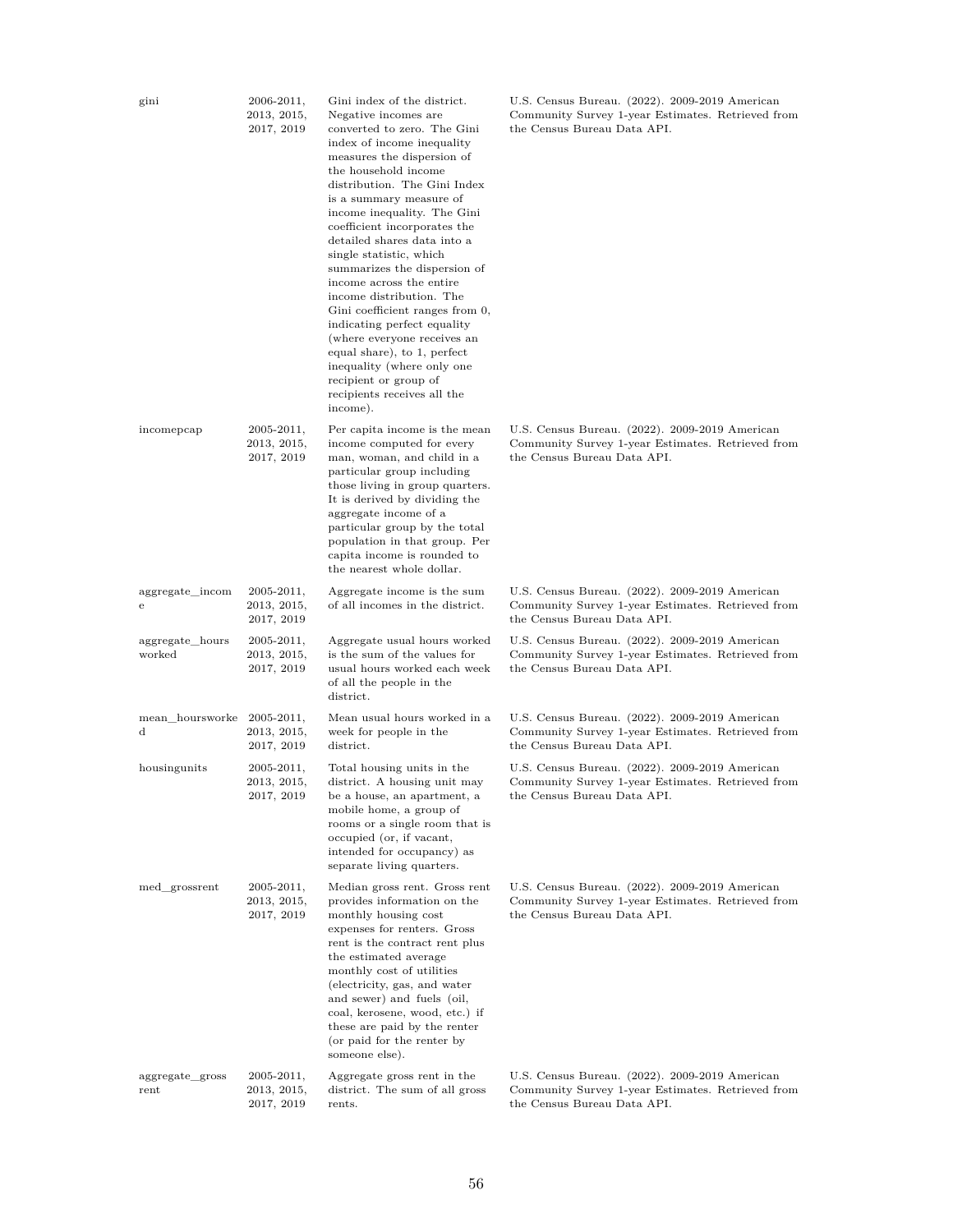| gini | 2006-2011, 2013, 2015, 2017, 2019 | Gini index of the district. Negative incomes are converted to zero. The Gini index of income inequality measures the dispersion of the household income distribution. The Gini Index is a summary measure of income inequality. The Gini coefficient incorporates the detailed shares data into a single statistic, which summarizes the dispersion of income across the entire income distribution. The Gini coefficient ranges from 0, indicating perfect equality (where everyone receives an equal share), to 1, perfect inequality (where only one recipient or group of recipients receives all the income). | U.S. Census Bureau. (2022). 2009-2019 American Community Survey 1-year Estimates. Retrieved from the Census Bureau Data API. |
|---|---|---|---|
| incomepcap | 2005-2011, 2013, 2015, 2017, 2019 | Per capita income is the mean income computed for every man, woman, and child in a particular group including those living in group quarters. It is derived by dividing the aggregate income of a particular group by the total population in that group. Per capita income is rounded to the nearest whole dollar. | U.S. Census Bureau. (2022). 2009-2019 American Community Survey 1-year Estimates. Retrieved from the Census Bureau Data API. |
| aggregate_income | 2005-2011, 2013, 2015, 2017, 2019 | Aggregate income is the sum of all incomes in the district. | U.S. Census Bureau. (2022). 2009-2019 American Community Survey 1-year Estimates. Retrieved from the Census Bureau Data API. |
| aggregate_hours worked | 2005-2011, 2013, 2015, 2017, 2019 | Aggregate usual hours worked is the sum of the values for usual hours worked each week of all the people in the district. | U.S. Census Bureau. (2022). 2009-2019 American Community Survey 1-year Estimates. Retrieved from the Census Bureau Data API. |
| mean_hoursworked | 2005-2011, 2013, 2015, 2017, 2019 | Mean usual hours worked in a week for people in the district. | U.S. Census Bureau. (2022). 2009-2019 American Community Survey 1-year Estimates. Retrieved from the Census Bureau Data API. |
| housingunits | 2005-2011, 2013, 2015, 2017, 2019 | Total housing units in the district. A housing unit may be a house, an apartment, a mobile home, a group of rooms or a single room that is occupied (or, if vacant, intended for occupancy) as separate living quarters. | U.S. Census Bureau. (2022). 2009-2019 American Community Survey 1-year Estimates. Retrieved from the Census Bureau Data API. |
| med_grossrent | 2005-2011, 2013, 2015, 2017, 2019 | Median gross rent. Gross rent provides information on the monthly housing cost expenses for renters. Gross rent is the contract rent plus the estimated average monthly cost of utilities (electricity, gas, and water and sewer) and fuels (oil, coal, kerosene, wood, etc.) if these are paid by the renter (or paid for the renter by someone else). | U.S. Census Bureau. (2022). 2009-2019 American Community Survey 1-year Estimates. Retrieved from the Census Bureau Data API. |
| aggregate_gross rent | 2005-2011, 2013, 2015, 2017, 2019 | Aggregate gross rent in the district. The sum of all gross rents. | U.S. Census Bureau. (2022). 2009-2019 American Community Survey 1-year Estimates. Retrieved from the Census Bureau Data API. |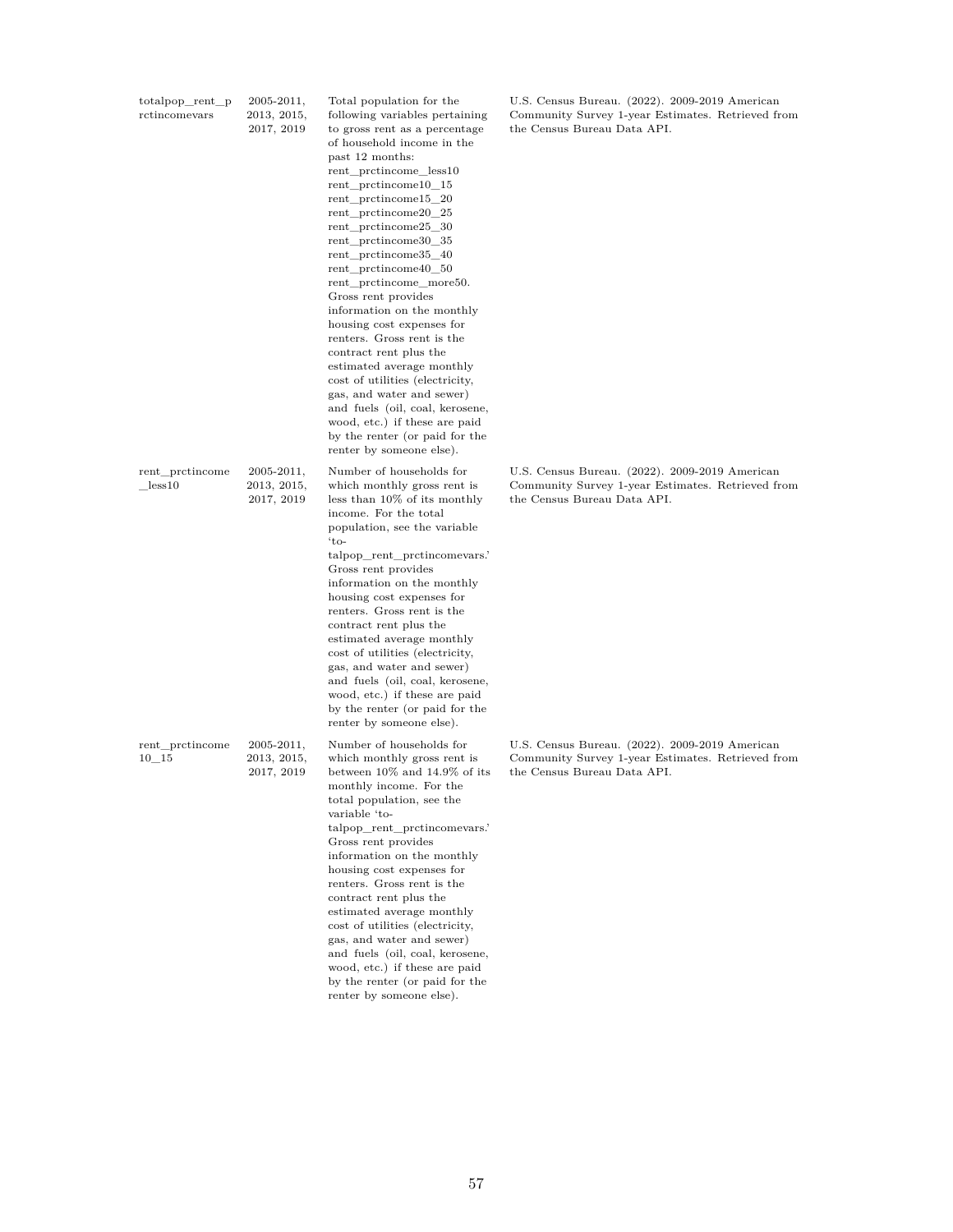| | | | |
|---|---|---|---|
| totalpop_rent_prctincomevars | 2005-2011, 2013, 2015, 2017, 2019 | Total population for the following variables pertaining to gross rent as a percentage of household income in the past 12 months: rent_prctincome_less10 rent_prctincome10_15 rent_prctincome15_20 rent_prctincome20_25 rent_prctincome25_30 rent_prctincome30_35 rent_prctincome35_40 rent_prctincome40_50 rent_prctincome_more50. Gross rent provides information on the monthly housing cost expenses for renters. Gross rent is the contract rent plus the estimated average monthly cost of utilities (electricity, gas, and water and sewer) and fuels (oil, coal, kerosene, wood, etc.) if these are paid by the renter (or paid for the renter by someone else). | U.S. Census Bureau. (2022). 2009-2019 American Community Survey 1-year Estimates. Retrieved from the Census Bureau Data API. |
| rent_prctincome_less10 | 2005-2011, 2013, 2015, 2017, 2019 | Number of households for which monthly gross rent is less than 10% of its monthly income. For the total population, see the variable 'totalpop_rent_prctincomevars.' Gross rent provides information on the monthly housing cost expenses for renters. Gross rent is the contract rent plus the estimated average monthly cost of utilities (electricity, gas, and water and sewer) and fuels (oil, coal, kerosene, wood, etc.) if these are paid by the renter (or paid for the renter by someone else). | U.S. Census Bureau. (2022). 2009-2019 American Community Survey 1-year Estimates. Retrieved from the Census Bureau Data API. |
| rent_prctincome10_15 | 2005-2011, 2013, 2015, 2017, 2019 | Number of households for which monthly gross rent is between 10% and 14.9% of its monthly income. For the total population, see the variable 'totalpop_rent_prctincomevars.' Gross rent provides information on the monthly housing cost expenses for renters. Gross rent is the contract rent plus the estimated average monthly cost of utilities (electricity, gas, and water and sewer) and fuels (oil, coal, kerosene, wood, etc.) if these are paid by the renter (or paid for the renter by someone else). | U.S. Census Bureau. (2022). 2009-2019 American Community Survey 1-year Estimates. Retrieved from the Census Bureau Data API. |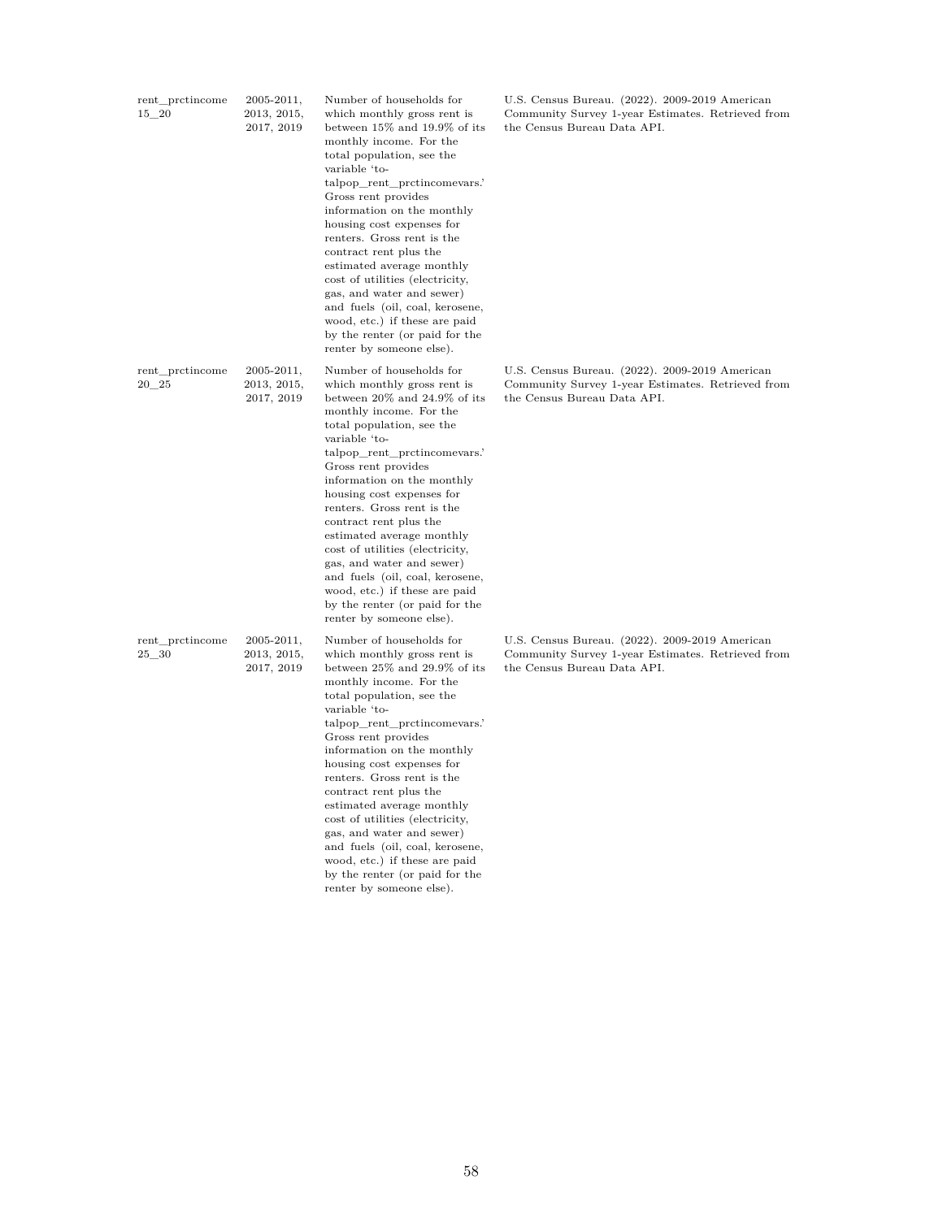| | | | |
|---|---|---|---|
| rent_prctincome 15_20 | 2005-2011, 2013, 2015, 2017, 2019 | Number of households for which monthly gross rent is between 15% and 19.9% of its monthly income. For the total population, see the variable 'totalpop_rent_prctincomevars.' Gross rent provides information on the monthly housing cost expenses for renters. Gross rent is the contract rent plus the estimated average monthly cost of utilities (electricity, gas, and water and sewer) and fuels (oil, coal, kerosene, wood, etc.) if these are paid by the renter (or paid for the renter by someone else). | U.S. Census Bureau. (2022). 2009-2019 American Community Survey 1-year Estimates. Retrieved from the Census Bureau Data API. |
| rent_prctincome 20_25 | 2005-2011, 2013, 2015, 2017, 2019 | Number of households for which monthly gross rent is between 20% and 24.9% of its monthly income. For the total population, see the variable 'totalpop_rent_prctincomevars.' Gross rent provides information on the monthly housing cost expenses for renters. Gross rent is the contract rent plus the estimated average monthly cost of utilities (electricity, gas, and water and sewer) and fuels (oil, coal, kerosene, wood, etc.) if these are paid by the renter (or paid for the renter by someone else). | U.S. Census Bureau. (2022). 2009-2019 American Community Survey 1-year Estimates. Retrieved from the Census Bureau Data API. |
| rent_prctincome 25_30 | 2005-2011, 2013, 2015, 2017, 2019 | Number of households for which monthly gross rent is between 25% and 29.9% of its monthly income. For the total population, see the variable 'totalpop_rent_prctincomevars.' Gross rent provides information on the monthly housing cost expenses for renters. Gross rent is the contract rent plus the estimated average monthly cost of utilities (electricity, gas, and water and sewer) and fuels (oil, coal, kerosene, wood, etc.) if these are paid by the renter (or paid for the renter by someone else). | U.S. Census Bureau. (2022). 2009-2019 American Community Survey 1-year Estimates. Retrieved from the Census Bureau Data API. |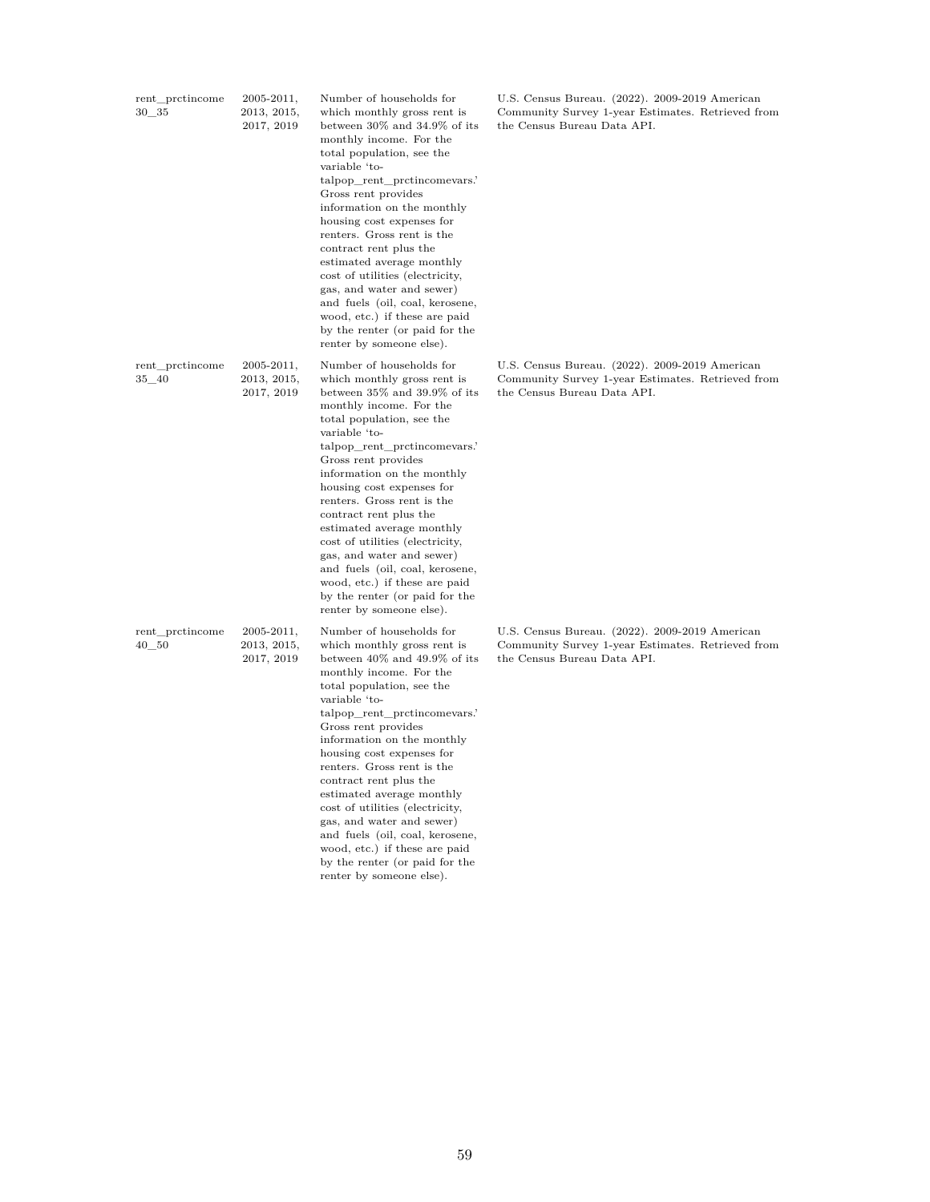| | | | |
|---|---|---|---|
| rent_prctincome 30_35 | 2005-2011, 2013, 2015, 2017, 2019 | Number of households for which monthly gross rent is between 30% and 34.9% of its monthly income. For the total population, see the variable 'totalpop_rent_prctincomevars.' Gross rent provides information on the monthly housing cost expenses for renters. Gross rent is the contract rent plus the estimated average monthly cost of utilities (electricity, gas, and water and sewer) and fuels (oil, coal, kerosene, wood, etc.) if these are paid by the renter (or paid for the renter by someone else). | U.S. Census Bureau. (2022). 2009-2019 American Community Survey 1-year Estimates. Retrieved from the Census Bureau Data API. |
| rent_prctincome 35_40 | 2005-2011, 2013, 2015, 2017, 2019 | Number of households for which monthly gross rent is between 35% and 39.9% of its monthly income. For the total population, see the variable 'totalpop_rent_prctincomevars.' Gross rent provides information on the monthly housing cost expenses for renters. Gross rent is the contract rent plus the estimated average monthly cost of utilities (electricity, gas, and water and sewer) and fuels (oil, coal, kerosene, wood, etc.) if these are paid by the renter (or paid for the renter by someone else). | U.S. Census Bureau. (2022). 2009-2019 American Community Survey 1-year Estimates. Retrieved from the Census Bureau Data API. |
| rent_prctincome 40_50 | 2005-2011, 2013, 2015, 2017, 2019 | Number of households for which monthly gross rent is between 40% and 49.9% of its monthly income. For the total population, see the variable 'totalpop_rent_prctincomevars.' Gross rent provides information on the monthly housing cost expenses for renters. Gross rent is the contract rent plus the estimated average monthly cost of utilities (electricity, gas, and water and sewer) and fuels (oil, coal, kerosene, wood, etc.) if these are paid by the renter (or paid for the renter by someone else). | U.S. Census Bureau. (2022). 2009-2019 American Community Survey 1-year Estimates. Retrieved from the Census Bureau Data API. |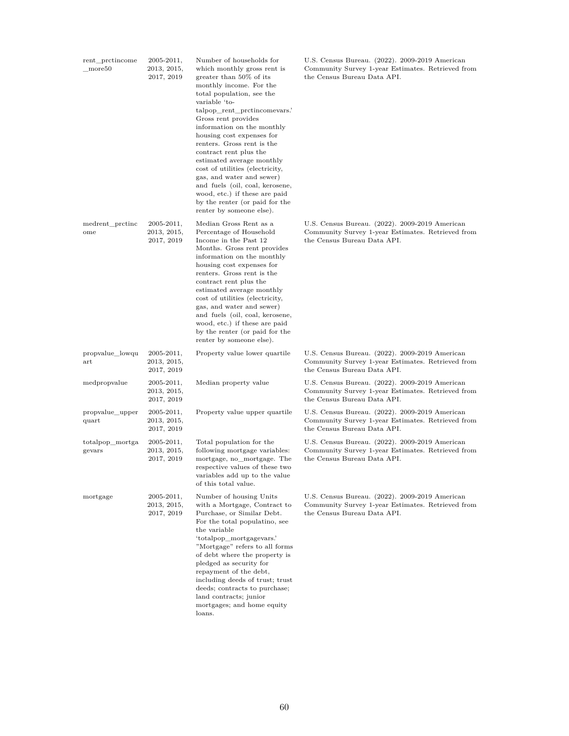| rent_prctincome_more50 | 2005-2011, 2013, 2015, 2017, 2019 | Number of households for which monthly gross rent is greater than 50% of its monthly income. For the total population, see the variable 'totalpop_rent_prctincomevars.' Gross rent provides information on the monthly housing cost expenses for renters. Gross rent is the contract rent plus the estimated average monthly cost of utilities (electricity, gas, and water and sewer) and fuels (oil, coal, kerosene, wood, etc.) if these are paid by the renter (or paid for the renter by someone else). | U.S. Census Bureau. (2022). 2009-2019 American Community Survey 1-year Estimates. Retrieved from the Census Bureau Data API. |
|---|---|---|---|
| medrent_prctincome | 2005-2011, 2013, 2015, 2017, 2019 | Median Gross Rent as a Percentage of Household Income in the Past 12 Months. Gross rent provides information on the monthly housing cost expenses for renters. Gross rent is the contract rent plus the estimated average monthly cost of utilities (electricity, gas, and water and sewer) and fuels (oil, coal, kerosene, wood, etc.) if these are paid by the renter (or paid for the renter by someone else). | U.S. Census Bureau. (2022). 2009-2019 American Community Survey 1-year Estimates. Retrieved from the Census Bureau Data API. |
| propvalue_lowquart | 2005-2011, 2013, 2015, 2017, 2019 | Property value lower quartile | U.S. Census Bureau. (2022). 2009-2019 American Community Survey 1-year Estimates. Retrieved from the Census Bureau Data API. |
| medpropvalue | 2005-2011, 2013, 2015, 2017, 2019 | Median property value | U.S. Census Bureau. (2022). 2009-2019 American Community Survey 1-year Estimates. Retrieved from the Census Bureau Data API. |
| propvalue_upperquart | 2005-2011, 2013, 2015, 2017, 2019 | Property value upper quartile | U.S. Census Bureau. (2022). 2009-2019 American Community Survey 1-year Estimates. Retrieved from the Census Bureau Data API. |
| totalpop_mortgagevars | 2005-2011, 2013, 2015, 2017, 2019 | Total population for the following mortgage variables: mortgage, no_mortgage. The respective values of these two variables add up to the value of this total value. | U.S. Census Bureau. (2022). 2009-2019 American Community Survey 1-year Estimates. Retrieved from the Census Bureau Data API. |
| mortgage | 2005-2011, 2013, 2015, 2017, 2019 | Number of housing Units with a Mortgage, Contract to Purchase, or Similar Debt. For the total populatino, see the variable 'totalpop_mortgagevars.' "Mortgage" refers to all forms of debt where the property is pledged as security for repayment of the debt, including deeds of trust; trust deeds; contracts to purchase; land contracts; junior mortgages; and home equity loans. | U.S. Census Bureau. (2022). 2009-2019 American Community Survey 1-year Estimates. Retrieved from the Census Bureau Data API. |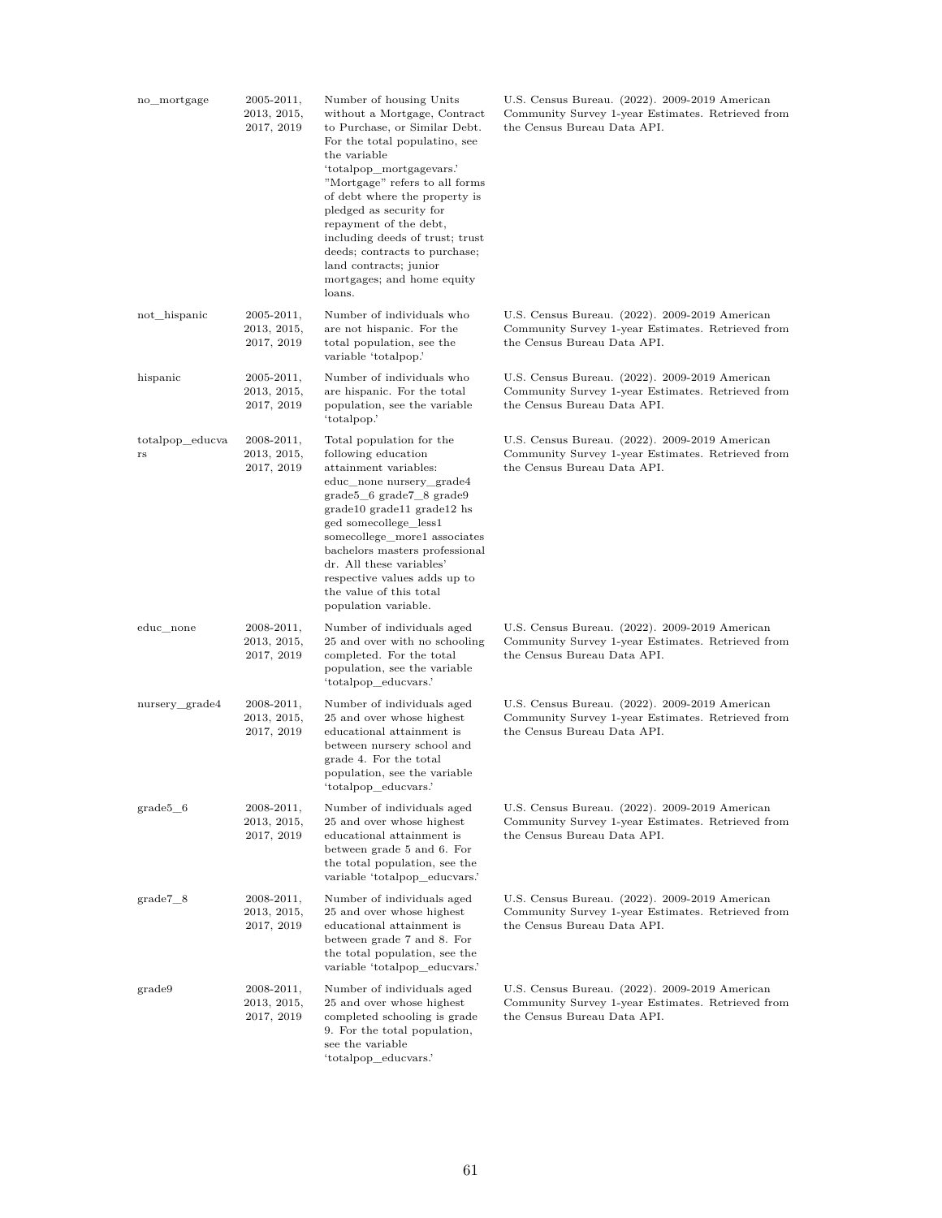| | | | |
|---|---|---|---|
| no_mortgage | 2005-2011, 2013, 2015, 2017, 2019 | Number of housing Units without a Mortgage, Contract to Purchase, or Similar Debt. For the total populatino, see the variable 'totalpop_mortgagevars.' "Mortgage" refers to all forms of debt where the property is pledged as security for repayment of the debt, including deeds of trust; trust deeds; contracts to purchase; land contracts; junior mortgages; and home equity loans. | U.S. Census Bureau. (2022). 2009-2019 American Community Survey 1-year Estimates. Retrieved from the Census Bureau Data API. |
| not_hispanic | 2005-2011, 2013, 2015, 2017, 2019 | Number of individuals who are not hispanic. For the total population, see the variable 'totalpop.' | U.S. Census Bureau. (2022). 2009-2019 American Community Survey 1-year Estimates. Retrieved from the Census Bureau Data API. |
| hispanic | 2005-2011, 2013, 2015, 2017, 2019 | Number of individuals who are hispanic. For the total population, see the variable 'totalpop.' | U.S. Census Bureau. (2022). 2009-2019 American Community Survey 1-year Estimates. Retrieved from the Census Bureau Data API. |
| totalpop_educvars | 2008-2011, 2013, 2015, 2017, 2019 | Total population for the following education attainment variables: educ_none nursery_grade4 grade5_6 grade7_8 grade9 grade10 grade11 grade12 hs ged somecollege_less1 somecollege_more1 associates bachelors masters professional dr. All these variables' respective values adds up to the value of this total population variable. | U.S. Census Bureau. (2022). 2009-2019 American Community Survey 1-year Estimates. Retrieved from the Census Bureau Data API. |
| educ_none | 2008-2011, 2013, 2015, 2017, 2019 | Number of individuals aged 25 and over with no schooling completed. For the total population, see the variable 'totalpop_educvars.' | U.S. Census Bureau. (2022). 2009-2019 American Community Survey 1-year Estimates. Retrieved from the Census Bureau Data API. |
| nursery_grade4 | 2008-2011, 2013, 2015, 2017, 2019 | Number of individuals aged 25 and over whose highest educational attainment is between nursery school and grade 4. For the total population, see the variable 'totalpop_educvars.' | U.S. Census Bureau. (2022). 2009-2019 American Community Survey 1-year Estimates. Retrieved from the Census Bureau Data API. |
| grade5_6 | 2008-2011, 2013, 2015, 2017, 2019 | Number of individuals aged 25 and over whose highest educational attainment is between grade 5 and 6. For the total population, see the variable 'totalpop_educvars.' | U.S. Census Bureau. (2022). 2009-2019 American Community Survey 1-year Estimates. Retrieved from the Census Bureau Data API. |
| grade7_8 | 2008-2011, 2013, 2015, 2017, 2019 | Number of individuals aged 25 and over whose highest educational attainment is between grade 7 and 8. For the total population, see the variable 'totalpop_educvars.' | U.S. Census Bureau. (2022). 2009-2019 American Community Survey 1-year Estimates. Retrieved from the Census Bureau Data API. |
| grade9 | 2008-2011, 2013, 2015, 2017, 2019 | Number of individuals aged 25 and over whose highest completed schooling is grade 9. For the total population, see the variable 'totalpop_educvars.' | U.S. Census Bureau. (2022). 2009-2019 American Community Survey 1-year Estimates. Retrieved from the Census Bureau Data API. |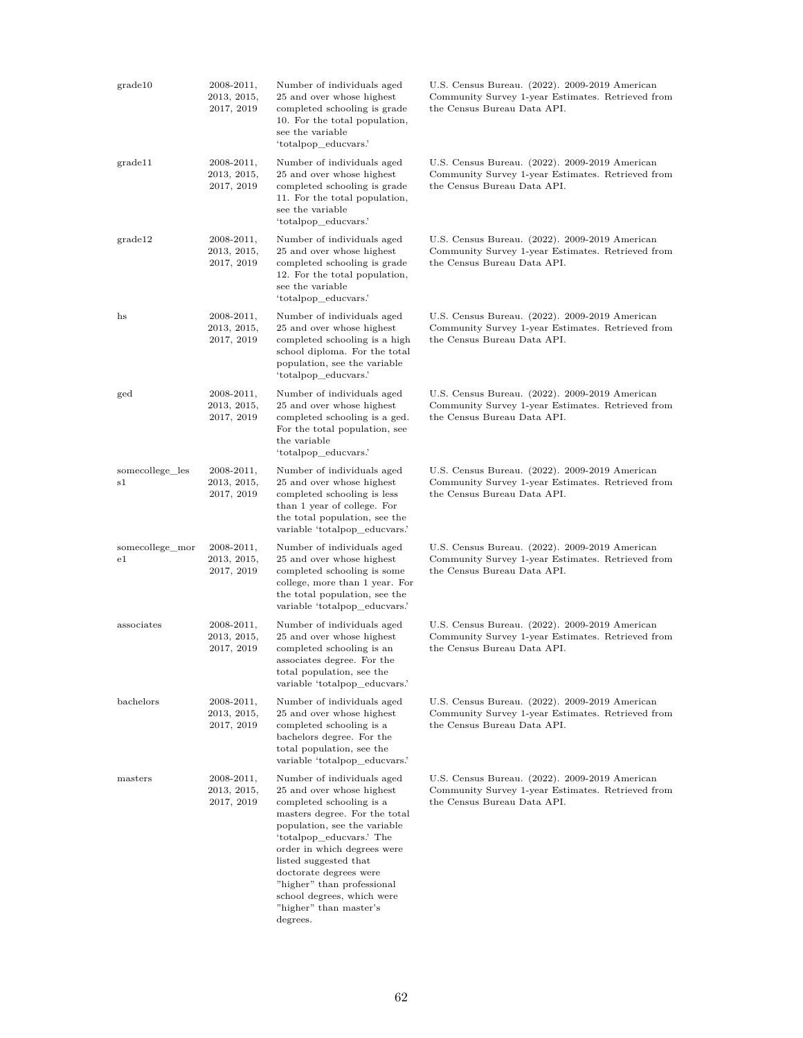| | | | |
|---|---|---|---|
| grade10 | 2008-2011, 2013, 2015, 2017, 2019 | Number of individuals aged 25 and over whose highest completed schooling is grade 10. For the total population, see the variable 'totalpop_educvars.' | U.S. Census Bureau. (2022). 2009-2019 American Community Survey 1-year Estimates. Retrieved from the Census Bureau Data API. |
| grade11 | 2008-2011, 2013, 2015, 2017, 2019 | Number of individuals aged 25 and over whose highest completed schooling is grade 11. For the total population, see the variable 'totalpop_educvars.' | U.S. Census Bureau. (2022). 2009-2019 American Community Survey 1-year Estimates. Retrieved from the Census Bureau Data API. |
| grade12 | 2008-2011, 2013, 2015, 2017, 2019 | Number of individuals aged 25 and over whose highest completed schooling is grade 12. For the total population, see the variable 'totalpop_educvars.' | U.S. Census Bureau. (2022). 2009-2019 American Community Survey 1-year Estimates. Retrieved from the Census Bureau Data API. |
| hs | 2008-2011, 2013, 2015, 2017, 2019 | Number of individuals aged 25 and over whose highest completed schooling is a high school diploma. For the total population, see the variable 'totalpop_educvars.' | U.S. Census Bureau. (2022). 2009-2019 American Community Survey 1-year Estimates. Retrieved from the Census Bureau Data API. |
| ged | 2008-2011, 2013, 2015, 2017, 2019 | Number of individuals aged 25 and over whose highest completed schooling is a ged. For the total population, see the variable 'totalpop_educvars.' | U.S. Census Bureau. (2022). 2009-2019 American Community Survey 1-year Estimates. Retrieved from the Census Bureau Data API. |
| somecollege_less1 | 2008-2011, 2013, 2015, 2017, 2019 | Number of individuals aged 25 and over whose highest completed schooling is less than 1 year of college. For the total population, see the variable 'totalpop_educvars.' | U.S. Census Bureau. (2022). 2009-2019 American Community Survey 1-year Estimates. Retrieved from the Census Bureau Data API. |
| somecollege_more1 | 2008-2011, 2013, 2015, 2017, 2019 | Number of individuals aged 25 and over whose highest completed schooling is some college, more than 1 year. For the total population, see the variable 'totalpop_educvars.' | U.S. Census Bureau. (2022). 2009-2019 American Community Survey 1-year Estimates. Retrieved from the Census Bureau Data API. |
| associates | 2008-2011, 2013, 2015, 2017, 2019 | Number of individuals aged 25 and over whose highest completed schooling is an associates degree. For the total population, see the variable 'totalpop_educvars.' | U.S. Census Bureau. (2022). 2009-2019 American Community Survey 1-year Estimates. Retrieved from the Census Bureau Data API. |
| bachelors | 2008-2011, 2013, 2015, 2017, 2019 | Number of individuals aged 25 and over whose highest completed schooling is a bachelors degree. For the total population, see the variable 'totalpop_educvars.' | U.S. Census Bureau. (2022). 2009-2019 American Community Survey 1-year Estimates. Retrieved from the Census Bureau Data API. |
| masters | 2008-2011, 2013, 2015, 2017, 2019 | Number of individuals aged 25 and over whose highest completed schooling is a masters degree. For the total population, see the variable 'totalpop_educvars.' The order in which degrees were listed suggested that doctorate degrees were "higher" than professional school degrees, which were "higher" than master's degrees. | U.S. Census Bureau. (2022). 2009-2019 American Community Survey 1-year Estimates. Retrieved from the Census Bureau Data API. |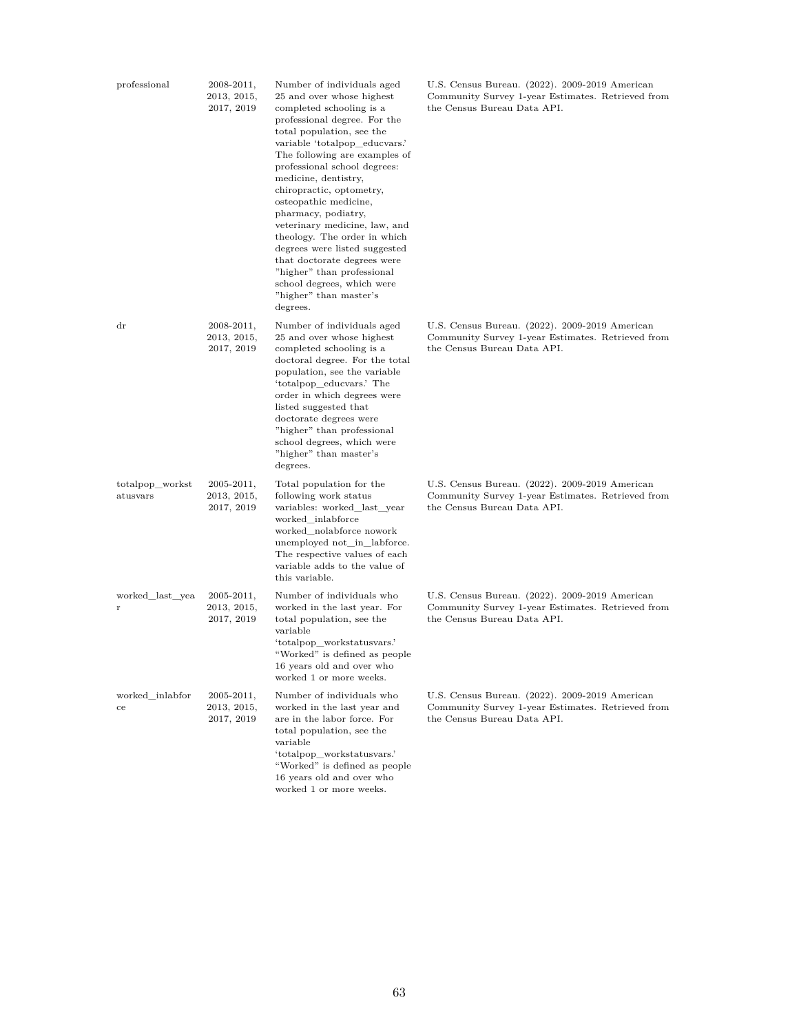| | | | |
|---|---|---|---|
| professional | 2008-2011, 2013, 2015, 2017, 2019 | Number of individuals aged 25 and over whose highest completed schooling is a professional degree. For the total population, see the variable 'totalpop_educvars.' The following are examples of professional school degrees: medicine, dentistry, chiropractic, optometry, osteopathic medicine, pharmacy, podiatry, veterinary medicine, law, and theology. The order in which degrees were listed suggested that doctorate degrees were "higher" than professional school degrees, which were "higher" than master's degrees. | U.S. Census Bureau. (2022). 2009-2019 American Community Survey 1-year Estimates. Retrieved from the Census Bureau Data API. |
| dr | 2008-2011, 2013, 2015, 2017, 2019 | Number of individuals aged 25 and over whose highest completed schooling is a doctoral degree. For the total population, see the variable 'totalpop_educvars.' The order in which degrees were listed suggested that doctorate degrees were "higher" than professional school degrees, which were "higher" than master's degrees. | U.S. Census Bureau. (2022). 2009-2019 American Community Survey 1-year Estimates. Retrieved from the Census Bureau Data API. |
| totalpop_workstatusvars | 2005-2011, 2013, 2015, 2017, 2019 | Total population for the following work status variables: worked_last_year worked_inlabforce worked_nolabforce nowork unemployed not_in_labforce. The respective values of each variable adds to the value of this variable. | U.S. Census Bureau. (2022). 2009-2019 American Community Survey 1-year Estimates. Retrieved from the Census Bureau Data API. |
| worked_last_year | 2005-2011, 2013, 2015, 2017, 2019 | Number of individuals who worked in the last year. For total population, see the variable 'totalpop_workstatusvars.' "Worked" is defined as people 16 years old and over who worked 1 or more weeks. | U.S. Census Bureau. (2022). 2009-2019 American Community Survey 1-year Estimates. Retrieved from the Census Bureau Data API. |
| worked_inlabforce | 2005-2011, 2013, 2015, 2017, 2019 | Number of individuals who worked in the last year and are in the labor force. For total population, see the variable 'totalpop_workstatusvars.' "Worked" is defined as people 16 years old and over who worked 1 or more weeks. | U.S. Census Bureau. (2022). 2009-2019 American Community Survey 1-year Estimates. Retrieved from the Census Bureau Data API. |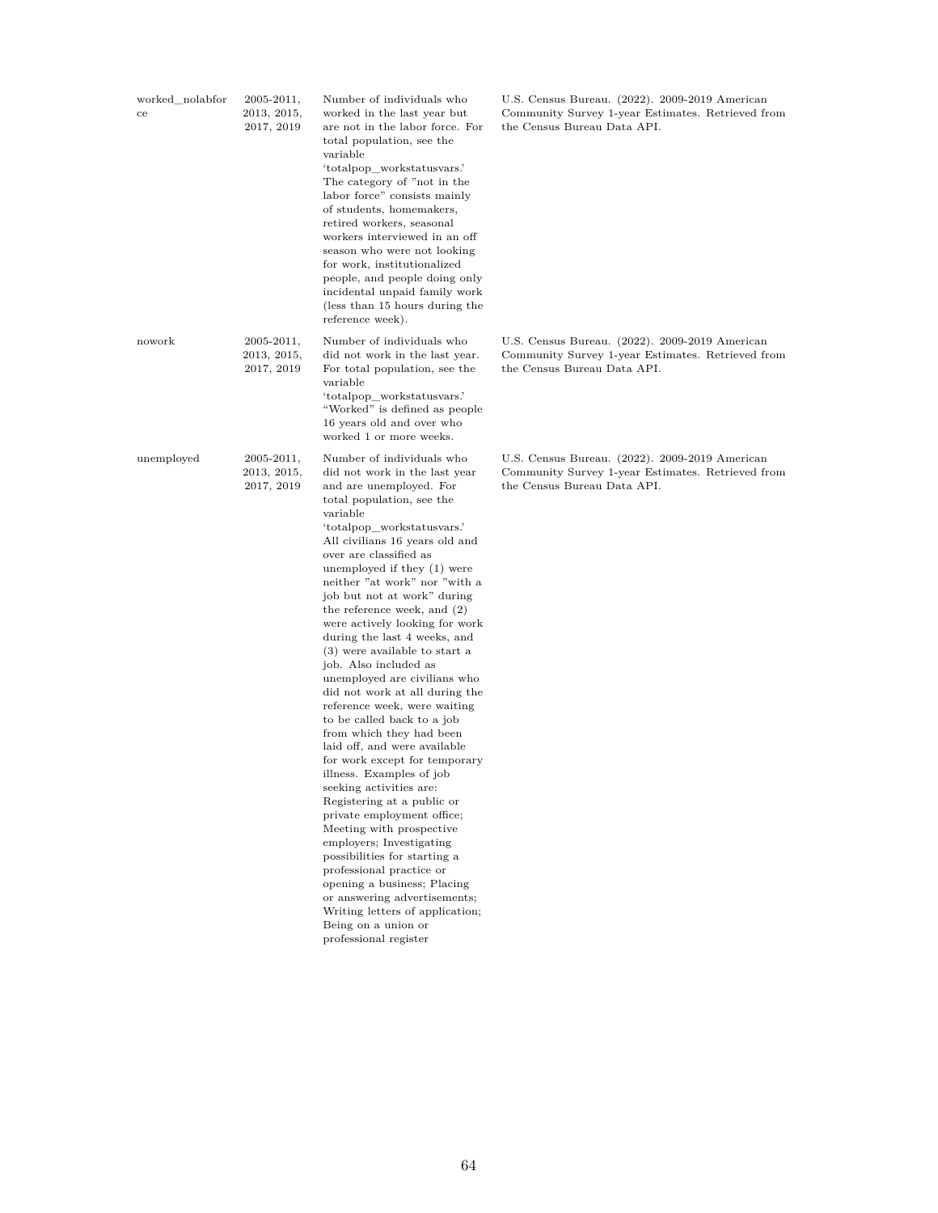| | | | |
|---|---|---|---|
| worked_nolabforce | 2005-2011, 2013, 2015, 2017, 2019 | Number of individuals who worked in the last year but are not in the labor force. For total population, see the variable 'totalpop_workstatusvars.' The category of "not in the labor force" consists mainly of students, homemakers, retired workers, seasonal workers interviewed in an off season who were not looking for work, institutionalized people, and people doing only incidental unpaid family work (less than 15 hours during the reference week). | U.S. Census Bureau. (2022). 2009-2019 American Community Survey 1-year Estimates. Retrieved from the Census Bureau Data API. |
| nowork | 2005-2011, 2013, 2015, 2017, 2019 | Number of individuals who did not work in the last year. For total population, see the variable 'totalpop_workstatusvars.' "Worked" is defined as people 16 years old and over who worked 1 or more weeks. | U.S. Census Bureau. (2022). 2009-2019 American Community Survey 1-year Estimates. Retrieved from the Census Bureau Data API. |
| unemployed | 2005-2011, 2013, 2015, 2017, 2019 | Number of individuals who did not work in the last year and are unemployed. For total population, see the variable 'totalpop_workstatusvars.' All civilians 16 years old and over are classified as unemployed if they (1) were neither "at work" nor "with a job but not at work" during the reference week, and (2) were actively looking for work during the last 4 weeks, and (3) were available to start a job. Also included as unemployed are civilians who did not work at all during the reference week, were waiting to be called back to a job from which they had been laid off, and were available for work except for temporary illness. Examples of job seeking activities are: Registering at a public or private employment office; Meeting with prospective employers; Investigating possibilities for starting a professional practice or opening a business; Placing or answering advertisements; Writing letters of application; Being on a union or professional register | U.S. Census Bureau. (2022). 2009-2019 American Community Survey 1-year Estimates. Retrieved from the Census Bureau Data API. |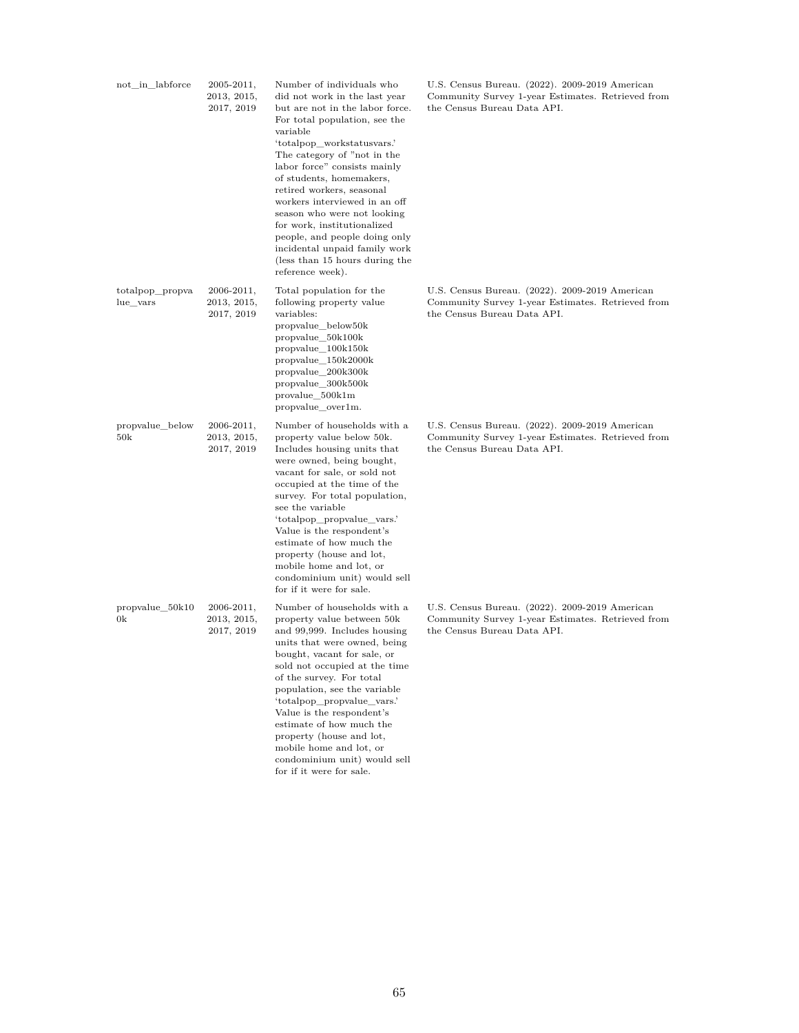| | | | |
|---|---|---|---|
| not_in_labforce | 2005-2011, 2013, 2015, 2017, 2019 | Number of individuals who did not work in the last year but are not in the labor force. For total population, see the variable 'totalpop_workstatusvars.' The category of "not in the labor force" consists mainly of students, homemakers, retired workers, seasonal workers interviewed in an off season who were not looking for work, institutionalized people, and people doing only incidental unpaid family work (less than 15 hours during the reference week). | U.S. Census Bureau. (2022). 2009-2019 American Community Survey 1-year Estimates. Retrieved from the Census Bureau Data API. |
| totalpop_propvalue_vars | 2006-2011, 2013, 2015, 2017, 2019 | Total population for the following property value variables: propvalue_below50k propvalue_50k100k propvalue_100k150k propvalue_150k2000k propvalue_200k300k propvalue_300k500k provalue_500k1m propvalue_over1m. | U.S. Census Bureau. (2022). 2009-2019 American Community Survey 1-year Estimates. Retrieved from the Census Bureau Data API. |
| propvalue_below50k | 2006-2011, 2013, 2015, 2017, 2019 | Number of households with a property value below 50k. Includes housing units that were owned, being bought, vacant for sale, or sold not occupied at the time of the survey. For total population, see the variable 'totalpop_propvalue_vars.' Value is the respondent's estimate of how much the property (house and lot, mobile home and lot, or condominium unit) would sell for if it were for sale. | U.S. Census Bureau. (2022). 2009-2019 American Community Survey 1-year Estimates. Retrieved from the Census Bureau Data API. |
| propvalue_50k100k | 2006-2011, 2013, 2015, 2017, 2019 | Number of households with a property value between 50k and 99,999. Includes housing units that were owned, being bought, vacant for sale, or sold not occupied at the time of the survey. For total population, see the variable 'totalpop_propvalue_vars.' Value is the respondent's estimate of how much the property (house and lot, mobile home and lot, or condominium unit) would sell for if it were for sale. | U.S. Census Bureau. (2022). 2009-2019 American Community Survey 1-year Estimates. Retrieved from the Census Bureau Data API. |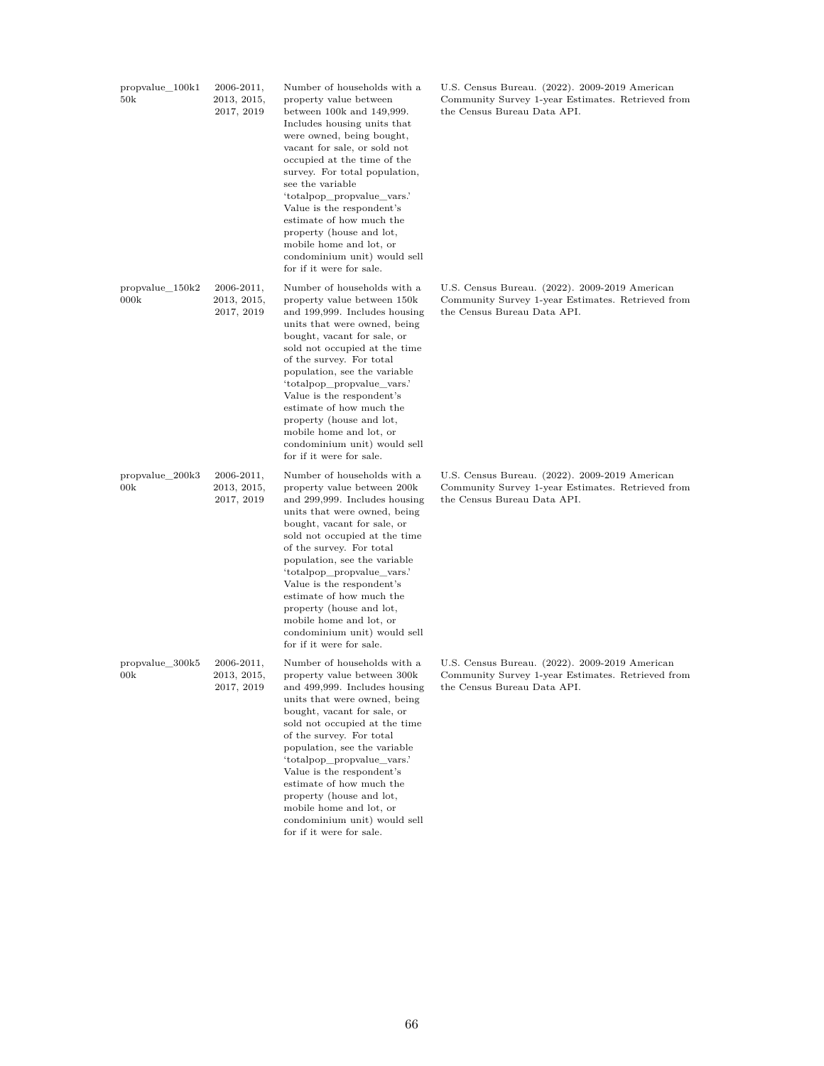| | | | |
|---|---|---|---|
| propvalue_100k150k | 2006-2011, 2013, 2015, 2017, 2019 | Number of households with a property value between between 100k and 149,999. Includes housing units that were owned, being bought, vacant for sale, or sold not occupied at the time of the survey. For total population, see the variable 'totalpop_propvalue_vars.' Value is the respondent's estimate of how much the property (house and lot, mobile home and lot, or condominium unit) would sell for if it were for sale. | U.S. Census Bureau. (2022). 2009-2019 American Community Survey 1-year Estimates. Retrieved from the Census Bureau Data API. |
| propvalue_150k200k | 2006-2011, 2013, 2015, 2017, 2019 | Number of households with a property value between 150k and 199,999. Includes housing units that were owned, being bought, vacant for sale, or sold not occupied at the time of the survey. For total population, see the variable 'totalpop_propvalue_vars.' Value is the respondent's estimate of how much the property (house and lot, mobile home and lot, or condominium unit) would sell for if it were for sale. | U.S. Census Bureau. (2022). 2009-2019 American Community Survey 1-year Estimates. Retrieved from the Census Bureau Data API. |
| propvalue_200k300k | 2006-2011, 2013, 2015, 2017, 2019 | Number of households with a property value between 200k and 299,999. Includes housing units that were owned, being bought, vacant for sale, or sold not occupied at the time of the survey. For total population, see the variable 'totalpop_propvalue_vars.' Value is the respondent's estimate of how much the property (house and lot, mobile home and lot, or condominium unit) would sell for if it were for sale. | U.S. Census Bureau. (2022). 2009-2019 American Community Survey 1-year Estimates. Retrieved from the Census Bureau Data API. |
| propvalue_300k500k | 2006-2011, 2013, 2015, 2017, 2019 | Number of households with a property value between 300k and 499,999. Includes housing units that were owned, being bought, vacant for sale, or sold not occupied at the time of the survey. For total population, see the variable 'totalpop_propvalue_vars.' Value is the respondent's estimate of how much the property (house and lot, mobile home and lot, or condominium unit) would sell for if it were for sale. | U.S. Census Bureau. (2022). 2009-2019 American Community Survey 1-year Estimates. Retrieved from the Census Bureau Data API. |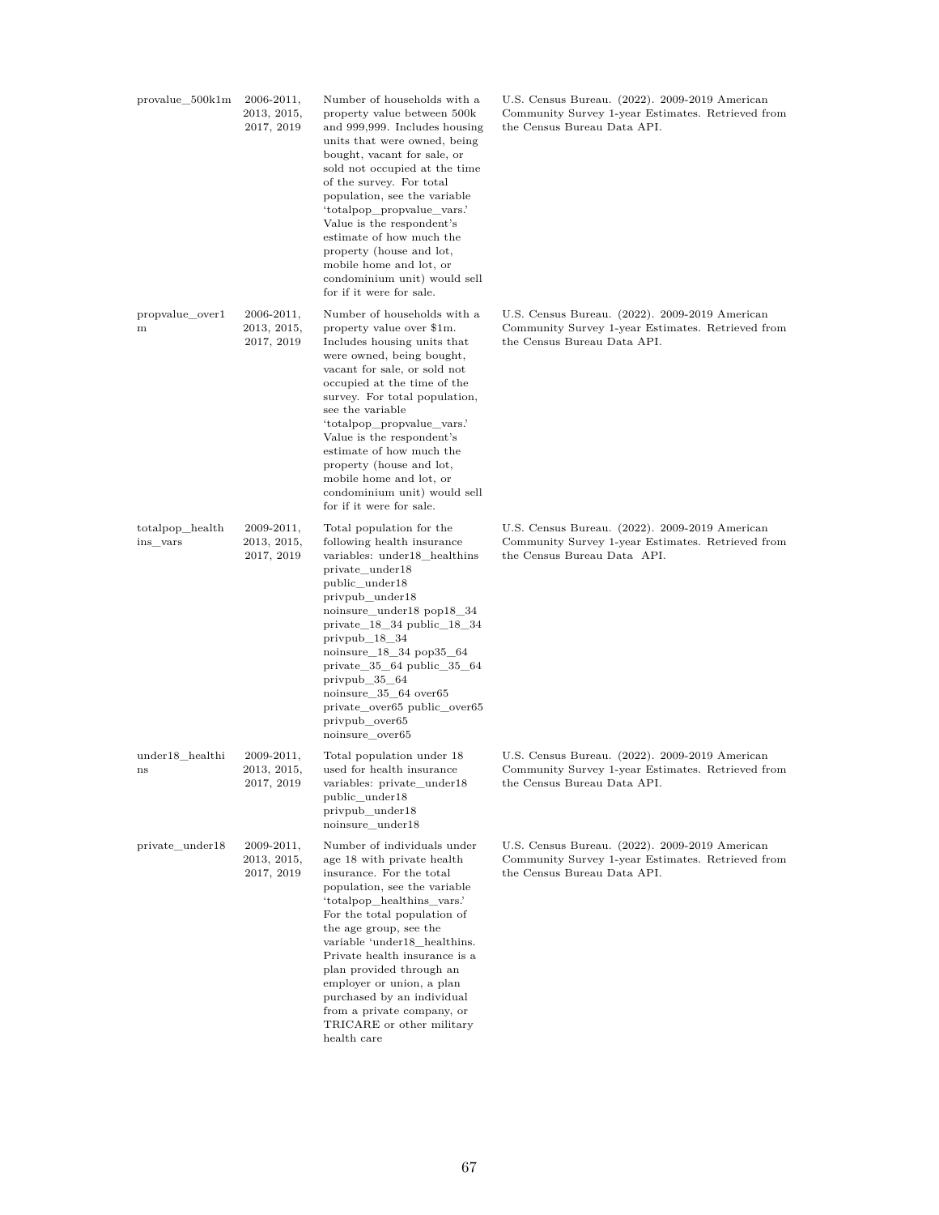| | | | |
|---|---|---|---|
| provalue_500k1m | 2006-2011, 2013, 2015, 2017, 2019 | Number of households with a property value between 500k and 999,999. Includes housing units that were owned, being bought, vacant for sale, or sold not occupied at the time of the survey. For total population, see the variable 'totalpop_propvalue_vars.' Value is the respondent's estimate of how much the property (house and lot, mobile home and lot, or condominium unit) would sell for if it were for sale. | U.S. Census Bureau. (2022). 2009-2019 American Community Survey 1-year Estimates. Retrieved from the Census Bureau Data API. |
| propvalue_over1m | 2006-2011, 2013, 2015, 2017, 2019 | Number of households with a property value over $1m. Includes housing units that were owned, being bought, vacant for sale, or sold not occupied at the time of the survey. For total population, see the variable 'totalpop_propvalue_vars.' Value is the respondent's estimate of how much the property (house and lot, mobile home and lot, or condominium unit) would sell for if it were for sale. | U.S. Census Bureau. (2022). 2009-2019 American Community Survey 1-year Estimates. Retrieved from the Census Bureau Data API. |
| totalpop_healthins_vars | 2009-2011, 2013, 2015, 2017, 2019 | Total population for the following health insurance variables: under18_healthins private_under18 public_under18 privpub_under18 noinsure_under18 pop18_34 private_18_34 public_18_34 privpub_18_34 noinsure_18_34 pop35_64 private_35_64 public_35_64 privpub_35_64 noinsure_35_64 over65 private_over65 public_over65 privpub_over65 noinsure_over65 | U.S. Census Bureau. (2022). 2009-2019 American Community Survey 1-year Estimates. Retrieved from the Census Bureau Data API. |
| under18_healthins | 2009-2011, 2013, 2015, 2017, 2019 | Total population under 18 used for health insurance variables: private_under18 public_under18 privpub_under18 noinsure_under18 | U.S. Census Bureau. (2022). 2009-2019 American Community Survey 1-year Estimates. Retrieved from the Census Bureau Data API. |
| private_under18 | 2009-2011, 2013, 2015, 2017, 2019 | Number of individuals under age 18 with private health insurance. For the total population, see the variable 'totalpop_healthins_vars.' For the total population of the age group, see the variable 'under18_healthins. Private health insurance is a plan provided through an employer or union, a plan purchased by an individual from a private company, or TRICARE or other military health care | U.S. Census Bureau. (2022). 2009-2019 American Community Survey 1-year Estimates. Retrieved from the Census Bureau Data API. |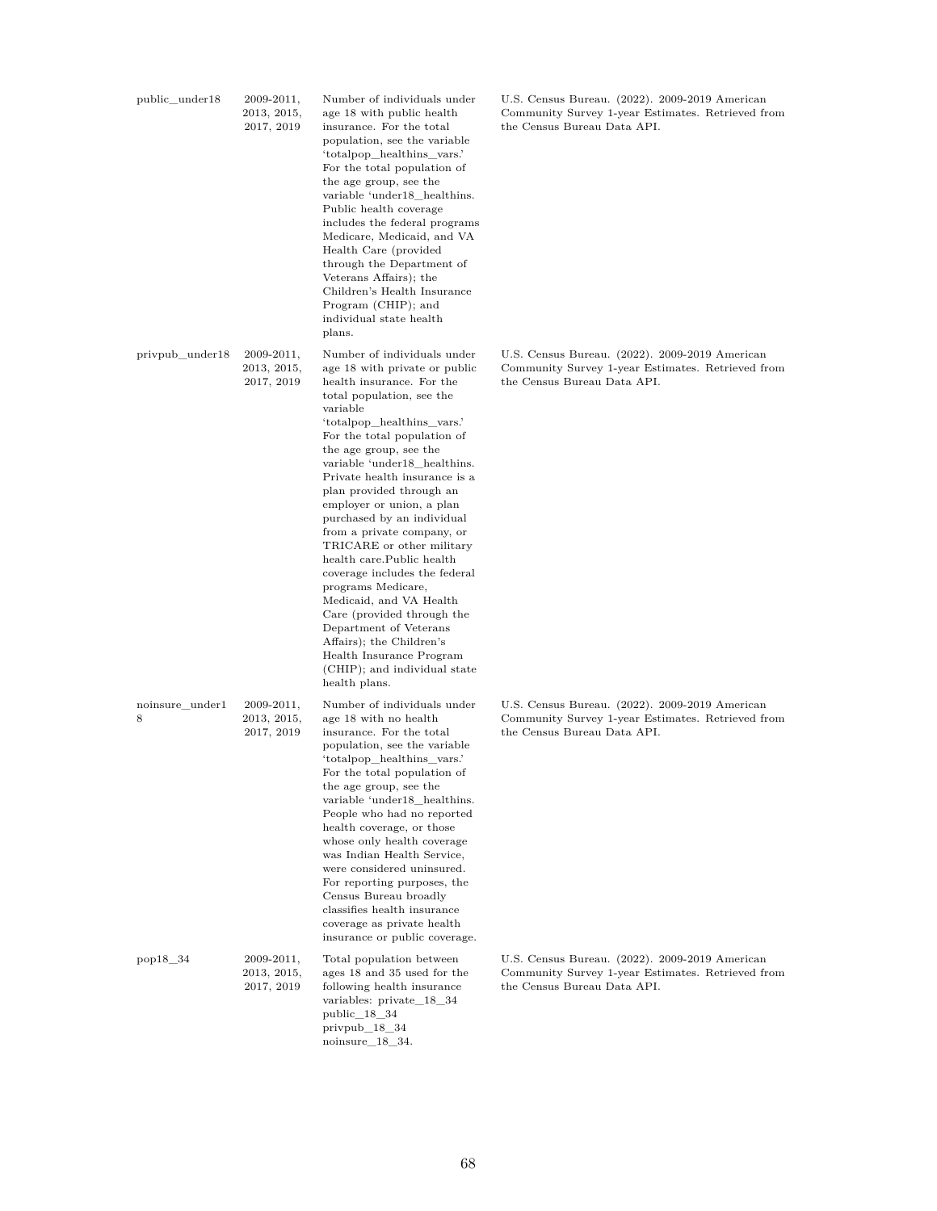| | | | |
|---|---|---|---|
| public_under18 | 2009-2011, 2013, 2015, 2017, 2019 | Number of individuals under age 18 with public health insurance. For the total population, see the variable 'totalpop_healthins_vars.' For the total population of the age group, see the variable 'under18_healthins. Public health coverage includes the federal programs Medicare, Medicaid, and VA Health Care (provided through the Department of Veterans Affairs); the Children's Health Insurance Program (CHIP); and individual state health plans. | U.S. Census Bureau. (2022). 2009-2019 American Community Survey 1-year Estimates. Retrieved from the Census Bureau Data API. |
| privpub_under18 | 2009-2011, 2013, 2015, 2017, 2019 | Number of individuals under age 18 with private or public health insurance. For the total population, see the variable 'totalpop_healthins_vars.' For the total population of the age group, see the variable 'under18_healthins. Private health insurance is a plan provided through an employer or union, a plan purchased by an individual from a private company, or TRICARE or other military health care.Public health coverage includes the federal programs Medicare, Medicaid, and VA Health Care (provided through the Department of Veterans Affairs); the Children's Health Insurance Program (CHIP); and individual state health plans. | U.S. Census Bureau. (2022). 2009-2019 American Community Survey 1-year Estimates. Retrieved from the Census Bureau Data API. |
| noinsure_under18 | 2009-2011, 2013, 2015, 2017, 2019 | Number of individuals under age 18 with no health insurance. For the total population, see the variable 'totalpop_healthins_vars.' For the total population of the age group, see the variable 'under18_healthins. People who had no reported health coverage, or those whose only health coverage was Indian Health Service, were considered uninsured. For reporting purposes, the Census Bureau broadly classifies health insurance coverage as private health insurance or public coverage. | U.S. Census Bureau. (2022). 2009-2019 American Community Survey 1-year Estimates. Retrieved from the Census Bureau Data API. |
| pop18_34 | 2009-2011, 2013, 2015, 2017, 2019 | Total population between ages 18 and 35 used for the following health insurance variables: private_18_34 public_18_34 privpub_18_34 noinsure_18_34. | U.S. Census Bureau. (2022). 2009-2019 American Community Survey 1-year Estimates. Retrieved from the Census Bureau Data API. |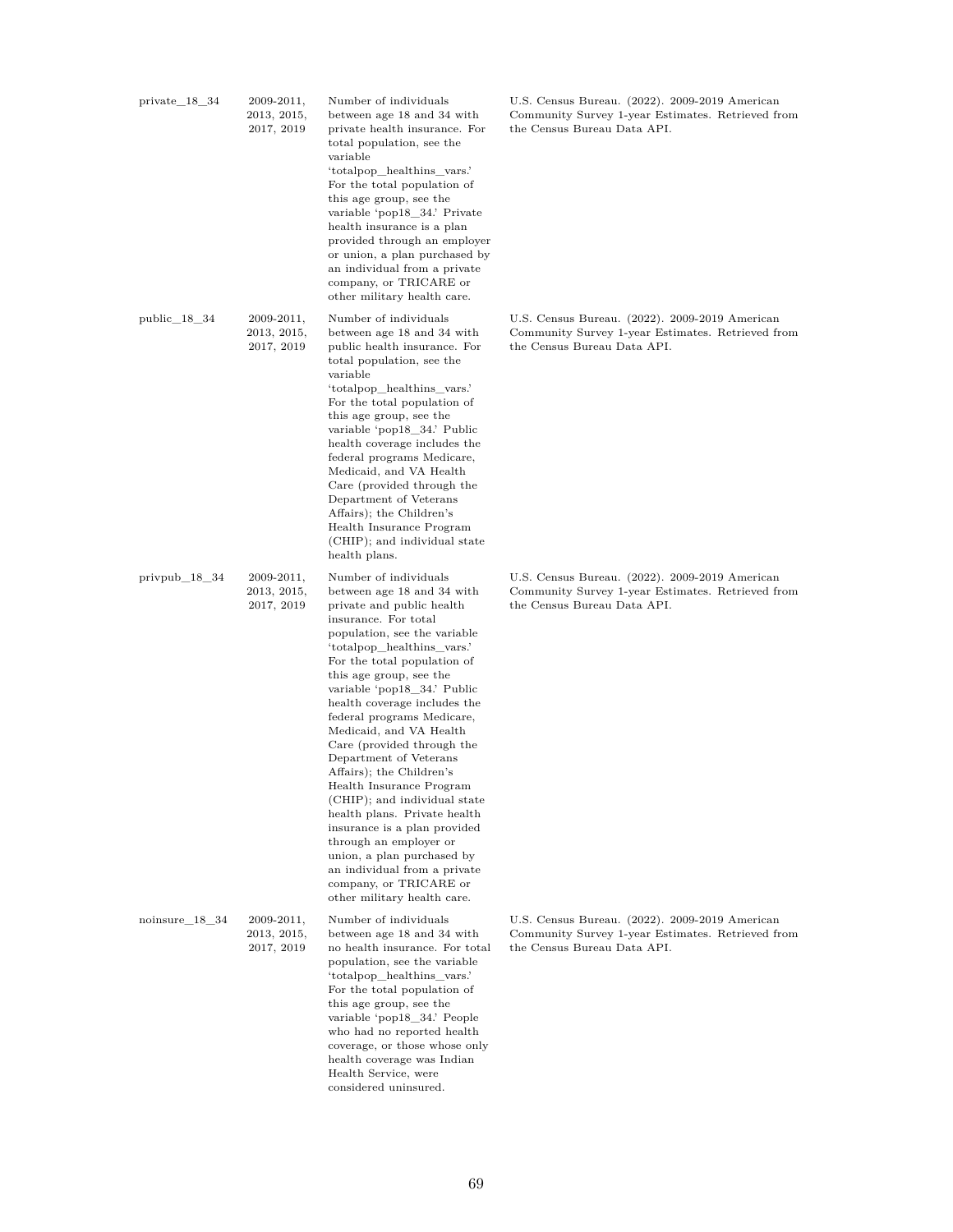| | | | |
|---|---|---|---|
| private_18_34 | 2009-2011, 2013, 2015, 2017, 2019 | Number of individuals between age 18 and 34 with private health insurance. For total population, see the variable 'totalpop_healthins_vars.' For the total population of this age group, see the variable 'pop18_34.' Private health insurance is a plan provided through an employer or union, a plan purchased by an individual from a private company, or TRICARE or other military health care. | U.S. Census Bureau. (2022). 2009-2019 American Community Survey 1-year Estimates. Retrieved from the Census Bureau Data API. |
| public_18_34 | 2009-2011, 2013, 2015, 2017, 2019 | Number of individuals between age 18 and 34 with public health insurance. For total population, see the variable 'totalpop_healthins_vars.' For the total population of this age group, see the variable 'pop18_34.' Public health coverage includes the federal programs Medicare, Medicaid, and VA Health Care (provided through the Department of Veterans Affairs); the Children's Health Insurance Program (CHIP); and individual state health plans. | U.S. Census Bureau. (2022). 2009-2019 American Community Survey 1-year Estimates. Retrieved from the Census Bureau Data API. |
| privpub_18_34 | 2009-2011, 2013, 2015, 2017, 2019 | Number of individuals between age 18 and 34 with private and public health insurance. For total population, see the variable 'totalpop_healthins_vars.' For the total population of this age group, see the variable 'pop18_34.' Public health coverage includes the federal programs Medicare, Medicaid, and VA Health Care (provided through the Department of Veterans Affairs); the Children's Health Insurance Program (CHIP); and individual state health plans. Private health insurance is a plan provided through an employer or union, a plan purchased by an individual from a private company, or TRICARE or other military health care. | U.S. Census Bureau. (2022). 2009-2019 American Community Survey 1-year Estimates. Retrieved from the Census Bureau Data API. |
| noinsure_18_34 | 2009-2011, 2013, 2015, 2017, 2019 | Number of individuals between age 18 and 34 with no health insurance. For total population, see the variable 'totalpop_healthins_vars.' For the total population of this age group, see the variable 'pop18_34.' People who had no reported health coverage, or those whose only health coverage was Indian Health Service, were considered uninsured. | U.S. Census Bureau. (2022). 2009-2019 American Community Survey 1-year Estimates. Retrieved from the Census Bureau Data API. |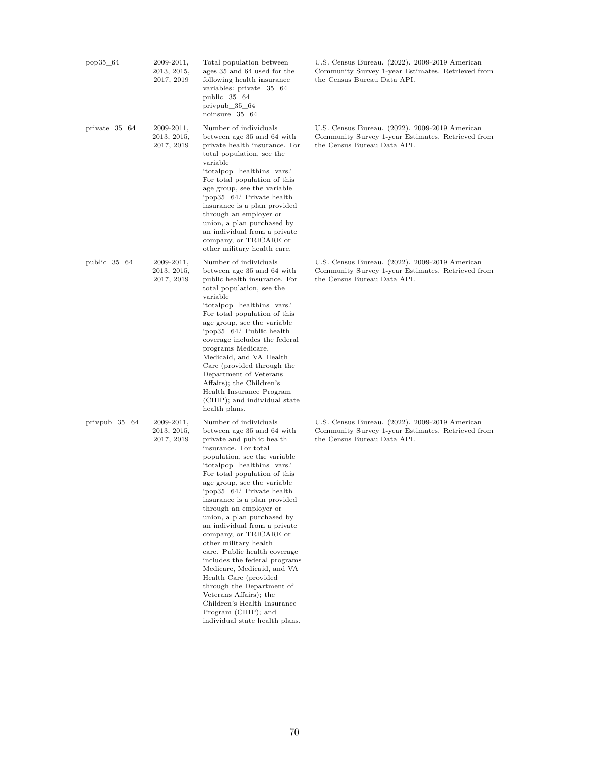| | | | |
|---|---|---|---|
| pop35_64 | 2009-2011, 2013, 2015, 2017, 2019 | Total population between ages 35 and 64 used for the following health insurance variables: private_35_64 public_35_64 privpub_35_64 noinsure_35_64 | U.S. Census Bureau. (2022). 2009-2019 American Community Survey 1-year Estimates. Retrieved from the Census Bureau Data API. |
| private_35_64 | 2009-2011, 2013, 2015, 2017, 2019 | Number of individuals between age 35 and 64 with private health insurance. For total population, see the variable 'totalpop_healthins_vars.' For total population of this age group, see the variable 'pop35_64.' Private health insurance is a plan provided through an employer or union, a plan purchased by an individual from a private company, or TRICARE or other military health care. | U.S. Census Bureau. (2022). 2009-2019 American Community Survey 1-year Estimates. Retrieved from the Census Bureau Data API. |
| public_35_64 | 2009-2011, 2013, 2015, 2017, 2019 | Number of individuals between age 35 and 64 with public health insurance. For total population, see the variable 'totalpop_healthins_vars.' For total population of this age group, see the variable 'pop35_64.' Public health coverage includes the federal programs Medicare, Medicaid, and VA Health Care (provided through the Department of Veterans Affairs); the Children's Health Insurance Program (CHIP); and individual state health plans. | U.S. Census Bureau. (2022). 2009-2019 American Community Survey 1-year Estimates. Retrieved from the Census Bureau Data API. |
| privpub_35_64 | 2009-2011, 2013, 2015, 2017, 2019 | Number of individuals between age 35 and 64 with private and public health insurance. For total population, see the variable 'totalpop_healthins_vars.' For total population of this age group, see the variable 'pop35_64.' Private health insurance is a plan provided through an employer or union, a plan purchased by an individual from a private company, or TRICARE or other military health care. Public health coverage includes the federal programs Medicare, Medicaid, and VA Health Care (provided through the Department of Veterans Affairs); the Children's Health Insurance Program (CHIP); and individual state health plans. | U.S. Census Bureau. (2022). 2009-2019 American Community Survey 1-year Estimates. Retrieved from the Census Bureau Data API. |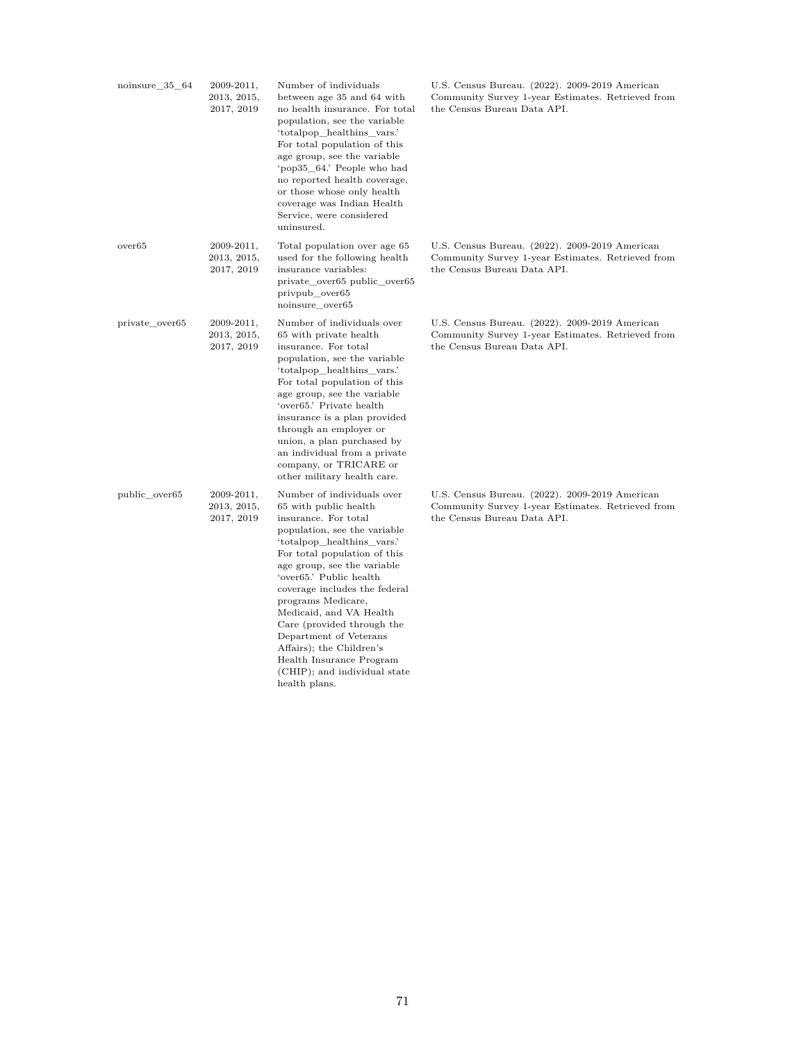| | | | |
|---|---|---|---|
| noinsure_35_64 | 2009-2011, 2013, 2015, 2017, 2019 | Number of individuals between age 35 and 64 with no health insurance. For total population, see the variable 'totalpop_healthins_vars.' For total population of this age group, see the variable 'pop35_64.' People who had no reported health coverage, or those whose only health coverage was Indian Health Service, were considered uninsured. | U.S. Census Bureau. (2022). 2009-2019 American Community Survey 1-year Estimates. Retrieved from the Census Bureau Data API. |
| over65 | 2009-2011, 2013, 2015, 2017, 2019 | Total population over age 65 used for the following health insurance variables: private_over65 public_over65 privpub_over65 noinsure_over65 | U.S. Census Bureau. (2022). 2009-2019 American Community Survey 1-year Estimates. Retrieved from the Census Bureau Data API. |
| private_over65 | 2009-2011, 2013, 2015, 2017, 2019 | Number of individuals over 65 with private health insurance. For total population, see the variable 'totalpop_healthins_vars.' For total population of this age group, see the variable 'over65.' Private health insurance is a plan provided through an employer or union, a plan purchased by an individual from a private company, or TRICARE or other military health care. | U.S. Census Bureau. (2022). 2009-2019 American Community Survey 1-year Estimates. Retrieved from the Census Bureau Data API. |
| public_over65 | 2009-2011, 2013, 2015, 2017, 2019 | Number of individuals over 65 with public health insurance. For total population, see the variable 'totalpop_healthins_vars.' For total population of this age group, see the variable 'over65.' Public health coverage includes the federal programs Medicare, Medicaid, and VA Health Care (provided through the Department of Veterans Affairs); the Children's Health Insurance Program (CHIP); and individual state health plans. | U.S. Census Bureau. (2022). 2009-2019 American Community Survey 1-year Estimates. Retrieved from the Census Bureau Data API. |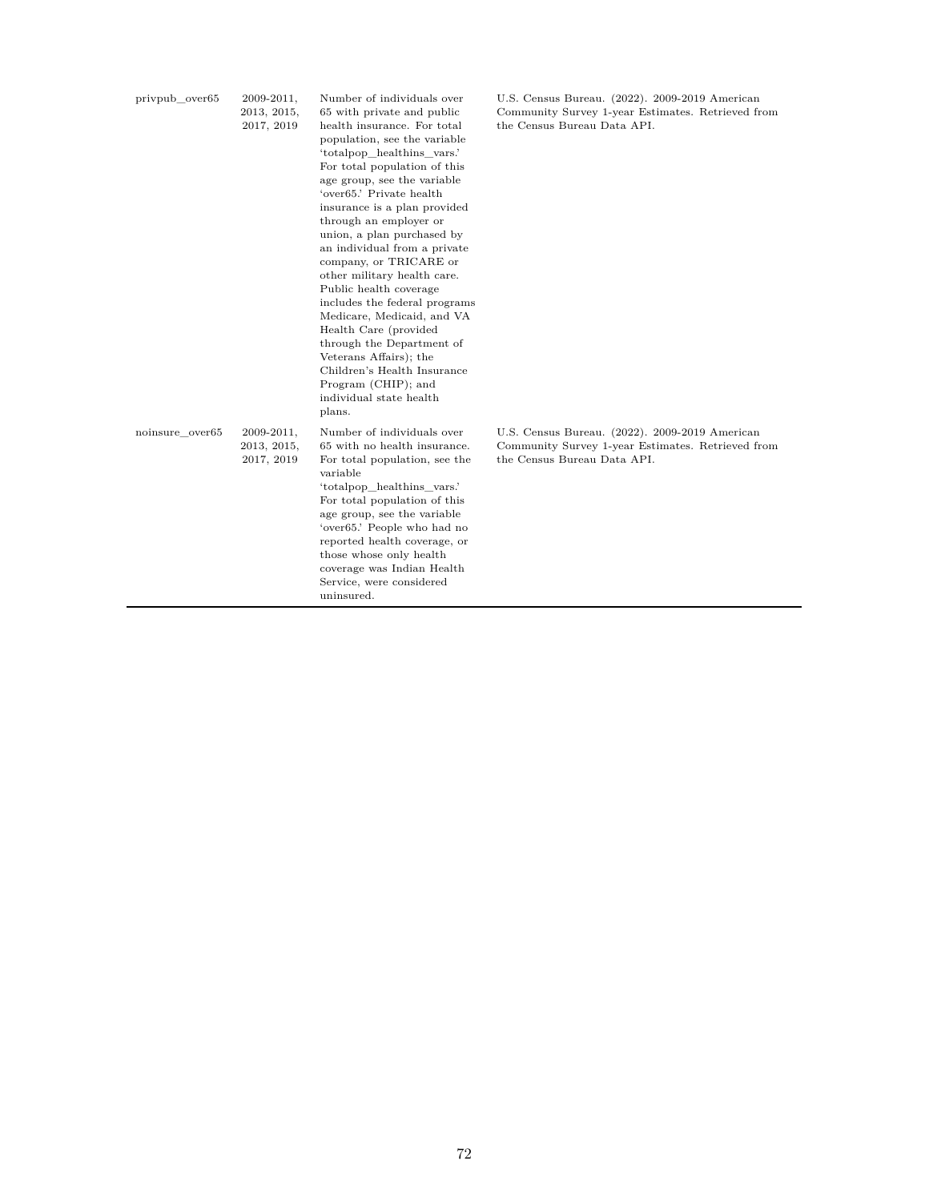| | | | |
|---|---|---|---|
| privpub_over65 | 2009-2011, 2013, 2015, 2017, 2019 | Number of individuals over 65 with private and public health insurance. For total population, see the variable 'totalpop_healthins_vars.' For total population of this age group, see the variable 'over65.' Private health insurance is a plan provided through an employer or union, a plan purchased by an individual from a private company, or TRICARE or other military health care. Public health coverage includes the federal programs Medicare, Medicaid, and VA Health Care (provided through the Department of Veterans Affairs); the Children's Health Insurance Program (CHIP); and individual state health plans. | U.S. Census Bureau. (2022). 2009-2019 American Community Survey 1-year Estimates. Retrieved from the Census Bureau Data API. |
| noinsure_over65 | 2009-2011, 2013, 2015, 2017, 2019 | Number of individuals over 65 with no health insurance. For total population, see the variable 'totalpop_healthins_vars.' For total population of this age group, see the variable 'over65.' People who had no reported health coverage, or those whose only health coverage was Indian Health Service, were considered uninsured. | U.S. Census Bureau. (2022). 2009-2019 American Community Survey 1-year Estimates. Retrieved from the Census Bureau Data API. |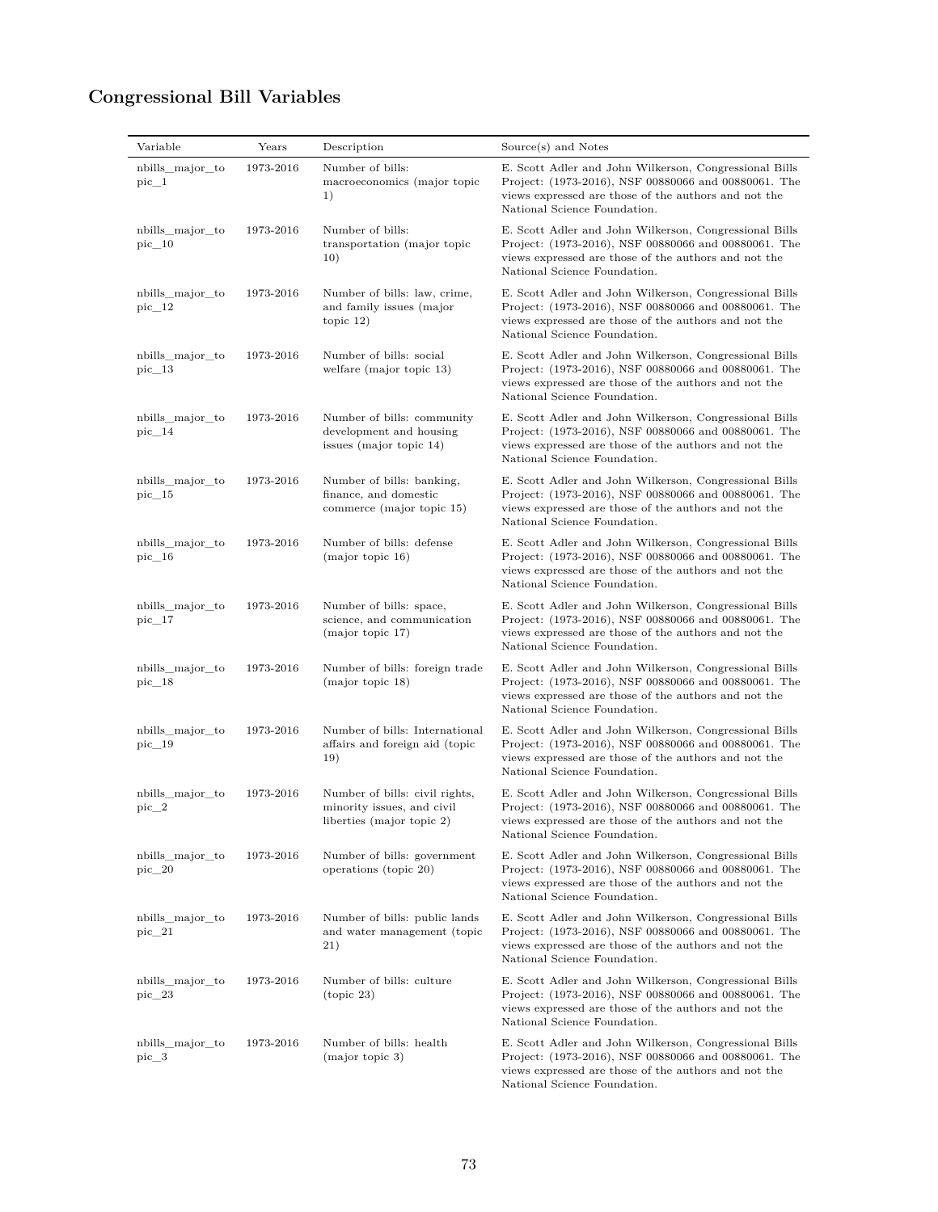### Congressional Bill Variables

| Variable | Years | Description | Source(s) and Notes |
|---|---|---|---|
| nbills_major_topic_1 | 1973-2016 | Number of bills: macroeconomics (major topic 1) | E. Scott Adler and John Wilkerson, Congressional Bills Project: (1973-2016), NSF 00880066 and 00880061. The views expressed are those of the authors and not the National Science Foundation. |
| nbills_major_topic_10 | 1973-2016 | Number of bills: transportation (major topic 10) | E. Scott Adler and John Wilkerson, Congressional Bills Project: (1973-2016), NSF 00880066 and 00880061. The views expressed are those of the authors and not the National Science Foundation. |
| nbills_major_topic_12 | 1973-2016 | Number of bills: law, crime, and family issues (major topic 12) | E. Scott Adler and John Wilkerson, Congressional Bills Project: (1973-2016), NSF 00880066 and 00880061. The views expressed are those of the authors and not the National Science Foundation. |
| nbills_major_topic_13 | 1973-2016 | Number of bills: social welfare (major topic 13) | E. Scott Adler and John Wilkerson, Congressional Bills Project: (1973-2016), NSF 00880066 and 00880061. The views expressed are those of the authors and not the National Science Foundation. |
| nbills_major_topic_14 | 1973-2016 | Number of bills: community development and housing issues (major topic 14) | E. Scott Adler and John Wilkerson, Congressional Bills Project: (1973-2016), NSF 00880066 and 00880061. The views expressed are those of the authors and not the National Science Foundation. |
| nbills_major_topic_15 | 1973-2016 | Number of bills: banking, finance, and domestic commerce (major topic 15) | E. Scott Adler and John Wilkerson, Congressional Bills Project: (1973-2016), NSF 00880066 and 00880061. The views expressed are those of the authors and not the National Science Foundation. |
| nbills_major_topic_16 | 1973-2016 | Number of bills: defense (major topic 16) | E. Scott Adler and John Wilkerson, Congressional Bills Project: (1973-2016), NSF 00880066 and 00880061. The views expressed are those of the authors and not the National Science Foundation. |
| nbills_major_topic_17 | 1973-2016 | Number of bills: space, science, and communication (major topic 17) | E. Scott Adler and John Wilkerson, Congressional Bills Project: (1973-2016), NSF 00880066 and 00880061. The views expressed are those of the authors and not the National Science Foundation. |
| nbills_major_topic_18 | 1973-2016 | Number of bills: foreign trade (major topic 18) | E. Scott Adler and John Wilkerson, Congressional Bills Project: (1973-2016), NSF 00880066 and 00880061. The views expressed are those of the authors and not the National Science Foundation. |
| nbills_major_topic_19 | 1973-2016 | Number of bills: International affairs and foreign aid (topic 19) | E. Scott Adler and John Wilkerson, Congressional Bills Project: (1973-2016), NSF 00880066 and 00880061. The views expressed are those of the authors and not the National Science Foundation. |
| nbills_major_topic_2 | 1973-2016 | Number of bills: civil rights, minority issues, and civil liberties (major topic 2) | E. Scott Adler and John Wilkerson, Congressional Bills Project: (1973-2016), NSF 00880066 and 00880061. The views expressed are those of the authors and not the National Science Foundation. |
| nbills_major_topic_20 | 1973-2016 | Number of bills: government operations (topic 20) | E. Scott Adler and John Wilkerson, Congressional Bills Project: (1973-2016), NSF 00880066 and 00880061. The views expressed are those of the authors and not the National Science Foundation. |
| nbills_major_topic_21 | 1973-2016 | Number of bills: public lands and water management (topic 21) | E. Scott Adler and John Wilkerson, Congressional Bills Project: (1973-2016), NSF 00880066 and 00880061. The views expressed are those of the authors and not the National Science Foundation. |
| nbills_major_topic_23 | 1973-2016 | Number of bills: culture (topic 23) | E. Scott Adler and John Wilkerson, Congressional Bills Project: (1973-2016), NSF 00880066 and 00880061. The views expressed are those of the authors and not the National Science Foundation. |
| nbills_major_topic_3 | 1973-2016 | Number of bills: health (major topic 3) | E. Scott Adler and John Wilkerson, Congressional Bills Project: (1973-2016), NSF 00880066 and 00880061. The views expressed are those of the authors and not the National Science Foundation. |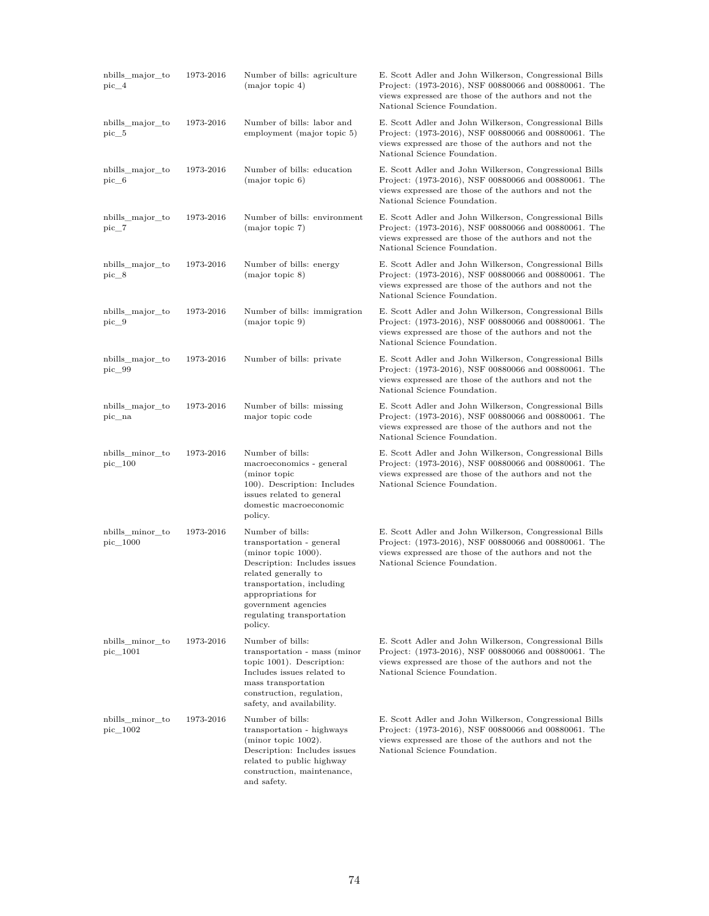| | | | |
|---|---|---|---|
| nbills_major_topic_4 | 1973-2016 | Number of bills: agriculture (major topic 4) | E. Scott Adler and John Wilkerson, Congressional Bills Project: (1973-2016), NSF 00880066 and 00880061. The views expressed are those of the authors and not the National Science Foundation. |
| nbills_major_topic_5 | 1973-2016 | Number of bills: labor and employment (major topic 5) | E. Scott Adler and John Wilkerson, Congressional Bills Project: (1973-2016), NSF 00880066 and 00880061. The views expressed are those of the authors and not the National Science Foundation. |
| nbills_major_topic_6 | 1973-2016 | Number of bills: education (major topic 6) | E. Scott Adler and John Wilkerson, Congressional Bills Project: (1973-2016), NSF 00880066 and 00880061. The views expressed are those of the authors and not the National Science Foundation. |
| nbills_major_topic_7 | 1973-2016 | Number of bills: environment (major topic 7) | E. Scott Adler and John Wilkerson, Congressional Bills Project: (1973-2016), NSF 00880066 and 00880061. The views expressed are those of the authors and not the National Science Foundation. |
| nbills_major_topic_8 | 1973-2016 | Number of bills: energy (major topic 8) | E. Scott Adler and John Wilkerson, Congressional Bills Project: (1973-2016), NSF 00880066 and 00880061. The views expressed are those of the authors and not the National Science Foundation. |
| nbills_major_topic_9 | 1973-2016 | Number of bills: immigration (major topic 9) | E. Scott Adler and John Wilkerson, Congressional Bills Project: (1973-2016), NSF 00880066 and 00880061. The views expressed are those of the authors and not the National Science Foundation. |
| nbills_major_topic_99 | 1973-2016 | Number of bills: private | E. Scott Adler and John Wilkerson, Congressional Bills Project: (1973-2016), NSF 00880066 and 00880061. The views expressed are those of the authors and not the National Science Foundation. |
| nbills_major_topic_na | 1973-2016 | Number of bills: missing major topic code | E. Scott Adler and John Wilkerson, Congressional Bills Project: (1973-2016), NSF 00880066 and 00880061. The views expressed are those of the authors and not the National Science Foundation. |
| nbills_minor_topic_100 | 1973-2016 | Number of bills: macroeconomics - general (minor topic 100). Description: Includes issues related to general domestic macroeconomic policy. | E. Scott Adler and John Wilkerson, Congressional Bills Project: (1973-2016), NSF 00880066 and 00880061. The views expressed are those of the authors and not the National Science Foundation. |
| nbills_minor_topic_1000 | 1973-2016 | Number of bills: transportation - general (minor topic 1000). Description: Includes issues related generally to transportation, including appropriations for government agencies regulating transportation policy. | E. Scott Adler and John Wilkerson, Congressional Bills Project: (1973-2016), NSF 00880066 and 00880061. The views expressed are those of the authors and not the National Science Foundation. |
| nbills_minor_topic_1001 | 1973-2016 | Number of bills: transportation - mass (minor topic 1001). Description: Includes issues related to mass transportation construction, regulation, safety, and availability. | E. Scott Adler and John Wilkerson, Congressional Bills Project: (1973-2016), NSF 00880066 and 00880061. The views expressed are those of the authors and not the National Science Foundation. |
| nbills_minor_topic_1002 | 1973-2016 | Number of bills: transportation - highways (minor topic 1002). Description: Includes issues related to public highway construction, maintenance, and safety. | E. Scott Adler and John Wilkerson, Congressional Bills Project: (1973-2016), NSF 00880066 and 00880061. The views expressed are those of the authors and not the National Science Foundation. |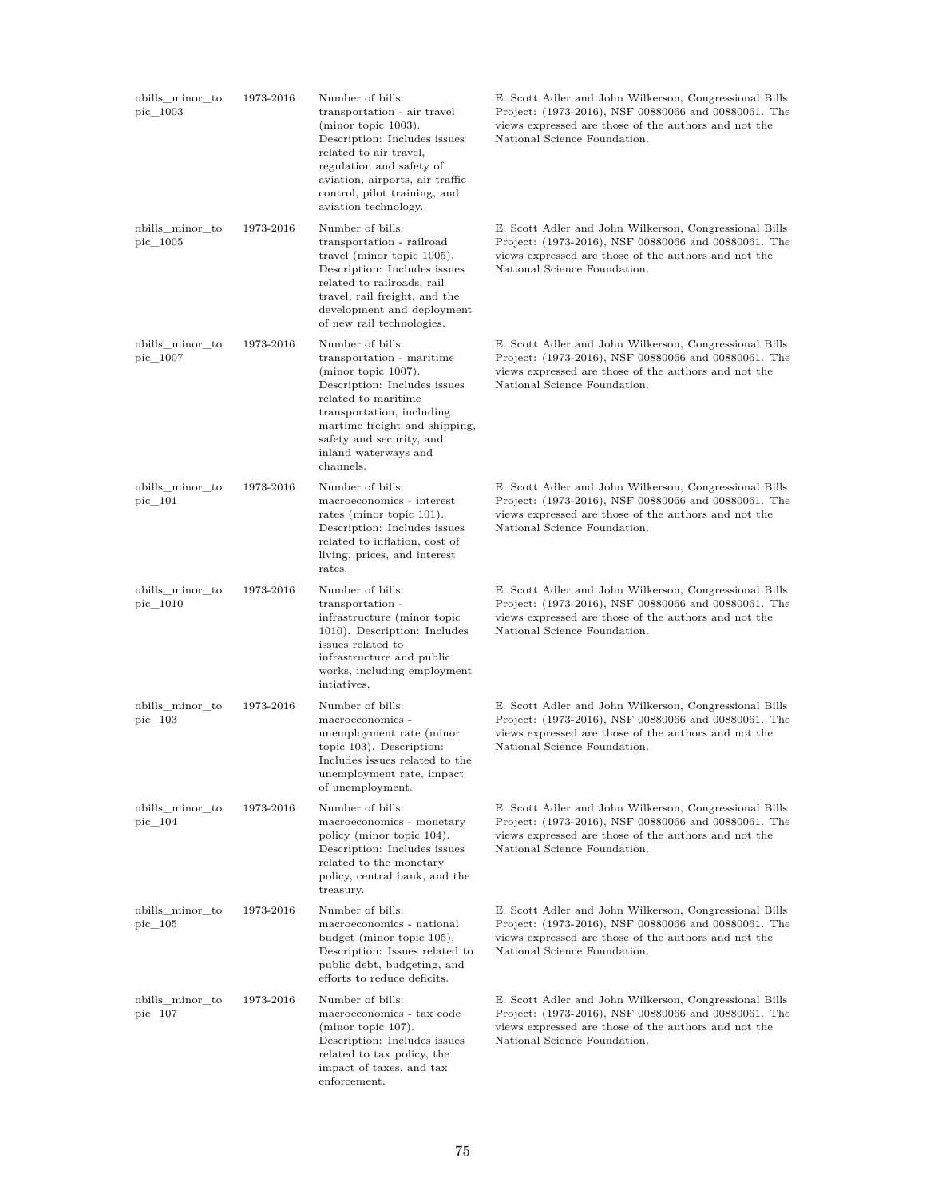| | | | |
|---|---|---|---|
| nbills_minor_topic_1003 | 1973-2016 | Number of bills: transportation - air travel (minor topic 1003). Description: Includes issues related to air travel, regulation and safety of aviation, airports, air traffic control, pilot training, and aviation technology. | E. Scott Adler and John Wilkerson, Congressional Bills Project: (1973-2016), NSF 00880066 and 00880061. The views expressed are those of the authors and not the National Science Foundation. |
| nbills_minor_topic_1005 | 1973-2016 | Number of bills: transportation - railroad travel (minor topic 1005). Description: Includes issues related to railroads, rail travel, rail freight, and the development and deployment of new rail technologies. | E. Scott Adler and John Wilkerson, Congressional Bills Project: (1973-2016), NSF 00880066 and 00880061. The views expressed are those of the authors and not the National Science Foundation. |
| nbills_minor_topic_1007 | 1973-2016 | Number of bills: transportation - maritime (minor topic 1007). Description: Includes issues related to maritime transportation, including martime freight and shipping, safety and security, and inland waterways and channels. | E. Scott Adler and John Wilkerson, Congressional Bills Project: (1973-2016), NSF 00880066 and 00880061. The views expressed are those of the authors and not the National Science Foundation. |
| nbills_minor_topic_101 | 1973-2016 | Number of bills: macroeconomics - interest rates (minor topic 101). Description: Includes issues related to inflation, cost of living, prices, and interest rates. | E. Scott Adler and John Wilkerson, Congressional Bills Project: (1973-2016), NSF 00880066 and 00880061. The views expressed are those of the authors and not the National Science Foundation. |
| nbills_minor_topic_1010 | 1973-2016 | Number of bills: transportation - infrastructure (minor topic 1010). Description: Includes issues related to infrastructure and public works, including employment intiatives. | E. Scott Adler and John Wilkerson, Congressional Bills Project: (1973-2016), NSF 00880066 and 00880061. The views expressed are those of the authors and not the National Science Foundation. |
| nbills_minor_topic_103 | 1973-2016 | Number of bills: macroeconomics - unemployment rate (minor topic 103). Description: Includes issues related to the unemployment rate, impact of unemployment. | E. Scott Adler and John Wilkerson, Congressional Bills Project: (1973-2016), NSF 00880066 and 00880061. The views expressed are those of the authors and not the National Science Foundation. |
| nbills_minor_topic_104 | 1973-2016 | Number of bills: macroeconomics - monetary policy (minor topic 104). Description: Includes issues related to the monetary policy, central bank, and the treasury. | E. Scott Adler and John Wilkerson, Congressional Bills Project: (1973-2016), NSF 00880066 and 00880061. The views expressed are those of the authors and not the National Science Foundation. |
| nbills_minor_topic_105 | 1973-2016 | Number of bills: macroeconomics - national budget (minor topic 105). Description: Issues related to public debt, budgeting, and efforts to reduce deficits. | E. Scott Adler and John Wilkerson, Congressional Bills Project: (1973-2016), NSF 00880066 and 00880061. The views expressed are those of the authors and not the National Science Foundation. |
| nbills_minor_topic_107 | 1973-2016 | Number of bills: macroeconomics - tax code (minor topic 107). Description: Includes issues related to tax policy, the impact of taxes, and tax enforcement. | E. Scott Adler and John Wilkerson, Congressional Bills Project: (1973-2016), NSF 00880066 and 00880061. The views expressed are those of the authors and not the National Science Foundation. |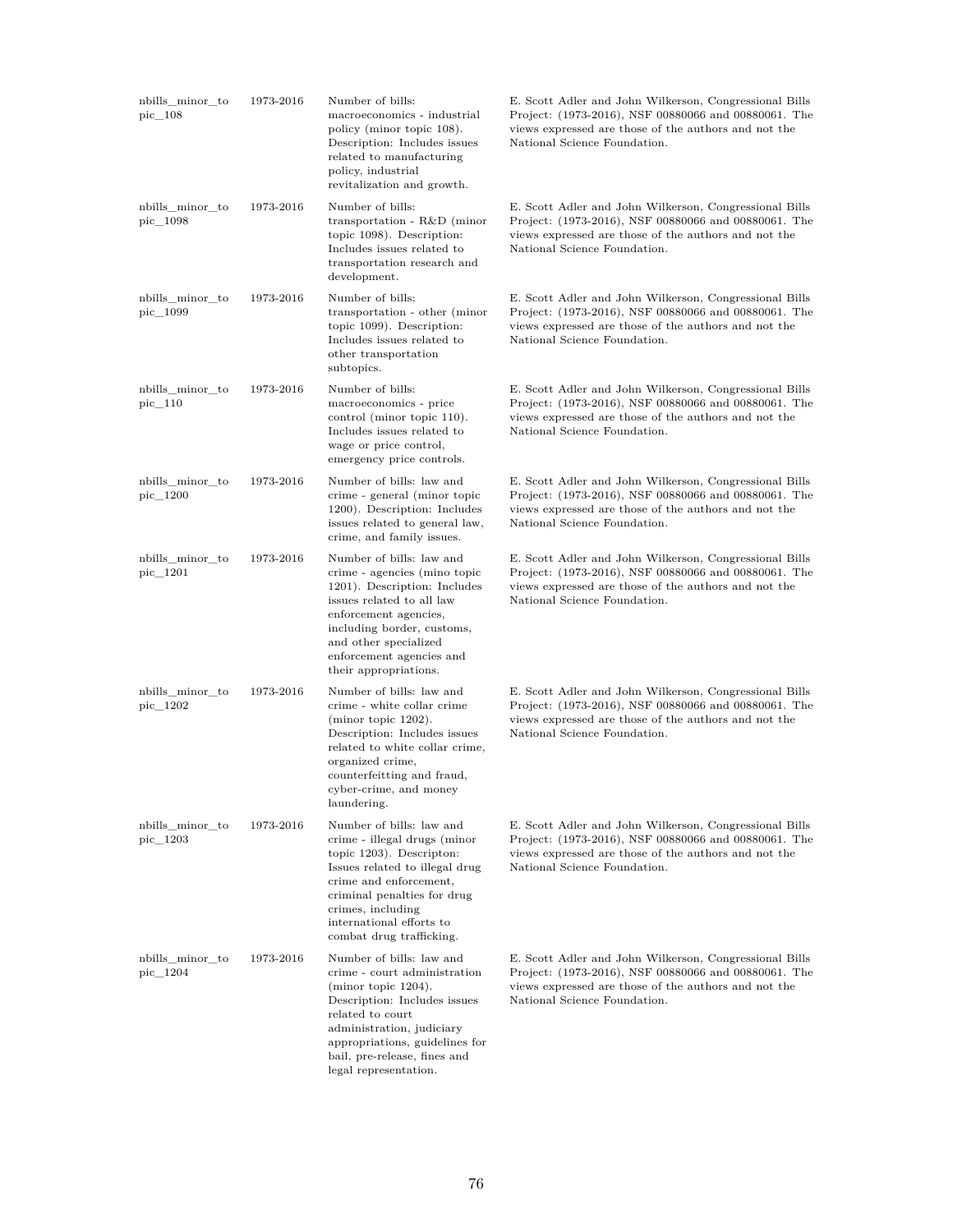| | | | |
|---|---|---|---|
| nbills_minor_topic_108 | 1973-2016 | Number of bills: macroeconomics - industrial policy (minor topic 108). Description: Includes issues related to manufacturing policy, industrial revitalization and growth. | E. Scott Adler and John Wilkerson, Congressional Bills Project: (1973-2016), NSF 00880066 and 00880061. The views expressed are those of the authors and not the National Science Foundation. |
| nbills_minor_topic_1098 | 1973-2016 | Number of bills: transportation - R&D (minor topic 1098). Description: Includes issues related to transportation research and development. | E. Scott Adler and John Wilkerson, Congressional Bills Project: (1973-2016), NSF 00880066 and 00880061. The views expressed are those of the authors and not the National Science Foundation. |
| nbills_minor_topic_1099 | 1973-2016 | Number of bills: transportation - other (minor topic 1099). Description: Includes issues related to other transportation subtopics. | E. Scott Adler and John Wilkerson, Congressional Bills Project: (1973-2016), NSF 00880066 and 00880061. The views expressed are those of the authors and not the National Science Foundation. |
| nbills_minor_topic_110 | 1973-2016 | Number of bills: macroeconomics - price control (minor topic 110). Includes issues related to wage or price control, emergency price controls. | E. Scott Adler and John Wilkerson, Congressional Bills Project: (1973-2016), NSF 00880066 and 00880061. The views expressed are those of the authors and not the National Science Foundation. |
| nbills_minor_topic_1200 | 1973-2016 | Number of bills: law and crime - general (minor topic 1200). Description: Includes issues related to general law, crime, and family issues. | E. Scott Adler and John Wilkerson, Congressional Bills Project: (1973-2016), NSF 00880066 and 00880061. The views expressed are those of the authors and not the National Science Foundation. |
| nbills_minor_topic_1201 | 1973-2016 | Number of bills: law and crime - agencies (mino topic 1201). Description: Includes issues related to all law enforcement agencies, including border, customs, and other specialized enforcement agencies and their appropriations. | E. Scott Adler and John Wilkerson, Congressional Bills Project: (1973-2016), NSF 00880066 and 00880061. The views expressed are those of the authors and not the National Science Foundation. |
| nbills_minor_topic_1202 | 1973-2016 | Number of bills: law and crime - white collar crime (minor topic 1202). Description: Includes issues related to white collar crime, organized crime, counterfeitting and fraud, cyber-crime, and money laundering. | E. Scott Adler and John Wilkerson, Congressional Bills Project: (1973-2016), NSF 00880066 and 00880061. The views expressed are those of the authors and not the National Science Foundation. |
| nbills_minor_topic_1203 | 1973-2016 | Number of bills: law and crime - illegal drugs (minor topic 1203). Descripton: Issues related to illegal drug crime and enforcement, criminal penalties for drug crimes, including international efforts to combat drug trafficking. | E. Scott Adler and John Wilkerson, Congressional Bills Project: (1973-2016), NSF 00880066 and 00880061. The views expressed are those of the authors and not the National Science Foundation. |
| nbills_minor_topic_1204 | 1973-2016 | Number of bills: law and crime - court administration (minor topic 1204). Description: Includes issues related to court administration, judiciary appropriations, guidelines for bail, pre-release, fines and legal representation. | E. Scott Adler and John Wilkerson, Congressional Bills Project: (1973-2016), NSF 00880066 and 00880061. The views expressed are those of the authors and not the National Science Foundation. |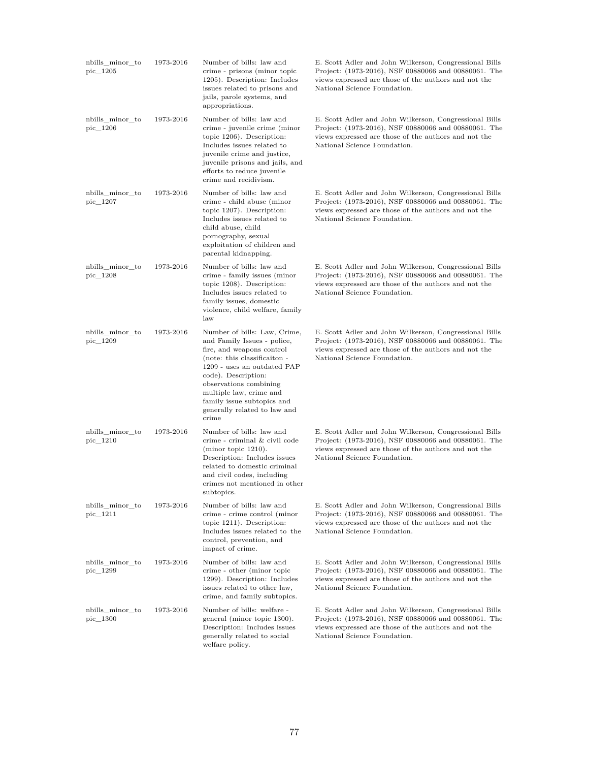| | | | |
|---|---|---|---|
| nbills_minor_topic_1205 | 1973-2016 | Number of bills: law and crime - prisons (minor topic 1205). Description: Includes issues related to prisons and jails, parole systems, and appropriations. | E. Scott Adler and John Wilkerson, Congressional Bills Project: (1973-2016), NSF 00880066 and 00880061. The views expressed are those of the authors and not the National Science Foundation. |
| nbills_minor_topic_1206 | 1973-2016 | Number of bills: law and crime - juvenile crime (minor topic 1206). Description: Includes issues related to juvenile crime and justice, juvenile prisons and jails, and efforts to reduce juvenile crime and recidivism. | E. Scott Adler and John Wilkerson, Congressional Bills Project: (1973-2016), NSF 00880066 and 00880061. The views expressed are those of the authors and not the National Science Foundation. |
| nbills_minor_topic_1207 | 1973-2016 | Number of bills: law and crime - child abuse (minor topic 1207). Description: Includes issues related to child abuse, child pornography, sexual exploitation of children and parental kidnapping. | E. Scott Adler and John Wilkerson, Congressional Bills Project: (1973-2016), NSF 00880066 and 00880061. The views expressed are those of the authors and not the National Science Foundation. |
| nbills_minor_topic_1208 | 1973-2016 | Number of bills: law and crime - family issues (minor topic 1208). Description: Includes issues related to family issues, domestic violence, child welfare, family law | E. Scott Adler and John Wilkerson, Congressional Bills Project: (1973-2016), NSF 00880066 and 00880061. The views expressed are those of the authors and not the National Science Foundation. |
| nbills_minor_topic_1209 | 1973-2016 | Number of bills: Law, Crime, and Family Issues - police, fire, and weapons control (note: this classificaiton - 1209 - uses an outdated PAP code). Description: observations combining multiple law, crime and family issue subtopics and generally related to law and crime | E. Scott Adler and John Wilkerson, Congressional Bills Project: (1973-2016), NSF 00880066 and 00880061. The views expressed are those of the authors and not the National Science Foundation. |
| nbills_minor_topic_1210 | 1973-2016 | Number of bills: law and crime - criminal & civil code (minor topic 1210). Description: Includes issues related to domestic criminal and civil codes, including crimes not mentioned in other subtopics. | E. Scott Adler and John Wilkerson, Congressional Bills Project: (1973-2016), NSF 00880066 and 00880061. The views expressed are those of the authors and not the National Science Foundation. |
| nbills_minor_topic_1211 | 1973-2016 | Number of bills: law and crime - crime control (minor topic 1211). Description: Includes issues related to the control, prevention, and impact of crime. | E. Scott Adler and John Wilkerson, Congressional Bills Project: (1973-2016), NSF 00880066 and 00880061. The views expressed are those of the authors and not the National Science Foundation. |
| nbills_minor_topic_1299 | 1973-2016 | Number of bills: law and crime - other (minor topic 1299). Description: Includes issues related to other law, crime, and family subtopics. | E. Scott Adler and John Wilkerson, Congressional Bills Project: (1973-2016), NSF 00880066 and 00880061. The views expressed are those of the authors and not the National Science Foundation. |
| nbills_minor_topic_1300 | 1973-2016 | Number of bills: welfare - general (minor topic 1300). Description: Includes issues generally related to social welfare policy. | E. Scott Adler and John Wilkerson, Congressional Bills Project: (1973-2016), NSF 00880066 and 00880061. The views expressed are those of the authors and not the National Science Foundation. |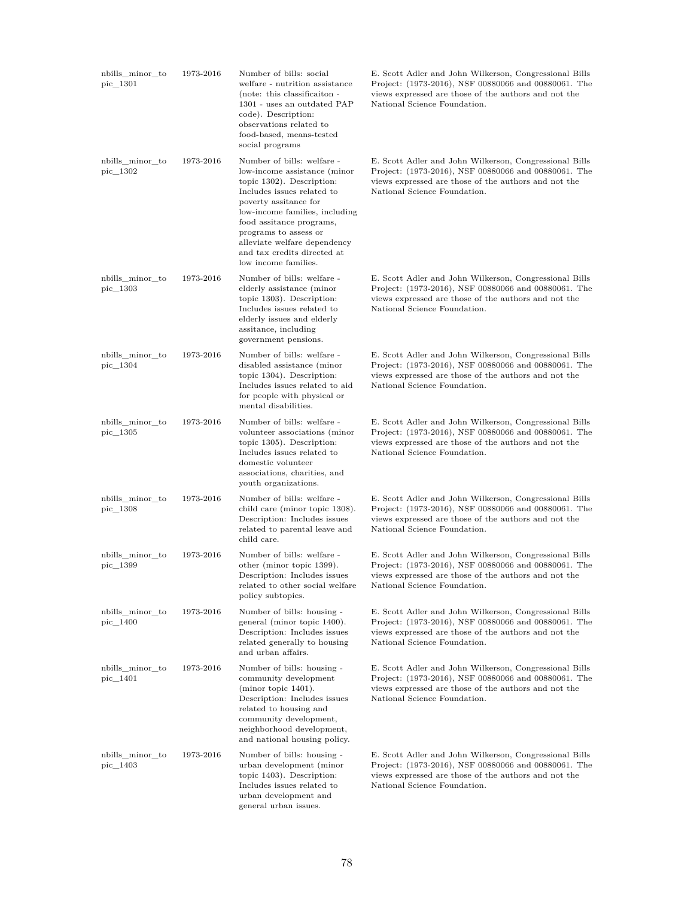| | | | |
|---|---|---|---|
| nbills_minor_topic_1301 | 1973-2016 | Number of bills: social welfare - nutrition assistance (note: this classificaiton - 1301 - uses an outdated PAP code). Description: observations related to food-based, means-tested social programs | E. Scott Adler and John Wilkerson, Congressional Bills Project: (1973-2016), NSF 00880066 and 00880061. The views expressed are those of the authors and not the National Science Foundation. |
| nbills_minor_topic_1302 | 1973-2016 | Number of bills: welfare - low-income assistance (minor topic 1302). Description: Includes issues related to poverty assitance for low-income families, including food assitance programs, programs to assess or alleviate welfare dependency and tax credits directed at low income families. | E. Scott Adler and John Wilkerson, Congressional Bills Project: (1973-2016), NSF 00880066 and 00880061. The views expressed are those of the authors and not the National Science Foundation. |
| nbills_minor_topic_1303 | 1973-2016 | Number of bills: welfare - elderly assistance (minor topic 1303). Description: Includes issues related to elderly issues and elderly assitance, including government pensions. | E. Scott Adler and John Wilkerson, Congressional Bills Project: (1973-2016), NSF 00880066 and 00880061. The views expressed are those of the authors and not the National Science Foundation. |
| nbills_minor_topic_1304 | 1973-2016 | Number of bills: welfare - disabled assistance (minor topic 1304). Description: Includes issues related to aid for people with physical or mental disabilities. | E. Scott Adler and John Wilkerson, Congressional Bills Project: (1973-2016), NSF 00880066 and 00880061. The views expressed are those of the authors and not the National Science Foundation. |
| nbills_minor_topic_1305 | 1973-2016 | Number of bills: welfare - volunteer associations (minor topic 1305). Description: Includes issues related to domestic volunteer associations, charities, and youth organizations. | E. Scott Adler and John Wilkerson, Congressional Bills Project: (1973-2016), NSF 00880066 and 00880061. The views expressed are those of the authors and not the National Science Foundation. |
| nbills_minor_topic_1308 | 1973-2016 | Number of bills: welfare - child care (minor topic 1308). Description: Includes issues related to parental leave and child care. | E. Scott Adler and John Wilkerson, Congressional Bills Project: (1973-2016), NSF 00880066 and 00880061. The views expressed are those of the authors and not the National Science Foundation. |
| nbills_minor_topic_1399 | 1973-2016 | Number of bills: welfare - other (minor topic 1399). Description: Includes issues related to other social welfare policy subtopics. | E. Scott Adler and John Wilkerson, Congressional Bills Project: (1973-2016), NSF 00880066 and 00880061. The views expressed are those of the authors and not the National Science Foundation. |
| nbills_minor_topic_1400 | 1973-2016 | Number of bills: housing - general (minor topic 1400). Description: Includes issues related generally to housing and urban affairs. | E. Scott Adler and John Wilkerson, Congressional Bills Project: (1973-2016), NSF 00880066 and 00880061. The views expressed are those of the authors and not the National Science Foundation. |
| nbills_minor_topic_1401 | 1973-2016 | Number of bills: housing - community development (minor topic 1401). Description: Includes issues related to housing and community development, neighborhood development, and national housing policy. | E. Scott Adler and John Wilkerson, Congressional Bills Project: (1973-2016), NSF 00880066 and 00880061. The views expressed are those of the authors and not the National Science Foundation. |
| nbills_minor_topic_1403 | 1973-2016 | Number of bills: housing - urban development (minor topic 1403). Description: Includes issues related to urban development and general urban issues. | E. Scott Adler and John Wilkerson, Congressional Bills Project: (1973-2016), NSF 00880066 and 00880061. The views expressed are those of the authors and not the National Science Foundation. |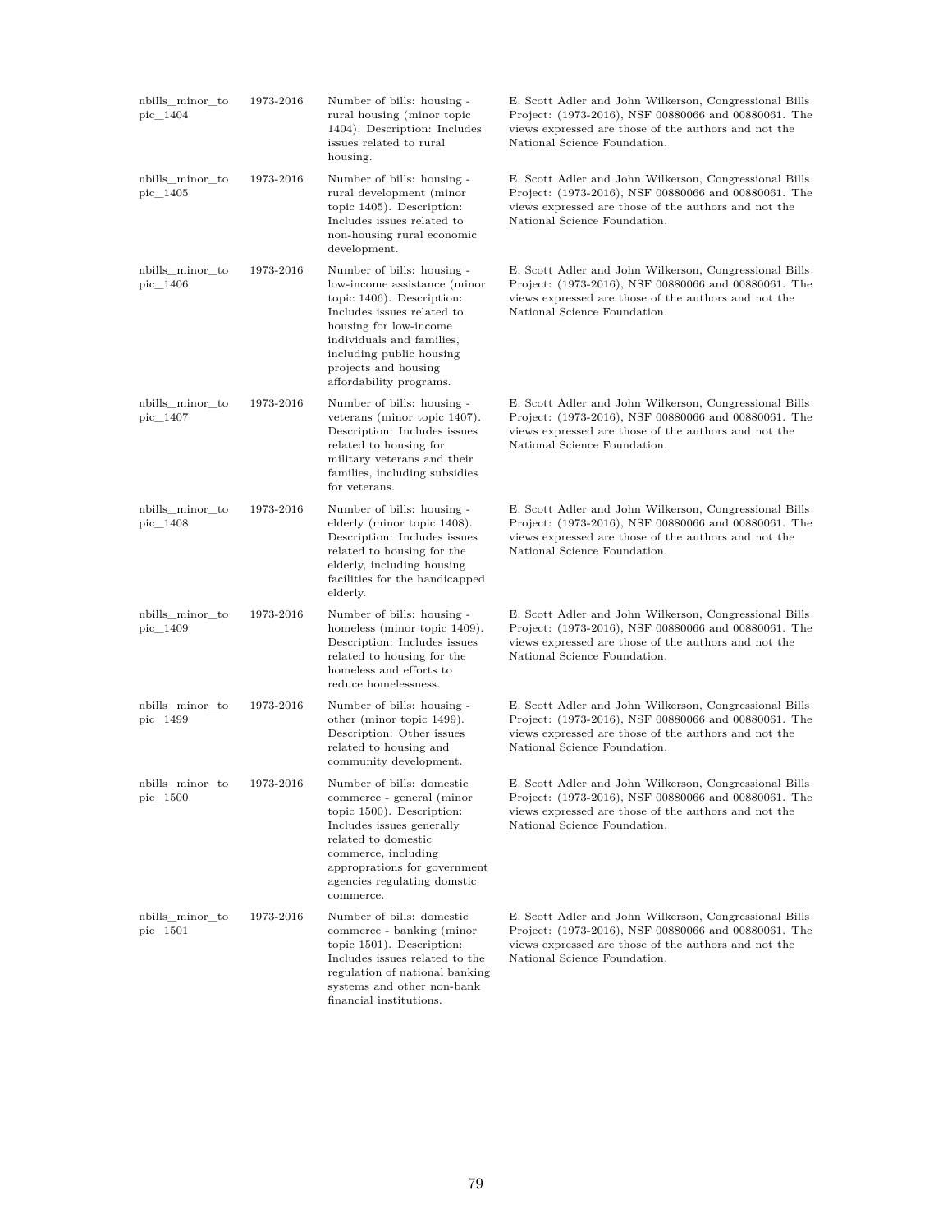| | | | |
|---|---|---|---|
| nbills_minor_topic_1404 | 1973-2016 | Number of bills: housing - rural housing (minor topic 1404). Description: Includes issues related to rural housing. | E. Scott Adler and John Wilkerson, Congressional Bills Project: (1973-2016), NSF 00880066 and 00880061. The views expressed are those of the authors and not the National Science Foundation. |
| nbills_minor_topic_1405 | 1973-2016 | Number of bills: housing - rural development (minor topic 1405). Description: Includes issues related to non-housing rural economic development. | E. Scott Adler and John Wilkerson, Congressional Bills Project: (1973-2016), NSF 00880066 and 00880061. The views expressed are those of the authors and not the National Science Foundation. |
| nbills_minor_topic_1406 | 1973-2016 | Number of bills: housing - low-income assistance (minor topic 1406). Description: Includes issues related to housing for low-income individuals and families, including public housing projects and housing affordability programs. | E. Scott Adler and John Wilkerson, Congressional Bills Project: (1973-2016), NSF 00880066 and 00880061. The views expressed are those of the authors and not the National Science Foundation. |
| nbills_minor_topic_1407 | 1973-2016 | Number of bills: housing - veterans (minor topic 1407). Description: Includes issues related to housing for military veterans and their families, including subsidies for veterans. | E. Scott Adler and John Wilkerson, Congressional Bills Project: (1973-2016), NSF 00880066 and 00880061. The views expressed are those of the authors and not the National Science Foundation. |
| nbills_minor_topic_1408 | 1973-2016 | Number of bills: housing - elderly (minor topic 1408). Description: Includes issues related to housing for the elderly, including housing facilities for the handicapped elderly. | E. Scott Adler and John Wilkerson, Congressional Bills Project: (1973-2016), NSF 00880066 and 00880061. The views expressed are those of the authors and not the National Science Foundation. |
| nbills_minor_topic_1409 | 1973-2016 | Number of bills: housing - homeless (minor topic 1409). Description: Includes issues related to housing for the homeless and efforts to reduce homelessness. | E. Scott Adler and John Wilkerson, Congressional Bills Project: (1973-2016), NSF 00880066 and 00880061. The views expressed are those of the authors and not the National Science Foundation. |
| nbills_minor_topic_1499 | 1973-2016 | Number of bills: housing - other (minor topic 1499). Description: Other issues related to housing and community development. | E. Scott Adler and John Wilkerson, Congressional Bills Project: (1973-2016), NSF 00880066 and 00880061. The views expressed are those of the authors and not the National Science Foundation. |
| nbills_minor_topic_1500 | 1973-2016 | Number of bills: domestic commerce - general (minor topic 1500). Description: Includes issues generally related to domestic commerce, including appropriations for government agencies regulating domstic commerce. | E. Scott Adler and John Wilkerson, Congressional Bills Project: (1973-2016), NSF 00880066 and 00880061. The views expressed are those of the authors and not the National Science Foundation. |
| nbills_minor_topic_1501 | 1973-2016 | Number of bills: domestic commerce - banking (minor topic 1501). Description: Includes issues related to the regulation of national banking systems and other non-bank financial institutions. | E. Scott Adler and John Wilkerson, Congressional Bills Project: (1973-2016), NSF 00880066 and 00880061. The views expressed are those of the authors and not the National Science Foundation. |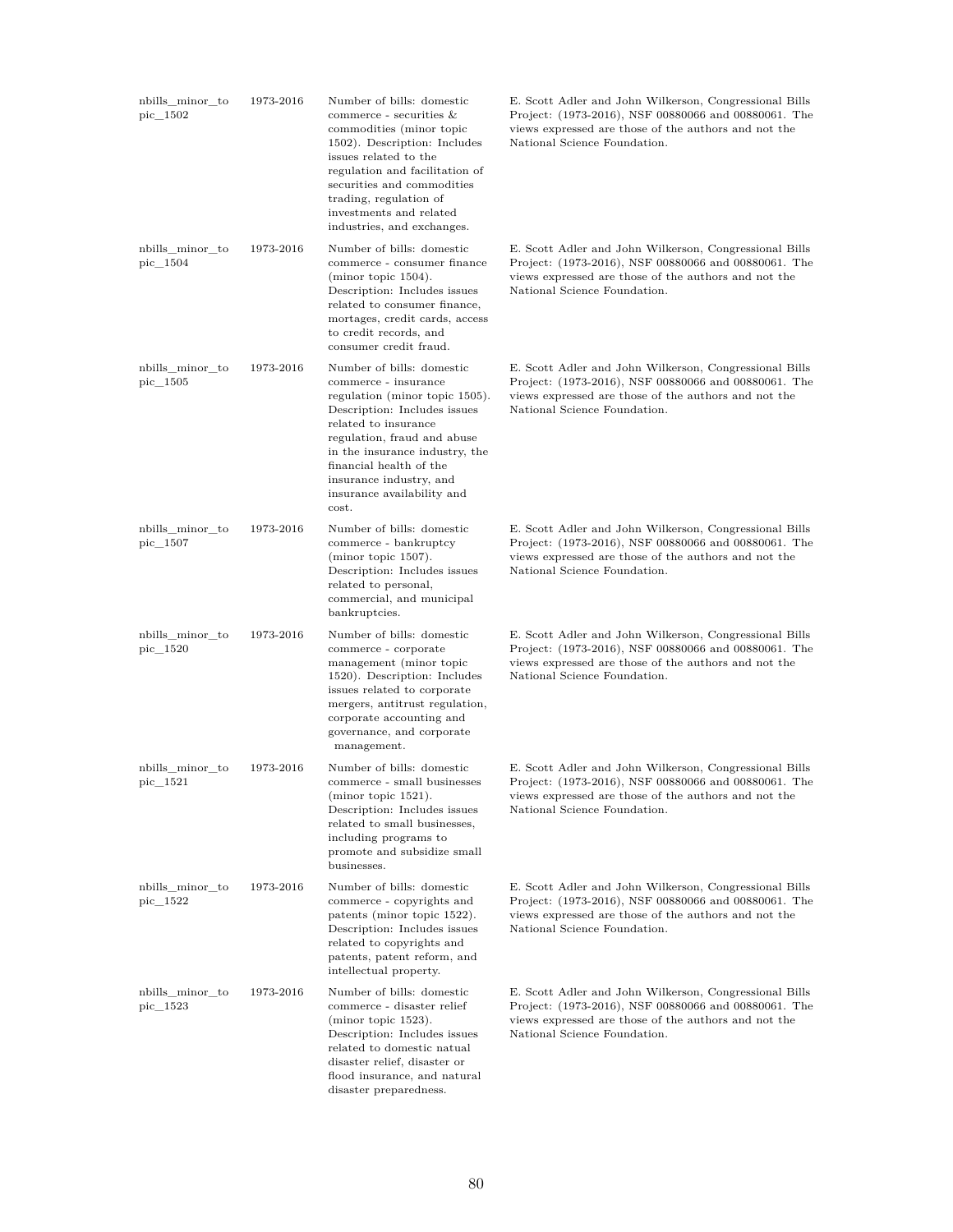| | | | |
|---|---|---|---|
| nbills_minor_topic_1502 | 1973-2016 | Number of bills: domestic commerce - securities & commodities (minor topic 1502). Description: Includes issues related to the regulation and facilitation of securities and commodities trading, regulation of investments and related industries, and exchanges. | E. Scott Adler and John Wilkerson, Congressional Bills Project: (1973-2016), NSF 00880066 and 00880061. The views expressed are those of the authors and not the National Science Foundation. |
| nbills_minor_topic_1504 | 1973-2016 | Number of bills: domestic commerce - consumer finance (minor topic 1504). Description: Includes issues related to consumer finance, mortages, credit cards, access to credit records, and consumer credit fraud. | E. Scott Adler and John Wilkerson, Congressional Bills Project: (1973-2016), NSF 00880066 and 00880061. The views expressed are those of the authors and not the National Science Foundation. |
| nbills_minor_topic_1505 | 1973-2016 | Number of bills: domestic commerce - insurance regulation (minor topic 1505). Description: Includes issues related to insurance regulation, fraud and abuse in the insurance industry, the financial health of the insurance industry, and insurance availability and cost. | E. Scott Adler and John Wilkerson, Congressional Bills Project: (1973-2016), NSF 00880066 and 00880061. The views expressed are those of the authors and not the National Science Foundation. |
| nbills_minor_topic_1507 | 1973-2016 | Number of bills: domestic commerce - bankruptcy (minor topic 1507). Description: Includes issues related to personal, commercial, and municipal bankruptcies. | E. Scott Adler and John Wilkerson, Congressional Bills Project: (1973-2016), NSF 00880066 and 00880061. The views expressed are those of the authors and not the National Science Foundation. |
| nbills_minor_topic_1520 | 1973-2016 | Number of bills: domestic commerce - corporate management (minor topic 1520). Description: Includes issues related to corporate mergers, antitrust regulation, corporate accounting and governance, and corporate management. | E. Scott Adler and John Wilkerson, Congressional Bills Project: (1973-2016), NSF 00880066 and 00880061. The views expressed are those of the authors and not the National Science Foundation. |
| nbills_minor_topic_1521 | 1973-2016 | Number of bills: domestic commerce - small businesses (minor topic 1521). Description: Includes issues related to small businesses, including programs to promote and subsidize small businesses. | E. Scott Adler and John Wilkerson, Congressional Bills Project: (1973-2016), NSF 00880066 and 00880061. The views expressed are those of the authors and not the National Science Foundation. |
| nbills_minor_topic_1522 | 1973-2016 | Number of bills: domestic commerce - copyrights and patents (minor topic 1522). Description: Includes issues related to copyrights and patents, patent reform, and intellectual property. | E. Scott Adler and John Wilkerson, Congressional Bills Project: (1973-2016), NSF 00880066 and 00880061. The views expressed are those of the authors and not the National Science Foundation. |
| nbills_minor_topic_1523 | 1973-2016 | Number of bills: domestic commerce - disaster relief (minor topic 1523). Description: Includes issues related to domestic natual disaster relief, disaster or flood insurance, and natural disaster preparedness. | E. Scott Adler and John Wilkerson, Congressional Bills Project: (1973-2016), NSF 00880066 and 00880061. The views expressed are those of the authors and not the National Science Foundation. |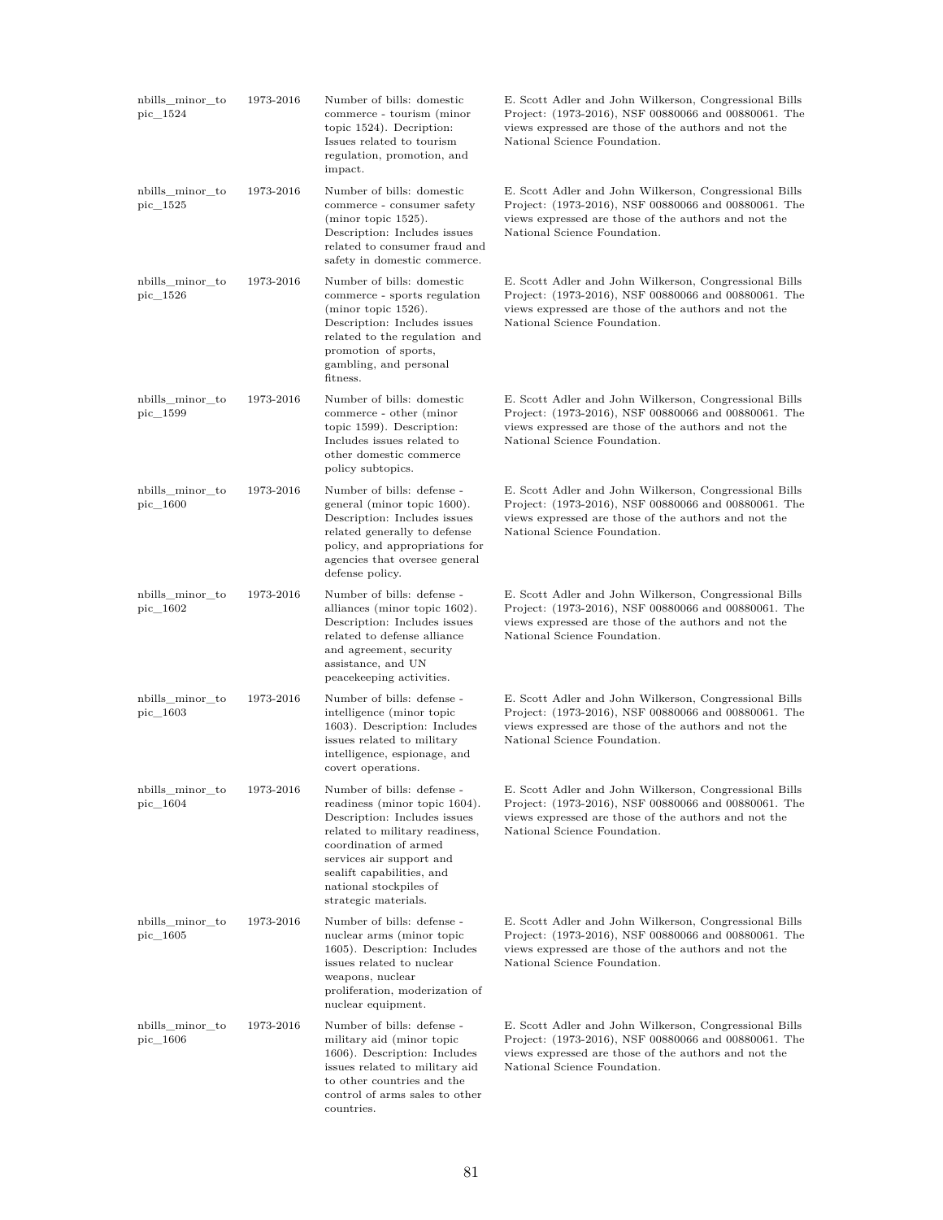| nbills_minor_topic_1524 | 1973-2016 | Number of bills: domestic commerce - tourism (minor topic 1524). Decription: Issues related to tourism regulation, promotion, and impact. | E. Scott Adler and John Wilkerson, Congressional Bills Project: (1973-2016), NSF 00880066 and 00880061. The views expressed are those of the authors and not the National Science Foundation. |
|---|---|---|---|
| nbills_minor_topic_1525 | 1973-2016 | Number of bills: domestic commerce - consumer safety (minor topic 1525). Description: Includes issues related to consumer fraud and safety in domestic commerce. | E. Scott Adler and John Wilkerson, Congressional Bills Project: (1973-2016), NSF 00880066 and 00880061. The views expressed are those of the authors and not the National Science Foundation. |
| nbills_minor_topic_1526 | 1973-2016 | Number of bills: domestic commerce - sports regulation (minor topic 1526). Description: Includes issues related to the regulation and promotion of sports, gambling, and personal fitness. | E. Scott Adler and John Wilkerson, Congressional Bills Project: (1973-2016), NSF 00880066 and 00880061. The views expressed are those of the authors and not the National Science Foundation. |
| nbills_minor_topic_1599 | 1973-2016 | Number of bills: domestic commerce - other (minor topic 1599). Description: Includes issues related to other domestic commerce policy subtopics. | E. Scott Adler and John Wilkerson, Congressional Bills Project: (1973-2016), NSF 00880066 and 00880061. The views expressed are those of the authors and not the National Science Foundation. |
| nbills_minor_topic_1600 | 1973-2016 | Number of bills: defense - general (minor topic 1600). Description: Includes issues related generally to defense policy, and appropriations for agencies that oversee general defense policy. | E. Scott Adler and John Wilkerson, Congressional Bills Project: (1973-2016), NSF 00880066 and 00880061. The views expressed are those of the authors and not the National Science Foundation. |
| nbills_minor_topic_1602 | 1973-2016 | Number of bills: defense - alliances (minor topic 1602). Description: Includes issues related to defense alliance and agreement, security assistance, and UN peacekeeping activities. | E. Scott Adler and John Wilkerson, Congressional Bills Project: (1973-2016), NSF 00880066 and 00880061. The views expressed are those of the authors and not the National Science Foundation. |
| nbills_minor_topic_1603 | 1973-2016 | Number of bills: defense - intelligence (minor topic 1603). Description: Includes issues related to military intelligence, espionage, and covert operations. | E. Scott Adler and John Wilkerson, Congressional Bills Project: (1973-2016), NSF 00880066 and 00880061. The views expressed are those of the authors and not the National Science Foundation. |
| nbills_minor_topic_1604 | 1973-2016 | Number of bills: defense - readiness (minor topic 1604). Description: Includes issues related to military readiness, coordination of armed services air support and sealift capabilities, and national stockpiles of strategic materials. | E. Scott Adler and John Wilkerson, Congressional Bills Project: (1973-2016), NSF 00880066 and 00880061. The views expressed are those of the authors and not the National Science Foundation. |
| nbills_minor_topic_1605 | 1973-2016 | Number of bills: defense - nuclear arms (minor topic 1605). Description: Includes issues related to nuclear weapons, nuclear proliferation, moderization of nuclear equipment. | E. Scott Adler and John Wilkerson, Congressional Bills Project: (1973-2016), NSF 00880066 and 00880061. The views expressed are those of the authors and not the National Science Foundation. |
| nbills_minor_topic_1606 | 1973-2016 | Number of bills: defense - military aid (minor topic 1606). Description: Includes issues related to military aid to other countries and the control of arms sales to other countries. | E. Scott Adler and John Wilkerson, Congressional Bills Project: (1973-2016), NSF 00880066 and 00880061. The views expressed are those of the authors and not the National Science Foundation. |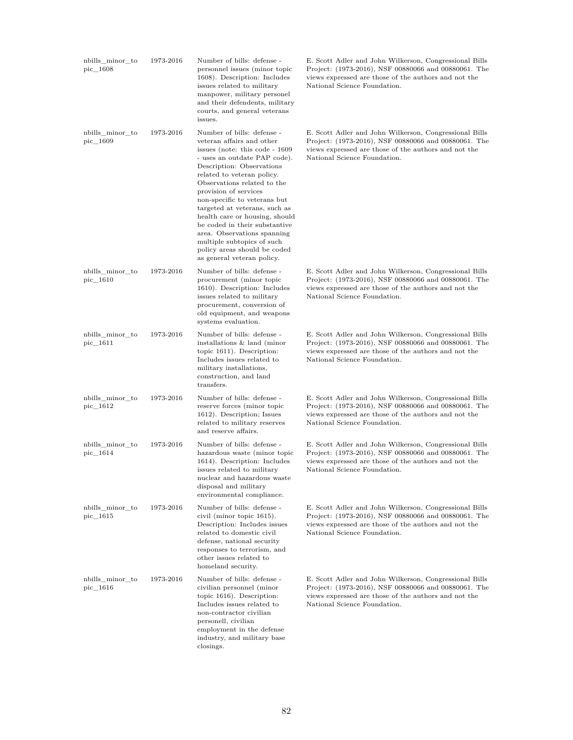| | | | |
|---|---|---|---|
| nbills_minor_topic_1608 | 1973-2016 | Number of bills: defense - personnel issues (minor topic 1608). Description: Includes issues related to military manpower, military personel and their defendents, military courts, and general veterans issues. | E. Scott Adler and John Wilkerson, Congressional Bills Project: (1973-2016), NSF 00880066 and 00880061. The views expressed are those of the authors and not the National Science Foundation. |
| nbills_minor_topic_1609 | 1973-2016 | Number of bills: defense - veteran affairs and other issues (note: this code - 1609 - uses an outdate PAP code). Description: Observations related to veteran policy. Observations related to the provision of services non-specific to veterans but targeted at veterans, such as health care or housing, should be coded in their substantive area. Observations spanning multiple subtopics of such policy areas should be coded as general veteran policy. | E. Scott Adler and John Wilkerson, Congressional Bills Project: (1973-2016), NSF 00880066 and 00880061. The views expressed are those of the authors and not the National Science Foundation. |
| nbills_minor_topic_1610 | 1973-2016 | Number of bills: defense - procurement (minor topic 1610). Description: Includes issues related to military procurement, conversion of old equipment, and weapons systems evaluation. | E. Scott Adler and John Wilkerson, Congressional Bills Project: (1973-2016), NSF 00880066 and 00880061. The views expressed are those of the authors and not the National Science Foundation. |
| nbills_minor_topic_1611 | 1973-2016 | Number of bills: defense - installations & land (minor topic 1611). Description: Includes issues related to military installations, construction, and land transfers. | E. Scott Adler and John Wilkerson, Congressional Bills Project: (1973-2016), NSF 00880066 and 00880061. The views expressed are those of the authors and not the National Science Foundation. |
| nbills_minor_topic_1612 | 1973-2016 | Number of bills: defense - reserve forces (minor topic 1612). Description; Issues related to military reserves and reserve affairs. | E. Scott Adler and John Wilkerson, Congressional Bills Project: (1973-2016), NSF 00880066 and 00880061. The views expressed are those of the authors and not the National Science Foundation. |
| nbills_minor_topic_1614 | 1973-2016 | Number of bills: defense - hazardous waste (minor topic 1614). Description: Includes issues related to military nuclear and hazardous waste disposal and military environmental compliance. | E. Scott Adler and John Wilkerson, Congressional Bills Project: (1973-2016), NSF 00880066 and 00880061. The views expressed are those of the authors and not the National Science Foundation. |
| nbills_minor_topic_1615 | 1973-2016 | Number of bills: defense - civil (minor topic 1615). Description: Includes issues related to domestic civil defense, national security responses to terrorism, and other issues related to homeland security. | E. Scott Adler and John Wilkerson, Congressional Bills Project: (1973-2016), NSF 00880066 and 00880061. The views expressed are those of the authors and not the National Science Foundation. |
| nbills_minor_topic_1616 | 1973-2016 | Number of bills: defense - civilian personnel (minor topic 1616). Description: Includes issues related to non-contractor civilian personell, civilian employment in the defense industry, and military base closings. | E. Scott Adler and John Wilkerson, Congressional Bills Project: (1973-2016), NSF 00880066 and 00880061. The views expressed are those of the authors and not the National Science Foundation. |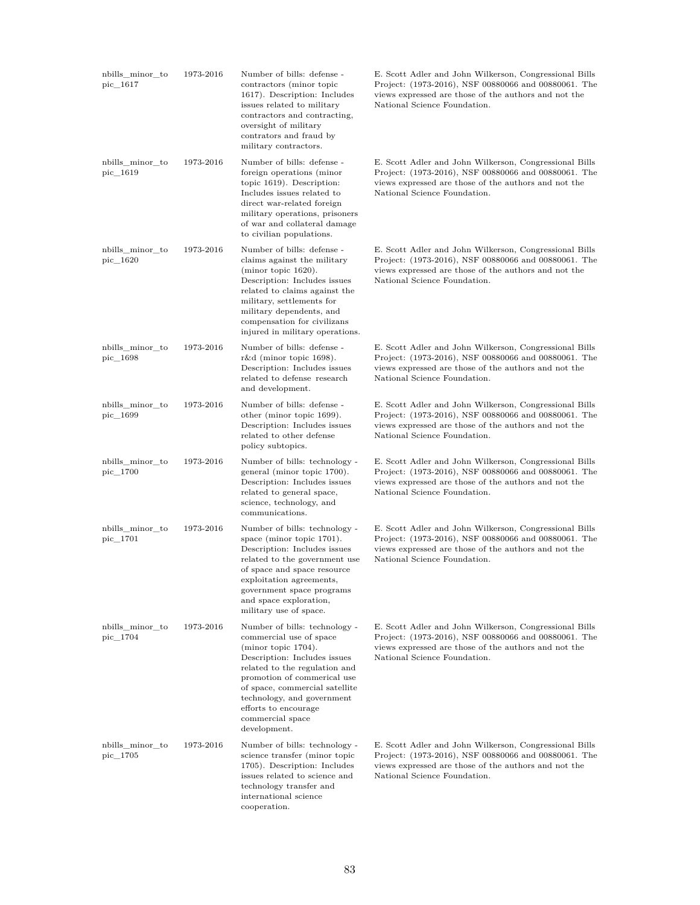| | | | |
|---|---|---|---|
| nbills_minor_topic_1617 | 1973-2016 | Number of bills: defense - contractors (minor topic 1617). Description: Includes issues related to military contractors and contracting, oversight of military contrators and fraud by military contractors. | E. Scott Adler and John Wilkerson, Congressional Bills Project: (1973-2016), NSF 00880066 and 00880061. The views expressed are those of the authors and not the National Science Foundation. |
| nbills_minor_topic_1619 | 1973-2016 | Number of bills: defense - foreign operations (minor topic 1619). Description: Includes issues related to direct war-related foreign military operations, prisoners of war and collateral damage to civilian populations. | E. Scott Adler and John Wilkerson, Congressional Bills Project: (1973-2016), NSF 00880066 and 00880061. The views expressed are those of the authors and not the National Science Foundation. |
| nbills_minor_topic_1620 | 1973-2016 | Number of bills: defense - claims against the military (minor topic 1620). Description: Includes issues related to claims against the military, settlements for military dependents, and compensation for civilizans injured in military operations. | E. Scott Adler and John Wilkerson, Congressional Bills Project: (1973-2016), NSF 00880066 and 00880061. The views expressed are those of the authors and not the National Science Foundation. |
| nbills_minor_topic_1698 | 1973-2016 | Number of bills: defense - r&d (minor topic 1698). Description: Includes issues related to defense research and development. | E. Scott Adler and John Wilkerson, Congressional Bills Project: (1973-2016), NSF 00880066 and 00880061. The views expressed are those of the authors and not the National Science Foundation. |
| nbills_minor_topic_1699 | 1973-2016 | Number of bills: defense - other (minor topic 1699). Description: Includes issues related to other defense policy subtopics. | E. Scott Adler and John Wilkerson, Congressional Bills Project: (1973-2016), NSF 00880066 and 00880061. The views expressed are those of the authors and not the National Science Foundation. |
| nbills_minor_topic_1700 | 1973-2016 | Number of bills: technology - general (minor topic 1700). Description: Includes issues related to general space, science, technology, and communications. | E. Scott Adler and John Wilkerson, Congressional Bills Project: (1973-2016), NSF 00880066 and 00880061. The views expressed are those of the authors and not the National Science Foundation. |
| nbills_minor_topic_1701 | 1973-2016 | Number of bills: technology - space (minor topic 1701). Description: Includes issues related to the government use of space and space resource exploitation agreements, government space programs and space exploration, military use of space. | E. Scott Adler and John Wilkerson, Congressional Bills Project: (1973-2016), NSF 00880066 and 00880061. The views expressed are those of the authors and not the National Science Foundation. |
| nbills_minor_topic_1704 | 1973-2016 | Number of bills: technology - commercial use of space (minor topic 1704). Description: Includes issues related to the regulation and promotion of commerical use of space, commercial satellite technology, and government efforts to encourage commercial space development. | E. Scott Adler and John Wilkerson, Congressional Bills Project: (1973-2016), NSF 00880066 and 00880061. The views expressed are those of the authors and not the National Science Foundation. |
| nbills_minor_topic_1705 | 1973-2016 | Number of bills: technology - science transfer (minor topic 1705). Description: Includes issues related to science and technology transfer and international science cooperation. | E. Scott Adler and John Wilkerson, Congressional Bills Project: (1973-2016), NSF 00880066 and 00880061. The views expressed are those of the authors and not the National Science Foundation. |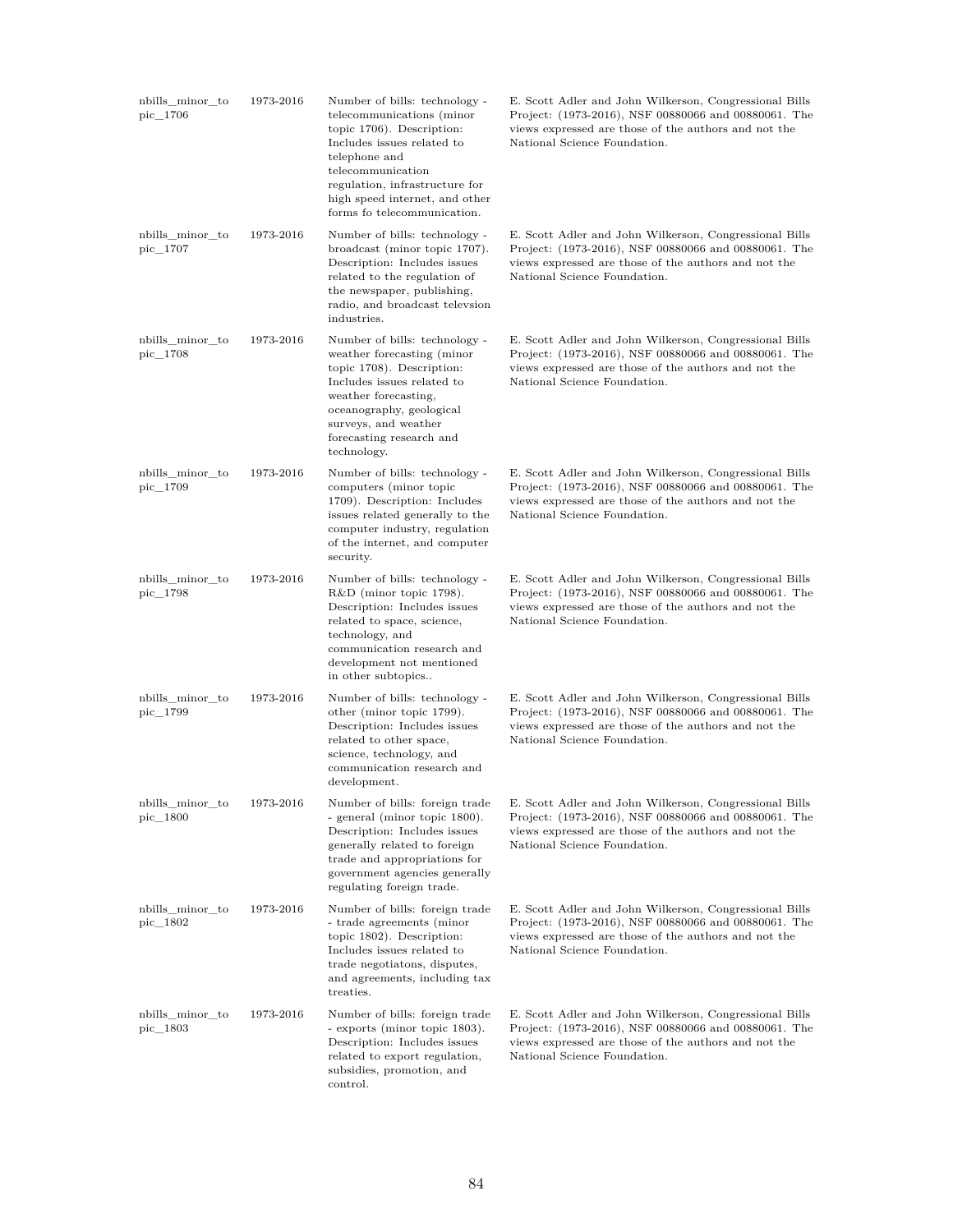| | | | |
|---|---|---|---|
| nbills_minor_topic_1706 | 1973-2016 | Number of bills: technology - telecommunications (minor topic 1706). Description: Includes issues related to telephone and telecommunication regulation, infrastructure for high speed internet, and other forms fo telecommunication. | E. Scott Adler and John Wilkerson, Congressional Bills Project: (1973-2016), NSF 00880066 and 00880061. The views expressed are those of the authors and not the National Science Foundation. |
| nbills_minor_topic_1707 | 1973-2016 | Number of bills: technology - broadcast (minor topic 1707). Description: Includes issues related to the regulation of the newspaper, publishing, radio, and broadcast televsion industries. | E. Scott Adler and John Wilkerson, Congressional Bills Project: (1973-2016), NSF 00880066 and 00880061. The views expressed are those of the authors and not the National Science Foundation. |
| nbills_minor_topic_1708 | 1973-2016 | Number of bills: technology - weather forecasting (minor topic 1708). Description: Includes issues related to weather forecasting, oceanography, geological surveys, and weather forecasting research and technology. | E. Scott Adler and John Wilkerson, Congressional Bills Project: (1973-2016), NSF 00880066 and 00880061. The views expressed are those of the authors and not the National Science Foundation. |
| nbills_minor_topic_1709 | 1973-2016 | Number of bills: technology - computers (minor topic 1709). Description: Includes issues related generally to the computer industry, regulation of the internet, and computer security. | E. Scott Adler and John Wilkerson, Congressional Bills Project: (1973-2016), NSF 00880066 and 00880061. The views expressed are those of the authors and not the National Science Foundation. |
| nbills_minor_topic_1798 | 1973-2016 | Number of bills: technology - R&D (minor topic 1798). Description: Includes issues related to space, science, technology, and communication research and development not mentioned in other subtopics.. | E. Scott Adler and John Wilkerson, Congressional Bills Project: (1973-2016), NSF 00880066 and 00880061. The views expressed are those of the authors and not the National Science Foundation. |
| nbills_minor_topic_1799 | 1973-2016 | Number of bills: technology - other (minor topic 1799). Description: Includes issues related to other space, science, technology, and communication research and development. | E. Scott Adler and John Wilkerson, Congressional Bills Project: (1973-2016), NSF 00880066 and 00880061. The views expressed are those of the authors and not the National Science Foundation. |
| nbills_minor_topic_1800 | 1973-2016 | Number of bills: foreign trade - general (minor topic 1800). Description: Includes issues generally related to foreign trade and appropriations for government agencies generally regulating foreign trade. | E. Scott Adler and John Wilkerson, Congressional Bills Project: (1973-2016), NSF 00880066 and 00880061. The views expressed are those of the authors and not the National Science Foundation. |
| nbills_minor_topic_1802 | 1973-2016 | Number of bills: foreign trade - trade agreements (minor topic 1802). Description: Includes issues related to trade negotiatons, disputes, and agreements, including tax treaties. | E. Scott Adler and John Wilkerson, Congressional Bills Project: (1973-2016), NSF 00880066 and 00880061. The views expressed are those of the authors and not the National Science Foundation. |
| nbills_minor_topic_1803 | 1973-2016 | Number of bills: foreign trade - exports (minor topic 1803). Description: Includes issues related to export regulation, subsidies, promotion, and control. | E. Scott Adler and John Wilkerson, Congressional Bills Project: (1973-2016), NSF 00880066 and 00880061. The views expressed are those of the authors and not the National Science Foundation. |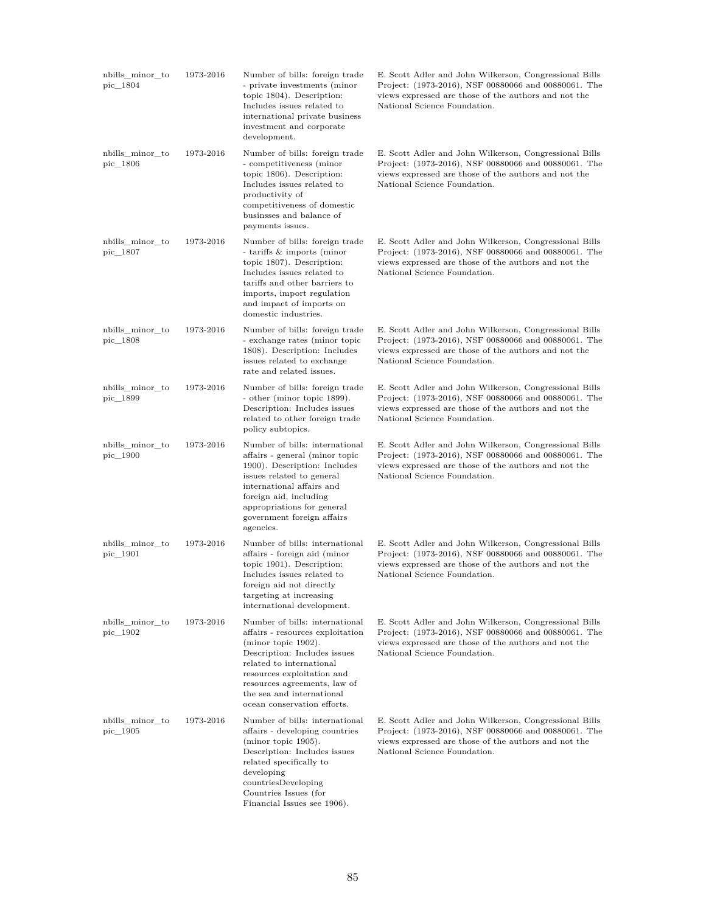| | | | |
|---|---|---|---|
| nbills_minor_topic_1804 | 1973-2016 | Number of bills: foreign trade - private investments (minor topic 1804). Description: Includes issues related to international private business investment and corporate development. | E. Scott Adler and John Wilkerson, Congressional Bills Project: (1973-2016), NSF 00880066 and 00880061. The views expressed are those of the authors and not the National Science Foundation. |
| nbills_minor_topic_1806 | 1973-2016 | Number of bills: foreign trade - competitiveness (minor topic 1806). Description: Includes issues related to productivity of competitiveness of domestic businsses and balance of payments issues. | E. Scott Adler and John Wilkerson, Congressional Bills Project: (1973-2016), NSF 00880066 and 00880061. The views expressed are those of the authors and not the National Science Foundation. |
| nbills_minor_topic_1807 | 1973-2016 | Number of bills: foreign trade - tariffs & imports (minor topic 1807). Description: Includes issues related to tariffs and other barriers to imports, import regulation and impact of imports on domestic industries. | E. Scott Adler and John Wilkerson, Congressional Bills Project: (1973-2016), NSF 00880066 and 00880061. The views expressed are those of the authors and not the National Science Foundation. |
| nbills_minor_topic_1808 | 1973-2016 | Number of bills: foreign trade - exchange rates (minor topic 1808). Description: Includes issues related to exchange rate and related issues. | E. Scott Adler and John Wilkerson, Congressional Bills Project: (1973-2016), NSF 00880066 and 00880061. The views expressed are those of the authors and not the National Science Foundation. |
| nbills_minor_topic_1899 | 1973-2016 | Number of bills: foreign trade - other (minor topic 1899). Description: Includes issues related to other foreign trade policy subtopics. | E. Scott Adler and John Wilkerson, Congressional Bills Project: (1973-2016), NSF 00880066 and 00880061. The views expressed are those of the authors and not the National Science Foundation. |
| nbills_minor_topic_1900 | 1973-2016 | Number of bills: international affairs - general (minor topic 1900). Description: Includes issues related to general international affairs and foreign aid, including appropriations for general government foreign affairs agencies. | E. Scott Adler and John Wilkerson, Congressional Bills Project: (1973-2016), NSF 00880066 and 00880061. The views expressed are those of the authors and not the National Science Foundation. |
| nbills_minor_topic_1901 | 1973-2016 | Number of bills: international affairs - foreign aid (minor topic 1901). Description: Includes issues related to foreign aid not directly targeting at increasing international development. | E. Scott Adler and John Wilkerson, Congressional Bills Project: (1973-2016), NSF 00880066 and 00880061. The views expressed are those of the authors and not the National Science Foundation. |
| nbills_minor_topic_1902 | 1973-2016 | Number of bills: international affairs - resources exploitation (minor topic 1902). Description: Includes issues related to international resources exploitation and resources agreements, law of the sea and international ocean conservation efforts. | E. Scott Adler and John Wilkerson, Congressional Bills Project: (1973-2016), NSF 00880066 and 00880061. The views expressed are those of the authors and not the National Science Foundation. |
| nbills_minor_topic_1905 | 1973-2016 | Number of bills: international affairs - developing countries (minor topic 1905). Description: Includes issues related specifically to developing countriesDeveloping Countries Issues (for Financial Issues see 1906). | E. Scott Adler and John Wilkerson, Congressional Bills Project: (1973-2016), NSF 00880066 and 00880061. The views expressed are those of the authors and not the National Science Foundation. |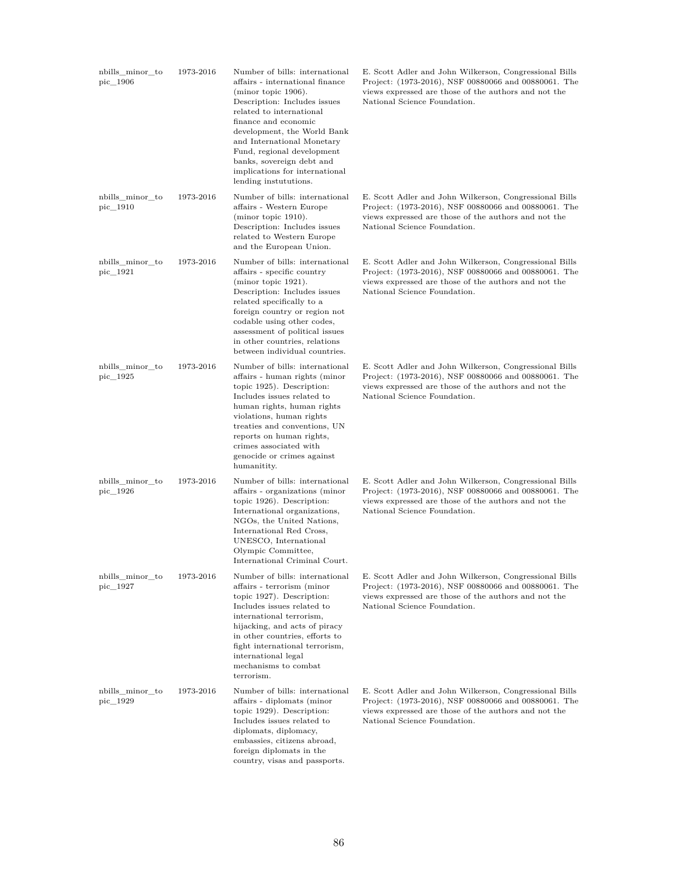| | | | |
|---|---|---|---|
| nbills_minor_topic_1906 | 1973-2016 | Number of bills: international affairs - international finance (minor topic 1906). Description: Includes issues related to international finance and economic development, the World Bank and International Monetary Fund, regional development banks, sovereign debt and implications for international lending instutitions. | E. Scott Adler and John Wilkerson, Congressional Bills Project: (1973-2016), NSF 00880066 and 00880061. The views expressed are those of the authors and not the National Science Foundation. |
| nbills_minor_topic_1910 | 1973-2016 | Number of bills: international affairs - Western Europe (minor topic 1910). Description: Includes issues related to Western Europe and the European Union. | E. Scott Adler and John Wilkerson, Congressional Bills Project: (1973-2016), NSF 00880066 and 00880061. The views expressed are those of the authors and not the National Science Foundation. |
| nbills_minor_topic_1921 | 1973-2016 | Number of bills: international affairs - specific country (minor topic 1921). Description: Includes issues related specifically to a foreign country or region not codable using other codes, assessment of political issues in other countries, relations between individual countries. | E. Scott Adler and John Wilkerson, Congressional Bills Project: (1973-2016), NSF 00880066 and 00880061. The views expressed are those of the authors and not the National Science Foundation. |
| nbills_minor_topic_1925 | 1973-2016 | Number of bills: international affairs - human rights (minor topic 1925). Description: Includes issues related to human rights, human rights violations, human rights treaties and conventions, UN reports on human rights, crimes associated with genocide or crimes against humanitity. | E. Scott Adler and John Wilkerson, Congressional Bills Project: (1973-2016), NSF 00880066 and 00880061. The views expressed are those of the authors and not the National Science Foundation. |
| nbills_minor_topic_1926 | 1973-2016 | Number of bills: international affairs - organizations (minor topic 1926). Description: International organizations, NGOs, the United Nations, International Red Cross, UNESCO, International Olympic Committee, International Criminal Court. | E. Scott Adler and John Wilkerson, Congressional Bills Project: (1973-2016), NSF 00880066 and 00880061. The views expressed are those of the authors and not the National Science Foundation. |
| nbills_minor_topic_1927 | 1973-2016 | Number of bills: international affairs - terrorism (minor topic 1927). Description: Includes issues related to international terrorism, hijacking, and acts of piracy in other countries, efforts to fight international terrorism, international legal mechanisms to combat terrorism. | E. Scott Adler and John Wilkerson, Congressional Bills Project: (1973-2016), NSF 00880066 and 00880061. The views expressed are those of the authors and not the National Science Foundation. |
| nbills_minor_topic_1929 | 1973-2016 | Number of bills: international affairs - diplomats (minor topic 1929). Description: Includes issues related to diplomats, diplomacy, embassies, citizens abroad, foreign diplomats in the country, visas and passports. | E. Scott Adler and John Wilkerson, Congressional Bills Project: (1973-2016), NSF 00880066 and 00880061. The views expressed are those of the authors and not the National Science Foundation. |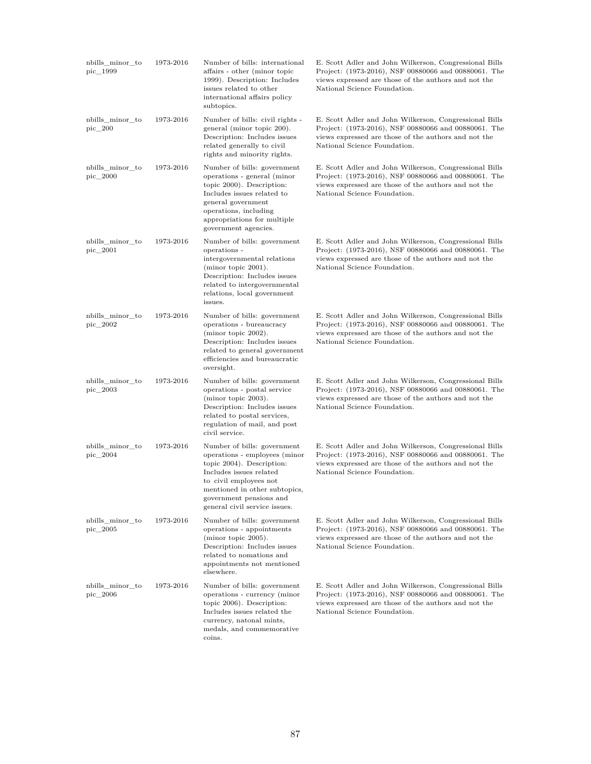| | | | |
|---|---|---|---|
| nbills_minor_topic_1999 | 1973-2016 | Number of bills: international affairs - other (minor topic 1999). Description: Includes issues related to other international affairs policy subtopics. | E. Scott Adler and John Wilkerson, Congressional Bills Project: (1973-2016), NSF 00880066 and 00880061. The views expressed are those of the authors and not the National Science Foundation. |
| nbills_minor_topic_200 | 1973-2016 | Number of bills: civil rights - general (minor topic 200). Description: Includes issues related generally to civil rights and minority rights. | E. Scott Adler and John Wilkerson, Congressional Bills Project: (1973-2016), NSF 00880066 and 00880061. The views expressed are those of the authors and not the National Science Foundation. |
| nbills_minor_topic_2000 | 1973-2016 | Number of bills: government operations - general (minor topic 2000). Description: Includes issues related to general government operations, including appropriations for multiple government agencies. | E. Scott Adler and John Wilkerson, Congressional Bills Project: (1973-2016), NSF 00880066 and 00880061. The views expressed are those of the authors and not the National Science Foundation. |
| nbills_minor_topic_2001 | 1973-2016 | Number of bills: government operations - intergovernmental relations (minor topic 2001). Description: Includes issues related to intergovernmental relations, local government issues. | E. Scott Adler and John Wilkerson, Congressional Bills Project: (1973-2016), NSF 00880066 and 00880061. The views expressed are those of the authors and not the National Science Foundation. |
| nbills_minor_topic_2002 | 1973-2016 | Number of bills: government operations - bureaucracy (minor topic 2002). Description: Includes issues related to general government efficiencies and bureaucratic oversight. | E. Scott Adler and John Wilkerson, Congressional Bills Project: (1973-2016), NSF 00880066 and 00880061. The views expressed are those of the authors and not the National Science Foundation. |
| nbills_minor_topic_2003 | 1973-2016 | Number of bills: government operations - postal service (minor topic 2003). Description: Includes issues related to postal services, regulation of mail, and post civil service. | E. Scott Adler and John Wilkerson, Congressional Bills Project: (1973-2016), NSF 00880066 and 00880061. The views expressed are those of the authors and not the National Science Foundation. |
| nbills_minor_topic_2004 | 1973-2016 | Number of bills: government operations - employees (minor topic 2004). Description: Includes issues related to civil employees not mentioned in other subtopics, government pensions and general civil service issues. | E. Scott Adler and John Wilkerson, Congressional Bills Project: (1973-2016), NSF 00880066 and 00880061. The views expressed are those of the authors and not the National Science Foundation. |
| nbills_minor_topic_2005 | 1973-2016 | Number of bills: government operations - appointments (minor topic 2005). Description: Includes issues related to nomations and appointments not mentioned elsewhere. | E. Scott Adler and John Wilkerson, Congressional Bills Project: (1973-2016), NSF 00880066 and 00880061. The views expressed are those of the authors and not the National Science Foundation. |
| nbills_minor_topic_2006 | 1973-2016 | Number of bills: government operations - currency (minor topic 2006). Description: Includes issues related the currency, natonal mints, medals, and commemorative coins. | E. Scott Adler and John Wilkerson, Congressional Bills Project: (1973-2016), NSF 00880066 and 00880061. The views expressed are those of the authors and not the National Science Foundation. |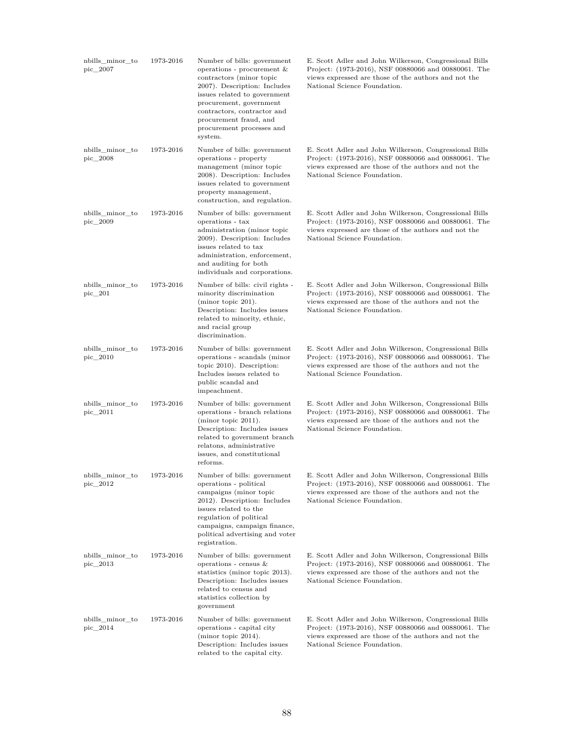| | | | |
|---|---|---|---|
| nbills_minor_topic_2007 | 1973-2016 | Number of bills: government operations - procurement & contractors (minor topic 2007). Description: Includes issues related to government procurement, government contractors, contractor and procurement fraud, and procurement processes and system. | E. Scott Adler and John Wilkerson, Congressional Bills Project: (1973-2016), NSF 00880066 and 00880061. The views expressed are those of the authors and not the National Science Foundation. |
| nbills_minor_topic_2008 | 1973-2016 | Number of bills: government operations - property management (minor topic 2008). Description: Includes issues related to government property management, construction, and regulation. | E. Scott Adler and John Wilkerson, Congressional Bills Project: (1973-2016), NSF 00880066 and 00880061. The views expressed are those of the authors and not the National Science Foundation. |
| nbills_minor_topic_2009 | 1973-2016 | Number of bills: government operations - tax administration (minor topic 2009). Description: Includes issues related to tax administration, enforcement, and auditing for both individuals and corporations. | E. Scott Adler and John Wilkerson, Congressional Bills Project: (1973-2016), NSF 00880066 and 00880061. The views expressed are those of the authors and not the National Science Foundation. |
| nbills_minor_topic_201 | 1973-2016 | Number of bills: civil rights - minority discrimination (minor topic 201). Description: Includes issues related to minority, ethnic, and racial group discrimination. | E. Scott Adler and John Wilkerson, Congressional Bills Project: (1973-2016), NSF 00880066 and 00880061. The views expressed are those of the authors and not the National Science Foundation. |
| nbills_minor_topic_2010 | 1973-2016 | Number of bills: government operations - scandals (minor topic 2010). Description: Includes issues related to public scandal and impeachment. | E. Scott Adler and John Wilkerson, Congressional Bills Project: (1973-2016), NSF 00880066 and 00880061. The views expressed are those of the authors and not the National Science Foundation. |
| nbills_minor_topic_2011 | 1973-2016 | Number of bills: government operations - branch relations (minor topic 2011). Description: Includes issues related to government branch relatons, administrative issues, and constitutional reforms. | E. Scott Adler and John Wilkerson, Congressional Bills Project: (1973-2016), NSF 00880066 and 00880061. The views expressed are those of the authors and not the National Science Foundation. |
| nbills_minor_topic_2012 | 1973-2016 | Number of bills: government operations - political campaigns (minor topic 2012). Description: Includes issues related to the regulation of political campaigns, campaign finance, political advertising and voter registration. | E. Scott Adler and John Wilkerson, Congressional Bills Project: (1973-2016), NSF 00880066 and 00880061. The views expressed are those of the authors and not the National Science Foundation. |
| nbills_minor_topic_2013 | 1973-2016 | Number of bills: government operations - census & statistics (minor topic 2013). Description: Includes issues related to census and statistics collection by government | E. Scott Adler and John Wilkerson, Congressional Bills Project: (1973-2016), NSF 00880066 and 00880061. The views expressed are those of the authors and not the National Science Foundation. |
| nbills_minor_topic_2014 | 1973-2016 | Number of bills: government operations - capital city (minor topic 2014). Description: Includes issues related to the capital city. | E. Scott Adler and John Wilkerson, Congressional Bills Project: (1973-2016), NSF 00880066 and 00880061. The views expressed are those of the authors and not the National Science Foundation. |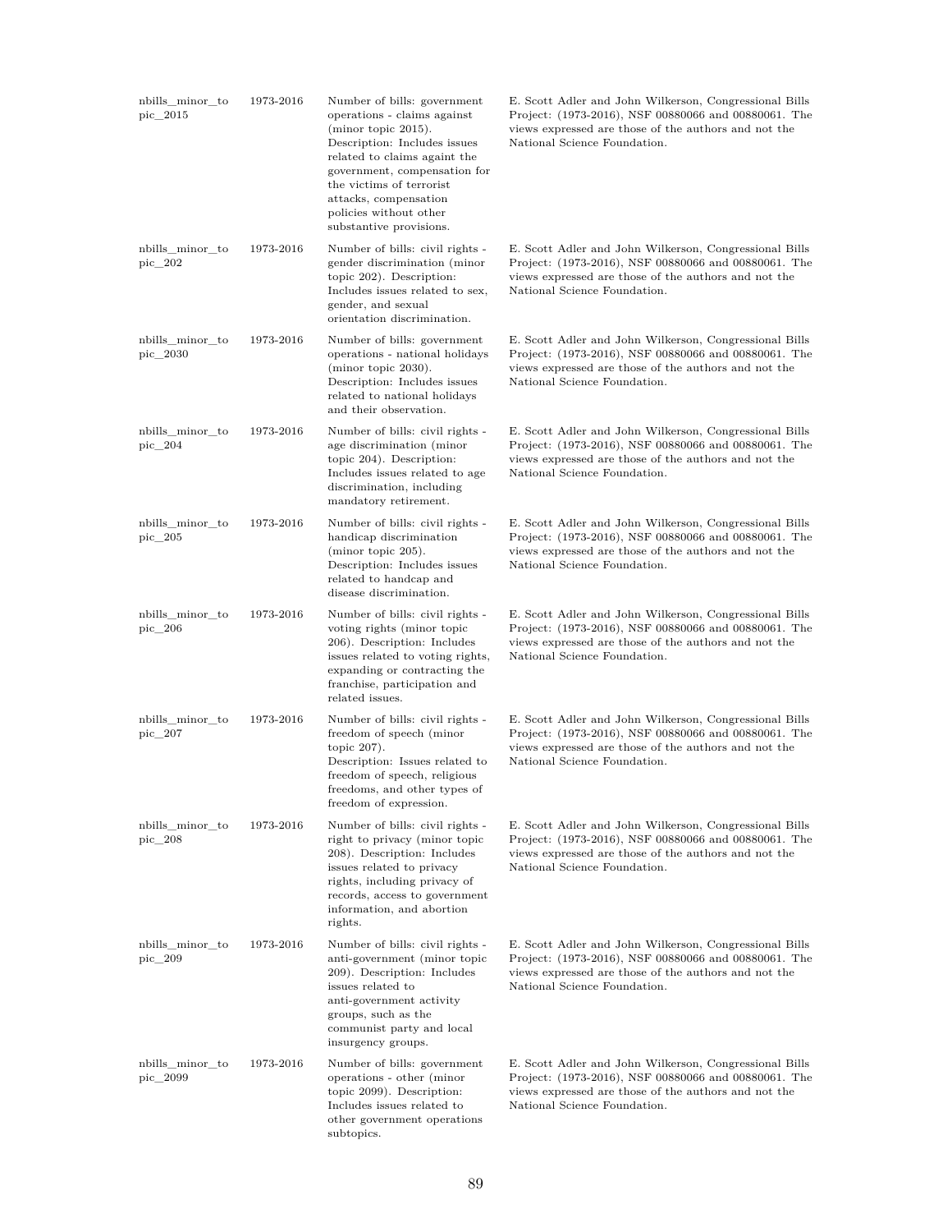| | | | |
|---|---|---|---|
| nbills_minor_topic_2015 | 1973-2016 | Number of bills: government operations - claims against (minor topic 2015). Description: Includes issues related to claims againt the government, compensation for the victims of terrorist attacks, compensation policies without other substantive provisions. | E. Scott Adler and John Wilkerson, Congressional Bills Project: (1973-2016), NSF 00880066 and 00880061. The views expressed are those of the authors and not the National Science Foundation. |
| nbills_minor_topic_202 | 1973-2016 | Number of bills: civil rights - gender discrimination (minor topic 202). Description: Includes issues related to sex, gender, and sexual orientation discrimination. | E. Scott Adler and John Wilkerson, Congressional Bills Project: (1973-2016), NSF 00880066 and 00880061. The views expressed are those of the authors and not the National Science Foundation. |
| nbills_minor_topic_2030 | 1973-2016 | Number of bills: government operations - national holidays (minor topic 2030). Description: Includes issues related to national holidays and their observation. | E. Scott Adler and John Wilkerson, Congressional Bills Project: (1973-2016), NSF 00880066 and 00880061. The views expressed are those of the authors and not the National Science Foundation. |
| nbills_minor_topic_204 | 1973-2016 | Number of bills: civil rights - age discrimination (minor topic 204). Description: Includes issues related to age discrimination, including mandatory retirement. | E. Scott Adler and John Wilkerson, Congressional Bills Project: (1973-2016), NSF 00880066 and 00880061. The views expressed are those of the authors and not the National Science Foundation. |
| nbills_minor_topic_205 | 1973-2016 | Number of bills: civil rights - handicap discrimination (minor topic 205). Description: Includes issues related to handcap and disease discrimination. | E. Scott Adler and John Wilkerson, Congressional Bills Project: (1973-2016), NSF 00880066 and 00880061. The views expressed are those of the authors and not the National Science Foundation. |
| nbills_minor_topic_206 | 1973-2016 | Number of bills: civil rights - voting rights (minor topic 206). Description: Includes issues related to voting rights, expanding or contracting the franchise, participation and related issues. | E. Scott Adler and John Wilkerson, Congressional Bills Project: (1973-2016), NSF 00880066 and 00880061. The views expressed are those of the authors and not the National Science Foundation. |
| nbills_minor_topic_207 | 1973-2016 | Number of bills: civil rights - freedom of speech (minor topic 207). Description: Issues related to freedom of speech, religious freedoms, and other types of freedom of expression. | E. Scott Adler and John Wilkerson, Congressional Bills Project: (1973-2016), NSF 00880066 and 00880061. The views expressed are those of the authors and not the National Science Foundation. |
| nbills_minor_topic_208 | 1973-2016 | Number of bills: civil rights - right to privacy (minor topic 208). Description: Includes issues related to privacy rights, including privacy of records, access to government information, and abortion rights. | E. Scott Adler and John Wilkerson, Congressional Bills Project: (1973-2016), NSF 00880066 and 00880061. The views expressed are those of the authors and not the National Science Foundation. |
| nbills_minor_topic_209 | 1973-2016 | Number of bills: civil rights - anti-government (minor topic 209). Description: Includes issues related to anti-government activity groups, such as the communist party and local insurgency groups. | E. Scott Adler and John Wilkerson, Congressional Bills Project: (1973-2016), NSF 00880066 and 00880061. The views expressed are those of the authors and not the National Science Foundation. |
| nbills_minor_topic_2099 | 1973-2016 | Number of bills: government operations - other (minor topic 2099). Description: Includes issues related to other government operations subtopics. | E. Scott Adler and John Wilkerson, Congressional Bills Project: (1973-2016), NSF 00880066 and 00880061. The views expressed are those of the authors and not the National Science Foundation. |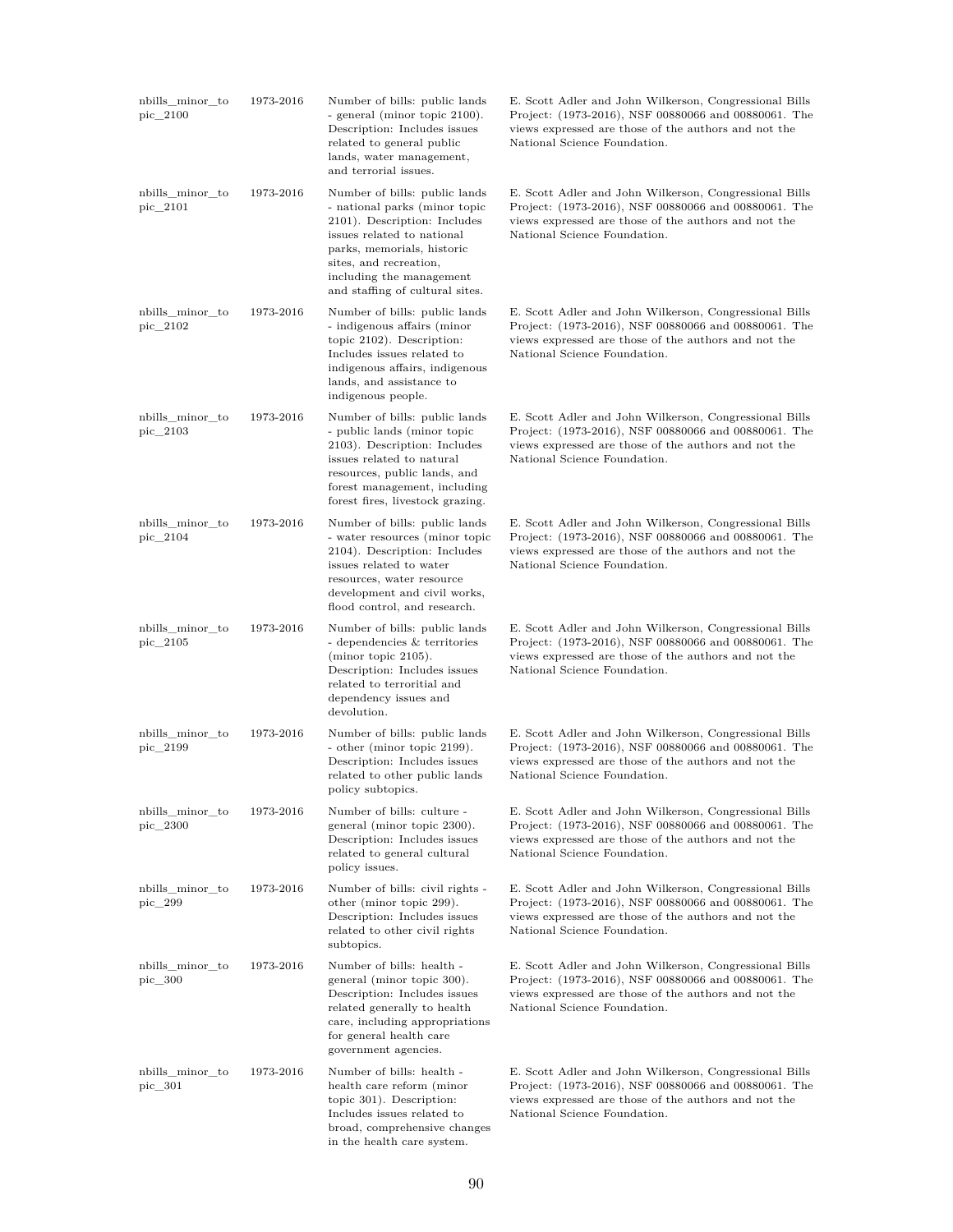| | | | |
|---|---|---|---|
| nbills_minor_topic_2100 | 1973-2016 | Number of bills: public lands - general (minor topic 2100). Description: Includes issues related to general public lands, water management, and terrorial issues. | E. Scott Adler and John Wilkerson, Congressional Bills Project: (1973-2016), NSF 00880066 and 00880061. The views expressed are those of the authors and not the National Science Foundation. |
| nbills_minor_topic_2101 | 1973-2016 | Number of bills: public lands - national parks (minor topic 2101). Description: Includes issues related to national parks, memorials, historic sites, and recreation, including the management and staffing of cultural sites. | E. Scott Adler and John Wilkerson, Congressional Bills Project: (1973-2016), NSF 00880066 and 00880061. The views expressed are those of the authors and not the National Science Foundation. |
| nbills_minor_topic_2102 | 1973-2016 | Number of bills: public lands - indigenous affairs (minor topic 2102). Description: Includes issues related to indigenous affairs, indigenous lands, and assistance to indigenous people. | E. Scott Adler and John Wilkerson, Congressional Bills Project: (1973-2016), NSF 00880066 and 00880061. The views expressed are those of the authors and not the National Science Foundation. |
| nbills_minor_topic_2103 | 1973-2016 | Number of bills: public lands - public lands (minor topic 2103). Description: Includes issues related to natural resources, public lands, and forest management, including forest fires, livestock grazing. | E. Scott Adler and John Wilkerson, Congressional Bills Project: (1973-2016), NSF 00880066 and 00880061. The views expressed are those of the authors and not the National Science Foundation. |
| nbills_minor_topic_2104 | 1973-2016 | Number of bills: public lands - water resources (minor topic 2104). Description: Includes issues related to water resources, water resource development and civil works, flood control, and research. | E. Scott Adler and John Wilkerson, Congressional Bills Project: (1973-2016), NSF 00880066 and 00880061. The views expressed are those of the authors and not the National Science Foundation. |
| nbills_minor_topic_2105 | 1973-2016 | Number of bills: public lands - dependencies & territories (minor topic 2105). Description: Includes issues related to terroritial and dependency issues and devolution. | E. Scott Adler and John Wilkerson, Congressional Bills Project: (1973-2016), NSF 00880066 and 00880061. The views expressed are those of the authors and not the National Science Foundation. |
| nbills_minor_topic_2199 | 1973-2016 | Number of bills: public lands - other (minor topic 2199). Description: Includes issues related to other public lands policy subtopics. | E. Scott Adler and John Wilkerson, Congressional Bills Project: (1973-2016), NSF 00880066 and 00880061. The views expressed are those of the authors and not the National Science Foundation. |
| nbills_minor_topic_2300 | 1973-2016 | Number of bills: culture - general (minor topic 2300). Description: Includes issues related to general cultural policy issues. | E. Scott Adler and John Wilkerson, Congressional Bills Project: (1973-2016), NSF 00880066 and 00880061. The views expressed are those of the authors and not the National Science Foundation. |
| nbills_minor_topic_299 | 1973-2016 | Number of bills: civil rights - other (minor topic 299). Description: Includes issues related to other civil rights subtopics. | E. Scott Adler and John Wilkerson, Congressional Bills Project: (1973-2016), NSF 00880066 and 00880061. The views expressed are those of the authors and not the National Science Foundation. |
| nbills_minor_topic_300 | 1973-2016 | Number of bills: health - general (minor topic 300). Description: Includes issues related generally to health care, including appropriations for general health care government agencies. | E. Scott Adler and John Wilkerson, Congressional Bills Project: (1973-2016), NSF 00880066 and 00880061. The views expressed are those of the authors and not the National Science Foundation. |
| nbills_minor_topic_301 | 1973-2016 | Number of bills: health - health care reform (minor topic 301). Description: Includes issues related to broad, comprehensive changes in the health care system. | E. Scott Adler and John Wilkerson, Congressional Bills Project: (1973-2016), NSF 00880066 and 00880061. The views expressed are those of the authors and not the National Science Foundation. |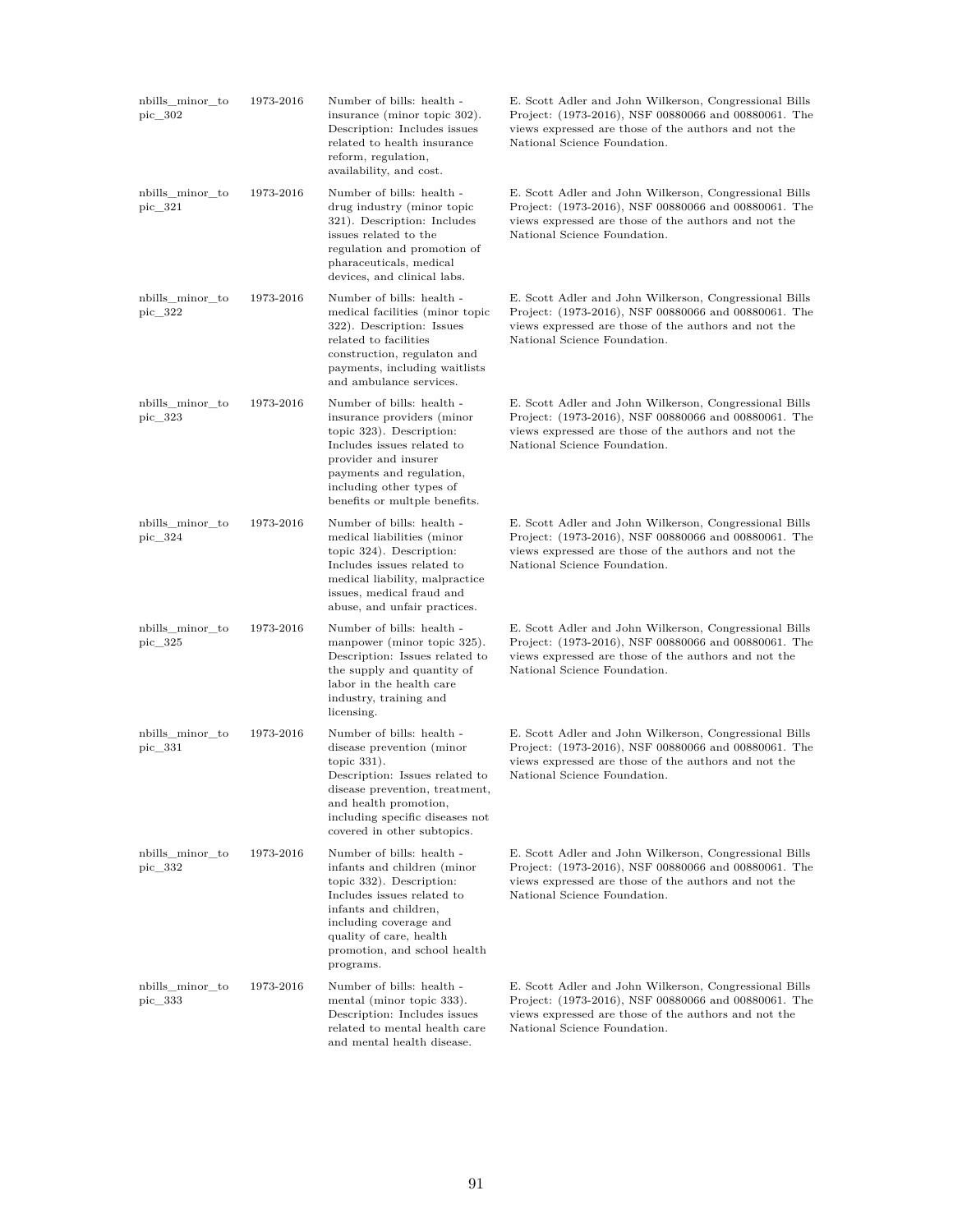| | | | |
|---|---|---|---|
| nbills_minor_topic_302 | 1973-2016 | Number of bills: health - insurance (minor topic 302). Description: Includes issues related to health insurance reform, regulation, availability, and cost. | E. Scott Adler and John Wilkerson, Congressional Bills Project: (1973-2016), NSF 00880066 and 00880061. The views expressed are those of the authors and not the National Science Foundation. |
| nbills_minor_topic_321 | 1973-2016 | Number of bills: health - drug industry (minor topic 321). Description: Includes issues related to the regulation and promotion of pharaceuticals, medical devices, and clinical labs. | E. Scott Adler and John Wilkerson, Congressional Bills Project: (1973-2016), NSF 00880066 and 00880061. The views expressed are those of the authors and not the National Science Foundation. |
| nbills_minor_topic_322 | 1973-2016 | Number of bills: health - medical facilities (minor topic 322). Description: Issues related to facilities construction, regulaton and payments, including waitlists and ambulance services. | E. Scott Adler and John Wilkerson, Congressional Bills Project: (1973-2016), NSF 00880066 and 00880061. The views expressed are those of the authors and not the National Science Foundation. |
| nbills_minor_topic_323 | 1973-2016 | Number of bills: health - insurance providers (minor topic 323). Description: Includes issues related to provider and insurer payments and regulation, including other types of benefits or multple benefits. | E. Scott Adler and John Wilkerson, Congressional Bills Project: (1973-2016), NSF 00880066 and 00880061. The views expressed are those of the authors and not the National Science Foundation. |
| nbills_minor_topic_324 | 1973-2016 | Number of bills: health - medical liabilities (minor topic 324). Description: Includes issues related to medical liability, malpractice issues, medical fraud and abuse, and unfair practices. | E. Scott Adler and John Wilkerson, Congressional Bills Project: (1973-2016), NSF 00880066 and 00880061. The views expressed are those of the authors and not the National Science Foundation. |
| nbills_minor_topic_325 | 1973-2016 | Number of bills: health - manpower (minor topic 325). Description: Issues related to the supply and quantity of labor in the health care industry, training and licensing. | E. Scott Adler and John Wilkerson, Congressional Bills Project: (1973-2016), NSF 00880066 and 00880061. The views expressed are those of the authors and not the National Science Foundation. |
| nbills_minor_topic_331 | 1973-2016 | Number of bills: health - disease prevention (minor topic 331). Description: Issues related to disease prevention, treatment, and health promotion, including specific diseases not covered in other subtopics. | E. Scott Adler and John Wilkerson, Congressional Bills Project: (1973-2016), NSF 00880066 and 00880061. The views expressed are those of the authors and not the National Science Foundation. |
| nbills_minor_topic_332 | 1973-2016 | Number of bills: health - infants and children (minor topic 332). Description: Includes issues related to infants and children, including coverage and quality of care, health promotion, and school health programs. | E. Scott Adler and John Wilkerson, Congressional Bills Project: (1973-2016), NSF 00880066 and 00880061. The views expressed are those of the authors and not the National Science Foundation. |
| nbills_minor_topic_333 | 1973-2016 | Number of bills: health - mental (minor topic 333). Description: Includes issues related to mental health care and mental health disease. | E. Scott Adler and John Wilkerson, Congressional Bills Project: (1973-2016), NSF 00880066 and 00880061. The views expressed are those of the authors and not the National Science Foundation. |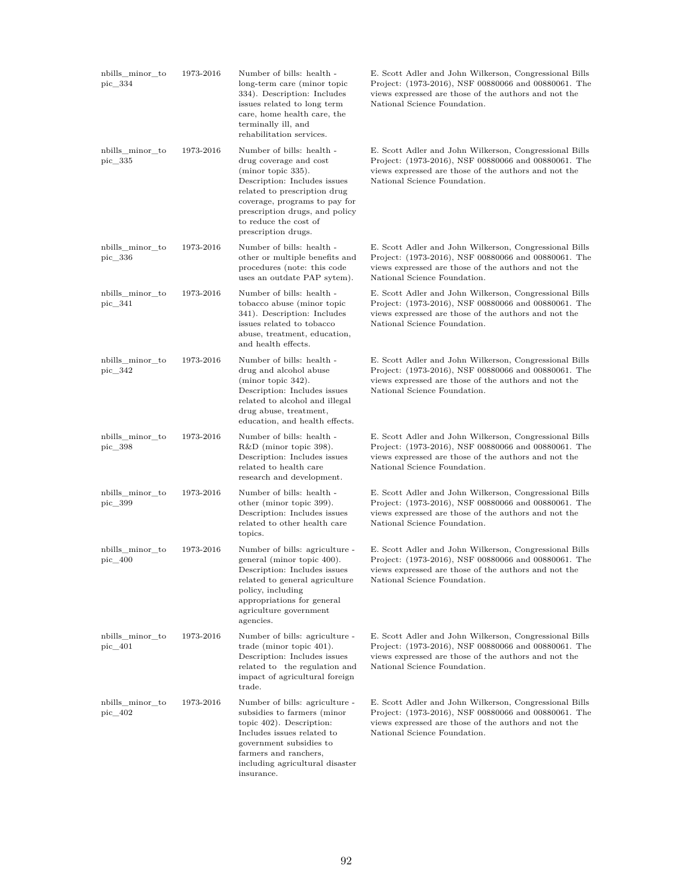| | | | |
|---|---|---|---|
| nbills_minor_topic_334 | 1973-2016 | Number of bills: health - long-term care (minor topic 334). Description: Includes issues related to long term care, home health care, the terminally ill, and rehabilitation services. | E. Scott Adler and John Wilkerson, Congressional Bills Project: (1973-2016), NSF 00880066 and 00880061. The views expressed are those of the authors and not the National Science Foundation. |
| nbills_minor_topic_335 | 1973-2016 | Number of bills: health - drug coverage and cost (minor topic 335). Description: Includes issues related to prescription drug coverage, programs to pay for prescription drugs, and policy to reduce the cost of prescription drugs. | E. Scott Adler and John Wilkerson, Congressional Bills Project: (1973-2016), NSF 00880066 and 00880061. The views expressed are those of the authors and not the National Science Foundation. |
| nbills_minor_topic_336 | 1973-2016 | Number of bills: health - other or multiple benefits and procedures (note: this code uses an outdate PAP sytem). | E. Scott Adler and John Wilkerson, Congressional Bills Project: (1973-2016), NSF 00880066 and 00880061. The views expressed are those of the authors and not the National Science Foundation. |
| nbills_minor_topic_341 | 1973-2016 | Number of bills: health - tobacco abuse (minor topic 341). Description: Includes issues related to tobacco abuse, treatment, education, and health effects. | E. Scott Adler and John Wilkerson, Congressional Bills Project: (1973-2016), NSF 00880066 and 00880061. The views expressed are those of the authors and not the National Science Foundation. |
| nbills_minor_topic_342 | 1973-2016 | Number of bills: health - drug and alcohol abuse (minor topic 342). Description: Includes issues related to alcohol and illegal drug abuse, treatment, education, and health effects. | E. Scott Adler and John Wilkerson, Congressional Bills Project: (1973-2016), NSF 00880066 and 00880061. The views expressed are those of the authors and not the National Science Foundation. |
| nbills_minor_topic_398 | 1973-2016 | Number of bills: health - R&D (minor topic 398). Description: Includes issues related to health care research and development. | E. Scott Adler and John Wilkerson, Congressional Bills Project: (1973-2016), NSF 00880066 and 00880061. The views expressed are those of the authors and not the National Science Foundation. |
| nbills_minor_topic_399 | 1973-2016 | Number of bills: health - other (minor topic 399). Description: Includes issues related to other health care topics. | E. Scott Adler and John Wilkerson, Congressional Bills Project: (1973-2016), NSF 00880066 and 00880061. The views expressed are those of the authors and not the National Science Foundation. |
| nbills_minor_topic_400 | 1973-2016 | Number of bills: agriculture - general (minor topic 400). Description: Includes issues related to general agriculture policy, including appropriations for general agriculture government agencies. | E. Scott Adler and John Wilkerson, Congressional Bills Project: (1973-2016), NSF 00880066 and 00880061. The views expressed are those of the authors and not the National Science Foundation. |
| nbills_minor_topic_401 | 1973-2016 | Number of bills: agriculture - trade (minor topic 401). Description: Includes issues related to the regulation and impact of agricultural foreign trade. | E. Scott Adler and John Wilkerson, Congressional Bills Project: (1973-2016), NSF 00880066 and 00880061. The views expressed are those of the authors and not the National Science Foundation. |
| nbills_minor_topic_402 | 1973-2016 | Number of bills: agriculture - subsidies to farmers (minor topic 402). Description: Includes issues related to government subsidies to farmers and ranchers, including agricultural disaster insurance. | E. Scott Adler and John Wilkerson, Congressional Bills Project: (1973-2016), NSF 00880066 and 00880061. The views expressed are those of the authors and not the National Science Foundation. |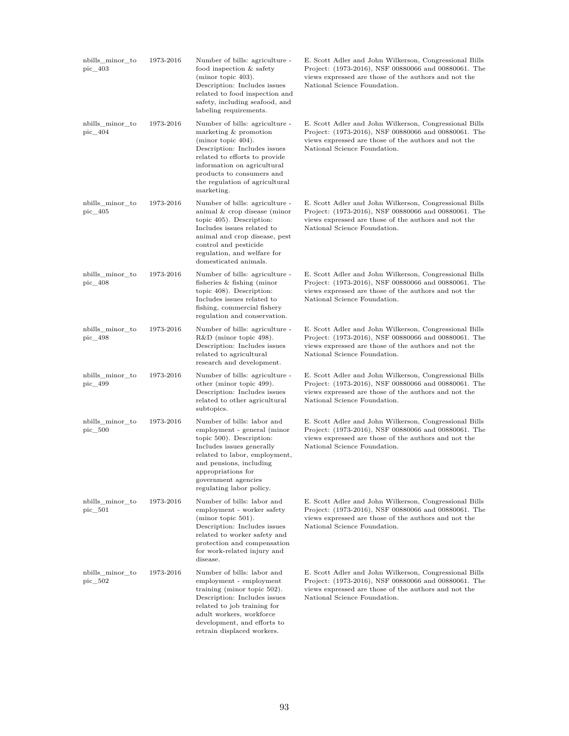| | | | |
|---|---|---|---|
| nbills_minor_topic_403 | 1973-2016 | Number of bills: agriculture - food inspection & safety (minor topic 403). Description: Includes issues related to food inspection and safety, including seafood, and labeling requirements. | E. Scott Adler and John Wilkerson, Congressional Bills Project: (1973-2016), NSF 00880066 and 00880061. The views expressed are those of the authors and not the National Science Foundation. |
| nbills_minor_topic_404 | 1973-2016 | Number of bills: agriculture - marketing & promotion (minor topic 404). Description: Includes issues related to efforts to provide information on agricultural products to consumers and the regulation of agricultural marketing. | E. Scott Adler and John Wilkerson, Congressional Bills Project: (1973-2016), NSF 00880066 and 00880061. The views expressed are those of the authors and not the National Science Foundation. |
| nbills_minor_topic_405 | 1973-2016 | Number of bills: agriculture - animal & crop disease (minor topic 405). Description: Includes issues related to animal and crop disease, pest control and pesticide regulation, and welfare for domesticated animals. | E. Scott Adler and John Wilkerson, Congressional Bills Project: (1973-2016), NSF 00880066 and 00880061. The views expressed are those of the authors and not the National Science Foundation. |
| nbills_minor_topic_408 | 1973-2016 | Number of bills: agriculture - fisheries & fishing (minor topic 408). Description: Includes issues related to fishing, commercial fishery regulation and conservation. | E. Scott Adler and John Wilkerson, Congressional Bills Project: (1973-2016), NSF 00880066 and 00880061. The views expressed are those of the authors and not the National Science Foundation. |
| nbills_minor_topic_498 | 1973-2016 | Number of bills: agriculture - R&D (minor topic 498). Description: Includes issues related to agricultural research and development. | E. Scott Adler and John Wilkerson, Congressional Bills Project: (1973-2016), NSF 00880066 and 00880061. The views expressed are those of the authors and not the National Science Foundation. |
| nbills_minor_topic_499 | 1973-2016 | Number of bills: agriculture - other (minor topic 499). Description: Includes issues related to other agricultural subtopics. | E. Scott Adler and John Wilkerson, Congressional Bills Project: (1973-2016), NSF 00880066 and 00880061. The views expressed are those of the authors and not the National Science Foundation. |
| nbills_minor_topic_500 | 1973-2016 | Number of bills: labor and employment - general (minor topic 500). Description: Includes issues generally related to labor, employment, and pensions, including appropriations for government agencies regulating labor policy. | E. Scott Adler and John Wilkerson, Congressional Bills Project: (1973-2016), NSF 00880066 and 00880061. The views expressed are those of the authors and not the National Science Foundation. |
| nbills_minor_topic_501 | 1973-2016 | Number of bills: labor and employment - worker safety (minor topic 501). Description: Includes issues related to worker safety and protection and compensation for work-related injury and disease. | E. Scott Adler and John Wilkerson, Congressional Bills Project: (1973-2016), NSF 00880066 and 00880061. The views expressed are those of the authors and not the National Science Foundation. |
| nbills_minor_topic_502 | 1973-2016 | Number of bills: labor and employment - employment training (minor topic 502). Description: Includes issues related to job training for adult workers, workforce development, and efforts to retrain displaced workers. | E. Scott Adler and John Wilkerson, Congressional Bills Project: (1973-2016), NSF 00880066 and 00880061. The views expressed are those of the authors and not the National Science Foundation. |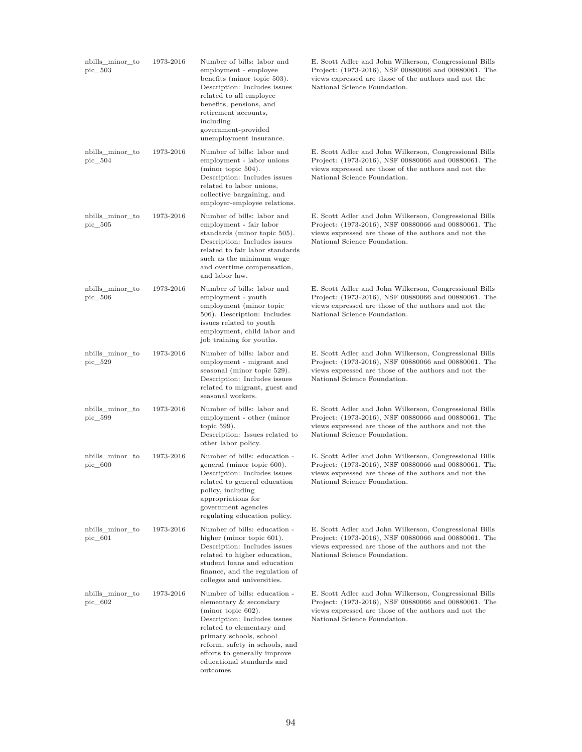| | | | |
|---|---|---|---|
| nbills_minor_topic_503 | 1973-2016 | Number of bills: labor and employment - employee benefits (minor topic 503). Description: Includes issues related to all employee benefits, pensions, and retirement accounts, including government-provided unemployment insurance. | E. Scott Adler and John Wilkerson, Congressional Bills Project: (1973-2016), NSF 00880066 and 00880061. The views expressed are those of the authors and not the National Science Foundation. |
| nbills_minor_topic_504 | 1973-2016 | Number of bills: labor and employment - labor unions (minor topic 504). Description: Includes issues related to labor unions, collective bargaining, and employer-employee relations. | E. Scott Adler and John Wilkerson, Congressional Bills Project: (1973-2016), NSF 00880066 and 00880061. The views expressed are those of the authors and not the National Science Foundation. |
| nbills_minor_topic_505 | 1973-2016 | Number of bills: labor and employment - fair labor standards (minor topic 505). Description: Includes issues related to fair labor standards such as the minimum wage and overtime compensation, and labor law. | E. Scott Adler and John Wilkerson, Congressional Bills Project: (1973-2016), NSF 00880066 and 00880061. The views expressed are those of the authors and not the National Science Foundation. |
| nbills_minor_topic_506 | 1973-2016 | Number of bills: labor and employment - youth employment (minor topic 506). Description: Includes issues related to youth employment, child labor and job training for youths. | E. Scott Adler and John Wilkerson, Congressional Bills Project: (1973-2016), NSF 00880066 and 00880061. The views expressed are those of the authors and not the National Science Foundation. |
| nbills_minor_topic_529 | 1973-2016 | Number of bills: labor and employment - migrant and seasonal (minor topic 529). Description: Includes issues related to migrant, guest and seasonal workers. | E. Scott Adler and John Wilkerson, Congressional Bills Project: (1973-2016), NSF 00880066 and 00880061. The views expressed are those of the authors and not the National Science Foundation. |
| nbills_minor_topic_599 | 1973-2016 | Number of bills: labor and employment - other (minor topic 599). Description: Issues related to other labor policy. | E. Scott Adler and John Wilkerson, Congressional Bills Project: (1973-2016), NSF 00880066 and 00880061. The views expressed are those of the authors and not the National Science Foundation. |
| nbills_minor_topic_600 | 1973-2016 | Number of bills: education - general (minor topic 600). Description: Includes issues related to general education policy, including appropriations for government agencies regulating education policy. | E. Scott Adler and John Wilkerson, Congressional Bills Project: (1973-2016), NSF 00880066 and 00880061. The views expressed are those of the authors and not the National Science Foundation. |
| nbills_minor_topic_601 | 1973-2016 | Number of bills: education - higher (minor topic 601). Description: Includes issues related to higher education, student loans and education finance, and the regulation of colleges and universities. | E. Scott Adler and John Wilkerson, Congressional Bills Project: (1973-2016), NSF 00880066 and 00880061. The views expressed are those of the authors and not the National Science Foundation. |
| nbills_minor_topic_602 | 1973-2016 | Number of bills: education - elementary & secondary (minor topic 602). Description: Includes issues related to elementary and primary schools, school reform, safety in schools, and efforts to generally improve educational standards and outcomes. | E. Scott Adler and John Wilkerson, Congressional Bills Project: (1973-2016), NSF 00880066 and 00880061. The views expressed are those of the authors and not the National Science Foundation. |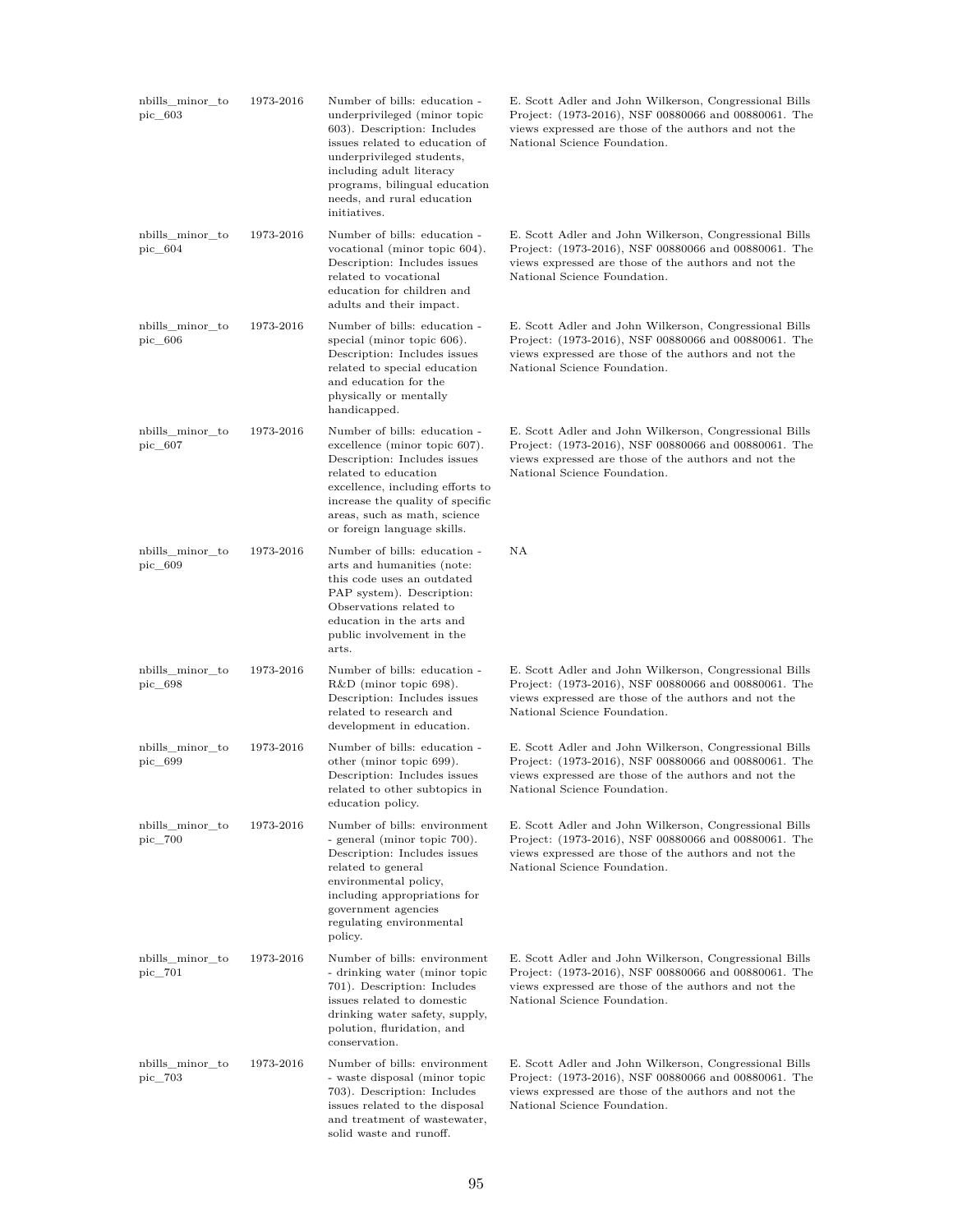| | | | |
|---|---|---|---|
| nbills_minor_topic_603 | 1973-2016 | Number of bills: education - underprivileged (minor topic 603). Description: Includes issues related to education of underprivileged students, including adult literacy programs, bilingual education needs, and rural education initiatives. | E. Scott Adler and John Wilkerson, Congressional Bills Project: (1973-2016), NSF 00880066 and 00880061. The views expressed are those of the authors and not the National Science Foundation. |
| nbills_minor_topic_604 | 1973-2016 | Number of bills: education - vocational (minor topic 604). Description: Includes issues related to vocational education for children and adults and their impact. | E. Scott Adler and John Wilkerson, Congressional Bills Project: (1973-2016), NSF 00880066 and 00880061. The views expressed are those of the authors and not the National Science Foundation. |
| nbills_minor_topic_606 | 1973-2016 | Number of bills: education - special (minor topic 606). Description: Includes issues related to special education and education for the physically or mentally handicapped. | E. Scott Adler and John Wilkerson, Congressional Bills Project: (1973-2016), NSF 00880066 and 00880061. The views expressed are those of the authors and not the National Science Foundation. |
| nbills_minor_topic_607 | 1973-2016 | Number of bills: education - excellence (minor topic 607). Description: Includes issues related to education excellence, including efforts to increase the quality of specific areas, such as math, science or foreign language skills. | E. Scott Adler and John Wilkerson, Congressional Bills Project: (1973-2016), NSF 00880066 and 00880061. The views expressed are those of the authors and not the National Science Foundation. |
| nbills_minor_topic_609 | 1973-2016 | Number of bills: education - arts and humanities (note: this code uses an outdated PAP system). Description: Observations related to education in the arts and public involvement in the arts. | NA |
| nbills_minor_topic_698 | 1973-2016 | Number of bills: education - R&D (minor topic 698). Description: Includes issues related to research and development in education. | E. Scott Adler and John Wilkerson, Congressional Bills Project: (1973-2016), NSF 00880066 and 00880061. The views expressed are those of the authors and not the National Science Foundation. |
| nbills_minor_topic_699 | 1973-2016 | Number of bills: education - other (minor topic 699). Description: Includes issues related to other subtopics in education policy. | E. Scott Adler and John Wilkerson, Congressional Bills Project: (1973-2016), NSF 00880066 and 00880061. The views expressed are those of the authors and not the National Science Foundation. |
| nbills_minor_topic_700 | 1973-2016 | Number of bills: environment - general (minor topic 700). Description: Includes issues related to general environmental policy, including appropriations for government agencies regulating environmental policy. | E. Scott Adler and John Wilkerson, Congressional Bills Project: (1973-2016), NSF 00880066 and 00880061. The views expressed are those of the authors and not the National Science Foundation. |
| nbills_minor_topic_701 | 1973-2016 | Number of bills: environment - drinking water (minor topic 701). Description: Includes issues related to domestic drinking water safety, supply, polution, fluridation, and conservation. | E. Scott Adler and John Wilkerson, Congressional Bills Project: (1973-2016), NSF 00880066 and 00880061. The views expressed are those of the authors and not the National Science Foundation. |
| nbills_minor_topic_703 | 1973-2016 | Number of bills: environment - waste disposal (minor topic 703). Description: Includes issues related to the disposal and treatment of wastewater, solid waste and runoff. | E. Scott Adler and John Wilkerson, Congressional Bills Project: (1973-2016), NSF 00880066 and 00880061. The views expressed are those of the authors and not the National Science Foundation. |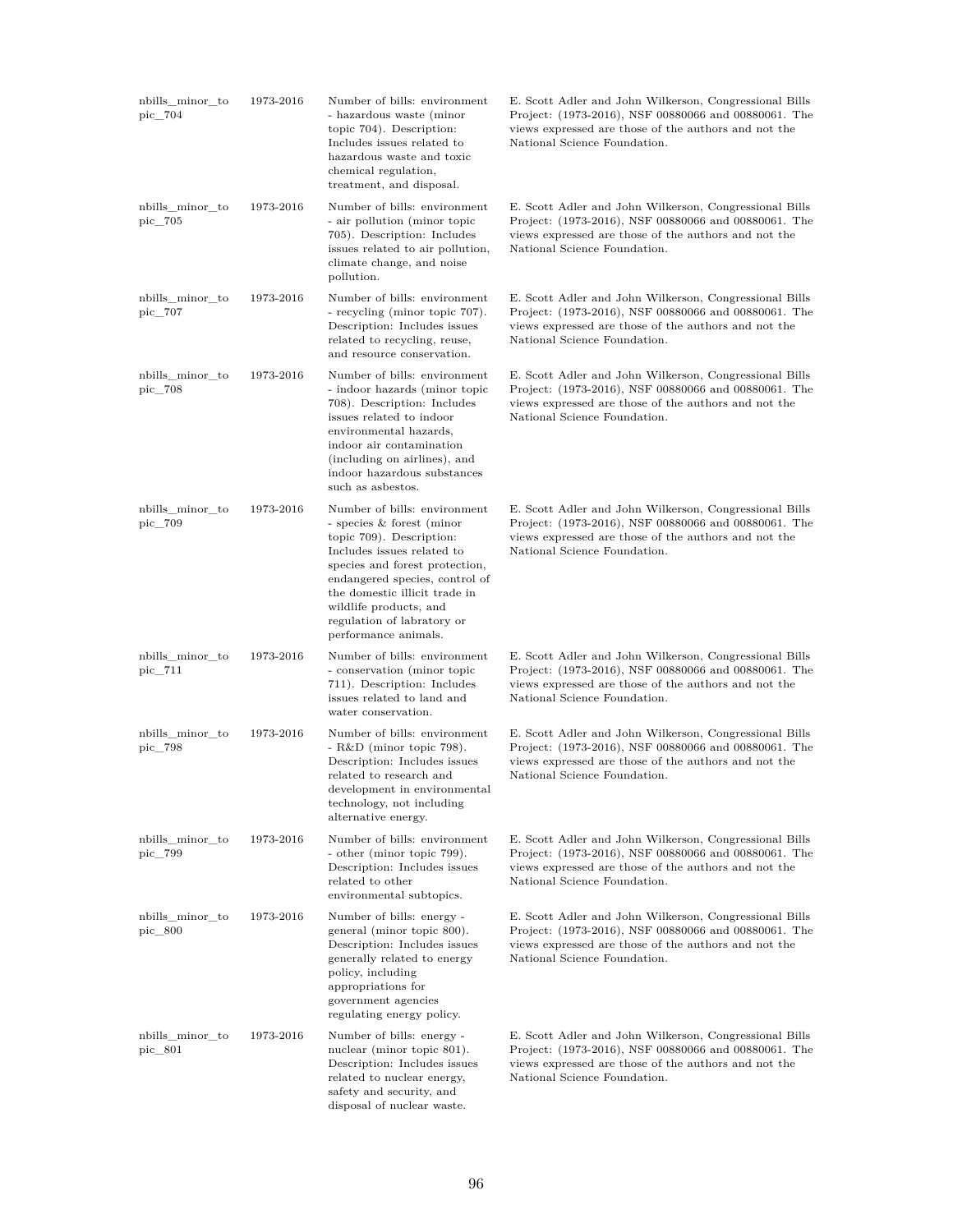| | | | |
|---|---|---|---|
| nbills_minor_topic_704 | 1973-2016 | Number of bills: environment - hazardous waste (minor topic 704). Description: Includes issues related to hazardous waste and toxic chemical regulation, treatment, and disposal. | E. Scott Adler and John Wilkerson, Congressional Bills Project: (1973-2016), NSF 00880066 and 00880061. The views expressed are those of the authors and not the National Science Foundation. |
| nbills_minor_topic_705 | 1973-2016 | Number of bills: environment - air pollution (minor topic 705). Description: Includes issues related to air pollution, climate change, and noise pollution. | E. Scott Adler and John Wilkerson, Congressional Bills Project: (1973-2016), NSF 00880066 and 00880061. The views expressed are those of the authors and not the National Science Foundation. |
| nbills_minor_topic_707 | 1973-2016 | Number of bills: environment - recycling (minor topic 707). Description: Includes issues related to recycling, reuse, and resource conservation. | E. Scott Adler and John Wilkerson, Congressional Bills Project: (1973-2016), NSF 00880066 and 00880061. The views expressed are those of the authors and not the National Science Foundation. |
| nbills_minor_topic_708 | 1973-2016 | Number of bills: environment - indoor hazards (minor topic 708). Description: Includes issues related to indoor environmental hazards, indoor air contamination (including on airlines), and indoor hazardous substances such as asbestos. | E. Scott Adler and John Wilkerson, Congressional Bills Project: (1973-2016), NSF 00880066 and 00880061. The views expressed are those of the authors and not the National Science Foundation. |
| nbills_minor_topic_709 | 1973-2016 | Number of bills: environment - species & forest (minor topic 709). Description: Includes issues related to species and forest protection, endangered species, control of the domestic illicit trade in wildlife products, and regulation of labratory or performance animals. | E. Scott Adler and John Wilkerson, Congressional Bills Project: (1973-2016), NSF 00880066 and 00880061. The views expressed are those of the authors and not the National Science Foundation. |
| nbills_minor_topic_711 | 1973-2016 | Number of bills: environment - conservation (minor topic 711). Description: Includes issues related to land and water conservation. | E. Scott Adler and John Wilkerson, Congressional Bills Project: (1973-2016), NSF 00880066 and 00880061. The views expressed are those of the authors and not the National Science Foundation. |
| nbills_minor_topic_798 | 1973-2016 | Number of bills: environment - R&D (minor topic 798). Description: Includes issues related to research and development in environmental technology, not including alternative energy. | E. Scott Adler and John Wilkerson, Congressional Bills Project: (1973-2016), NSF 00880066 and 00880061. The views expressed are those of the authors and not the National Science Foundation. |
| nbills_minor_topic_799 | 1973-2016 | Number of bills: environment - other (minor topic 799). Description: Includes issues related to other environmental subtopics. | E. Scott Adler and John Wilkerson, Congressional Bills Project: (1973-2016), NSF 00880066 and 00880061. The views expressed are those of the authors and not the National Science Foundation. |
| nbills_minor_topic_800 | 1973-2016 | Number of bills: energy - general (minor topic 800). Description: Includes issues generally related to energy policy, including appropriations for government agencies regulating energy policy. | E. Scott Adler and John Wilkerson, Congressional Bills Project: (1973-2016), NSF 00880066 and 00880061. The views expressed are those of the authors and not the National Science Foundation. |
| nbills_minor_topic_801 | 1973-2016 | Number of bills: energy - nuclear (minor topic 801). Description: Includes issues related to nuclear energy, safety and security, and disposal of nuclear waste. | E. Scott Adler and John Wilkerson, Congressional Bills Project: (1973-2016), NSF 00880066 and 00880061. The views expressed are those of the authors and not the National Science Foundation. |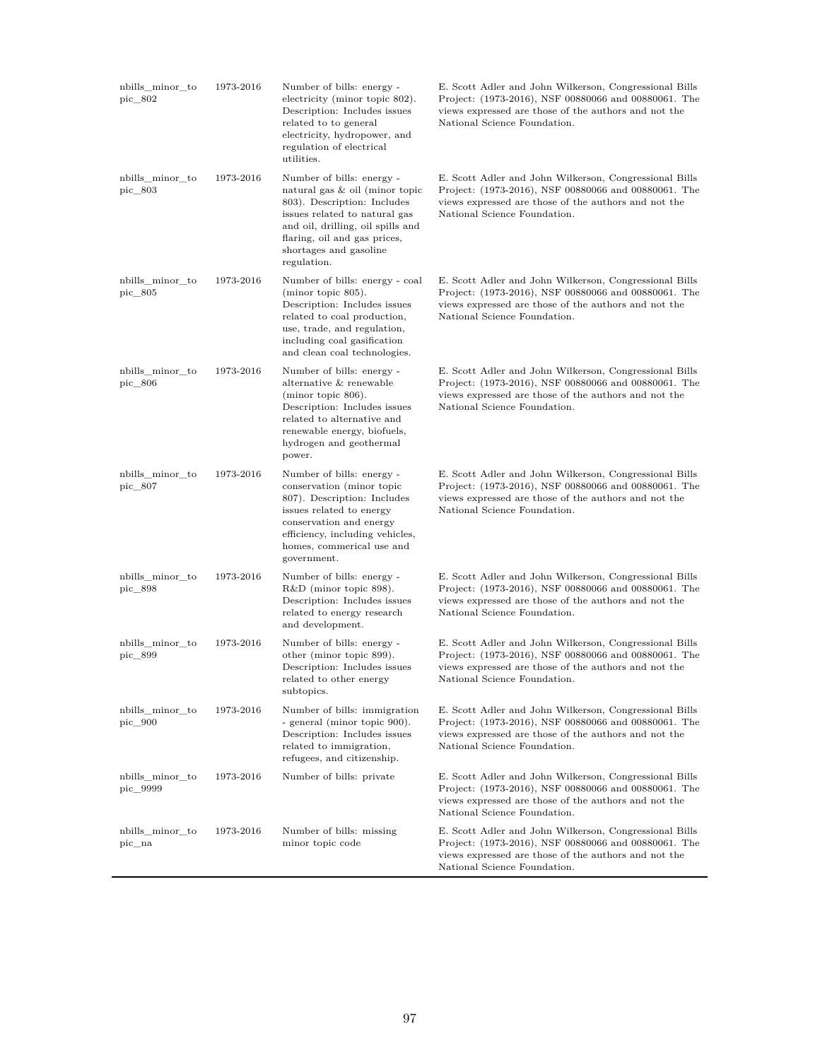| | | | |
|---|---|---|---|
| nbills_minor_topic_802 | 1973-2016 | Number of bills: energy - electricity (minor topic 802). Description: Includes issues related to to general electricity, hydropower, and regulation of electrical utilities. | E. Scott Adler and John Wilkerson, Congressional Bills Project: (1973-2016), NSF 00880066 and 00880061. The views expressed are those of the authors and not the National Science Foundation. |
| nbills_minor_topic_803 | 1973-2016 | Number of bills: energy - natural gas & oil (minor topic 803). Description: Includes issues related to natural gas and oil, drilling, oil spills and flaring, oil and gas prices, shortages and gasoline regulation. | E. Scott Adler and John Wilkerson, Congressional Bills Project: (1973-2016), NSF 00880066 and 00880061. The views expressed are those of the authors and not the National Science Foundation. |
| nbills_minor_topic_805 | 1973-2016 | Number of bills: energy - coal (minor topic 805). Description: Includes issues related to coal production, use, trade, and regulation, including coal gasification and clean coal technologies. | E. Scott Adler and John Wilkerson, Congressional Bills Project: (1973-2016), NSF 00880066 and 00880061. The views expressed are those of the authors and not the National Science Foundation. |
| nbills_minor_topic_806 | 1973-2016 | Number of bills: energy - alternative & renewable (minor topic 806). Description: Includes issues related to alternative and renewable energy, biofuels, hydrogen and geothermal power. | E. Scott Adler and John Wilkerson, Congressional Bills Project: (1973-2016), NSF 00880066 and 00880061. The views expressed are those of the authors and not the National Science Foundation. |
| nbills_minor_topic_807 | 1973-2016 | Number of bills: energy - conservation (minor topic 807). Description: Includes issues related to energy conservation and energy efficiency, including vehicles, homes, commerical use and government. | E. Scott Adler and John Wilkerson, Congressional Bills Project: (1973-2016), NSF 00880066 and 00880061. The views expressed are those of the authors and not the National Science Foundation. |
| nbills_minor_topic_898 | 1973-2016 | Number of bills: energy - R&D (minor topic 898). Description: Includes issues related to energy research and development. | E. Scott Adler and John Wilkerson, Congressional Bills Project: (1973-2016), NSF 00880066 and 00880061. The views expressed are those of the authors and not the National Science Foundation. |
| nbills_minor_topic_899 | 1973-2016 | Number of bills: energy - other (minor topic 899). Description: Includes issues related to other energy subtopics. | E. Scott Adler and John Wilkerson, Congressional Bills Project: (1973-2016), NSF 00880066 and 00880061. The views expressed are those of the authors and not the National Science Foundation. |
| nbills_minor_topic_900 | 1973-2016 | Number of bills: immigration - general (minor topic 900). Description: Includes issues related to immigration, refugees, and citizenship. | E. Scott Adler and John Wilkerson, Congressional Bills Project: (1973-2016), NSF 00880066 and 00880061. The views expressed are those of the authors and not the National Science Foundation. |
| nbills_minor_topic_9999 | 1973-2016 | Number of bills: private | E. Scott Adler and John Wilkerson, Congressional Bills Project: (1973-2016), NSF 00880066 and 00880061. The views expressed are those of the authors and not the National Science Foundation. |
| nbills_minor_topic_na | 1973-2016 | Number of bills: missing minor topic code | E. Scott Adler and John Wilkerson, Congressional Bills Project: (1973-2016), NSF 00880066 and 00880061. The views expressed are those of the authors and not the National Science Foundation. |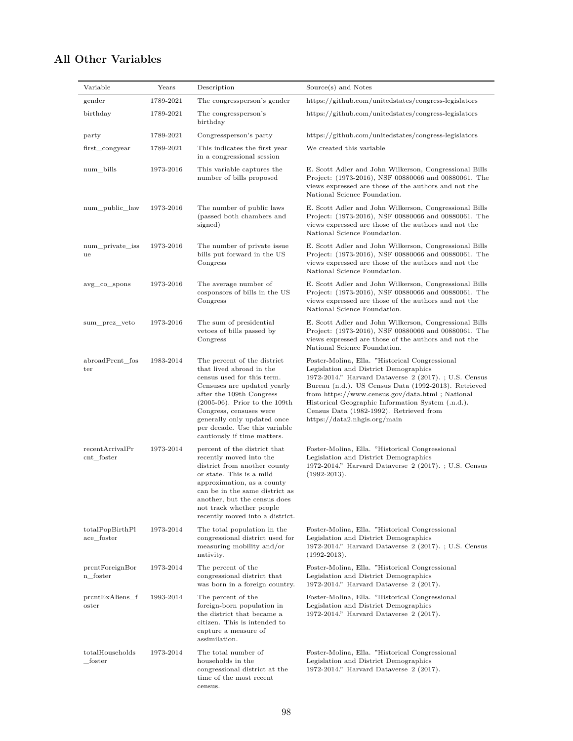## All Other Variables

| Variable | Years | Description | Source(s) and Notes |
|---|---|---|---|
| gender | 1789-2021 | The congressperson's gender | https://github.com/unitedstates/congress-legislators |
| birthday | 1789-2021 | The congressperson's birthday | https://github.com/unitedstates/congress-legislators |
| party | 1789-2021 | Congressperson's party | https://github.com/unitedstates/congress-legislators |
| first_congyear | 1789-2021 | This indicates the first year in a congressional session | We created this variable |
| num_bills | 1973-2016 | This variable captures the number of bills proposed | E. Scott Adler and John Wilkerson, Congressional Bills Project: (1973-2016), NSF 00880066 and 00880061. The views expressed are those of the authors and not the National Science Foundation. |
| num_public_law | 1973-2016 | The number of public laws (passed both chambers and signed) | E. Scott Adler and John Wilkerson, Congressional Bills Project: (1973-2016), NSF 00880066 and 00880061. The views expressed are those of the authors and not the National Science Foundation. |
| num_private_issue | 1973-2016 | The number of private issue bills put forward in the US Congress | E. Scott Adler and John Wilkerson, Congressional Bills Project: (1973-2016), NSF 00880066 and 00880061. The views expressed are those of the authors and not the National Science Foundation. |
| avg_co_spons | 1973-2016 | The average number of cosponsors of bills in the US Congress | E. Scott Adler and John Wilkerson, Congressional Bills Project: (1973-2016), NSF 00880066 and 00880061. The views expressed are those of the authors and not the National Science Foundation. |
| sum_prez_veto | 1973-2016 | The sum of presidential vetoes of bills passed by Congress | E. Scott Adler and John Wilkerson, Congressional Bills Project: (1973-2016), NSF 00880066 and 00880061. The views expressed are those of the authors and not the National Science Foundation. |
| abroadPrcnt_foster | 1983-2014 | The percent of the district that lived abroad in the census used for this term. Censuses are updated yearly after the 109th Congress (2005-06). Prior to the 109th Congress, censuses were generally only updated once per decade. Use this variable cautiously if time matters. | Foster-Molina, Ella. "Historical Congressional Legislation and District Demographics 1972-2014." Harvard Dataverse 2 (2017). ; U.S. Census Bureau (n.d.). US Census Data (1992-2013). Retrieved from https://www.census.gov/data.html ; National Historical Geographic Information System (.n.d.). Census Data (1982-1992). Retrieved from https://data2.nhgis.org/main |
| recentArrivalPrcnt_foster | 1973-2014 | percent of the district that recently moved into the district from another county or state. This is a mild approximation, as a county can be in the same district as another, but the census does not track whether people recently moved into a district. | Foster-Molina, Ella. "Historical Congressional Legislation and District Demographics 1972-2014." Harvard Dataverse 2 (2017). ; U.S. Census (1992-2013). |
| totalPopBirthPlace_foster | 1973-2014 | The total population in the congressional district used for measuring mobility and/or nativity. | Foster-Molina, Ella. "Historical Congressional Legislation and District Demographics 1972-2014." Harvard Dataverse 2 (2017). ; U.S. Census (1992-2013). |
| prcntForeignBorn_foster | 1973-2014 | The percent of the congressional district that was born in a foreign country. | Foster-Molina, Ella. "Historical Congressional Legislation and District Demographics 1972-2014." Harvard Dataverse 2 (2017). |
| prcntExAliens_foster | 1993-2014 | The percent of the foreign-born population in the district that became a citizen. This is intended to capture a measure of assimilation. | Foster-Molina, Ella. "Historical Congressional Legislation and District Demographics 1972-2014." Harvard Dataverse 2 (2017). |
| totalHouseholds_foster | 1973-2014 | The total number of households in the congressional district at the time of the most recent census. | Foster-Molina, Ella. "Historical Congressional Legislation and District Demographics 1972-2014." Harvard Dataverse 2 (2017). |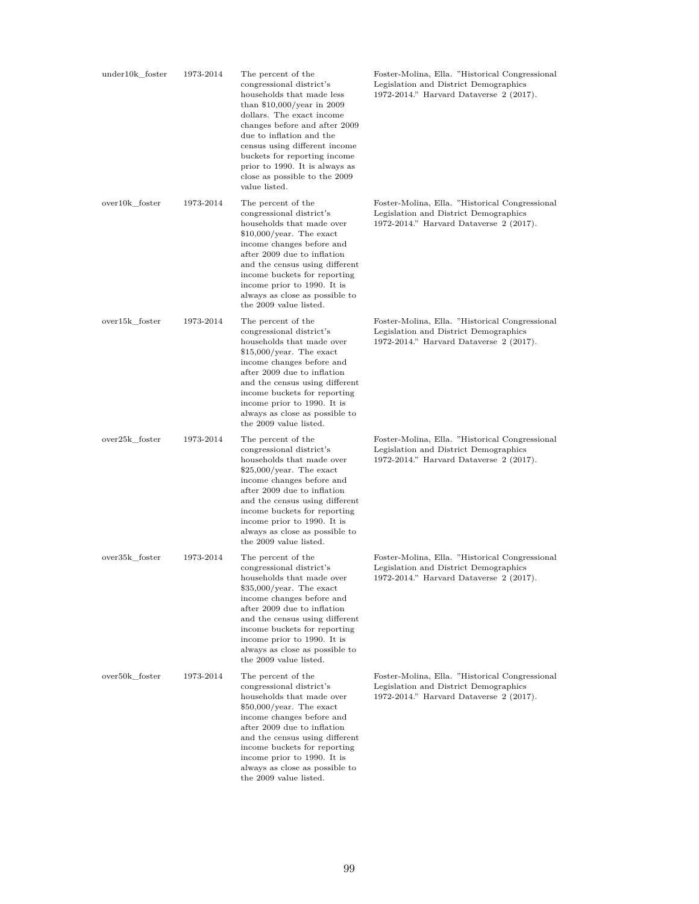| | | | |
|---|---|---|---|
| under10k_foster | 1973-2014 | The percent of the congressional district's households that made less than $10,000/year in 2009 dollars. The exact income changes before and after 2009 due to inflation and the census using different income buckets for reporting income prior to 1990. It is always as close as possible to the 2009 value listed. | Foster-Molina, Ella. "Historical Congressional Legislation and District Demographics 1972-2014." Harvard Dataverse 2 (2017). |
| over10k_foster | 1973-2014 | The percent of the congressional district's households that made over $10,000/year. The exact income changes before and after 2009 due to inflation and the census using different income buckets for reporting income prior to 1990. It is always as close as possible to the 2009 value listed. | Foster-Molina, Ella. "Historical Congressional Legislation and District Demographics 1972-2014." Harvard Dataverse 2 (2017). |
| over15k_foster | 1973-2014 | The percent of the congressional district's households that made over $15,000/year. The exact income changes before and after 2009 due to inflation and the census using different income buckets for reporting income prior to 1990. It is always as close as possible to the 2009 value listed. | Foster-Molina, Ella. "Historical Congressional Legislation and District Demographics 1972-2014." Harvard Dataverse 2 (2017). |
| over25k_foster | 1973-2014 | The percent of the congressional district's households that made over $25,000/year. The exact income changes before and after 2009 due to inflation and the census using different income buckets for reporting income prior to 1990. It is always as close as possible to the 2009 value listed. | Foster-Molina, Ella. "Historical Congressional Legislation and District Demographics 1972-2014." Harvard Dataverse 2 (2017). |
| over35k_foster | 1973-2014 | The percent of the congressional district's households that made over $35,000/year. The exact income changes before and after 2009 due to inflation and the census using different income buckets for reporting income prior to 1990. It is always as close as possible to the 2009 value listed. | Foster-Molina, Ella. "Historical Congressional Legislation and District Demographics 1972-2014." Harvard Dataverse 2 (2017). |
| over50k_foster | 1973-2014 | The percent of the congressional district's households that made over $50,000/year. The exact income changes before and after 2009 due to inflation and the census using different income buckets for reporting income prior to 1990. It is always as close as possible to the 2009 value listed. | Foster-Molina, Ella. "Historical Congressional Legislation and District Demographics 1972-2014." Harvard Dataverse 2 (2017). |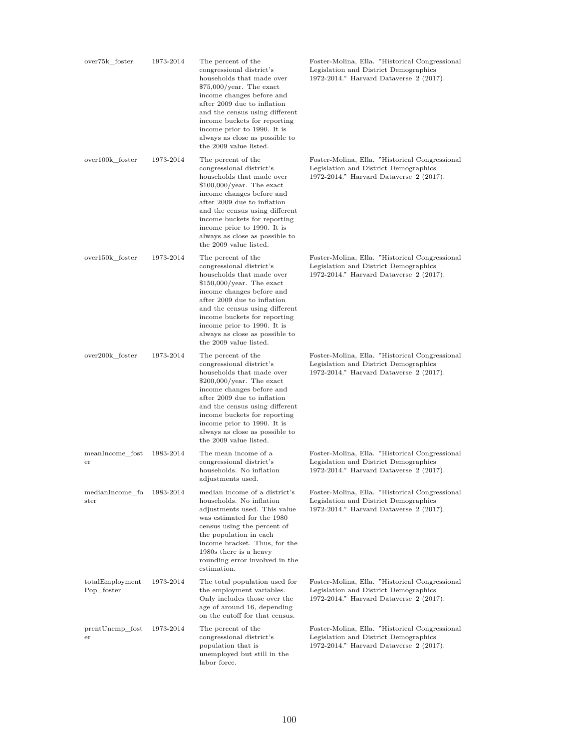| | | | |
|---|---|---|---|
| over75k_foster | 1973-2014 | The percent of the congressional district's households that made over $75,000/year. The exact income changes before and after 2009 due to inflation and the census using different income buckets for reporting income prior to 1990. It is always as close as possible to the 2009 value listed. | Foster-Molina, Ella. "Historical Congressional Legislation and District Demographics 1972-2014." Harvard Dataverse 2 (2017). |
| over100k_foster | 1973-2014 | The percent of the congressional district's households that made over $100,000/year. The exact income changes before and after 2009 due to inflation and the census using different income buckets for reporting income prior to 1990. It is always as close as possible to the 2009 value listed. | Foster-Molina, Ella. "Historical Congressional Legislation and District Demographics 1972-2014." Harvard Dataverse 2 (2017). |
| over150k_foster | 1973-2014 | The percent of the congressional district's households that made over $150,000/year. The exact income changes before and after 2009 due to inflation and the census using different income buckets for reporting income prior to 1990. It is always as close as possible to the 2009 value listed. | Foster-Molina, Ella. "Historical Congressional Legislation and District Demographics 1972-2014." Harvard Dataverse 2 (2017). |
| over200k_foster | 1973-2014 | The percent of the congressional district's households that made over $200,000/year. The exact income changes before and after 2009 due to inflation and the census using different income buckets for reporting income prior to 1990. It is always as close as possible to the 2009 value listed. | Foster-Molina, Ella. "Historical Congressional Legislation and District Demographics 1972-2014." Harvard Dataverse 2 (2017). |
| meanIncome_foster | 1983-2014 | The mean income of a congressional district's households. No inflation adjustments used. | Foster-Molina, Ella. "Historical Congressional Legislation and District Demographics 1972-2014." Harvard Dataverse 2 (2017). |
| medianIncome_foster | 1983-2014 | median income of a district's households. No inflation adjustments used. This value was estimated for the 1980 census using the percent of the population in each income bracket. Thus, for the 1980s there is a heavy rounding error involved in the estimation. | Foster-Molina, Ella. "Historical Congressional Legislation and District Demographics 1972-2014." Harvard Dataverse 2 (2017). |
| totalEmploymentPop_foster | 1973-2014 | The total population used for the employment variables. Only includes those over the age of around 16, depending on the cutoff for that census. | Foster-Molina, Ella. "Historical Congressional Legislation and District Demographics 1972-2014." Harvard Dataverse 2 (2017). |
| prcntUnemp_foster | 1973-2014 | The percent of the congressional district's population that is unemployed but still in the labor force. | Foster-Molina, Ella. "Historical Congressional Legislation and District Demographics 1972-2014." Harvard Dataverse 2 (2017). |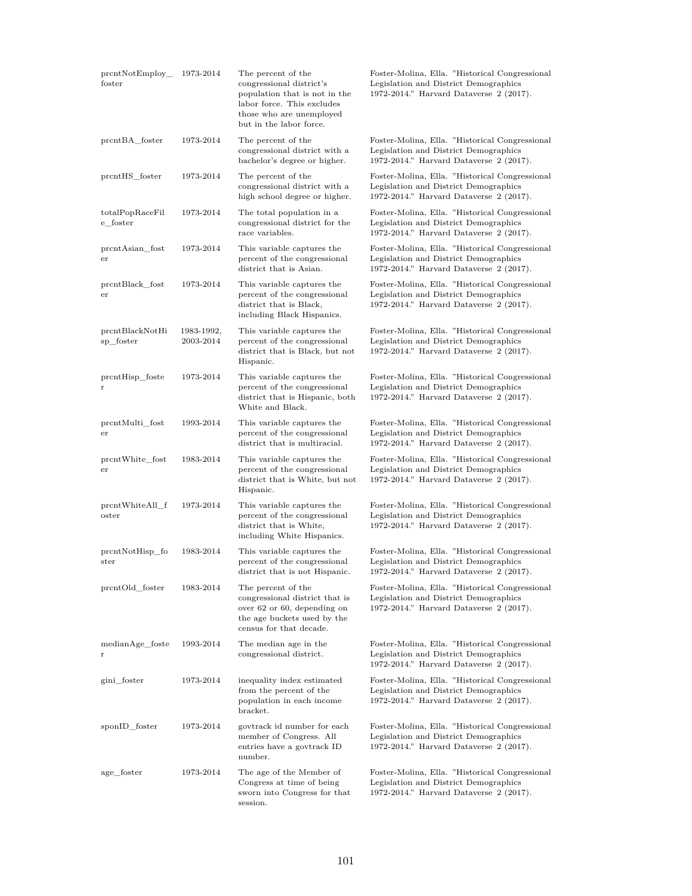| prcntNotEmploy_foster | 1973-2014 | The percent of the congressional district's population that is not in the labor force. This excludes those who are unemployed but in the labor force. | Foster-Molina, Ella. "Historical Congressional Legislation and District Demographics 1972-2014." Harvard Dataverse 2 (2017). |
|---|---|---|---|
| prcntBA_foster | 1973-2014 | The percent of the congressional district with a bachelor's degree or higher. | Foster-Molina, Ella. "Historical Congressional Legislation and District Demographics 1972-2014." Harvard Dataverse 2 (2017). |
| prcntHS_foster | 1973-2014 | The percent of the congressional district with a high school degree or higher. | Foster-Molina, Ella. "Historical Congressional Legislation and District Demographics 1972-2014." Harvard Dataverse 2 (2017). |
| totalPopRaceFile_foster | 1973-2014 | The total population in a congressional district for the race variables. | Foster-Molina, Ella. "Historical Congressional Legislation and District Demographics 1972-2014." Harvard Dataverse 2 (2017). |
| prcntAsian_foster | 1973-2014 | This variable captures the percent of the congressional district that is Asian. | Foster-Molina, Ella. "Historical Congressional Legislation and District Demographics 1972-2014." Harvard Dataverse 2 (2017). |
| prcntBlack_foster | 1973-2014 | This variable captures the percent of the congressional district that is Black, including Black Hispanics. | Foster-Molina, Ella. "Historical Congressional Legislation and District Demographics 1972-2014." Harvard Dataverse 2 (2017). |
| prcntBlackNotHisp_foster | 1983-1992, 2003-2014 | This variable captures the percent of the congressional district that is Black, but not Hispanic. | Foster-Molina, Ella. "Historical Congressional Legislation and District Demographics 1972-2014." Harvard Dataverse 2 (2017). |
| prcntHisp_foster | 1973-2014 | This variable captures the percent of the congressional district that is Hispanic, both White and Black. | Foster-Molina, Ella. "Historical Congressional Legislation and District Demographics 1972-2014." Harvard Dataverse 2 (2017). |
| prcntMulti_foster | 1993-2014 | This variable captures the percent of the congressional district that is multiracial. | Foster-Molina, Ella. "Historical Congressional Legislation and District Demographics 1972-2014." Harvard Dataverse 2 (2017). |
| prcntWhite_foster | 1983-2014 | This variable captures the percent of the congressional district that is White, but not Hispanic. | Foster-Molina, Ella. "Historical Congressional Legislation and District Demographics 1972-2014." Harvard Dataverse 2 (2017). |
| prcntWhiteAll_foster | 1973-2014 | This variable captures the percent of the congressional district that is White, including White Hispanics. | Foster-Molina, Ella. "Historical Congressional Legislation and District Demographics 1972-2014." Harvard Dataverse 2 (2017). |
| prcntNotHisp_foster | 1983-2014 | This variable captures the percent of the congressional district that is not Hispanic. | Foster-Molina, Ella. "Historical Congressional Legislation and District Demographics 1972-2014." Harvard Dataverse 2 (2017). |
| prcntOld_foster | 1983-2014 | The percent of the congressional district that is over 62 or 60, depending on the age buckets used by the census for that decade. | Foster-Molina, Ella. "Historical Congressional Legislation and District Demographics 1972-2014." Harvard Dataverse 2 (2017). |
| medianAge_foster | 1993-2014 | The median age in the congressional district. | Foster-Molina, Ella. "Historical Congressional Legislation and District Demographics 1972-2014." Harvard Dataverse 2 (2017). |
| gini_foster | 1973-2014 | inequality index estimated from the percent of the population in each income bracket. | Foster-Molina, Ella. "Historical Congressional Legislation and District Demographics 1972-2014." Harvard Dataverse 2 (2017). |
| sponID_foster | 1973-2014 | govtrack id number for each member of Congress. All entries have a govtrack ID number. | Foster-Molina, Ella. "Historical Congressional Legislation and District Demographics 1972-2014." Harvard Dataverse 2 (2017). |
| age_foster | 1973-2014 | The age of the Member of Congress at time of being sworn into Congress for that session. | Foster-Molina, Ella. "Historical Congressional Legislation and District Demographics 1972-2014." Harvard Dataverse 2 (2017). |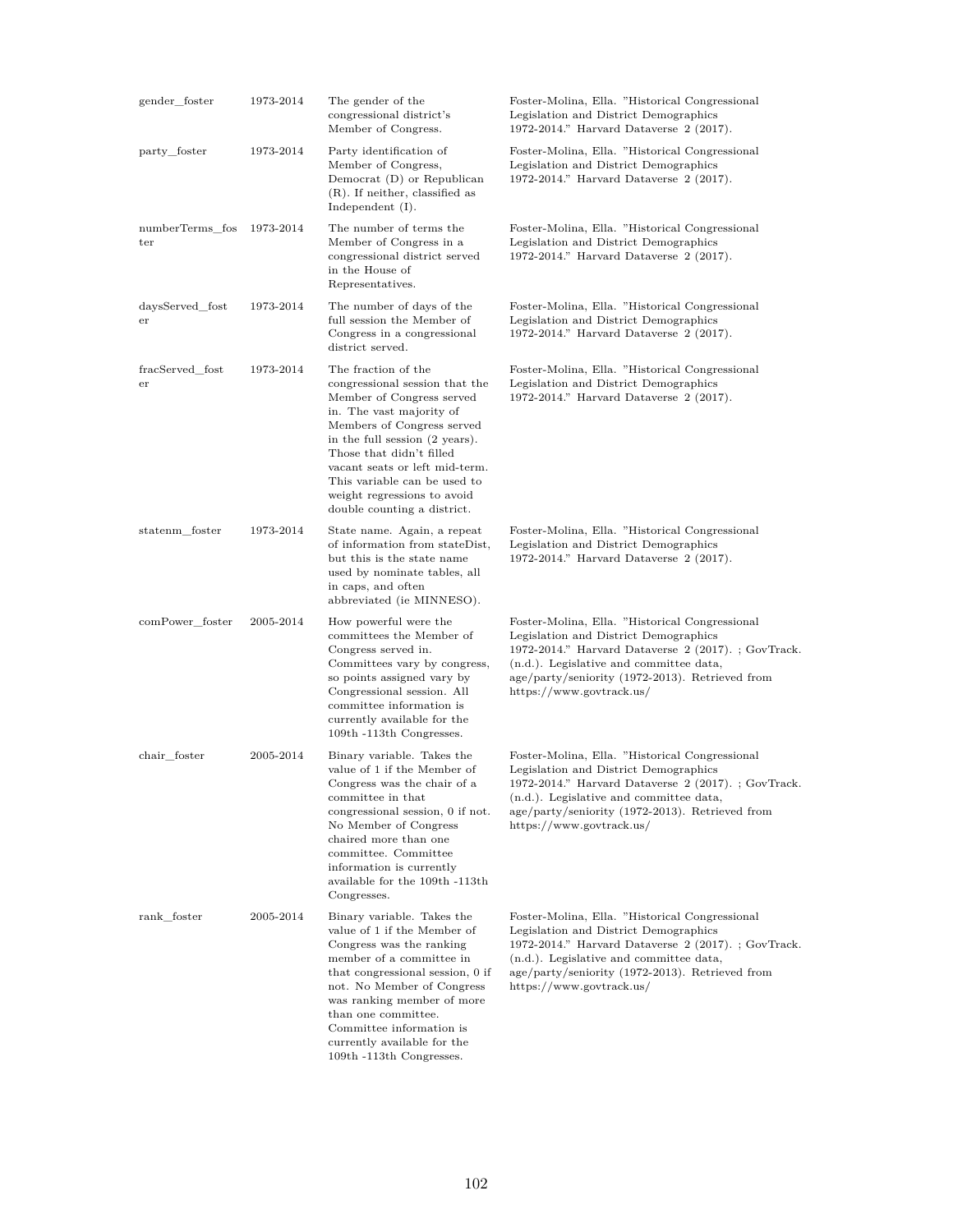| | | | |
|---|---|---|---|
| gender_foster | 1973-2014 | The gender of the congressional district's Member of Congress. | Foster-Molina, Ella. "Historical Congressional Legislation and District Demographics 1972-2014." Harvard Dataverse 2 (2017). |
| party_foster | 1973-2014 | Party identification of Member of Congress, Democrat (D) or Republican (R). If neither, classified as Independent (I). | Foster-Molina, Ella. "Historical Congressional Legislation and District Demographics 1972-2014." Harvard Dataverse 2 (2017). |
| numberTerms_foster | 1973-2014 | The number of terms the Member of Congress in a congressional district served in the House of Representatives. | Foster-Molina, Ella. "Historical Congressional Legislation and District Demographics 1972-2014." Harvard Dataverse 2 (2017). |
| daysServed_foster | 1973-2014 | The number of days of the full session the Member of Congress in a congressional district served. | Foster-Molina, Ella. "Historical Congressional Legislation and District Demographics 1972-2014." Harvard Dataverse 2 (2017). |
| fracServed_foster | 1973-2014 | The fraction of the congressional session that the Member of Congress served in. The vast majority of Members of Congress served in the full session (2 years). Those that didn't filled vacant seats or left mid-term. This variable can be used to weight regressions to avoid double counting a district. | Foster-Molina, Ella. "Historical Congressional Legislation and District Demographics 1972-2014." Harvard Dataverse 2 (2017). |
| statenm_foster | 1973-2014 | State name. Again, a repeat of information from stateDist, but this is the state name used by nominate tables, all in caps, and often abbreviated (ie MINNESO). | Foster-Molina, Ella. "Historical Congressional Legislation and District Demographics 1972-2014." Harvard Dataverse 2 (2017). |
| comPower_foster | 2005-2014 | How powerful were the committees the Member of Congress served in. Committees vary by congress, so points assigned vary by Congressional session. All committee information is currently available for the 109th -113th Congresses. | Foster-Molina, Ella. "Historical Congressional Legislation and District Demographics 1972-2014." Harvard Dataverse 2 (2017). ; GovTrack. (n.d.). Legislative and committee data, age/party/seniority (1972-2013). Retrieved from https://www.govtrack.us/ |
| chair_foster | 2005-2014 | Binary variable. Takes the value of 1 if the Member of Congress was the chair of a committee in that congressional session, 0 if not. No Member of Congress chaired more than one committee. Committee information is currently available for the 109th -113th Congresses. | Foster-Molina, Ella. "Historical Congressional Legislation and District Demographics 1972-2014." Harvard Dataverse 2 (2017). ; GovTrack. (n.d.). Legislative and committee data, age/party/seniority (1972-2013). Retrieved from https://www.govtrack.us/ |
| rank_foster | 2005-2014 | Binary variable. Takes the value of 1 if the Member of Congress was the ranking member of a committee in that congressional session, 0 if not. No Member of Congress was ranking member of more than one committee. Committee information is currently available for the 109th -113th Congresses. | Foster-Molina, Ella. "Historical Congressional Legislation and District Demographics 1972-2014." Harvard Dataverse 2 (2017). ; GovTrack. (n.d.). Legislative and committee data, age/party/seniority (1972-2013). Retrieved from https://www.govtrack.us/ |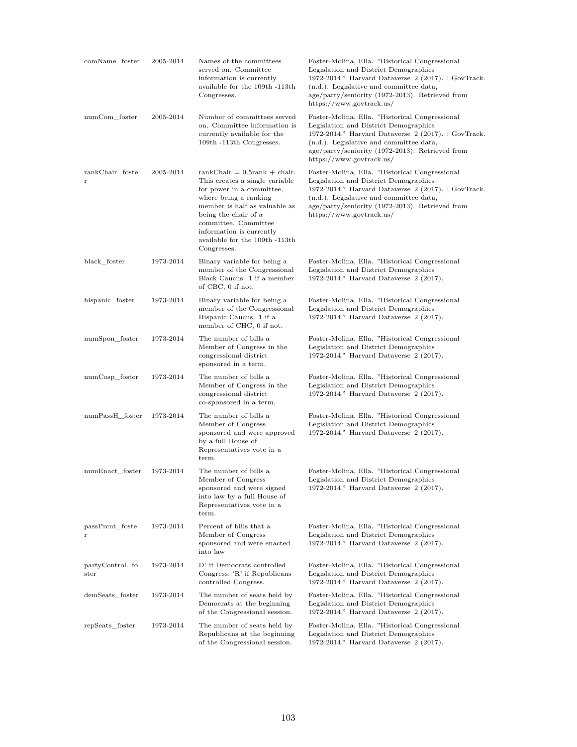| comName_foster | 2005-2014 | Names of the committees served on. Committee information is currently available for the 109th -113th Congresses. | Foster-Molina, Ella. "Historical Congressional Legislation and District Demographics 1972-2014." Harvard Dataverse 2 (2017). ; GovTrack. (n.d.). Legislative and committee data, age/party/seniority (1972-2013). Retrieved from https://www.govtrack.us/ |
|---|---|---|---|
| numCom_foster | 2005-2014 | Number of committees served on. Committee information is currently available for the 109th -113th Congresses. | Foster-Molina, Ella. "Historical Congressional Legislation and District Demographics 1972-2014." Harvard Dataverse 2 (2017). ; GovTrack. (n.d.). Legislative and committee data, age/party/seniority (1972-2013). Retrieved from https://www.govtrack.us/ |
| rankChair_foster | 2005-2014 | rankChair = 0.5rank + chair. This creates a single variable for power in a committee, where being a ranking member is half as valuable as being the chair of a committee. Committee information is currently available for the 109th -113th Congresses. | Foster-Molina, Ella. "Historical Congressional Legislation and District Demographics 1972-2014." Harvard Dataverse 2 (2017). ; GovTrack. (n.d.). Legislative and committee data, age/party/seniority (1972-2013). Retrieved from https://www.govtrack.us/ |
| black_foster | 1973-2014 | Binary variable for being a member of the Congressional Black Caucus. 1 if a member of CBC, 0 if not. | Foster-Molina, Ella. "Historical Congressional Legislation and District Demographics 1972-2014." Harvard Dataverse 2 (2017). |
| hispanic_foster | 1973-2014 | Binary variable for being a member of the Congressional Hispanic Caucus. 1 if a member of CHC, 0 if not. | Foster-Molina, Ella. "Historical Congressional Legislation and District Demographics 1972-2014." Harvard Dataverse 2 (2017). |
| numSpon_foster | 1973-2014 | The number of bills a Member of Congress in the congressional district sponsored in a term. | Foster-Molina, Ella. "Historical Congressional Legislation and District Demographics 1972-2014." Harvard Dataverse 2 (2017). |
| numCosp_foster | 1973-2014 | The number of bills a Member of Congress in the congressional district co-sponsored in a term. | Foster-Molina, Ella. "Historical Congressional Legislation and District Demographics 1972-2014." Harvard Dataverse 2 (2017). |
| numPassH_foster | 1973-2014 | The number of bills a Member of Congress sponsored and were approved by a full House of Representatives vote in a term. | Foster-Molina, Ella. "Historical Congressional Legislation and District Demographics 1972-2014." Harvard Dataverse 2 (2017). |
| numEnact_foster | 1973-2014 | The number of bills a Member of Congress sponsored and were signed into law by a full House of Representatives vote in a term. | Foster-Molina, Ella. "Historical Congressional Legislation and District Demographics 1972-2014." Harvard Dataverse 2 (2017). |
| passPrcnt_foster | 1973-2014 | Percent of bills that a Member of Congress sponsored and were enacted into law | Foster-Molina, Ella. "Historical Congressional Legislation and District Demographics 1972-2014." Harvard Dataverse 2 (2017). |
| partyControl_foster | 1973-2014 | D' if Democrats controlled Congress, 'R' if Republicans controlled Congress. | Foster-Molina, Ella. "Historical Congressional Legislation and District Demographics 1972-2014." Harvard Dataverse 2 (2017). |
| demSeats_foster | 1973-2014 | The number of seats held by Democrats at the beginning of the Congressional session. | Foster-Molina, Ella. "Historical Congressional Legislation and District Demographics 1972-2014." Harvard Dataverse 2 (2017). |
| repSeats_foster | 1973-2014 | The number of seats held by Republicans at the beginning of the Congressional session. | Foster-Molina, Ella. "Historical Congressional Legislation and District Demographics 1972-2014." Harvard Dataverse 2 (2017). |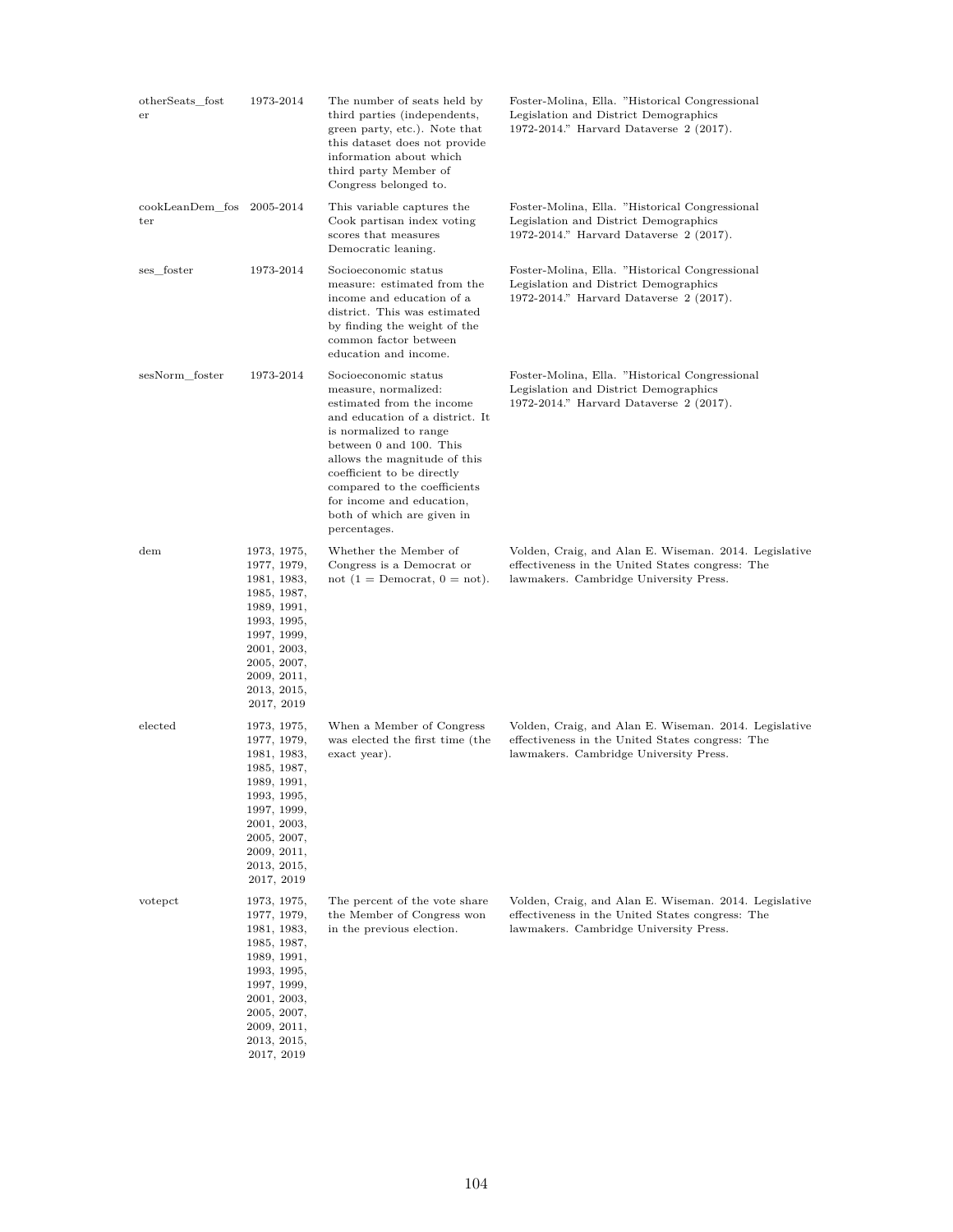| otherSeats_foster | 1973-2014 | The number of seats held by third parties (independents, green party, etc.). Note that this dataset does not provide information about which third party Member of Congress belonged to. | Foster-Molina, Ella. "Historical Congressional Legislation and District Demographics 1972-2014." Harvard Dataverse 2 (2017). |
|---|---|---|---|
| cookLeanDem_foster | 2005-2014 | This variable captures the Cook partisan index voting scores that measures Democratic leaning. | Foster-Molina, Ella. "Historical Congressional Legislation and District Demographics 1972-2014." Harvard Dataverse 2 (2017). |
| ses_foster | 1973-2014 | Socioeconomic status measure: estimated from the income and education of a district. This was estimated by finding the weight of the common factor between education and income. | Foster-Molina, Ella. "Historical Congressional Legislation and District Demographics 1972-2014." Harvard Dataverse 2 (2017). |
| sesNorm_foster | 1973-2014 | Socioeconomic status measure, normalized: estimated from the income and education of a district. It is normalized to range between 0 and 100. This allows the magnitude of this coefficient to be directly compared to the coefficients for income and education, both of which are given in percentages. | Foster-Molina, Ella. "Historical Congressional Legislation and District Demographics 1972-2014." Harvard Dataverse 2 (2017). |
| dem | 1973, 1975, 1977, 1979, 1981, 1983, 1985, 1987, 1989, 1991, 1993, 1995, 1997, 1999, 2001, 2003, 2005, 2007, 2009, 2011, 2013, 2015, 2017, 2019 | Whether the Member of Congress is a Democrat or not (1 = Democrat, 0 = not). | Volden, Craig, and Alan E. Wiseman. 2014. Legislative effectiveness in the United States congress: The lawmakers. Cambridge University Press. |
| elected | 1973, 1975, 1977, 1979, 1981, 1983, 1985, 1987, 1989, 1991, 1993, 1995, 1997, 1999, 2001, 2003, 2005, 2007, 2009, 2011, 2013, 2015, 2017, 2019 | When a Member of Congress was elected the first time (the exact year). | Volden, Craig, and Alan E. Wiseman. 2014. Legislative effectiveness in the United States congress: The lawmakers. Cambridge University Press. |
| votepct | 1973, 1975, 1977, 1979, 1981, 1983, 1985, 1987, 1989, 1991, 1993, 1995, 1997, 1999, 2001, 2003, 2005, 2007, 2009, 2011, 2013, 2015, 2017, 2019 | The percent of the vote share the Member of Congress won in the previous election. | Volden, Craig, and Alan E. Wiseman. 2014. Legislative effectiveness in the United States congress: The lawmakers. Cambridge University Press. |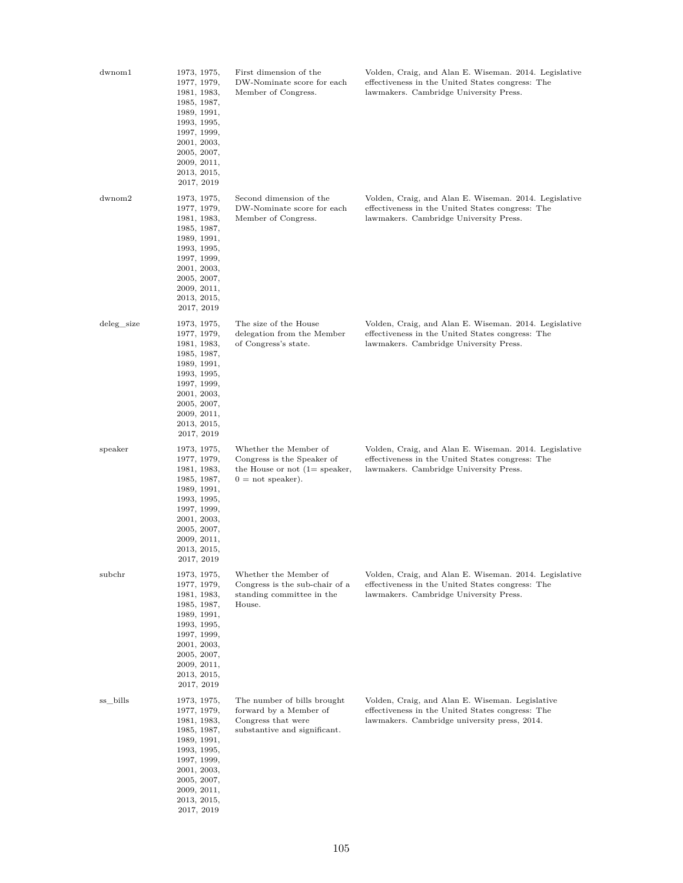| dwnom1 | 1973, 1975, 1977, 1979, 1981, 1983, 1985, 1987, 1989, 1991, 1993, 1995, 1997, 1999, 2001, 2003, 2005, 2007, 2009, 2011, 2013, 2015, 2017, 2019 | First dimension of the DW-Nominate score for each Member of Congress. | Volden, Craig, and Alan E. Wiseman. 2014. Legislative effectiveness in the United States congress: The lawmakers. Cambridge University Press. |
|---|---|---|---|
| dwnom2 | 1973, 1975, 1977, 1979, 1981, 1983, 1985, 1987, 1989, 1991, 1993, 1995, 1997, 1999, 2001, 2003, 2005, 2007, 2009, 2011, 2013, 2015, 2017, 2019 | Second dimension of the DW-Nominate score for each Member of Congress. | Volden, Craig, and Alan E. Wiseman. 2014. Legislative effectiveness in the United States congress: The lawmakers. Cambridge University Press. |
| deleg_size | 1973, 1975, 1977, 1979, 1981, 1983, 1985, 1987, 1989, 1991, 1993, 1995, 1997, 1999, 2001, 2003, 2005, 2007, 2009, 2011, 2013, 2015, 2017, 2019 | The size of the House delegation from the Member of Congress's state. | Volden, Craig, and Alan E. Wiseman. 2014. Legislative effectiveness in the United States congress: The lawmakers. Cambridge University Press. |
| speaker | 1973, 1975, 1977, 1979, 1981, 1983, 1985, 1987, 1989, 1991, 1993, 1995, 1997, 1999, 2001, 2003, 2005, 2007, 2009, 2011, 2013, 2015, 2017, 2019 | Whether the Member of Congress is the Speaker of the House or not (1= speaker, 0 = not speaker). | Volden, Craig, and Alan E. Wiseman. 2014. Legislative effectiveness in the United States congress: The lawmakers. Cambridge University Press. |
| subchr | 1973, 1975, 1977, 1979, 1981, 1983, 1985, 1987, 1989, 1991, 1993, 1995, 1997, 1999, 2001, 2003, 2005, 2007, 2009, 2011, 2013, 2015, 2017, 2019 | Whether the Member of Congress is the sub-chair of a standing committee in the House. | Volden, Craig, and Alan E. Wiseman. 2014. Legislative effectiveness in the United States congress: The lawmakers. Cambridge University Press. |
| ss_bills | 1973, 1975, 1977, 1979, 1981, 1983, 1985, 1987, 1989, 1991, 1993, 1995, 1997, 1999, 2001, 2003, 2005, 2007, 2009, 2011, 2013, 2015, 2017, 2019 | The number of bills brought forward by a Member of Congress that were substantive and significant. | Volden, Craig, and Alan E. Wiseman. Legislative effectiveness in the United States congress: The lawmakers. Cambridge university press, 2014. |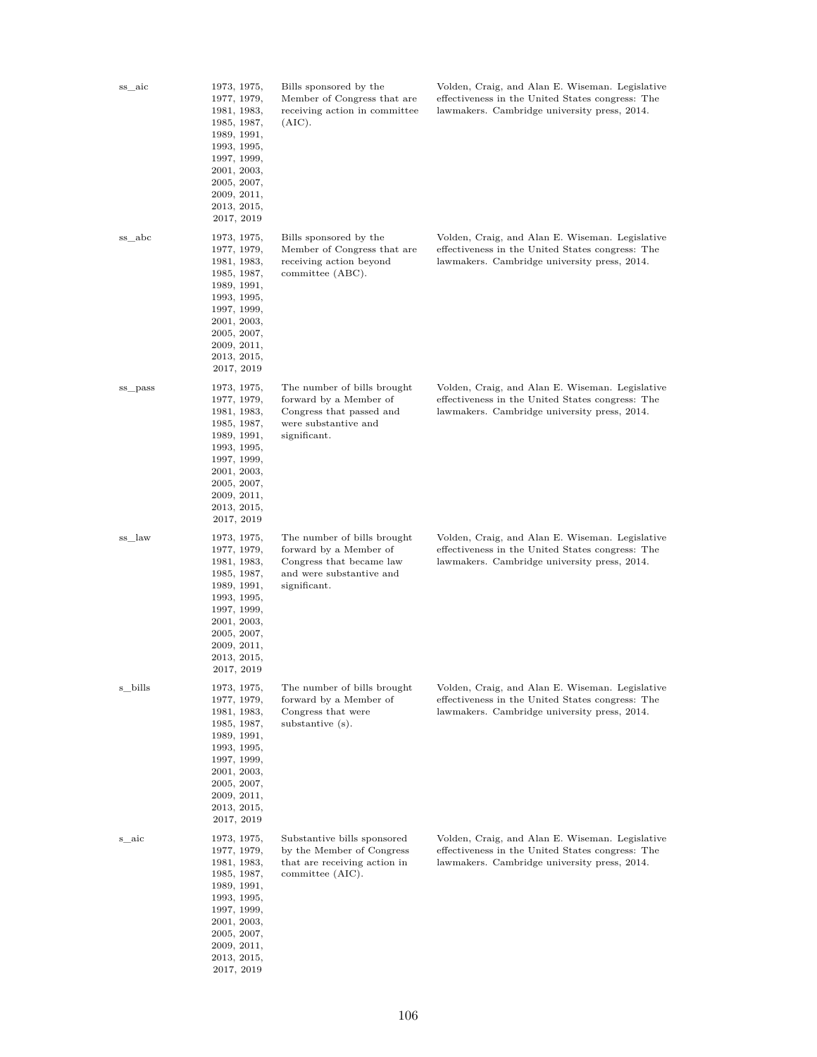| ss_aic | 1973, 1975, 1977, 1979, 1981, 1983, 1985, 1987, 1989, 1991, 1993, 1995, 1997, 1999, 2001, 2003, 2005, 2007, 2009, 2011, 2013, 2015, 2017, 2019 | Bills sponsored by the Member of Congress that are receiving action in committee (AIC). | Volden, Craig, and Alan E. Wiseman. Legislative effectiveness in the United States congress: The lawmakers. Cambridge university press, 2014. |
|---|---|---|---|
| ss_abc | 1973, 1975, 1977, 1979, 1981, 1983, 1985, 1987, 1989, 1991, 1993, 1995, 1997, 1999, 2001, 2003, 2005, 2007, 2009, 2011, 2013, 2015, 2017, 2019 | Bills sponsored by the Member of Congress that are receiving action beyond committee (ABC). | Volden, Craig, and Alan E. Wiseman. Legislative effectiveness in the United States congress: The lawmakers. Cambridge university press, 2014. |
| ss_pass | 1973, 1975, 1977, 1979, 1981, 1983, 1985, 1987, 1989, 1991, 1993, 1995, 1997, 1999, 2001, 2003, 2005, 2007, 2009, 2011, 2013, 2015, 2017, 2019 | The number of bills brought forward by a Member of Congress that passed and were substantive and significant. | Volden, Craig, and Alan E. Wiseman. Legislative effectiveness in the United States congress: The lawmakers. Cambridge university press, 2014. |
| ss_law | 1973, 1975, 1977, 1979, 1981, 1983, 1985, 1987, 1989, 1991, 1993, 1995, 1997, 1999, 2001, 2003, 2005, 2007, 2009, 2011, 2013, 2015, 2017, 2019 | The number of bills brought forward by a Member of Congress that became law and were substantive and significant. | Volden, Craig, and Alan E. Wiseman. Legislative effectiveness in the United States congress: The lawmakers. Cambridge university press, 2014. |
| s_bills | 1973, 1975, 1977, 1979, 1981, 1983, 1985, 1987, 1989, 1991, 1993, 1995, 1997, 1999, 2001, 2003, 2005, 2007, 2009, 2011, 2013, 2015, 2017, 2019 | The number of bills brought forward by a Member of Congress that were substantive (s). | Volden, Craig, and Alan E. Wiseman. Legislative effectiveness in the United States congress: The lawmakers. Cambridge university press, 2014. |
| s_aic | 1973, 1975, 1977, 1979, 1981, 1983, 1985, 1987, 1989, 1991, 1993, 1995, 1997, 1999, 2001, 2003, 2005, 2007, 2009, 2011, 2013, 2015, 2017, 2019 | Substantive bills sponsored by the Member of Congress that are receiving action in committee (AIC). | Volden, Craig, and Alan E. Wiseman. Legislative effectiveness in the United States congress: The lawmakers. Cambridge university press, 2014. |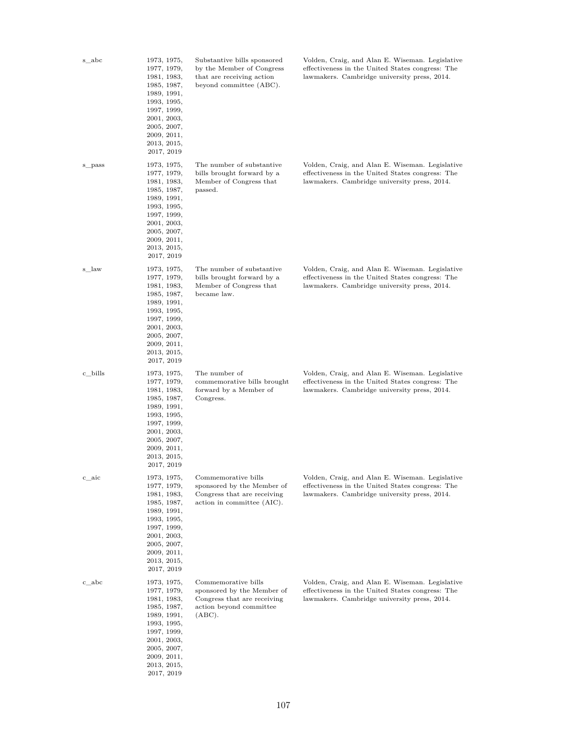| | | | |
|---|---|---|---|
| s_abc | 1973, 1975, 1977, 1979, 1981, 1983, 1985, 1987, 1989, 1991, 1993, 1995, 1997, 1999, 2001, 2003, 2005, 2007, 2009, 2011, 2013, 2015, 2017, 2019 | Substantive bills sponsored by the Member of Congress that are receiving action beyond committee (ABC). | Volden, Craig, and Alan E. Wiseman. Legislative effectiveness in the United States congress: The lawmakers. Cambridge university press, 2014. |
| s_pass | 1973, 1975, 1977, 1979, 1981, 1983, 1985, 1987, 1989, 1991, 1993, 1995, 1997, 1999, 2001, 2003, 2005, 2007, 2009, 2011, 2013, 2015, 2017, 2019 | The number of substantive bills brought forward by a Member of Congress that passed. | Volden, Craig, and Alan E. Wiseman. Legislative effectiveness in the United States congress: The lawmakers. Cambridge university press, 2014. |
| s_law | 1973, 1975, 1977, 1979, 1981, 1983, 1985, 1987, 1989, 1991, 1993, 1995, 1997, 1999, 2001, 2003, 2005, 2007, 2009, 2011, 2013, 2015, 2017, 2019 | The number of substantive bills brought forward by a Member of Congress that became law. | Volden, Craig, and Alan E. Wiseman. Legislative effectiveness in the United States congress: The lawmakers. Cambridge university press, 2014. |
| c_bills | 1973, 1975, 1977, 1979, 1981, 1983, 1985, 1987, 1989, 1991, 1993, 1995, 1997, 1999, 2001, 2003, 2005, 2007, 2009, 2011, 2013, 2015, 2017, 2019 | The number of commemorative bills brought forward by a Member of Congress. | Volden, Craig, and Alan E. Wiseman. Legislative effectiveness in the United States congress: The lawmakers. Cambridge university press, 2014. |
| c_aic | 1973, 1975, 1977, 1979, 1981, 1983, 1985, 1987, 1989, 1991, 1993, 1995, 1997, 1999, 2001, 2003, 2005, 2007, 2009, 2011, 2013, 2015, 2017, 2019 | Commemorative bills sponsored by the Member of Congress that are receiving action in committee (AIC). | Volden, Craig, and Alan E. Wiseman. Legislative effectiveness in the United States congress: The lawmakers. Cambridge university press, 2014. |
| c_abc | 1973, 1975, 1977, 1979, 1981, 1983, 1985, 1987, 1989, 1991, 1993, 1995, 1997, 1999, 2001, 2003, 2005, 2007, 2009, 2011, 2013, 2015, 2017, 2019 | Commemorative bills sponsored by the Member of Congress that are receiving action beyond committee (ABC). | Volden, Craig, and Alan E. Wiseman. Legislative effectiveness in the United States congress: The lawmakers. Cambridge university press, 2014. |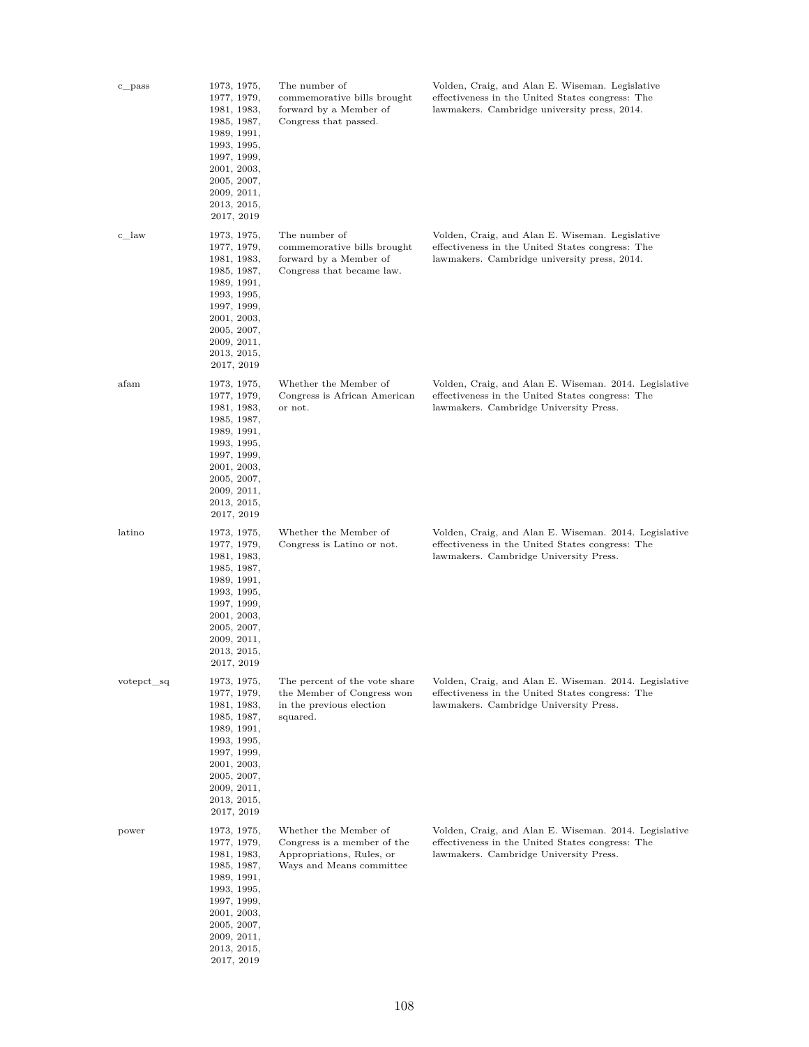| | | | |
|---|---|---|---|
| c_pass | 1973, 1975, 1977, 1979, 1981, 1983, 1985, 1987, 1989, 1991, 1993, 1995, 1997, 1999, 2001, 2003, 2005, 2007, 2009, 2011, 2013, 2015, 2017, 2019 | The number of commemorative bills brought forward by a Member of Congress that passed. | Volden, Craig, and Alan E. Wiseman. Legislative effectiveness in the United States congress: The lawmakers. Cambridge university press, 2014. |
| c_law | 1973, 1975, 1977, 1979, 1981, 1983, 1985, 1987, 1989, 1991, 1993, 1995, 1997, 1999, 2001, 2003, 2005, 2007, 2009, 2011, 2013, 2015, 2017, 2019 | The number of commemorative bills brought forward by a Member of Congress that became law. | Volden, Craig, and Alan E. Wiseman. Legislative effectiveness in the United States congress: The lawmakers. Cambridge university press, 2014. |
| afam | 1973, 1975, 1977, 1979, 1981, 1983, 1985, 1987, 1989, 1991, 1993, 1995, 1997, 1999, 2001, 2003, 2005, 2007, 2009, 2011, 2013, 2015, 2017, 2019 | Whether the Member of Congress is African American or not. | Volden, Craig, and Alan E. Wiseman. 2014. Legislative effectiveness in the United States congress: The lawmakers. Cambridge University Press. |
| latino | 1973, 1975, 1977, 1979, 1981, 1983, 1985, 1987, 1989, 1991, 1993, 1995, 1997, 1999, 2001, 2003, 2005, 2007, 2009, 2011, 2013, 2015, 2017, 2019 | Whether the Member of Congress is Latino or not. | Volden, Craig, and Alan E. Wiseman. 2014. Legislative effectiveness in the United States congress: The lawmakers. Cambridge University Press. |
| votepct_sq | 1973, 1975, 1977, 1979, 1981, 1983, 1985, 1987, 1989, 1991, 1993, 1995, 1997, 1999, 2001, 2003, 2005, 2007, 2009, 2011, 2013, 2015, 2017, 2019 | The percent of the vote share the Member of Congress won in the previous election squared. | Volden, Craig, and Alan E. Wiseman. 2014. Legislative effectiveness in the United States congress: The lawmakers. Cambridge University Press. |
| power | 1973, 1975, 1977, 1979, 1981, 1983, 1985, 1987, 1989, 1991, 1993, 1995, 1997, 1999, 2001, 2003, 2005, 2007, 2009, 2011, 2013, 2015, 2017, 2019 | Whether the Member of Congress is a member of the Appropriations, Rules, or Ways and Means committee | Volden, Craig, and Alan E. Wiseman. 2014. Legislative effectiveness in the United States congress: The lawmakers. Cambridge University Press. |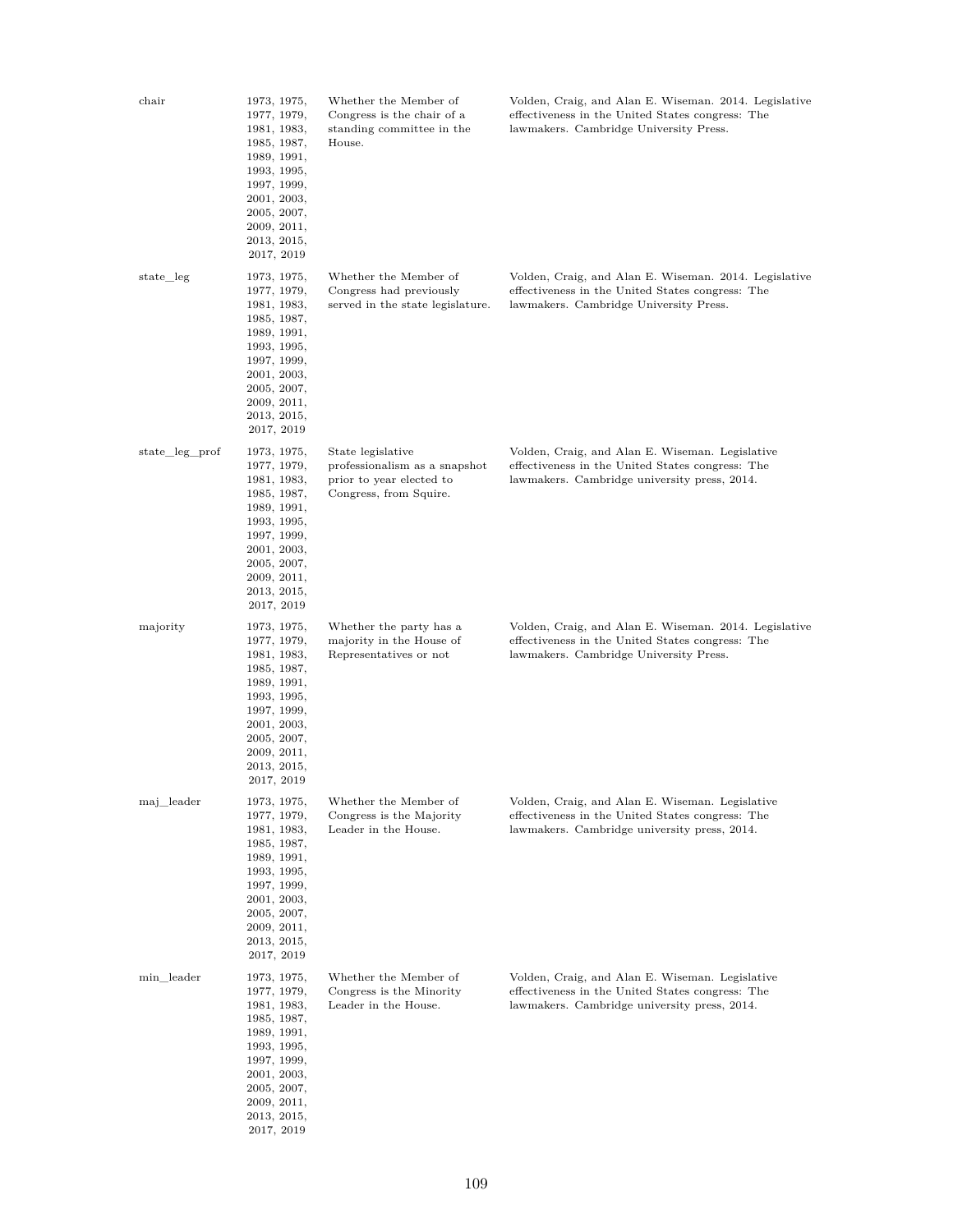| | | | |
|---|---|---|---|
| chair | 1973, 1975, 1977, 1979, 1981, 1983, 1985, 1987, 1989, 1991, 1993, 1995, 1997, 1999, 2001, 2003, 2005, 2007, 2009, 2011, 2013, 2015, 2017, 2019 | Whether the Member of Congress is the chair of a standing committee in the House. | Volden, Craig, and Alan E. Wiseman. 2014. Legislative effectiveness in the United States congress: The lawmakers. Cambridge University Press. |
| state_leg | 1973, 1975, 1977, 1979, 1981, 1983, 1985, 1987, 1989, 1991, 1993, 1995, 1997, 1999, 2001, 2003, 2005, 2007, 2009, 2011, 2013, 2015, 2017, 2019 | Whether the Member of Congress had previously served in the state legislature. | Volden, Craig, and Alan E. Wiseman. 2014. Legislative effectiveness in the United States congress: The lawmakers. Cambridge University Press. |
| state_leg_prof | 1973, 1975, 1977, 1979, 1981, 1983, 1985, 1987, 1989, 1991, 1993, 1995, 1997, 1999, 2001, 2003, 2005, 2007, 2009, 2011, 2013, 2015, 2017, 2019 | State legislative professionalism as a snapshot prior to year elected to Congress, from Squire. | Volden, Craig, and Alan E. Wiseman. Legislative effectiveness in the United States congress: The lawmakers. Cambridge university press, 2014. |
| majority | 1973, 1975, 1977, 1979, 1981, 1983, 1985, 1987, 1989, 1991, 1993, 1995, 1997, 1999, 2001, 2003, 2005, 2007, 2009, 2011, 2013, 2015, 2017, 2019 | Whether the party has a majority in the House of Representatives or not | Volden, Craig, and Alan E. Wiseman. 2014. Legislative effectiveness in the United States congress: The lawmakers. Cambridge University Press. |
| maj_leader | 1973, 1975, 1977, 1979, 1981, 1983, 1985, 1987, 1989, 1991, 1993, 1995, 1997, 1999, 2001, 2003, 2005, 2007, 2009, 2011, 2013, 2015, 2017, 2019 | Whether the Member of Congress is the Majority Leader in the House. | Volden, Craig, and Alan E. Wiseman. Legislative effectiveness in the United States congress: The lawmakers. Cambridge university press, 2014. |
| min_leader | 1973, 1975, 1977, 1979, 1981, 1983, 1985, 1987, 1989, 1991, 1993, 1995, 1997, 1999, 2001, 2003, 2005, 2007, 2009, 2011, 2013, 2015, 2017, 2019 | Whether the Member of Congress is the Minority Leader in the House. | Volden, Craig, and Alan E. Wiseman. Legislative effectiveness in the United States congress: The lawmakers. Cambridge university press, 2014. |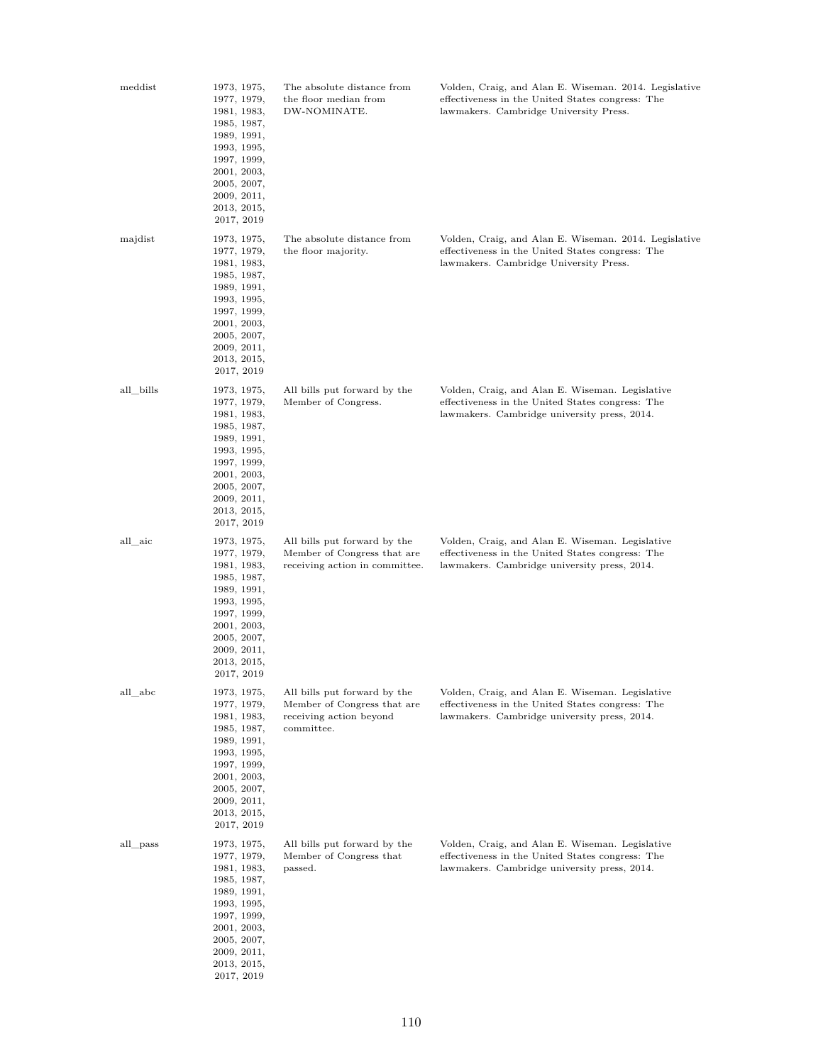| | | | |
|---|---|---|---|
| meddist | 1973, 1975, 1977, 1979, 1981, 1983, 1985, 1987, 1989, 1991, 1993, 1995, 1997, 1999, 2001, 2003, 2005, 2007, 2009, 2011, 2013, 2015, 2017, 2019 | The absolute distance from the floor median from DW-NOMINATE. | Volden, Craig, and Alan E. Wiseman. 2014. Legislative effectiveness in the United States congress: The lawmakers. Cambridge University Press. |
| majdist | 1973, 1975, 1977, 1979, 1981, 1983, 1985, 1987, 1989, 1991, 1993, 1995, 1997, 1999, 2001, 2003, 2005, 2007, 2009, 2011, 2013, 2015, 2017, 2019 | The absolute distance from the floor majority. | Volden, Craig, and Alan E. Wiseman. 2014. Legislative effectiveness in the United States congress: The lawmakers. Cambridge University Press. |
| all_bills | 1973, 1975, 1977, 1979, 1981, 1983, 1985, 1987, 1989, 1991, 1993, 1995, 1997, 1999, 2001, 2003, 2005, 2007, 2009, 2011, 2013, 2015, 2017, 2019 | All bills put forward by the Member of Congress. | Volden, Craig, and Alan E. Wiseman. Legislative effectiveness in the United States congress: The lawmakers. Cambridge university press, 2014. |
| all_aic | 1973, 1975, 1977, 1979, 1981, 1983, 1985, 1987, 1989, 1991, 1993, 1995, 1997, 1999, 2001, 2003, 2005, 2007, 2009, 2011, 2013, 2015, 2017, 2019 | All bills put forward by the Member of Congress that are receiving action in committee. | Volden, Craig, and Alan E. Wiseman. Legislative effectiveness in the United States congress: The lawmakers. Cambridge university press, 2014. |
| all_abc | 1973, 1975, 1977, 1979, 1981, 1983, 1985, 1987, 1989, 1991, 1993, 1995, 1997, 1999, 2001, 2003, 2005, 2007, 2009, 2011, 2013, 2015, 2017, 2019 | All bills put forward by the Member of Congress that are receiving action beyond committee. | Volden, Craig, and Alan E. Wiseman. Legislative effectiveness in the United States congress: The lawmakers. Cambridge university press, 2014. |
| all_pass | 1973, 1975, 1977, 1979, 1981, 1983, 1985, 1987, 1989, 1991, 1993, 1995, 1997, 1999, 2001, 2003, 2005, 2007, 2009, 2011, 2013, 2015, 2017, 2019 | All bills put forward by the Member of Congress that passed. | Volden, Craig, and Alan E. Wiseman. Legislative effectiveness in the United States congress: The lawmakers. Cambridge university press, 2014. |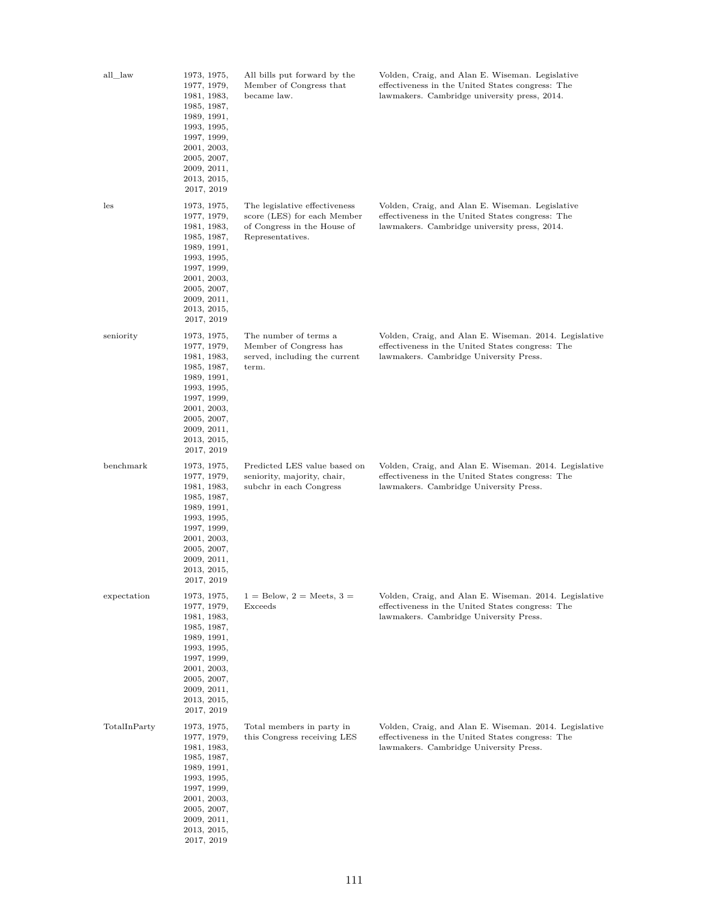| all_law | 1973, 1975, 1977, 1979, 1981, 1983, 1985, 1987, 1989, 1991, 1993, 1995, 1997, 1999, 2001, 2003, 2005, 2007, 2009, 2011, 2013, 2015, 2017, 2019 | All bills put forward by the Member of Congress that became law. | Volden, Craig, and Alan E. Wiseman. Legislative effectiveness in the United States congress: The lawmakers. Cambridge university press, 2014. |
|---|---|---|---|
| les | 1973, 1975, 1977, 1979, 1981, 1983, 1985, 1987, 1989, 1991, 1993, 1995, 1997, 1999, 2001, 2003, 2005, 2007, 2009, 2011, 2013, 2015, 2017, 2019 | The legislative effectiveness score (LES) for each Member of Congress in the House of Representatives. | Volden, Craig, and Alan E. Wiseman. Legislative effectiveness in the United States congress: The lawmakers. Cambridge university press, 2014. |
| seniority | 1973, 1975, 1977, 1979, 1981, 1983, 1985, 1987, 1989, 1991, 1993, 1995, 1997, 1999, 2001, 2003, 2005, 2007, 2009, 2011, 2013, 2015, 2017, 2019 | The number of terms a Member of Congress has served, including the current term. | Volden, Craig, and Alan E. Wiseman. 2014. Legislative effectiveness in the United States congress: The lawmakers. Cambridge University Press. |
| benchmark | 1973, 1975, 1977, 1979, 1981, 1983, 1985, 1987, 1989, 1991, 1993, 1995, 1997, 1999, 2001, 2003, 2005, 2007, 2009, 2011, 2013, 2015, 2017, 2019 | Predicted LES value based on seniority, majority, chair, subchr in each Congress | Volden, Craig, and Alan E. Wiseman. 2014. Legislative effectiveness in the United States congress: The lawmakers. Cambridge University Press. |
| expectation | 1973, 1975, 1977, 1979, 1981, 1983, 1985, 1987, 1989, 1991, 1993, 1995, 1997, 1999, 2001, 2003, 2005, 2007, 2009, 2011, 2013, 2015, 2017, 2019 | 1 = Below, 2 = Meets, 3 = Exceeds | Volden, Craig, and Alan E. Wiseman. 2014. Legislative effectiveness in the United States congress: The lawmakers. Cambridge University Press. |
| TotalInParty | 1973, 1975, 1977, 1979, 1981, 1983, 1985, 1987, 1989, 1991, 1993, 1995, 1997, 1999, 2001, 2003, 2005, 2007, 2009, 2011, 2013, 2015, 2017, 2019 | Total members in party in this Congress receiving LES | Volden, Craig, and Alan E. Wiseman. 2014. Legislative effectiveness in the United States congress: The lawmakers. Cambridge University Press. |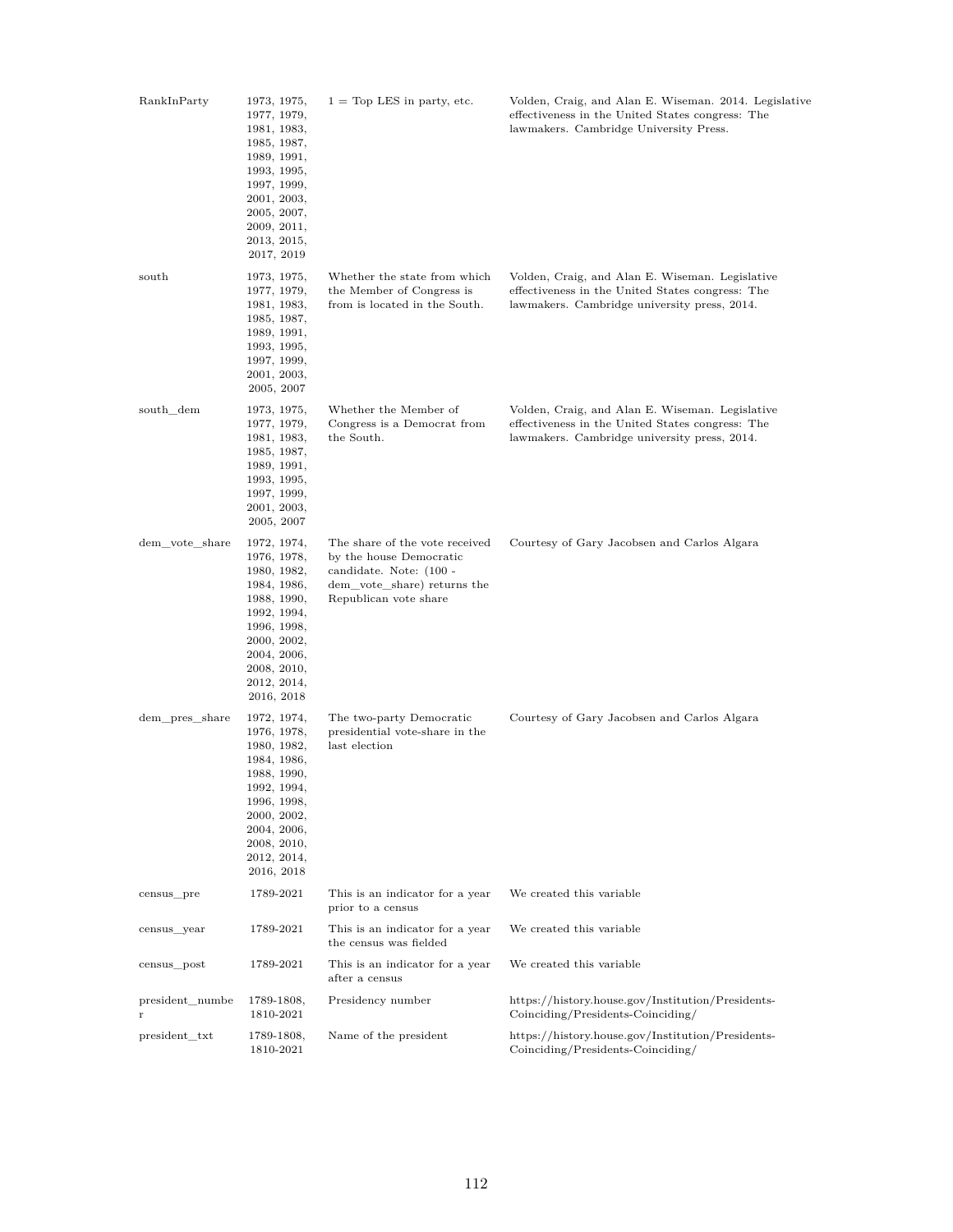| | | | |
|---|---|---|---|
| RankInParty | 1973, 1975, 1977, 1979, 1981, 1983, 1985, 1987, 1989, 1991, 1993, 1995, 1997, 1999, 2001, 2003, 2005, 2007, 2009, 2011, 2013, 2015, 2017, 2019 | 1 = Top LES in party, etc. | Volden, Craig, and Alan E. Wiseman. 2014. Legislative effectiveness in the United States congress: The lawmakers. Cambridge University Press. |
| south | 1973, 1975, 1977, 1979, 1981, 1983, 1985, 1987, 1989, 1991, 1993, 1995, 1997, 1999, 2001, 2003, 2005, 2007 | Whether the state from which the Member of Congress is from is located in the South. | Volden, Craig, and Alan E. Wiseman. Legislative effectiveness in the United States congress: The lawmakers. Cambridge university press, 2014. |
| south_dem | 1973, 1975, 1977, 1979, 1981, 1983, 1985, 1987, 1989, 1991, 1993, 1995, 1997, 1999, 2001, 2003, 2005, 2007 | Whether the Member of Congress is a Democrat from the South. | Volden, Craig, and Alan E. Wiseman. Legislative effectiveness in the United States congress: The lawmakers. Cambridge university press, 2014. |
| dem_vote_share | 1972, 1974, 1976, 1978, 1980, 1982, 1984, 1986, 1988, 1990, 1992, 1994, 1996, 1998, 2000, 2002, 2004, 2006, 2008, 2010, 2012, 2014, 2016, 2018 | The share of the vote received by the house Democratic candidate. Note: (100 - dem_vote_share) returns the Republican vote share | Courtesy of Gary Jacobsen and Carlos Algara |
| dem_pres_share | 1972, 1974, 1976, 1978, 1980, 1982, 1984, 1986, 1988, 1990, 1992, 1994, 1996, 1998, 2000, 2002, 2004, 2006, 2008, 2010, 2012, 2014, 2016, 2018 | The two-party Democratic presidential vote-share in the last election | Courtesy of Gary Jacobsen and Carlos Algara |
| census_pre | 1789-2021 | This is an indicator for a year prior to a census | We created this variable |
| census_year | 1789-2021 | This is an indicator for a year the census was fielded | We created this variable |
| census_post | 1789-2021 | This is an indicator for a year after a census | We created this variable |
| president_number | 1789-1808, 1810-2021 | Presidency number | https://history.house.gov/Institution/Presidents-Coinciding/Presidents-Coinciding/ |
| president_txt | 1789-1808, 1810-2021 | Name of the president | https://history.house.gov/Institution/Presidents-Coinciding/Presidents-Coinciding/ |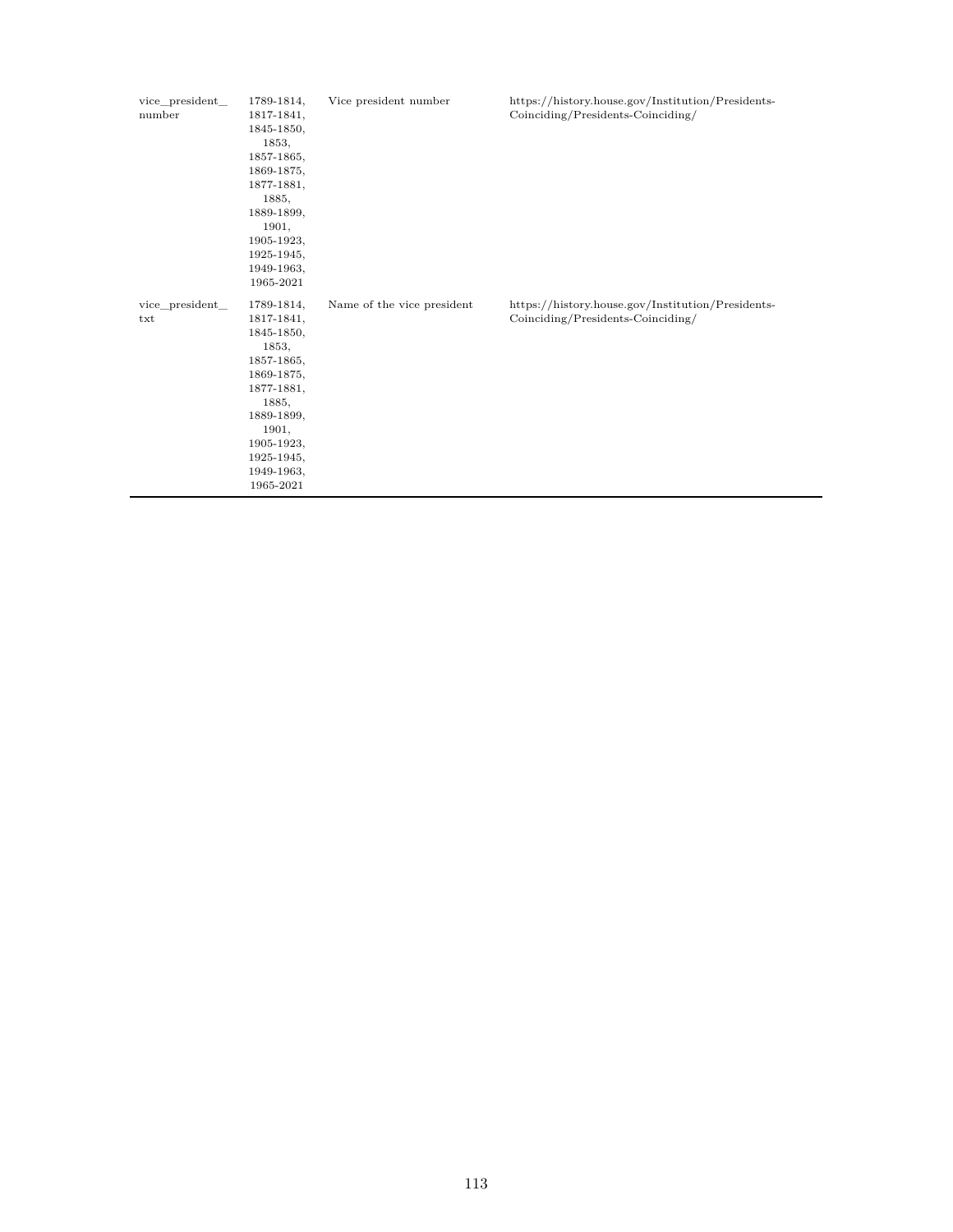| | | | |
|---|---|---|---|
| vice_president_number | 1789-1814, 1817-1841, 1845-1850, 1853, 1857-1865, 1869-1875, 1877-1881, 1885, 1889-1899, 1901, 1905-1923, 1925-1945, 1949-1963, 1965-2021 | Vice president number | https://history.house.gov/Institution/Presidents-Coinciding/Presidents-Coinciding/ |
| vice_president_txt | 1789-1814, 1817-1841, 1845-1850, 1853, 1857-1865, 1869-1875, 1877-1881, 1885, 1889-1899, 1901, 1905-1923, 1925-1945, 1949-1963, 1965-2021 | Name of the vice president | https://history.house.gov/Institution/Presidents-Coinciding/Presidents-Coinciding/ |